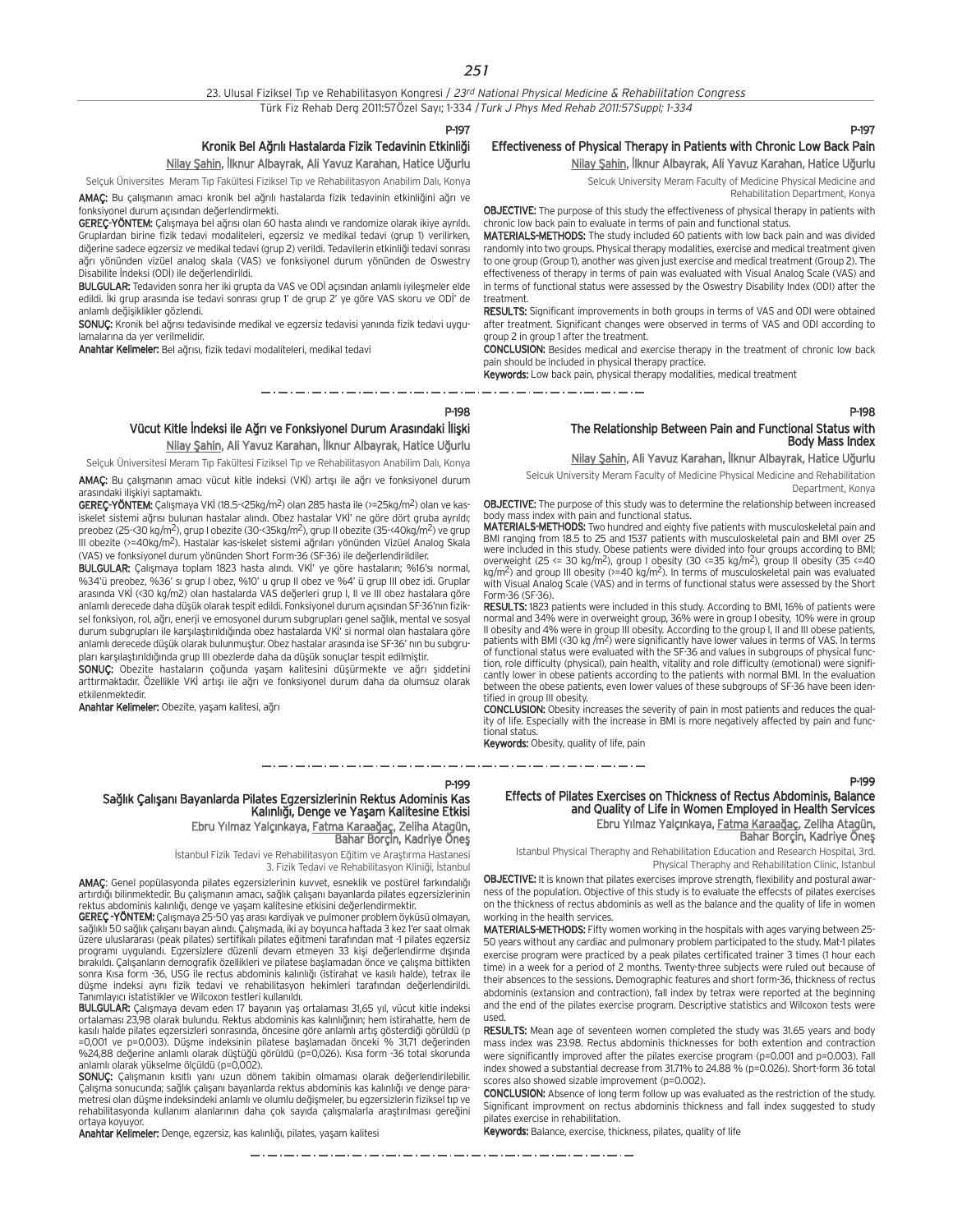P-197

## Kronik Bel Ağrılı Hastalarda Fizik Tedavinin Etkinliği

Nilay Şahin, İlknur Albayrak, Ali Yavuz Karahan, Hatice Uğurlu

Selçuk Üniversites Meram Tıp Fakültesi Fiziksel Tıp ve Rehabilitasyon Anabilim Dalı, Konya

**AMAÇ:** Bu çalışmanın amacı kronik bel ağrılı hastalarda fizik tedavinin etkinliğini ağrı ve fonksiyonel durum açısından değerlendirmekti.

**GEREÇ-YÖNTEM:** Çalışmaya bel ağrısı olan 60 hasta alındı ve randomize olarak ikiye ayrıldı. Gruplardan birine fizik tedavi modaliteleri, egzersiz ve medikal tedavi (grup 1) verilirken, diğerine sadece egzersiz ve medikal tedavi (grup 2) verildi. Tedavilerin etkinliği tedavi sonrası ağrı yönünden vizüel analog skala (VAS) ve fonksiyonel durum yönünden de Oswestry Disabilite İndeksi (ODİ) ile değerlendirildi.

**BULGULAR:** Tedaviden sonra her iki grupta da VAS ve ODİ açısından anlamlı iyileşmeler elde edildi. İki grup arasında ise tedavi sonrası grup 1' de grup 2' ye göre VAS skoru ve ODİ' de anlamlı değişiklikler gözlendi.

**SONUÇ:** Kronik bel ağrısı tedavisinde medikal ve egzersiz tedavisi yanında fizik tedavi uygulamalarına da yer verilmelidir.

**Anahtar Kelimeler:** Bel ağrısı, fizik tedavi modaliteleri, medikal tedavi

P-197

## Effectiveness of Physical Therapy in Patients with Chronic Low Back Pain

Nilay Şahin, İlknur Albayrak, Ali Yavuz Karahan, Hatice Uğurlu

Selcuk University Meram Faculty of Medicine Physical Medicine and Rehabilitation Department, Konya

**OBJECTIVE:** The purpose of this study the effectiveness of physical therapy in patients with chronic low back pain to evaluate in terms of pain and functional status.

**MATERIALS-METHODS:** The study included 60 patients with low back pain and was divided randomly into two groups. Physical therapy modalities, exercise and medical treatment given to one group (Group 1), another was given just exercise and medical treatment (Group 2). The effectiveness of therapy in terms of pain was evaluated with Visual Analog Scale (VAS) and in terms of functional status were assessed by the Oswestry Disability Index (ODI) after the treatment.

**RESULTS:** Significant improvements in both groups in terms of VAS and ODI were obtained after treatment. Significant changes were observed in terms of VAS and ODI according to group 2 in group 1 after the treatment.

**CONCLUSION:** Besides medical and exercise therapy in the treatment of chronic low back pain should be included in physical therapy practice.

**Keywords:** Low back pain, physical therapy modalities, medical treatment

P-198

## Vücut Kitle İndeksi ile Ağrı ve Fonksiyonel Durum Arasındaki İlişki

Nilay Şahin, Ali Yavuz Karahan, İlknur Albayrak, Hatice Uğurlu

Selçuk Üniversitesi Meram Tıp Fakültesi Fiziksel Tıp ve Rehabilitasyon Anabilim Dalı, Konya

**AMAÇ:** Bu çalışmanın amacı vücut kitle indeksi (VKİ) artışı ile ağrı ve fonksiyonel durum arasındaki ilişkiyi saptamaktı.

**GEREÇ-YÖNTEM:** Çalışmaya VKİ (18.5-<25kg/m$^2$) olan 285 hasta ile (>=25kg/m$^2$) olan ve kas-iskelet sistemi ağrısı bulunan hastalar alındı. Obez hastalar VKİ' ne göre dört gruba ayrıldı; preobez (25-<30 kg/m$^2$), grup I obezite (30-<35kg/m$^2$), grup II obezite (35-<40kg/m$^2$) ve grup III obezite (>=40kg/m$^2$). Hastalar kas-iskelet sistemi ağrıları yönünden Vizüel Analog Skala (VAS) ve fonksiyonel durum yönünden Short Form-36 (SF-36) ile değerlendirildiler.

**BULGULAR:** Çalışmaya toplam 1823 hasta alındı. VKİ' ye göre hastaların; %16'sı normal, %34'ü preobez, %36' sı grup I obez, %10' u grup II obez ve %4' ü grup III obez idi. Gruplar arasında VKİ (<30 kg/m2) olan hastalarda VAS değerleri grup I, II ve III obez hastalara göre anlamlı derecede daha düşük olarak tespit edildi. Fonksiyonel durum açısından SF-36'nın fiziksel fonksiyon, rol, ağrı, enerji ve emosyonel durum subgrupları genel sağlık, mental ve sosyal durum subgrupları ile karşılaştırıldığında obez hastalarda VKİ' si normal olan hastalara göre anlamlı derecede düşük olarak bulunmuştur. Obez hastalar arasında ise SF-36' nın bu subgrupları karşılaştırıldığında grup III obezlerde daha da düşük sonuçlar tespit edilmiştir.

**SONUÇ:** Obezite hastaların çoğunda yaşam kalitesini düşürmekte ve ağrı şiddetini arttırmaktadır. Özellikle VKİ artışı ile ağrı ve fonksiyonel durum daha da olumsuz olarak etkilenmektedir.

**Anahtar Kelimeler:** Obezite, yaşam kalitesi, ağrı

P-198

## The Relationship Between Pain and Functional Status with Body Mass Index

Nilay Şahin, Ali Yavuz Karahan, İlknur Albayrak, Hatice Uğurlu

Selcuk University Meram Faculty of Medicine Physical Medicine and Rehabilitation Department, Konya

**OBJECTIVE:** The purpose of this study was to determine the relationship between increased body mass index with pain and functional status.

**MATERIALS-METHODS:** Two hundred and eighty five patients with musculoskeletal pain and BMI ranging from 18.5 to 25 and 1537 patients with musculoskeletal pain and BMI over 25 were included in this study. Obese patients were divided into four groups according to BMI; overweight (25 <= 30 kg/m$^2$), group I obesity (30 <=35 kg/m$^2$), group II obesity (35 <=40 kg/m$^2$) and group III obesity (>=40 kg/m$^2$). In terms of musculoskeletal pain was evaluated with Visual Analog Scale (VAS) and in terms of functional status were assessed by the Short Form-36 (SF-36).

**RESULTS:** 1823 patients were included in this study. According to BMI, 16% of patients were normal and 34% were in overweight group, 36% were in group I obesity, 10% were in group II obesity and 4% were in group III obesity. According to the group I, II and III obese patients, patients with BMI (<30 kg /m$^2$) were significantly have lower values in terms of VAS. In terms of functional status were evaluated with the SF-36 and values in subgroups of physical function, role difficulty (physical), pain health, vitality and role difficulty (emotional) were significantly lower in obese patients according to the patients with normal BMI. In the evaluation between the obese patients, even lower values of these subgroups of SF-36 have been identified in group III obesity.

**CONCLUSION:** Obesity increases the severity of pain in most patients and reduces the quality of life. Especially with the increase in BMI is more negatively affected by pain and functional status.

**Keywords:** Obesity, quality of life, pain

P-199

## Sağlık Çalışanı Bayanlarda Pilates Egzersizlerinin Rektus Adominis Kas Kalınlığı, Denge ve Yaşam Kalitesine Etkisi

Ebru Yılmaz Yalçınkaya, Fatma Karaağaç, Zeliha Atagün, Bahar Borçin, Kadriye Öneş

İstanbul Fizik Tedavi ve Rehabilitasyon Eğitim ve Araştırma Hastanesi 3. Fizik Tedavi ve Rehabilitasyon Kliniği, İstanbul

**AMAÇ**: Genel popülasyonda pilates egzersizlerinin kuvvet, esneklik ve postürel farkındalığı artırdığı bilinmektedir. Bu çalışmanın amacı, sağlık çalışanı bayanlarda pilates egzersizlerinin rektus abdominis kalınlığı, denge ve yaşam kalitesine etkisini değerlendirmektir.

**GEREÇ -YÖNTEM:** Çalışmaya 25-50 yaş arası kardiyak ve pulmoner problem öyküsü olmayan, sağlıklı 50 sağlık çalışanı bayan alındı. Çalışmada, iki ay boyunca haftada 3 kez 1'er saat olmak üzere uluslararası (peak pilates) sertifikalı pilates eğitmeni tarafından mat -1 pilates egzersiz programı uygulandı. Egzersizlere düzenli devam etmeyen 33 kişi değerlendirme dışında bırakıldı. Çalışanların demografik özellikleri ve pilatese başlamadan önce ve çalışma bittikten sonra Kısa form -36, USG ile rectus abdominis kalınlığı (istirahat ve kasılı halde), tetrax ile düşme indeksi aynı fizik tedavi ve rehabilitasyon hekimleri tarafından değerlendirildi. Tanımlayıcı istatistikler ve Wilcoxon testleri kullanıldı.

**BULGULAR:** Çalışmaya devam eden 17 bayanın yaş ortalaması 31,65 yıl, vücut kitle indeksi ortalaması 23,98 olarak bulundu. Rektus abdominis kas kalınlığının; hem istirahatte, hem de kasılı halde pilates egzersizleri sonrasında, öncesine göre anlamlı artış gösterdiği görüldü (p =0,001 ve p=0,003). Düşme indeksinin pilatese başlamadan önceki % 31,71 değerinden %24,88 değerine anlamlı düştüğü görüldü (p=0,026). Kısa form -36 total skorunda anlamlı olarak yükselme ölçüldü (p=0,002).

**SONUÇ:** Çalışmanın kısıtlı yanı uzun dönem takibin olmaması olarak değerlendirilebilir. Çalışma sonucunda; sağlık çalışanı bayanlarda rektus abdominis kas kalınlığı ve denge parametresi olan düşme indeksindeki anlamlı ve olumlu değişmeler, bu egzersizlerin fiziksel tıp ve rehabilitasyonda kullanım alanlarının daha çok sayıda çalışmalarla araştırılması gereğini ortaya koyuyor.

**Anahtar Kelimeler:** Denge, egzersiz, kas kalınlığı, pilates, yaşam kalitesi

P-199

## Effects of Pilates Exercises on Thickness of Rectus Abdominis, Balance and Quality of Life in Women Employed in Health Services

Ebru Yılmaz Yalçınkaya, Fatma Karaağaç, Zeliha Atagün, Bahar Borçin, Kadriye Öneş

Istanbul Physical Theraphy and Rehabilitation Education and Research Hospital, 3rd. Physical Theraphy and Rehabilitation Clinic, Istanbul

**OBJECTIVE:** It is known that pilates exercises improve strength, flexibility and postural awarness of the population. Objective of this study is to evaluate the effecsts of pilates exercises on the thickness of rectus abdominis as well as the balance and the quality of life in women working in the health services.

**MATERIALS-METHODS:** Fifty women working in the hospitals with ages varying between 25-50 years without any cardiac and pulmonary problem participated to the study. Mat-1 pilates exercise program were practiced by a peak pilates certificated trainer 3 times (1 hour each time) in a week for a period of 2 months. Twenty-three subjects were ruled out because of their absences to the sessions. Demographic features and short form-36, thickness of rectus abdominis (extansion and contraction), fall index by tetrax were reported at the beginning and the end of the pilates exercise program. Descriptive statistics and Wilcoxon tests were used.

**RESULTS:** Mean age of seventeen women completed the study was 31.65 years and body mass index was 23.98. Rectus abdominis thicknesses for both extention and contraction were significantly improved after the pilates exercise program (p=0.001 and p=0.003). Fall index showed a substantial decrease from 31.71% to 24.88 % (p=0.026). Short-form 36 total scores also showed sizable improvement (p=0.002).

**CONCLUSION:** Absence of long term follow up was evaluated as the restriction of the study. Significant improvment on rectus abdominis thickness and fall index suggested to study pilates exercise in rehabilitation.

**Keywords:** Balance, exercise, thickness, pilates, quality of life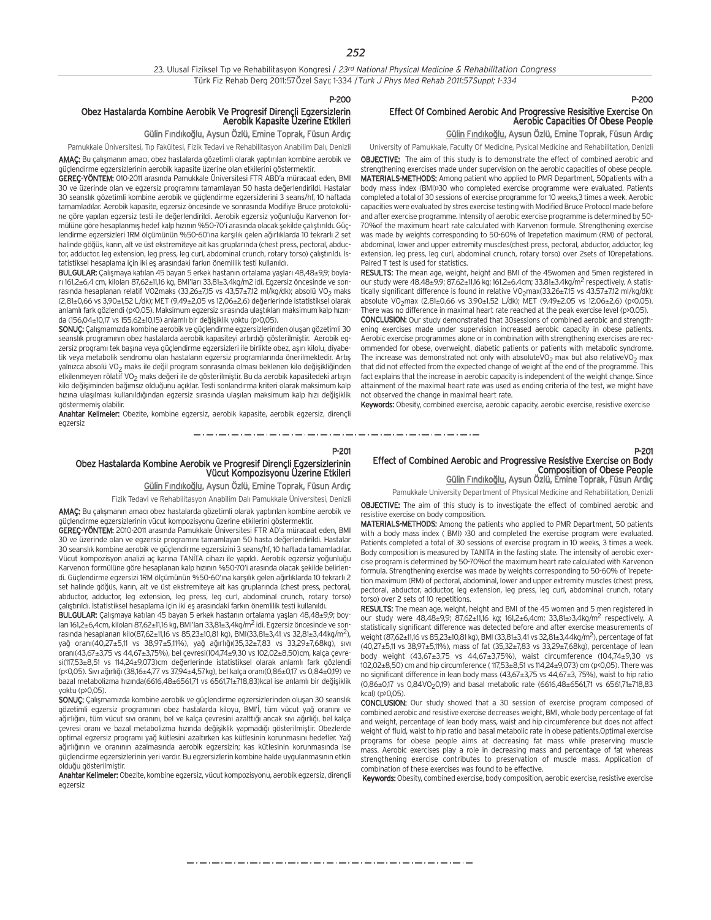P-200

## Obez Hastalarda Kombine Aerobik Ve Progresif Dirençli Egzersizlerin Aerobik Kapasite Üzerine Etkileri

Gülin Fındıkoğlu, Aysun Özlü, Emine Toprak, Füsun Ardıç

Pamukkale Üniversitesi, Tıp Fakültesi, Fizik Tedavi ve Rehabilitasyon Anabilim Dalı, Denizli

**AMAÇ:** Bu çalışmanın amacı, obez hastalarda gözetimli olarak yaptırılan kombine aerobik ve güçlendirme egzersizlerinin aerobik kapasite üzerine olan etkilerini göstermektir.

**GEREÇ-YÖNTEM:** 010-2011 arasında Pamukkale Üniversitesi FTR ABD'a müracaat eden, BMI 30 ve üzerinde olan ve egzersiz programını tamamlayan 50 hasta değerlendirildi. Hastalar 30 seanslık gözetimli kombine aerobik ve güçlendirme egzersizlerini 3 seans/hf, 10 haftada tamamladılar. Aerobik kapasite, egzersiz öncesinde ve sonrasında Modifiye Bruce protokolüne göre yapılan egzersiz testi ile değerlendirildi. Aerobik egzersiz yoğunluğu Karvenon formülüne göre hesaplanmış hedef kalp hızının %50-70'i arasında olacak şekilde çalıştırıldı. Güçlendirme egzersizleri 1RM ölçümünün %50-60'ına karşılık gelen ağırlıklarda 10 tekrarlı 2 set halinde göğüs, karın, alt ve üst ekstremiteye ait kas gruplarında (chest press, pectoral, abductor, adductor, leg extension, leg press, leg curl, abdominal crunch, rotary torso) çalıştırıldı. İstatistiksel hesaplama için iki eş arasındaki farkın önemlilik testi kullanıldı.

**BULGULAR:** Çalışmaya katılan 45 bayan 5 erkek hastanın ortalama yaşları 48,48±9,9; boyları 161,2±6,4 cm, kiloları 87,62±11,16 kg, BMI'ları 33,81±3,4kg/m2 idi. Egzersiz öncesinde ve sonrasında hesaplanan relatif VO2maks (33,26±7,15 vs 43,57±7,12 ml/kg/dk); absolü $VO_2$ maks (2,81±0,66 vs 3,90±1,52 L/dk); MET (9,49±2,05 vs 12,06±2,6) değerlerinde istatistiksel olarak anlamlı fark gözlendi ($p<0,05$). Maksimum egzersiz sırasında ulaştıkları maksimum kalp hızında (156,04±10,17 vs 155,62±10,15) anlamlı bir değişiklik yoktu ($p>0,05$).

**SONUÇ:** Çalışmamızda kombine aerobik ve güçlendirme egzersizlerinden oluşan gözetimli 30 seanslık programının obez hastalarda aerobik kapasiteyi artırdığı gösterilmiştir. Aerobik egzersiz programı tek başına veya güçlendirme egzersizleri ile birlikte obez, aşırı kilolu, diyabetik veya metabolik sendromu olan hastaların egzersiz programlarında önerilmektedir. Artış yalnızca absolü $VO_2$ maks ile değil program sonrasında olması beklenen kilo değişikliğinden etkilenmeyen rölatif $VO_2$ maks değeri ile de gösterilmiştir. Bu da aerobik kapasitedeki artışın kilo değişiminden bağımsız olduğunu açıklar. Testi sonlandırma kriteri olarak maksimum kalp hızına ulaşılması kullanıldığından egzersiz sırasında ulaşılan maksimum kalp hızı değişiklik göstermemiş olabilir.

**Anahtar Kelimeler:** Obezite, kombine egzersiz, aerobik kapasite, aerobik egzersiz, dirençli egzersiz

P-200

## Effect Of Combined Aerobic And Progressive Resisitive Exercise On Aerobic Capacities Of Obese People

Gülin Fındıkoğlu, Aysun Özlü, Emine Toprak, Füsun Ardıç

University of Pamukkale, Faculty Of Medicine, Pysical Medicine and Rehabilitation, Denizli

**OBJECTIVE:** The aim of this study is to demonstrate the effect of combined aerobic and strengthening exercises made under supervision on the aerobic capacities of obese people.

**MATERIALS-METHODS:** Among patient who applied to PMR Department, 50patients with a body mass index (BMI)>30 who completed exercise programme were evaluated. Patients completed a total of 30 sessions of exercise programme for 10 weeks,3 times a week. Aerobic capacities were evaluated by stres exercise testing with Modified Bruce Protocol made before and after exercise programme. Intensity of aerobic exercise programme is determined by 50-70%of the maximum heart rate calculated with Karvenon formule. Strengthening exercise was made by weights corresponding to 50-60% of 1repetetion maximum (RM) of pectoral, abdominal, lower and upper extremity muscles(chest press, pectoral, abductor, adductor, leg extension, leg press, leg curl, abdominal crunch, rotary torso) over 2sets of 10repetations. Paired T test is used for statistics.

**RESULTS:** The mean age, weight, height and BMI of the 45women and 5men registered in our study were 48.48±9.9; 87.62±11.16 kg; 161.2±6.4cm; 33.81±3.4kg/m$^2$ respectively. A statistically significant difference is found in relative $VO_2$max(33.26±7.15 vs 43.57±7.12 ml/kg/dk); absolute $VO_2$max (2.81±0.66 vs 3.90±1.52 L/dk); MET (9.49±2.05 vs 12.06±2,6) ($p<0.05$). There was no difference in maximal heart rate reached at the peak exercise level ($p>0.05$).

**CONCLUSION:** Our study demonstrated that 30sessions of combined aerobic and strengthening exercises made under supervision increased aerobic capacity in obese patients. Aerobic exercise programmes alone or in combination with strengthening exercises are recommended for obese, overweight, diabetic patients or patients with metabolic syndrome. The increase was demonstrated not only with absolute$VO_2$ max but also relative$VO_2$ max that did not effected from the expected change of weight at the end of the programme. This fact explains that the increase in aerobic capacity is independent of the weight change. Since attainment of the maximal heart rate was used as ending criteria of the test, we might have not observed the change in maximal heart rate.

**Keywords:** Obesity, combined exercise, aerobic capacity, aerobic exercise, resistive exercise

---

P-201

## Obez Hastalarda Kombine Aerobik ve Progresif Dirençli Egzersizlerinin Vücut Kompozisyonu Üzerine Etkileri

Gülin Fındıkoğlu, Aysun Özlü, Emine Toprak, Füsun Ardıç

Fizik Tedavi ve Rehabilitasyon Anabilim Dalı Pamukkale Üniversitesi, Denizli

**AMAÇ:** Bu çalışmanın amacı obez hastalarda gözetimli olarak yaptırılan kombine aerobik ve güçlendirme egzersizlerinin vücut kompozisyonu üzerine etkilerini göstermektir.

**GEREÇ-YÖNTEM:** 2010-2011 arasında Pamukkale Üniversitesi FTR AD'a müracaat eden, BMI 30 ve üzerinde olan ve egzersiz programını tamamlayan 50 hasta değerlendirildi. Hastalar 30 seanslık kombine aerobik ve güçlendirme egzersizini 3 seans/hf, 10 haftada tamamladılar. Vücut kompozisyon analizi aç karına TANİTA cihazı ile yapıldı. Aerobik egzersiz yoğunluğu Karvenon formülüne göre hesaplanan kalp hızının %50-70'i arasında olacak şekilde belirlendi. Güçlendirme egzersizi 1RM ölçümünün %50-60'ına karşılık gelen ağırlıklarda 10 tekrarlı 2 set halinde göğüs, karın, alt ve üst ekstremiteye ait kas gruplarında (chest press, pectoral, abductor, adductor, leg extension, leg press, leg curl, abdominal crunch, rotary torso) çalıştırıldı. İstatistiksel hesaplama için iki eş arasındaki farkın önemlilik testi kullanıldı.

**BULGULAR:** Çalışmaya katılan 45 bayan 5 erkek hastanın ortalama yaşları 48,48±9,9; boyları 161,2±6,4cm, kiloları 87,62±11,16 kg, BMI'ları 33,81±3,4kg/m$^2$ idi. Egzersiz öncesinde ve sonrasında hesaplanan kilo(87,62±11,16 vs 85,23±10,81 kg), BMI(33,81±3,41 vs 32,81±3,44kg/m$^2$), yağ oranı(40,27±5,11 vs 38,97±5,11%), yağ ağırlığı(35,32±7,83 vs 33,29±7,68kg), sıvı oranı(43,67±3,75 vs 44,67±3,75%), bel çevresi(104,74±9,30 vs 102,02±8,50)cm, kalça çevresi(117,53±8,51 vs 114,24±9,073)cm değerlerinde istatistiksel olarak anlamlı fark gözlendi ($p<0,05$). Sıvı ağırlığı (38,16±4,77 vs 37,94±4,57kg), bel kalça oranı(0,86±0,17 vs 0,84±0,19) ve bazal metabolizma hızında(6616,48±6561,71 vs 6561,71±718,83)kcal ise anlamlı bir değişiklik yoktu ($p>0,05$).

**SONUÇ:** Çalışmamızda kombine aerobik ve güçlendirme egzersizlerinden oluşan 30 seanslık gözetimli egzersiz programının obez hastalarda kiloyu, BMI'İ, tüm vücut yağ oranını ve ağırlığını, tüm vücut sıvı oranını, bel ve kalça çevresini azalttığı ancak sıvı ağırlığı, bel kalça çevresi oranı ve bazal metabolizma hızında değişiklik yapmadığı gösterilmiştir. Obezlerde optimal egzersiz programı yağ kütlesini azaltırken kas kütlesinin korunmasını hedefler. Yağ ağırlığının ve oranının azalmasında aerobik egzersizin; kas kütlesinin korunmasında ise güçlendirme egzersizlerinin yeri vardır. Bu egzersizlerin kombine halde uygulanmasının etkin olduğu gösterilmiştir.

**Anahtar Kelimeler:** Obezite, kombine egzersiz, vücut kompozisyonu, aerobik egzersiz, dirençli egzersiz

P-201

## Effect of Combined Aerobic and Progressive Resistive Exercise on Body Composition of Obese People

Gülin Fındıkoğlu, Aysun Özlü, Emine Toprak, Füsun Ardıç

Pamukkale University Department of Physical Medicine and Rehabilitation, Denizli

**OBJECTIVE:** The aim of this study is to investigate the effect of combined aerobic and resistive exercise on body composition.

**MATERIALS-METHODS:** Among the patients who applied to PMR Department, 50 patients with a body mass index ( BMI) >30 and completed the exercise program were evaluated. Patients completed a total of 30 sessions of exercise program in 10 weeks, 3 times a week. Body composition is measured by TANITA in the fasting state. The intensity of aerobic exercise program is determined by 50-70%of the maximum heart rate calculated with Karvenon formula. Strengthening exercise was made by weights corresponding to 50-60% of 1repetetion maximum (RM) of pectoral, abdominal, lower and upper extremity muscles (chest press, pectoral, abductor, adductor, leg extension, leg press, leg curl, abdominal crunch, rotary torso) over 2 sets of 10 repetitions.

**RESULTS:** The mean age, weight, height and BMI of the 45 women and 5 men registered in our study were 48,48±9,9; 87,62±11,16 kg; 161,2±6,4cm; 33,81±3,4kg/m$^2$ respectively. A statistically significant difference was detected before and after exercise measurements of weight (87,62±11,16 vs 85,23±10,81 kg), BMI (33,81±3,41 vs 32,81±3,44kg/m$^2$), percentage of fat (40,27±5,11 vs 38,97±5,11%), mass of fat (35,32±7,83 vs 33,29±7,68kg), percentage of lean body weight (43,67±3,75 vs 44,67±3,75%), waist circumference (104,74±9,30 vs 102,02±8,50) cm and hip circumference ( 117,53±8,51 vs 114,24±9,073) cm ($p<0,05$). There was no significant difference in lean body mass (43,67±3,75 vs 44,67±3, 75%), waist to hip ratio (0,86±0,17 vs 0,84VO20,19) and basal metabolic rate (6616,48±6561,71 vs 6561,71±718,83 kcal) ($p>0,05$).

**CONCLUSION:** Our study showed that a 30 session of exercise program composed of combined aerobic and resistive exercise decreases weight, BMI, whole body percentage of fat and weight, percentage of lean body mass, waist and hip circumference but does not affect weight of fluid, waist to hip ratio and basal metabolic rate in obese patients.Optimal exercise programs for obese people aims at decreasing fat mass while preserving muscle mass. Aerobic exercises play a role in decreasing mass and percentage of fat whereas strengthening exercise contributes to preservation of muscle mass. Application of combination of these exercises was found to be effective.

**Keywords:** Obesity, combined exercise, body composition, aerobic exercise, resistive exercise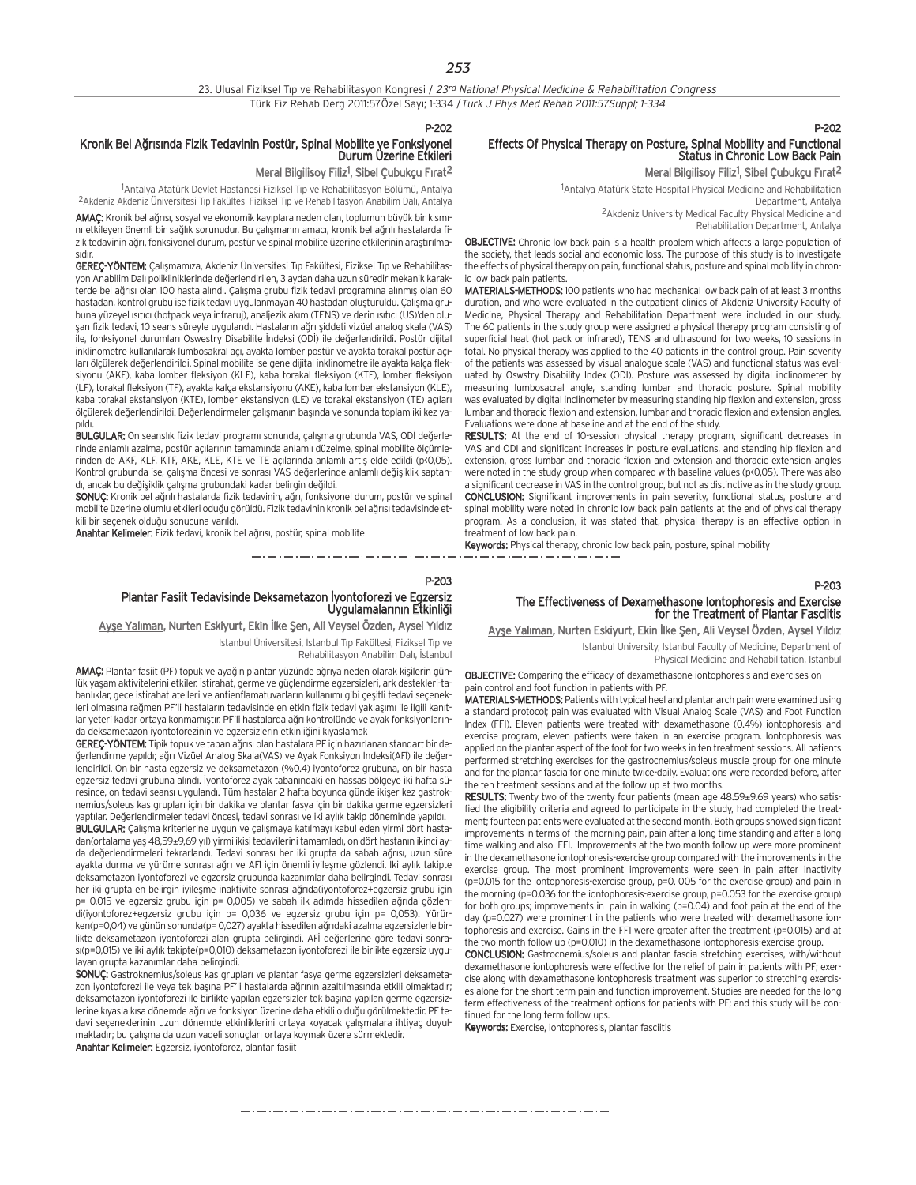P-202

## Kronik Bel Ağrısında Fizik Tedavinin Postür, Spinal Mobilite ve Fonksiyonel Durum Üzerine Etkileri

Meral Bilgilisoy Filiz[1], Sibel Çubukçu Fırat[2]

[1]Antalya Atatürk Devlet Hastanesi Fiziksel Tıp ve Rehabilitasyon Bölümü, Antalya
[2]Akdeniz Akdeniz Üniversitesi Tıp Fakültesi Fiziksel Tıp ve Rehabilitasyon Anabilim Dalı, Antalya

**AMAÇ:** Kronik bel ağrısı, sosyal ve ekonomik kayıplara neden olan, toplumun büyük bir kısmını etkileyen önemli bir sağlık sorunudur. Bu çalışmanın amacı, kronik bel ağrılı hastalarda fizik tedavinin ağrı, fonksiyonel durum, postür ve spinal mobilite üzerine etkilerinin araştırılmasıdır.

**GEREÇ-YÖNTEM:** Çalışmamıza, Akdeniz Üniversitesi Tıp Fakültesi, Fiziksel Tıp ve Rehabilitasyon Anabilim Dalı polikliniklerinde değerlendirilen, 3 aydan daha uzun süredir mekanik karakterde bel ağrısı olan 100 hasta alındı. Çalışma grubu fizik tedavi programına alınmış olan 60 hastadan, kontrol grubu ise fizik tedavi uygulanmayan 40 hastadan oluşturuldu. Çalışma grubuna yüzeyel ısıtıcı (hotpack veya infraruj), analjezik akım (TENS) ve derin ısıtıcı (US)'den oluşan fizik tedavi, 10 seans süreyle uygulandı. Hastaların ağrı şiddeti vizüel analog skala (VAS) ile, fonksiyonel durumları Oswestry Disabilite İndeksi (ODİ) ile değerlendirildi. Postür dijital inklinometre kullanılarak lumbosakral açı, ayakta lomber postür ve ayakta torakal postür açıları ölçülerek değerlendirildi. Spinal mobilite ise gene dijital inklinometre ile ayakta kalça fleksiyonu (AKF), kaba lomber fleksiyon (KLF), kaba torakal fleksiyon (KTF), lomber fleksiyon (LF), torakal fleksiyon (TF), ayakta kalça ekstansiyonu (AKE), kaba lomber ekstansiyon (KLE), kaba torakal ekstansiyon (KTE), lomber ekstansiyon (LE) ve torakal ekstansiyon (TE) açıları ölçülerek değerlendirildi. Değerlendirmeler çalışmanın başında ve sonunda toplam iki kez yapıldı.

**BULGULAR:** On seanslık fizik tedavi programı sonunda, çalışma grubunda VAS, ODİ değerlerinde anlamlı azalma, postür açılarının tamamında anlamlı düzelme, spinal mobilite ölçümlerinden de AKF, KLF, KTF, AKE, KLE, KTE ve TE açılarında anlamlı artış elde edildi ($p<0,05$). Kontrol grubunda ise, çalışma öncesi ve sonrası VAS değerlerinde anlamlı değişiklik saptandı, ancak bu değişiklik çalışma grubundaki kadar belirgin değildi.

**SONUÇ:** Kronik bel ağrılı hastalarda fizik tedavinin, ağrı, fonksiyonel durum, postür ve spinal mobilite üzerine olumlu etkileri olduğu görüldü. Fizik tedavinin kronik bel ağrısı tedavisinde etkili bir seçenek olduğu sonucuna varıldı.

**Anahtar Kelimeler:** Fizik tedavi, kronik bel ağrısı, postür, spinal mobilite

P-202

## Effects Of Physical Therapy on Posture, Spinal Mobility and Functional Status in Chronic Low Back Pain

Meral Bilgilisoy Filiz[1], Sibel Çubukçu Fırat[2]

[1]Antalya Atatürk State Hospital Physical Medicine and Rehabilitation Department, Antalya
[2]Akdeniz University Medical Faculty Physical Medicine and Rehabilitation Department, Antalya

**OBJECTIVE:** Chronic low back pain is a health problem which affects a large population of the society, that leads social and economic loss. The purpose of this study is to investigate the effects of physical therapy on pain, functional status, posture and spinal mobility in chronic low back pain patients.

**MATERIALS-METHODS:** 100 patients who had mechanical low back pain of at least 3 months duration, and who were evaluated in the outpatient clinics of Akdeniz University Faculty of Medicine, Physical Therapy and Rehabilitation Department were included in our study. The 60 patients in the study group were assigned a physical therapy program consisting of superficial heat (hot pack or infrared), TENS and ultrasound for two weeks, 10 sessions in total. No physical therapy was applied to the 40 patients in the control group. Pain severity of the patients was assessed by visual analogue scale (VAS) and functional status was evaluated by Oswstry Disability Index (ODI). Posture was assessed by digital inclinometer by measuring lumbosacral angle, standing lumbar and thoracic posture. Spinal mobility was evaluated by digital inclinometer by measuring standing hip flexion and extension, gross lumbar and thoracic flexion and extension, lumbar and thoracic flexion and extension angles. Evaluations were done at baseline and at the end of the study.

**RESULTS:** At the end of 10-session physical therapy program, significant decreases in VAS and ODI and significant increases in posture evaluations, and standing hip flexion and extension, gross lumbar and thoracic flexion and extension and thoracic extension angles were noted in the study group when compared with baseline values ($p<0,05$). There was also a significant decrease in VAS in the control group, but not as distinctive as in the study group.

**CONCLUSION:** Significant improvements in pain severity, functional status, posture and spinal mobility were noted in chronic low back pain patients at the end of physical therapy program. As a conclusion, it was stated that, physical therapy is an effective option in treatment of low back pain.

**Keywords:** Physical therapy, chronic low back pain, posture, spinal mobility

P-203

## Plantar Fasiit Tedavisinde Deksametazon İyontoforezi ve Egzersiz Uygulamalarının Etkinliği

Ayşe Yalıman, Nurten Eskiyurt, Ekin İlke Şen, Ali Veysel Özden, Aysel Yıldız

İstanbul Üniversitesi, İstanbul Tıp Fakültesi, Fiziksel Tıp ve Rehabilitasyon Anabilim Dalı, İstanbul

**AMAÇ:** Plantar fasiit (PF) topuk ve ayağın plantar yüzünde ağrıya neden olarak kişilerin günlük yaşam aktivitelerini etkiler. İstirahat, germe ve güçlendirme egzersizleri, ark destekleri-tabanlıklar, gece istirahat atelleri ve antienflamatuvarların kullanımı gibi çeşitli tedavi seçenekleri olmasına rağmen PF'li hastaların tedavisinde en etkin fizik tedavi yaklaşımı ile ilgili kanıtlar yeteri kadar ortaya konmamıştır. PF'li hastalarda ağrı kontrolünde ve ayak fonksiyonlarında deksametazon iyontoforezinin ve egzersizlerin etkinliğini kıyaslamak

**GEREÇ-YÖNTEM:** Tipik topuk ve taban ağrısı olan hastalara PF için hazırlanan standart bir değerlendirme yapıldı; ağrı Vizüel Analog Skala(VAS) ve Ayak Fonksiyon İndeksi(AFİ) ile değerlendirildi. On bir hasta egzersiz ve deksametazon (%0.4) iyontoforez grubuna, on bir hasta egzersiz tedavi grubuna alındı. İyontoforez ayak tabanındaki en hassas bölgeye iki hafta süresince, on tedavi seansı uygulandı. Tüm hastalar 2 hafta boyunca günde ikişer kez gastroknemius/soleus kas grupları için bir dakika ve plantar fasya için bir dakika germe egzersizleri yaptılar. Değerlendirmeler tedavi öncesi, tedavi sonrası ve iki aylık takip döneminde yapıldı.

**BULGULAR:** Çalışma kriterlerine uygun ve çalışmaya katılmayı kabul eden yirmi dört hastadan(ortalama yaş 48,59±9,69 yıl) yirmi ikisi tedavilerini tamamladı, on dört hastanın ikinci ayda değerlendirmeleri tekrarlandı. Tedavi sonrası her iki grupta da sabah ağrısı, uzun süre ayakta durma ve yürüme sonrası ağrı ve AFİ'de önemli iyileşme gözlendi. İki aylık takipte deksametazon iyontoforezi ve egzersiz grubunda kazanımlar daha belirgindi. Tedavi sonrası her iki grupta en belirgin iyileşme inaktivite sonrası ağrıda(iyontoforez+egzersiz grubu için $p= 0,015$ ve egzersiz grubu için $p= 0,005$) ve sabah ilk adımda hissedilen ağrıda gözlendi(iyontoforez+egzersiz grubu için $p= 0,036$ ve egzersiz grubu için $p= 0,053$). Yürürken($p=0,04$) ve günün sonunda($p= 0,027$) ayakta hissedilen ağrıdaki azalma egzersizlerle birlikte deksametazon iyontoforezi alan grupta belirgindi. AFİ değerlerine göre tedavi sonrası($p=0,015$) ve iki aylık takipte($p=0,010$) deksametazon iyontoforezi ile birlikte egzersiz uygulayan grupta kazanımlar daha belirgindi.

**SONUÇ:** Gastroknemius/soleus kas grupları ve plantar fasya germe egzersizleri deksametazon iyontoforezi ile veya tek başına PF'li hastalarda ağrının azaltılmasında etkili olmaktadır; deksametazon iyontoforezi ile birlikte yapılan egzersizler tek başına yapılan germe egzersizlerine kıyasla kısa dönemde ağrı ve fonksiyon üzerine daha etkili olduğu görülmektedir. PF tedavi seçeneklerinin uzun dönemde etkinliklerini ortaya koyacak çalışmalara ihtiyaç duyulmaktadır; bu çalışma da uzun vadeli sonuçları ortaya koymak üzere sürmektedir.

**Anahtar Kelimeler:** Egzersiz, iyontoforez, plantar fasiit

P-203

## The Effectiveness of Dexamethasone Iontophoresis and Exercise for the Treatment of Plantar Fasciitis

Ayşe Yalıman, Nurten Eskiyurt, Ekin İlke Şen, Ali Veysel Özden, Aysel Yıldız

Istanbul University, Istanbul Faculty of Medicine, Department of Physical Medicine and Rehabilitation, Istanbul

**OBJECTIVE:** Comparing the efficacy of dexamethasone iontophoresis and exercises on pain control and foot function in patients with PF.

**MATERIALS-METHODS:** Patients with typical heel and plantar arch pain were examined using a standard protocol; pain was evaluated with Visual Analog Scale (VAS) and Foot Function Index (FFI). Eleven patients were treated with dexamethasone (0.4%) iontophoresis and exercise program, eleven patients were taken in an exercise program. Iontophoresis was applied on the plantar aspect of the foot for two weeks in ten treatment sessions. All patients performed stretching exercises for the gastrocnemius/soleus muscle group for one minute and for the plantar fascia for one minute twice-daily. Evaluations were recorded before, after the ten treatment sessions and at the follow up at two months.

**RESULTS:** Twenty two of the twenty four patients (mean age 48.59±9.69 years) who satisfied the eligibility criteria and agreed to participate in the study, had completed the treatment; fourteen patients were evaluated at the second month. Both groups showed significant improvements in terms of the morning pain, pain after a long time standing and after a long time walking and also FFI. Improvements at the two month follow up were more prominent in the dexamethasone iontophoresis-exercise group compared with the improvements in the exercise group. The most prominent improvements were seen in pain after inactivity ($p=0.015$ for the iontophoresis-exercise group, p=0. 005 for the exercise group) and pain in the morning ($p=0.036$ for the iontophoresis-exercise group, $p=0.053$ for the exercise group) for both groups; improvements in pain in walking ($p=0.04$) and foot pain at the end of the day ($p=0.027$) were prominent in the patients who were treated with dexamethasone iontophoresis and exercise. Gains in the FFI were greater after the treatment ($p=0.015$) and at the two month follow up ($p=0.010$) in the dexamethasone iontophoresis-exercise group.

**CONCLUSION:** Gastrocnemius/soleus and plantar fascia stretching exercises, with/without dexamethasone iontophoresis were effective for the relief of pain in patients with PF; exercise along with dexamethasone iontophoresis treatment was superior to stretching exercises alone for the short term pain and function improvement. Studies are needed for the long term effectiveness of the treatment options for patients with PF; and this study will be continued for the long term follow ups.

**Keywords:** Exercise, iontophoresis, plantar fasciitis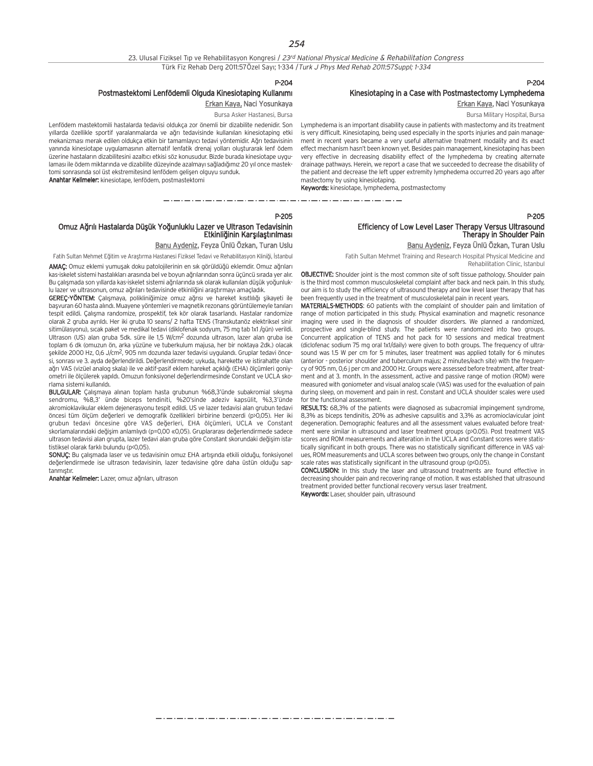P-204

## Postmastektomi Lenfödemli Olguda Kinesiotaping Kullanımı

Erkan Kaya, Naci Yosunkaya

Bursa Asker Hastanesi, Bursa

Lenfödem mastektomili hastalarda tedavisi oldukça zor önemli bir dizabilite nedenidir. Son yıllarda özellikle sportif yaralanmalarda ve ağrı tedavisinde kullanılan kinesiotaping etki mekanizması merak edilen oldukça etkin bir tamamlayıcı tedavi yöntemidir. Ağrı tedavisinin yanında kinesiotape uygulamasının alternatif lenfatik drenaj yolları oluşturarak lenf ödem üzerine hastaların dizabilitesini azaltıcı etkisi söz konusudur. Bizde burada kinesiotape uygulaması ile ödem miktarında ve dizabilite düzeyinde azalmayı sağladığımız 20 yıl once mastektomi sonrasında sol üst ekstremitesind lenfödem gelişen olguyu sunduk.

**Anahtar Kelimeler:** kinesiotape, lenfödem, postmastektomi

P-204

## Kinesiotaping in a Case with Postmastectomy Lymphedema

Erkan Kaya, Naci Yosunkaya

Bursa Military Hospital, Bursa

Lymphedema is an important disability cause in patients with mastectomy and its treatment is very difficult. Kinesiotaping, being used especially in the sports injuries and pain management in recent years became a very useful alternative treatment modality and its exact effect mechanism hasn't been known yet. Besides pain management, kinesiotaping has been very effective in decreasing disability effect of the lymphedema by creating alternate drainage pathways. Herein, we report a case that we succeeded to decrease the disability of the patient and decrease the left upper extremity lymphedema occurred 20 years ago after mastectomy by using kinesiotaping.

**Keywords:** kinesiotape, lymphedema, postmastectomy

P-205

## Omuz Ağrılı Hastalarda Düşük Yoğunluklu Lazer ve Ultrason Tedavisinin Etkinliğinin Karşılaştırılması

Banu Aydeniz, Feyza Ünlü Özkan, Turan Uslu

Fatih Sultan Mehmet Eğitim ve Araştırma Hastanesi Fiziksel Tedavi ve Rehabilitasyon Kliniği, İstanbul

**AMAÇ:** Omuz eklemi yumuşak doku patolojilerinin en sık görüldüğü eklemdir. Omuz ağrıları kas-iskelet sistemi hastalıkları arasında bel ve boyun ağrılarından sonra üçüncü sırada yer alır. Bu çalışmada son yıllarda kas-iskelet sistemi ağrılarında sık olarak kullanılan düşük yoğunluklu lazer ve ultrasonun, omuz ağrıları tedavisinde etkinliğini araştırmayı amaçladık.

**GEREÇ-YÖNTEM:** Çalışmaya, polikliniğimize omuz ağrısı ve hareket kısıtlılığı şikayeti ile başvuran 60 hasta alındı. Muayene yöntemleri ve magnetik rezonans görüntülemeyle tanıları tespit edildi. Çalışma randomize, prospektif, tek kör olarak tasarlandı. Hastalar randomize olarak 2 gruba ayrıldı. Her iki gruba 10 seans/ 2 hafta TENS (Transkutanöz elektriksel sinir sitimülasyonu), sıcak paket ve medikal tedavi (diklofenak sodyum, 75 mg tab 1x1 /gün) verildi. Ultrason (US) alan gruba 5dk. süre ile 1,5 W/cm$^2$ dozunda ultrason, lazer alan gruba ise toplam 6 dk (omuzun ön, arka yüzüne ve tuberkulum majusa, her bir noktaya 2dk.) olacak şekilde 2000 Hz, 0,6 J/cm$^2$, 905 nm dozunda lazer tedavisi uygulandı. Gruplar tedavi öncesi, sonrası ve 3. ayda değerlendirildi. Değerlendirmede; uykuda, harekette ve istirahatte olan ağrı VAS (vizüel analog skala) ile ve aktif-pasif eklem hareket açıklığı (EHA) ölçümleri goniyometri ile ölçülerek yapıldı. Omuzun fonksiyonel değerlendirmesinde Constant ve UCLA skorlama sistemi kullanıldı.

**BULGULAR:** Çalışmaya alınan toplam hasta grubunun %68,3'ünde subakromial sıkışma sendromu, %8,3' ünde biceps tendiniti, %20'sinde adeziv kapsülit, %3,3'ünde akromioklavikular eklem dejenerasyonu tespit edildi. US ve lazer tedavisi alan grubun tedavi öncesi tüm ölçüm değerleri ve demografik özellikleri birbirine benzerdi (p>0,05). Her iki grubun tedavi öncesine göre VAS değerleri, EHA ölçümleri, UCLA ve Constant skorlamalarındaki değişim anlamlıydı (p=0,00 <0,05). Gruplararası değerlendirmede sadece ultrason tedavisi alan grupta, lazer tedavi alan gruba göre Constant skorundaki değişim istatistiksel olarak farklı bulundu (p<0,05).

**SONUÇ:** Bu çalışmada laser ve us tedavisinin omuz EHA artışında etkili olduğu, fonksiyonel değerlendirmede ise ultrason tedavisinin, lazer tedavisine göre daha üstün olduğu saptanmıştır.

**Anahtar Kelimeler:** Lazer, omuz ağrıları, ultrason

P-205

## Efficiency of Low Level Laser Therapy Versus Ultrasound Therapy in Shoulder Pain

Banu Aydeniz, Feyza Ünlü Özkan, Turan Uslu

Fatih Sultan Mehmet Training and Research Hospital Physical Medicine and Rehabilitation Clinic, Istanbul

**OBJECTIVE:** Shoulder joint is the most common site of soft tissue pathology. Shoulder pain is the third most common musculoskeletal complaint after back and neck pain. In this study, our aim is to study the efficiency of ultrasound therapy and low level laser therapy that has been frequently used in the treatment of musculoskeletal pain in recent years.

**MATERIALS-METHODS**: 60 patients with the complaint of shoulder pain and limitation of range of motion participated in this study. Physical examination and magnetic resonance imaging were used in the diagnosis of shoulder disorders. We planned a randomized, prospective and single-blind study. The patients were randomized into two groups. Concurrent application of TENS and hot pack for 10 sessions and medical treatment (diclofenac sodium 75 mg oral 1x1/daily) were given to both groups. The frequency of ultrasound was 1.5 W per cm for 5 minutes, laser treatment was applied totally for 6 minutes (anterior - posterior shoulder and tuberculum majus; 2 minutes/each site) with the frequency of 905 nm, 0,6 j per cm and 2000 Hz. Groups were assessed before treatment, after treatment and at 3. month. In the assessment, active and passive range of motion (ROM) were measured with goniometer and visual analog scale (VAS) was used for the evaluation of pain during sleep, on movement and pain in rest. Constant and UCLA shoulder scales were used for the functional assessment.

**RESULTS:** 68,3% of the patients were diagnosed as subacromial impingement syndrome, 8,3% as biceps tendinitis, 20% as adhesive capsulitis and 3,3% as acromioclavicular joint degeneration. Demographic features and all the assessment values evaluated before treatment were similar in ultrasound and laser treatment groups (p>0.05). Post treatment VAS scores and ROM measurements and alteration in the UCLA and Constant scores were statistically significant in both groups. There was no statistically significant difference in VAS values, ROM measurements and UCLA scores between two groups, only the change in Constant scale rates was statistically significant in the ultrasound group (p<0.05).

**CONCLUSION:** In this study the laser and ultrasound treatments are found effective in decreasing shoulder pain and recovering range of motion. It was established that ultrasound treatment provided better functional recovery versus laser treatment.

**Keywords:** Laser, shoulder pain, ultrasound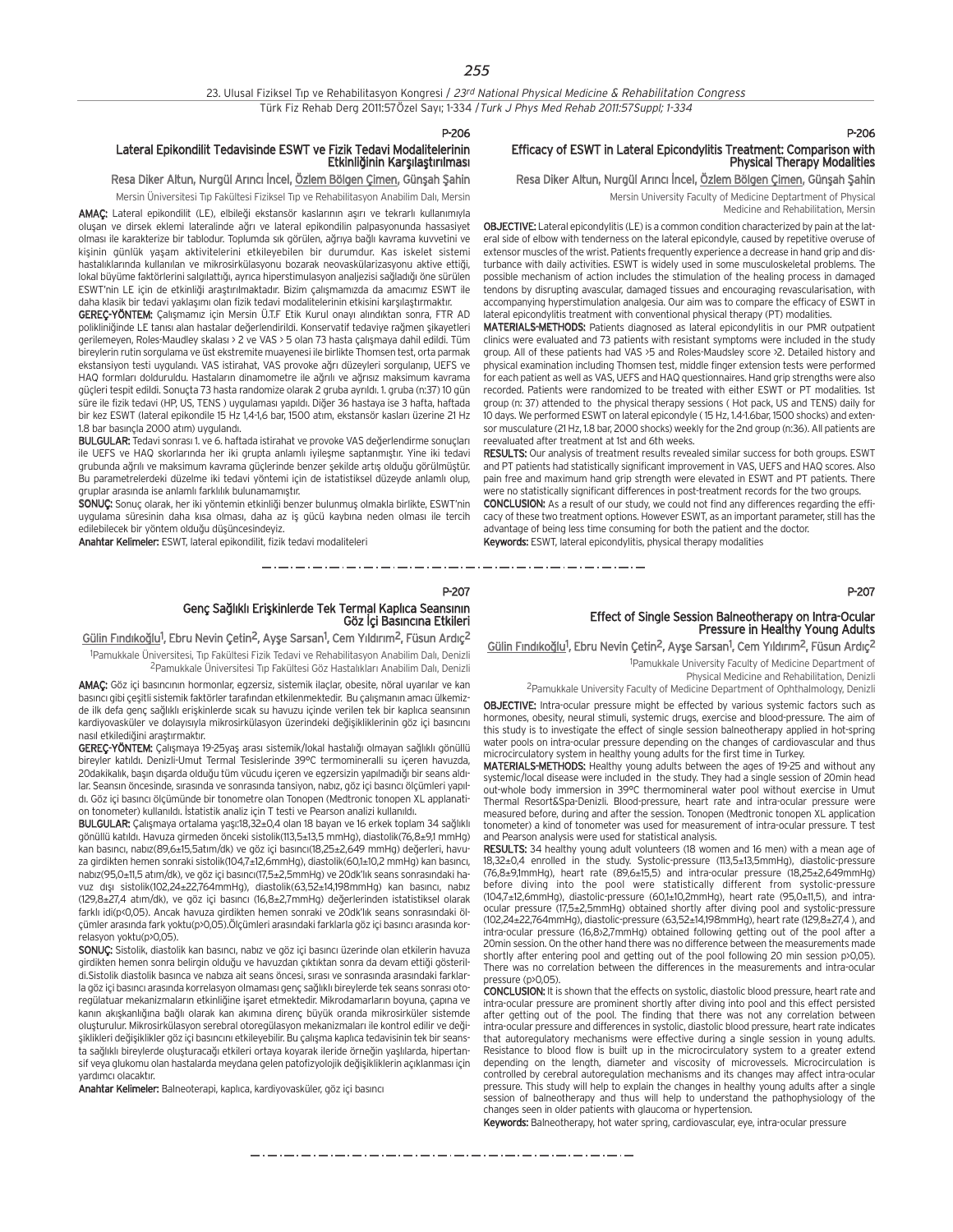P-206

## Lateral Epikondilit Tedavisinde ESWT ve Fizik Tedavi Modalitelerinin Etkinliğinin Karşılaştırılması

Resa Diker Altun, Nurgül Arıncı İncel, Özlem Bölgen Çimen, Günşah Şahin

Mersin Üniversitesi Tıp Fakültesi Fiziksel Tıp ve Rehabilitasyon Anabilim Dalı, Mersin

**AMAÇ:** Lateral epikondilit (LE), elbileği ekstansör kaslarının aşırı ve tekrarlı kullanımıyla oluşan ve dirsek eklemi lateralinde ağrı ve lateral epikondilin palpasyonunda hassasiyet olması ile karakterize bir tablodur. Toplumda sık görülen, ağrıya bağlı kavrama kuvvetini ve kişinin günlük yaşam aktivitelerini etkileyebilen bir durumdur. Kas iskelet sistemi hastalıklarında kullanılan ve mikrosirkülasyonu bozarak neovaskülarizasyonu aktive ettiği, lokal büyüme faktörlerini salgılattığı, ayrıca hiperstimulasyon analjezisi sağladığı öne sürülen ESWT'nin LE için de etkinliği araştırılmaktadır. Bizim çalışmamızda da amacımız ESWT ile daha klasik bir tedavi yaklaşımı olan fizik tedavi modalitelerinin etkisini karşılaştırmaktır.

**GEREÇ-YÖNTEM:** Çalışmamız için Mersin Ü.T.F Etik Kurul onayı alındıktan sonra, FTR AD polikliniğinde LE tanısı alan hastalar değerlendirildi. Konservatif tedaviye rağmen şikayetleri gerilemeyen, Roles-Maudley skalası > 2 ve VAS > 5 olan 73 hasta çalışmaya dahil edildi. Tüm bireylerin rutin sorgulama ve üst ekstremite muayenesi ile birlikte Thomsen test, orta parmak ekstansiyon testi uygulandı. VAS istirahat, VAS provoke ağrı düzeyleri sorgulanıp, UEFS ve HAQ formları dolduruldu. Hastaların dinamometre ile ağrılı ve ağrısız maksimum kavrama güçleri tespit edildi. Sonuçta 73 hasta randomize olarak 2 gruba ayrıldı. 1. gruba (n:37) 10 gün süre ile fizik tedavi (HP, US, TENS ) uygulaması yapıldı. Diğer 36 hastaya ise 3 hafta, haftada bir kez ESWT (lateral epikondile 15 Hz 1,4-1,6 bar, 1500 atım, ekstansör kasları üzerine 21 Hz 1.8 bar basınçla 2000 atım) uygulandı.

**BULGULAR:** Tedavi sonrası 1. ve 6. haftada istirahat ve provoke VAS değerlendirme sonuçları ile UEFS ve HAQ skorlarında her iki grupta anlamlı iyileşme saptanmıştır. Yine iki tedavi grubunda ağrılı ve maksimum kavrama güçlerinde benzer şekilde artış olduğu görülmüştür. Bu parametrelerdeki düzelme iki tedavi yöntemi için de istatistiksel düzeyde anlamlı olup, gruplar arasında ise anlamlı farklılık bulunamamıştır.

**SONUÇ:** Sonuç olarak, her iki yöntemin etkinliği benzer bulunmuş olmakla birlikte, ESWT'nin uygulama süresinin daha kısa olması, daha az iş gücü kaybına neden olması ile tercih edilebilecek bir yöntem olduğu düşüncesindeyiz.

**Anahtar Kelimeler:** ESWT, lateral epikondilit, fizik tedavi modaliteleri

P-206

## Efficacy of ESWT in Lateral Epicondylitis Treatment: Comparison with Physical Therapy Modalities

Resa Diker Altun, Nurgül Arıncı İncel, Özlem Bölgen Çimen, Günşah Şahin

Mersin University Faculty of Medicine Deptartment of Physical Medicine and Rehabilitation, Mersin

**OBJECTIVE:** Lateral epicondylitis (LE) is a common condition characterized by pain at the lateral side of elbow with tenderness on the lateral epicondyle, caused by repetitive overuse of extensor muscles of the wrist. Patients frequently experience a decrease in hand grip and disturbance with daily activities. ESWT is widely used in some musculoskeletal problems. The possible mechanism of action includes the stimulation of the healing process in damaged tendons by disrupting avascular, damaged tissues and encouraging revascularisation, with accompanying hyperstimulation analgesia. Our aim was to compare the efficacy of ESWT in lateral epicondylitis treatment with conventional physical therapy (PT) modalities.

**MATERIALS-METHODS:** Patients diagnosed as lateral epicondylitis in our PMR outpatient clinics were evaluated and 73 patients with resistant symptoms were included in the study group. All of these patients had VAS >5 and Roles-Maudsley score >2. Detailed history and physical examination including Thomsen test, middle finger extension tests were performed for each patient as well as VAS, UEFS and HAQ questionnaires. Hand grip strengths were also recorded. Patients were randomized to be treated with either ESWT or PT modalities. 1st group (n: 37) attended to the physical therapy sessions ( Hot pack, US and TENS) daily for 10 days. We performed ESWT on lateral epicondyle ( 15 Hz, 1.4-1.6bar, 1500 shocks) and extensor musculature (21 Hz, 1.8 bar, 2000 shocks) weekly for the 2nd group (n:36). All patients are reevaluated after treatment at 1st and 6th weeks.

**RESULTS:** Our analysis of treatment results revealed similar success for both groups. ESWT and PT patients had statistically significant improvement in VAS, UEFS and HAQ scores. Also pain free and maximum hand grip strength were elevated in ESWT and PT patients. There were no statistically significant differences in post-treatment records for the two groups.

**CONCLUSION:** As a result of our study, we could not find any differences regarding the efficacy of these two treatment options. However ESWT, as an important parameter, still has the advantage of being less time consuming for both the patient and the doctor.

**Keywords:** ESWT, lateral epicondylitis, physical therapy modalities

---

P-207

## Genç Sağlıklı Erişkinlerde Tek Termal Kaplıca Seansının Göz İçi Basıncına Etkileri

Gülin Fındıkoğlu[1], Ebru Nevin Çetin[2], Ayşe Sarsan[1], Cem Yıldırım[2], Füsun Ardıç[2]

[1]Pamukkale Üniversitesi, Tıp Fakültesi Fizik Tedavi ve Rehabilitasyon Anabilim Dalı, Denizli
[2]Pamukkale Üniversitesi Tıp Fakültesi Göz Hastalıkları Anabilim Dalı, Denizli

**AMAÇ:** Göz içi basıncının hormonlar, egzersiz, sistemik ilaçlar, obesite, nöral uyarılar ve kan basıncı gibi çeşitli sistemik faktörler tarafından etkilenmektedir. Bu çalışmanın amacı ülkemizde ilk defa genç sağlıklı erişkinlerde sıcak su havuzu içinde verilen tek bir kaplıca seansının kardiyovasküler ve dolayısıyla mikrosirkülasyon üzerindeki değişikliklerinin göz içi basıncını nasıl etkilediğini araştırmaktır.

**GEREÇ-YÖNTEM:** Çalışmaya 19-25yaş arası sistemik/lokal hastalığı olmayan sağlıklı gönüllü bireyler katıldı. Denizli-Umut Termal Tesislerinde 39°C termomineralli su içeren havuzda, 20dakikalık, başın dışarda olduğu tüm vücudu içeren ve egzersizin yapılmadığı bir seans aldılar. Seansın öncesinde, sırasında ve sonrasında tansiyon, nabız, göz içi basıncı ölçümleri yapıldı. Göz içi basıncı ölçümünde bir tonometre olan Tonopen (Medtronic tonopen XL applanation tonometer) kullanıldı. İstatistik analiz için T testi ve Pearson analizi kullanıldı.

**BULGULAR:** Çalışmaya ortalama yaşı:18,32±0,4 olan 18 bayan ve 16 erkek toplam 34 sağlıklı gönüllü katıldı. Havuza girmeden önceki sistolik(113,5±13,5 mmHg), diastolik(76,8±9,1 mmHg) kan basıncı, nabız(89,6±15,5atım/dk) ve göz içi basıncı(18,25±2,649 mmHg) değerleri, havuza girdikten hemen sonraki sistolik(104,7±12,6mmHg), diastolik(60,1±10,2 mmHg) kan basıncı, nabız(95,0±11,5 atım/dk), ve göz içi basıncı(17,5±2,5mmHg) ve 20dk'lık seans sonrasındaki havuz dışı sistolik(102,24±22,764mmHg), diastolik(63,52±14,198mmHg) kan basıncı, nabız (129,8±27,4 atım/dk), ve göz içi basıncı (16,8±2,7mmHg) değerlerinden istatistiksel olarak farklı idi(p<0,05). Ancak havuza girdikten hemen sonraki ve 20dk'lık seans sonrasındaki ölçümler arasında fark yoktu(p>0,05).Ölçümleri arasındaki farklarla göz içi basıncı arasında korrelasyon yoktu(p>0,05).

**SONUÇ:** Sistolik, diastolik kan basıncı, nabız ve göz içi basıncı üzerinde olan etkilerin havuza girdikten hemen sonra belirgin olduğu ve havuzdan çıktıktan sonra da devam ettiği gösterildi.Sistolik diastolik basınca ve nabıza ait seans öncesi, sırası ve sonrasında arasındaki farklarla göz içi basıncı arasında korrelasyon olmaması genç sağlıklı bireylerde tek seans sonrası otoregülatuar mekanizmaların etkinliğine işaret etmektedir. Mikrodamarların boyuna, çapına ve kanın akışkanlığına bağlı olarak kan akımına direnç büyük oranda mikrosirküler sistemde oluşturulur. Mikrosirkülasyon serebral otoregülasyon mekanizmaları ile kontrol edilir ve değişiklikleri değişiklikler göz içi basıncını etkileyebilir. Bu çalışma kaplıca tedavisinin tek bir seansta sağlıklı bireylerde oluşturacağı etkileri ortaya koyarak ileride örneğin yaşlılarda, hipertansif veya glokomu olan hastalarda meydana gelen patofizyolojik değişikliklerin açıklanması için yardımcı olacaktır.

**Anahtar Kelimeler:** Balneoterapi, kaplıca, kardiyovasküler, göz içi basıncı

P-207

## Effect of Single Session Balneotherapy on Intra-Ocular Pressure in Healthy Young Adults

Gülin Fındıkoğlu[1], Ebru Nevin Çetin[2], Ayşe Sarsan[1], Cem Yıldırım[2], Füsun Ardıç[2]

[1]Pamukkale University Faculty of Medicine Department of Physical Medicine and Rehabilitation, Denizli
[2]Pamukkale University Faculty of Medicine Department of Ophthalmology, Denizli

**OBJECTIVE:** Intra-ocular pressure might be effected by various systemic factors such as hormones, obesity, neural stimuli, systemic drugs, exercise and blood-pressure. The aim of this study is to investigate the effect of single session balneotherapy applied in hot-spring water pools on intra-ocular pressure depending on the changes of cardiovascular and thus microcirculatory system in healthy young adults for the first time in Turkey.

**MATERIALS-METHODS:** Healthy young adults between the ages of 19-25 and without any systemic/local disease were included in the study. They had a single session of 20min head out-whole body immersion in 39°C thermomineral water pool without exercise in Umut Thermal Resort&Spa-Denizli. Blood-pressure, heart rate and intra-ocular pressure were measured before, during and after the session. Tonopen (Medtronic tonopen XL application tonometer) a kind of tonometer was used for measurement of intra-ocular pressure. T test and Pearson analysis were used for statistical analysis.

**RESULTS:** 34 healthy young adult volunteers (18 women and 16 men) with a mean age of 18,32±0,4 enrolled in the study. Systolic-pressure (113,5±13,5mmHg), diastolic-pressure (76,8±9,1mmHg), heart rate (89,6±15,5) and intra-ocular pressure (18,25±2,649mmHg) before diving into the pool were statistically different from systolic-pressure (104,7±12,6mmHg), diastolic-pressure (60,1±10,2mmHg), heart rate (95,0±11,5), and intra-ocular pressure (17,5±2,5mmHg) obtained shortly after diving pool and systolic-pressure (102,24±22,764mmHg), diastolic-pressure (63,52±14,198mmHg), heart rate (129,8±27,4 ), and intra-ocular pressure (16,8±2,7mmHg) obtained following getting out of the pool after a 20min session. On the other hand there was no difference between the measurements made shortly after entering pool and getting out of the pool following 20 min session p>0,05). There was no correlation between the differences in the measurements and intra-ocular pressure (p>0,05).

**CONCLUSION:** It is shown that the effects on systolic, diastolic blood pressure, heart rate and intra-ocular pressure are prominent shortly after diving into pool and this effect persisted after getting out of the pool. The finding that there was not any correlation between intra-ocular pressure and differences in systolic, diastolic blood pressure, heart rate indicates that autoregulatory mechanisms were effective during a single session in young adults. Resistance to blood flow is built up in the microcirculatory system to a greater extend depending on the length, diameter and viscosity of microvessels. Microcirculation is controlled by cerebral autoregulation mechanisms and its changes may affect intra-ocular pressure. This study will help to explain the changes in healthy young adults after a single session of balneotherapy and thus will help to understand the pathophysiology of the changes seen in older patients with glaucoma or hypertension.

**Keywords:** Balneotherapy, hot water spring, cardiovascular, eye, intra-ocular pressure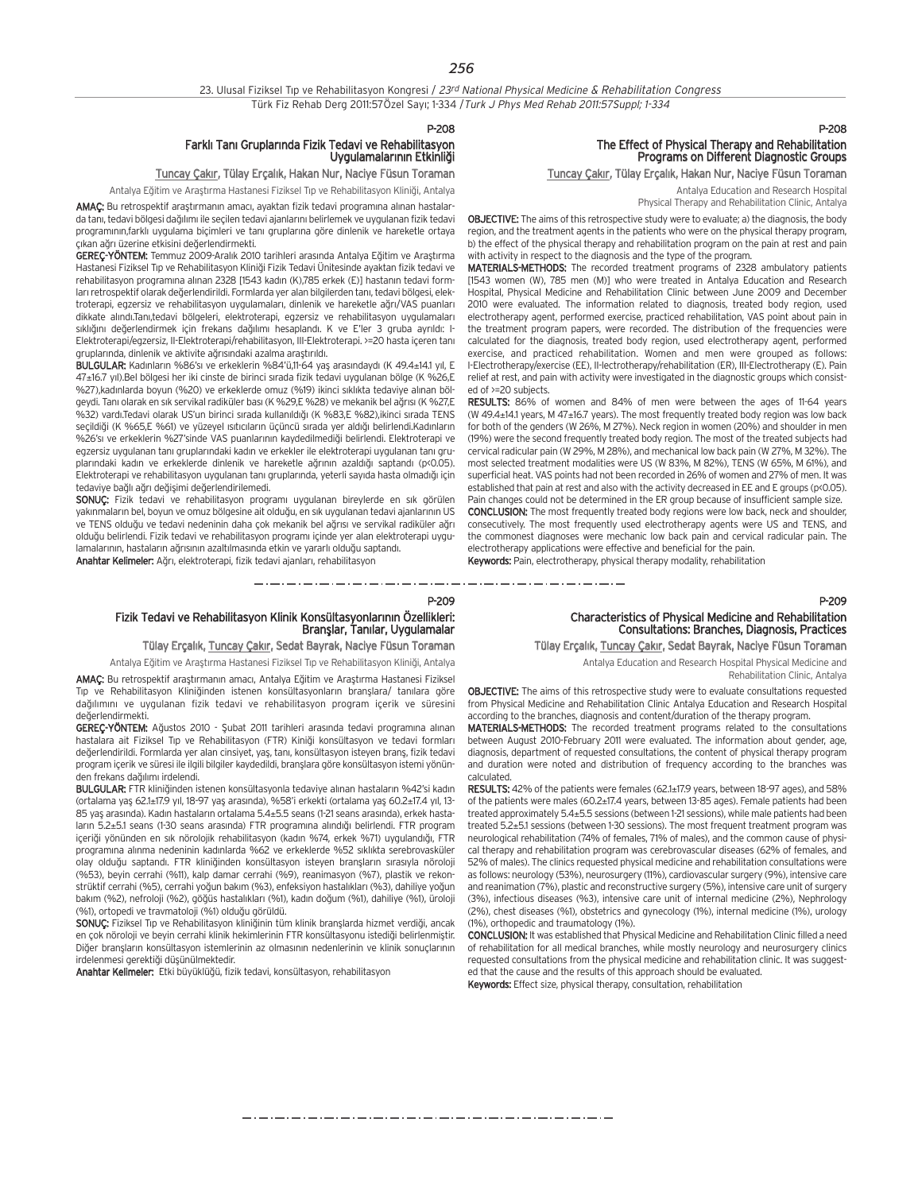P-208

## Farklı Tanı Gruplarında Fizik Tedavi ve Rehabilitasyon Uygulamalarının Etkinliği

Tuncay Çakır, Tülay Erçalık, Hakan Nur, Naciye Füsun Toraman

Antalya Eğitim ve Araştırma Hastanesi Fiziksel Tıp ve Rehabilitasyon Kliniği, Antalya

**AMAÇ:** Bu retrospektif araştırmanın amacı, ayaktan fizik tedavi programına alınan hastalarda tanı, tedavi bölgesi dağılımı ile seçilen tedavi ajanlarını belirlemek ve uygulanan fizik tedavi programının,farklı uygulama biçimleri ve tanı gruplarına göre dinlenik ve hareketle ortaya çıkan ağrı üzerine etkisini değerlendirmekti.

**GEREÇ-YÖNTEM:** Temmuz 2009-Aralık 2010 tarihleri arasında Antalya Eğitim ve Araştırma Hastanesi Fiziksel Tıp ve Rehabilitasyon Kliniği Fizik Tedavi Ünitesinde ayaktan fizik tedavi ve rehabilitasyon programına alınan 2328 [1543 kadın (K),785 erkek (E)] hastanın tedavi formları retrospektif olarak değerlendirildi. Formlarda yer alan bilgilerden tanı, tedavi bölgesi, elektroterapi, egzersiz ve rehabilitasyon uygulamaları, dinlenik ve hareketle ağrı/VAS puanları dikkate alındı.Tanı,tedavi bölgeleri, elektroterapi, egzersiz ve rehabilitasyon uygulamaları sıklığını değerlendirmek için frekans dağılımı hesaplandı. K ve E'ler 3 gruba ayrıldı: I-Elektroterapi/egzersiz, II-Elektroterapi/rehabilitasyon, III-Elektroterapi. >=20 hasta içeren tanı gruplarında, dinlenik ve aktivite ağrısındaki azalma araştırıldı.

**BULGULAR:** Kadınların %86'sı ve erkeklerin %84'ü,11-64 yaş arasındaydı (K 49.4±14.1 yıl, E 47±16.7 yıl).Bel bölgesi her iki cinste de birinci sırada fizik tedavi uygulanan bölge (K %26,E %27),kadınlarda boyun (%20) ve erkeklerde omuz (%19) ikinci sıklıkta tedaviye alınan bölgeydi. Tanı olarak en sık servikal radiküler bası (K %29,E %28) ve mekanik bel ağrısı (K %27,E %32) vardı.Tedavi olarak US'un birinci sırada kullanıldığı (K %83,E %82),ikinci sırada TENS seçildiği (K %65,E %61) ve yüzeyel ısıtıcıların üçüncü sırada yer aldığı belirlendi.Kadınların %26'sı ve erkeklerin %27'sinde VAS puanlarının kaydedilmediği belirlendi. Elektroterapi ve egzersiz uygulanan tanı gruplarındaki kadın ve erkekler ile elektroterapi uygulanan tanı gruplarındaki kadın ve erkeklerde dinlenik ve hareketle ağrının azaldığı saptandı ($p<0.05$). Elektroterapi ve rehabilitasyon uygulanan tanı gruplarında, yeterli sayıda hasta olmadığı için tedaviye bağlı ağrı değişimi değerlendirilemedi.

**SONUÇ:** Fizik tedavi ve rehabilitasyon programı uygulanan bireylerde en sık görülen yakınmaların bel, boyun ve omuz bölgesine ait olduğu, en sık uygulanan tedavi ajanlarının US ve TENS olduğu ve tedavi nedeninin daha çok mekanik bel ağrısı ve servikal radiküler ağrı olduğu belirlendi. Fizik tedavi ve rehabilitasyon programı içinde yer alan elektroterapi uygulamalarının, hastaların ağrısının azaltılmasında etkin ve yararlı olduğu saptandı.

**Anahtar Kelimeler:** Ağrı, elektroterapi, fizik tedavi ajanları, rehabilitasyon

P-208

## The Effect of Physical Therapy and Rehabilitation Programs on Different Diagnostic Groups

Tuncay Çakır, Tülay Erçalık, Hakan Nur, Naciye Füsun Toraman

Antalya Education and Research Hospital Physical Therapy and Rehabilitation Clinic, Antalya

**OBJECTIVE:** The aims of this retrospective study were to evaluate; a) the diagnosis, the body region, and the treatment agents in the patients who were on the physical therapy program, b) the effect of the physical therapy and rehabilitation program on the pain at rest and pain with activity in respect to the diagnosis and the type of the program.

**MATERIALS-METHODS:** The recorded treatment programs of 2328 ambulatory patients [1543 women (W), 785 men (M)] who were treated in Antalya Education and Research Hospital, Physical Medicine and Rehabilitation Clinic between June 2009 and December 2010 were evaluated. The information related to diagnosis, treated body region, used electrotherapy agent, performed exercise, practiced rehabilitation, VAS point about pain in the treatment program papers, were recorded. The distribution of the frequencies were calculated for the diagnosis, treated body region, used electrotherapy agent, performed exercise, and practiced rehabilitation. Women and men were grouped as follows: I-Electrotherapy/exercise (EE), II-lectrotherapy/rehabilitation (ER), III-Electrotherapy (E). Pain relief at rest, and pain with activity were investigated in the diagnostic groups which consisted of >=20 subjects.

**RESULTS:** 86% of women and 84% of men were between the ages of 11-64 years (W 49.4±14.1 years, M 47±16.7 years). The most frequently treated body region was low back for both of the genders (W 26%, M 27%). Neck region in women (20%) and shoulder in men (19%) were the second frequently treated body region. The most of the treated subjects had cervical radicular pain (W 29%, M 28%), and mechanical low back pain (W 27%, M 32%). The most selected treatment modalities were US (W 83%, M 82%), TENS (W 65%, M 61%), and superficial heat. VAS points had not been recorded in 26% of women and 27% of men. It was established that pain at rest and also with the activity decreased in EE and E groups ($p<0.05$). Pain changes could not be determined in the ER group because of insufficient sample size.

**CONCLUSION:** The most frequently treated body regions were low back, neck and shoulder, consecutively. The most frequently used electrotherapy agents were US and TENS, and the commonest diagnoses were mechanic low back pain and cervical radicular pain. The electrotherapy applications were effective and beneficial for the pain.

**Keywords:** Pain, electrotherapy, physical therapy modality, rehabilitation

P-209

## Fizik Tedavi ve Rehabilitasyon Klinik Konsültasyonlarının Özellikleri: Branşlar, Tanılar, Uygulamalar

Tülay Erçalık, Tuncay Çakır, Sedat Bayrak, Naciye Füsun Toraman

Antalya Eğitim ve Araştırma Hastanesi Fiziksel Tıp ve Rehabilitasyon Kliniği, Antalya

**AMAÇ:** Bu retrospektif araştırmanın amacı, Antalya Eğitim ve Araştırma Hastanesi Fiziksel Tıp ve Rehabilitasyon Kliniğinden istenen konsültasyonların branşlara/ tanılara göre dağılımını ve uygulanan fizik tedavi ve rehabilitasyon program içerik ve süresini değerlendirmekti.

**GEREÇ-YÖNTEM:** Ağustos 2010 - Şubat 2011 tarihleri arasında tedavi programına alınan hastalara ait Fiziksel Tıp ve Rehabilitasyon (FTR) Kiniği konsültasyon ve tedavi formları değerlendirildi. Formlarda yer alan cinsiyet, yaş, tanı, konsültasyon isteyen branş, fizik tedavi program içerik ve süresi ile ilgili bilgiler kaydedildi, branşlara göre konsültasyon istemi yönünden frekans dağılımı irdelendi.

**BULGULAR:** FTR kliniğinden istenen konsültasyonla tedaviye alınan hastaların %42'si kadın (ortalama yaş 62.1±17.9 yıl, 18-97 yaş arasında), %58'i erkekti (ortalama yaş 60.2±17.4 yıl, 13-85 yaş arasında). Kadın hastaların ortalama 5.4±5.5 seans (1-21 seans arasında), erkek hastaların 5.2±5.1 seans (1-30 seans arasında) FTR programına alındığı belirlendi. FTR program içeriği yönünden en sık nörolojik rehabilitasyon (kadın %74, erkek %71) uygulandığı, FTR programına alınma nedeninin kadınlarda %62 ve erkeklerde %52 sıklıkta serebrovasküler olay olduğu saptandı. FTR kliniğinden konsültasyon isteyen branşların sırasıyla nöroloji (%53), beyin cerrahi (%11), kalp damar cerrahi (%9), reanimasyon (%7), plastik ve rekonstrüktif cerrahi (%5), cerrahi yoğun bakım (%3), enfeksiyon hastalıkları (%3), dahiliye yoğun bakım (%2), nefroloji (%2), göğüs hastalıkları (%1), kadın doğum (%1), dahiliye (%1), üroloji (%1), ortopedi ve travmatoloji (%1) olduğu görüldü.

**SONUÇ:** Fiziksel Tıp ve Rehabilitasyon kliniğinin tüm klinik branşlarda hizmet verdiği, ancak en çok nöroloji ve beyin cerrahi klinik hekimlerinin FTR konsültasyonu istediği belirlenmiştir. Diğer branşların konsültasyon istemlerinin az olmasının nedenlerinin ve klinik sonuçlarının irdelenmesi gerektiği düşünülmektedir.

**Anahtar Kelimeler:** Etki büyüklüğü, fizik tedavi, konsültasyon, rehabilitasyon

P-209

## Characteristics of Physical Medicine and Rehabilitation Consultations: Branches, Diagnosis, Practices

Tülay Erçalık, Tuncay Çakır, Sedat Bayrak, Naciye Füsun Toraman

Antalya Education and Research Hospital Physical Medicine and Rehabilitation Clinic, Antalya

**OBJECTIVE:** The aims of this retrospective study were to evaluate consultations requested from Physical Medicine and Rehabilitation Clinic Antalya Education and Research Hospital according to the branches, diagnosis and content/duration of the therapy program.

**MATERIALS-METHODS:** The recorded treatment programs related to the consultations between August 2010-February 2011 were evaluated. The information about gender, age, diagnosis, department of requested consultations, the content of physical therapy program and duration were noted and distribution of frequency according to the branches was calculated.

**RESULTS:** 42% of the patients were females (62.1±17.9 years, between 18-97 ages), and 58% of the patients were males (60.2±17.4 years, between 13-85 ages). Female patients had been treated approximately 5.4±5.5 sessions (between 1-21 sessions), while male patients had been treated 5.2±5.1 sessions (between 1-30 sessions). The most frequent treatment program was neurological rehabilitation (74% of females, 71% of males), and the common cause of physical therapy and rehabilitation program was cerebrovascular diseases (62% of females, and 52% of males). The clinics requested physical medicine and rehabilitation consultations were as follows: neurology (53%), neurosurgery (11%), cardiovascular surgery (9%), intensive care and reanimation (7%), plastic and reconstructive surgery (5%), intensive care unit of surgery (3%), infectious diseases (%3), intensive care unit of internal medicine (2%), Nephrology (2%), chest diseases (%1), obstetrics and gynecology (1%), internal medicine (1%), urology (1%), orthopedic and traumatology (1%).

**CONCLUSION:** It was established that Physical Medicine and Rehabilitation Clinic filled a need of rehabilitation for all medical branches, while mostly neurology and neurosurgery clinics requested consultations from the physical medicine and rehabilitation clinic. It was suggested that the cause and the results of this approach should be evaluated.

**Keywords:** Effect size, physical therapy, consultation, rehabilitation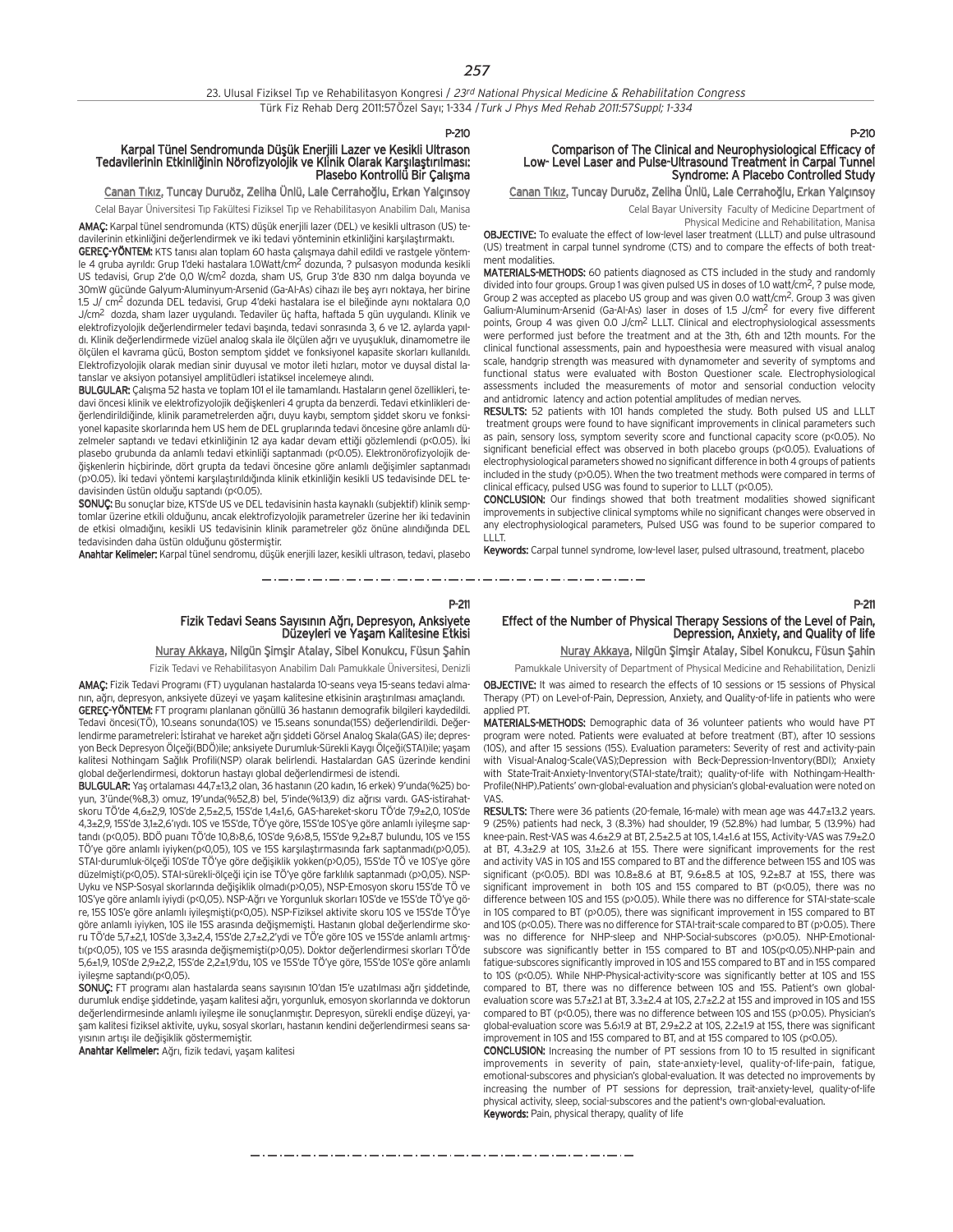P-210

## Karpal Tünel Sendromunda Düşük Enerjili Lazer ve Kesikli Ultrason Tedavilerinin Etkinliğinin Nörofizyolojik ve Klinik Olarak Karşılaştırılması: Plasebo Kontrollü Bir Çalışma

Canan Tıkız, Tuncay Duruöz, Zeliha Ünlü, Lale Cerrahoğlu, Erkan Yalçınsoy

Celal Bayar Üniversitesi Tıp Fakültesi Fiziksel Tıp ve Rehabilitasyon Anabilim Dalı, Manisa

**AMAÇ:** Karpal tünel sendromunda (KTS) düşük enerjili lazer (DEL) ve kesikli ultrason (US) tedavilerinin etkinliğini değerlendirmek ve iki tedavi yönteminin etkinliğini karşılaştırmaktı.

**GEREÇ-YÖNTEM:** KTS tanısı alan toplam 60 hasta çalışmaya dahil edildi ve rastgele yöntemle 4 gruba ayrıldı: Grup 1'deki hastalara 1.0Watt/cm$^2$ dozunda, ? pulsasyon modunda kesikli US tedavisi, Grup 2'de 0,0 W/cm$^2$ dozda, sham US, Grup 3'de 830 nm dalga boyunda ve 30mW gücünde Galyum-Aluminyum-Arsenid (Ga-Al-As) cihazı ile beş ayrı noktaya, her birine 1.5 J/ cm$^2$ dozunda DEL tedavisi, Grup 4'deki hastalara ise el bileğinde aynı noktalara 0,0 J/cm$^2$ dozda, sham lazer uygulandı. Tedaviler üç hafta, haftada 5 gün uygulandı. Klinik ve elektrofizyolojik değerlendirmeler tedavi başında, tedavi sonrasında 3, 6 ve 12. aylarda yapıldı. Klinik değerlendirmede vizüel analog skala ile ölçülen ağrı ve uyuşukluk, dinamometre ile ölçülen el kavrama gücü, Boston semptom şiddet ve fonksiyonel kapasite skorları kullanıldı. Elektrofizyolojik olarak median sinir duyusal ve motor ileti hızları, motor ve duysal distal latanslar ve aksiyon potansiyel amplitüdleri istatiksel incelemeye alındı.

**BULGULAR:** Çalışma 52 hasta ve toplam 101 el ile tamamlandı. Hastaların genel özellikleri, tedavi öncesi klinik ve elektrofizyolojik değişkenleri 4 grupta da benzerdi. Tedavi etkinlikleri değerlendirildiğinde, klinik parametrelerden ağrı, duyu kaybı, semptom şiddet skoru ve fonksiyonel kapasite skorlarında hem US hem de DEL gruplarında tedavi öncesine göre anlamlı düzelmeler saptandı ve tedavi etkinliğinin 12 aya kadar devam ettiği gözlemlendi (p<0.05). İki plasebo grubunda da anlamlı tedavi etkinliği saptanmadı (p<0.05). Elektronörofizyolojik değişkenlerin hiçbirinde, dört grupta da tedavi öncesine göre anlamlı değişimler saptanmadı (p>0.05). İki tedavi yöntemi karşılaştırıldığında klinik etkinliğin kesikli US tedavisinde DEL tedavisinden üstün olduğu saptandı (p<0.05).

**SONUÇ:** Bu sonuçlar bize, KTS'de US ve DEL tedavisinin hasta kaynaklı (subjektif) klinik semptomlar üzerine etkili olduğunu, ancak elektrofizyolojik parametreler üzerine her iki tedavinin de etkisi olmadığını, kesikli US tedavisinin klinik parametreler göz önüne alındığında DEL tedavisinden daha üstün olduğunu göstermiştir.

**Anahtar Kelimeler:** Karpal tünel sendromu, düşük enerjili lazer, kesikli ultrason, tedavi, plasebo

P-210

## Comparison of The Clinical and Neurophysiological Efficacy of Low- Level Laser and Pulse-Ultrasound Treatment in Carpal Tunnel Syndrome: A Placebo Controlled Study

Canan Tıkız, Tuncay Duruöz, Zeliha Ünlü, Lale Cerrahoğlu, Erkan Yalçınsoy

Celal Bayar University Faculty of Medicine Department of Physical Medicine and Rehabilitation, Manisa

**OBJECTIVE:** To evaluate the effect of low-level laser treatment (LLLT) and pulse ultrasound (US) treatment in carpal tunnel syndrome (CTS) and to compare the effects of both treatment modalities.

**MATERIALS-METHODS:** 60 patients diagnosed as CTS included in the study and randomly divided into four groups. Group 1 was given pulsed US in doses of 1.0 watt/cm$^2$, ? pulse mode, Group 2 was accepted as placebo US group and was given 0.0 watt/cm$^2$. Group 3 was given Galium-Aluminum-Arsenid (Ga-Al-As) laser in doses of 1.5 J/cm$^2$ for every five different points, Group 4 was given 0.0 J/cm$^2$ LLLT. Clinical and electrophysiological assessments were performed just before the treatment and at the 3th, 6th and 12th mounts. For the clinical functional assessments, pain and hypoesthesia were measured with visual analog scale, handgrip strength was measured with dynamometer and severity of symptoms and functional status were evaluated with Boston Questioner scale. Electrophysiological assessments included the measurements of motor and sensorial conduction velocity and antidromic latency and action potential amplitudes of median nerves.

**RESULTS:** 52 patients with 101 hands completed the study. Both pulsed US and LLLT treatment groups were found to have significant improvements in clinical parameters such as pain, sensory loss, symptom severity score and functional capacity score (p<0.05). No significant beneficial effect was observed in both placebo groups (p<0.05). Evaluations of electrophysiological parameters showed no significant difference in both 4 groups of patients included in the study (p>0.05). When the two treatment methods were compared in terms of clinical efficacy, pulsed USG was found to superior to LLLT (p<0.05).

**CONCLUSION:** Our findings showed that both treatment modalities showed significant improvements in subjective clinical symptoms while no significant changes were observed in any electrophysiological parameters, Pulsed USG was found to be superior compared to LLLT.

**Keywords:** Carpal tunnel syndrome, low-level laser, pulsed ultrasound, treatment, placebo

P-211

## Fizik Tedavi Seans Sayısının Ağrı, Depresyon, Anksiyete Düzeyleri ve Yaşam Kalitesine Etkisi

Nuray Akkaya, Nilgün Şimşir Atalay, Sibel Konukcu, Füsun Şahin

Fizik Tedavi ve Rehabilitasyon Anabilim Dalı Pamukkale Üniversitesi, Denizli

**AMAÇ:** Fizik Tedavi Programı (FT) uygulanan hastalarda 10-seans veya 15-seans tedavi almanın, ağrı, depresyon, anksiyete düzeyi ve yaşam kalitesine etkisinin araştırılması amaçlandı.

**GEREÇ-YÖNTEM:** FT programı planlanan gönüllü 36 hastanın demografik bilgileri kaydedildi. Tedavi öncesi(TÖ), 10.seans sonunda(10S) ve 15.seans sonunda(15S) değerlendirildi. Değerlendirme parametreleri: İstirahat ve hareket ağrı şiddeti Görsel Analog Skala(GAS) ile; depresyon Beck Depresyon Ölçeği(BDÖ)ile; anksiyete Durumluk-Sürekli Kaygı Ölçeği(STAI)ile; yaşam kalitesi Nothingam Sağlık Profili(NSP) olarak belirlendi. Hastalardan GAS üzerinde kendini global değerlendirmesi, doktorun hastayı global değerlendirmesi de istendi.

**BULGULAR:** Yaş ortalaması 44,7±13,2 olan, 36 hastanın (20 kadın, 16 erkek) 9'unda(%25) boyun, 3'ünde(%8,3) omuz, 19'unda(%52,8) bel, 5'inde(%13,9) diz ağrısı vardı. GAS-istirahat-skoru TÖ'de 4,6±2,9, 10S'de 2,5±2,5, 15S'de 1,4±1,6, GAS-hareket-skoru TÖ'de 7,9±2,0, 10S'de 4,3±2,9, 15S'de 3,1±2,6'ıydı. 10S ve 15S'de, TÖ'ye göre, 15S'de 10S'ye göre anlamlı iyileşme saptandı (p<0,05). BDÖ puanı TÖ'de 10,8›8,6, 10S'de 9,6›8,5, 15S'de 9,2±8,7 bulundu, 10S ve 15S TÖ'ye göre anlamlı iyiyken(p<0,05), 10S ve 15S karşılaştırmasında fark saptanmadı(p>0,05). STAI-durumluk-ölçeği 10S'de TÖ'ye göre değişiklik yokken(p>0,05), 15S'de TÖ ve 10S'ye göre düzelmişti(p<0,05). STAI-sürekli-ölçeği için ise TÖ'ye göre farklılık saptanmadı (p>0,05). NSP-Uyku ve NSP-Sosyal skorlarında değişiklik olmadı(p>0,05), NSP-Emosyon skoru 15S'de TÖ ve 10S'ye göre anlamlı iyiydi (p<0,05). NSP-Ağrı ve Yorgunluk skorları 10S'de ve 15S'de TÖ'ye göre, 15S 10S'e göre anlamlı iyileşmişti(p<0,05). NSP-Fiziksel aktivite skoru 10S ve 15S'de TÖ'ye göre anlamlı iyiyken, 10S ile 15S arasında değişmemişti. Hastanın global değerlendirme skoru TÖ'de 5,7±2,1, 10S'de 3,3±2,4, 15S'de 2,7±2,2'ydi ve TÖ'e göre 10S ve 15S'de anlamlı artmıştı(p<0,05), 10S ve 15S arasında değişmemişti(p>0,05). Doktor değerlendirmesi skorları TÖ'de 5,6±1,9, 10S'de 2,9±2,2, 15S'de 2,2±1,9'du, 10S ve 15S'de TÖ'ye göre, 15S'de 10S'e göre anlamlı iyileşme saptandı(p<0,05).

**SONUÇ:** FT programı alan hastalarda seans sayısının 10'dan 15'e uzatılması ağrı şiddetinde, durumluk endişe şiddetinde, yaşam kalitesi ağrı, yorgunluk, emosyon skorlarında ve doktorun değerlendirmesinde anlamlı iyileşme ile sonuçlanmıştır. Depresyon, sürekli endişe düzeyi, yaşam kalitesi fiziksel aktivite, uyku, sosyal skorları, hastanın kendini değerlendirmesi seans sayısının artışı ile değişiklik göstermemiştir.

**Anahtar Kelimeler:** Ağrı, fizik tedavi, yaşam kalitesi

P-211

## Effect of the Number of Physical Therapy Sessions of the Level of Pain, Depression, Anxiety, and Quality of life

Nuray Akkaya, Nilgün Şimşir Atalay, Sibel Konukcu, Füsun Şahin

Pamukkale University of Department of Physical Medicine and Rehabilitation, Denizli

**OBJECTIVE:** It was aimed to research the effects of 10 sessions or 15 sessions of Physical Therapy (PT) on Level-of-Pain, Depression, Anxiety, and Quality-of-life in patients who were applied PT.

**MATERIALS-METHODS:** Demographic data of 36 volunteer patients who would have PT program were noted. Patients were evaluated at before treatment (BT), after 10 sessions (10S), and after 15 sessions (15S). Evaluation parameters: Severity of rest and activity-pain with Visual-Analog-Scale(VAS);Depression with Beck-Depression-Inventory(BDI); Anxiety with State-Trait-Anxiety-Inventory(STAI-state/trait); quality-of-life with Nothingam-Health-Profile(NHP).Patients' own-global-evaluation and physician's global-evaluation were noted on VAS.

**RESULTS:** There were 36 patients (20-female, 16-male) with mean age was 44.7±13.2 years. 9 (25%) patients had neck, 3 (8.3%) had shoulder, 19 (52.8%) had lumbar, 5 (13.9%) had knee-pain. Rest-VAS was 4.6±2.9 at BT, 2.5±2.5 at 10S, 1.4±1.6 at 15S, Activity-VAS was 7.9±2.0 at BT, 4.3±2.9 at 10S, 3.1±2.6 at 15S. There were significant improvements for the rest and activity VAS in 10S and 15S compared to BT and the difference between 15S and 10S was significant (p<0.05). BDI was 10.8±8.6 at BT, 9.6±8.5 at 10S, 9.2±8.7 at 15S, there was significant improvement in both 10S and 15S compared to BT (p<0.05), there was no difference between 10S and 15S (p>0.05). While there was no difference for STAI-state-scale in 10S compared to BT (p>0.05), there was significant improvement in 15S compared to BT and 10S (p<0.05). There was no difference for STAI-trait-scale compared to BT (p>0.05). There was no difference for NHP-sleep and NHP-Social-subscores (p>0.05). NHP-Emotional-subscore was significantly better in 15S compared to BT and 10S(p<0.05).NHP-pain and fatigue-subscores significantly improved in 10S and 15S compared to BT and in 15S compared to 10S (p<0.05). While NHP-Physical-activity-score was significantly better at 10S and 15S compared to BT, there was no difference between 10S and 15S. Patient's own global-evaluation score was 5.7±2.1 at BT, 3.3±2.4 at 10S, 2.7±2.2 at 15S and improved in 10S and 15S compared to BT (p<0.05), there was no difference between 10S and 15S (p>0.05). Physician's global-evaluation score was 5.6›1.9 at BT, 2.9±2.2 at 10S, 2.2±1.9 at 15S, there was significant improvement in 10S and 15S compared to BT, and at 15S compared to 10S (p<0.05).

**CONCLUSION:** Increasing the number of PT sessions from 10 to 15 resulted in significant improvements in severity of pain, state-anxiety-level, quality-of-life-pain, fatigue, emotional-subscores and physician's global-evaluation. It was detected no improvements by increasing the number of PT sessions for depression, trait-anxiety-level, quality-of-life physical activity, sleep, social-subscores and the patient's own-global-evaluation.

**Keywords:** Pain, physical therapy, quality of life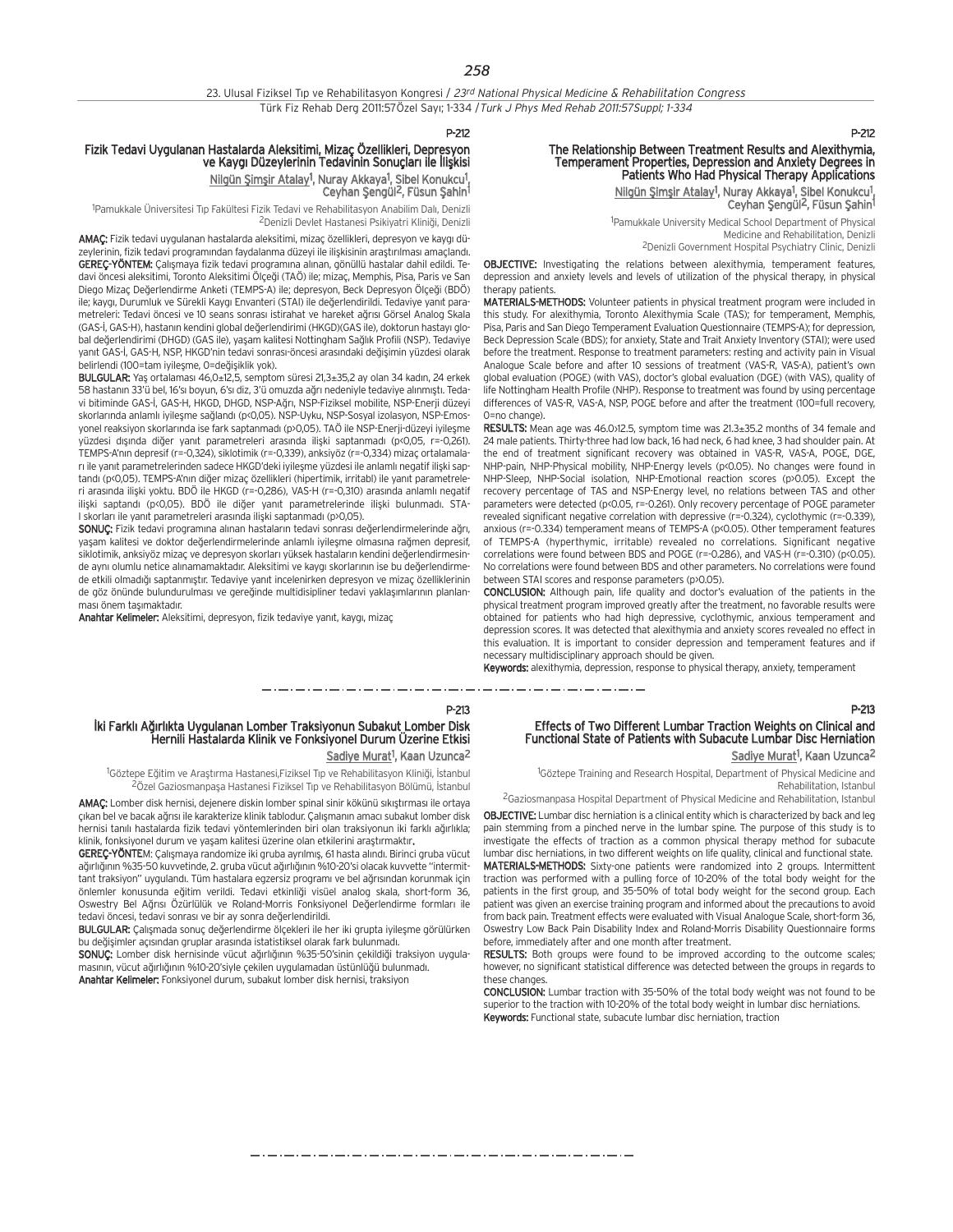P-212

## Fizik Tedavi Uygulanan Hastalarda Aleksitimi, Mizaç Özellikleri, Depresyon ve Kaygı Düzeylerinin Tedavinin Sonuçları ile İlişkisi

Nilgün Şimşir Atalay[1], Nuray Akkaya[1], Sibel Konukcu[1], Ceyhan Şengül[2], Füsun Şahin[1]

[1]Pamukkale Üniversitesi Tıp Fakültesi Fizik Tedavi ve Rehabilitasyon Anabilim Dalı, Denizli
[2]Denizli Devlet Hastanesi Psikiyatri Kliniği, Denizli

**AMAÇ:** Fizik tedavi uygulanan hastalarda aleksitimi, mizaç özellikleri, depresyon ve kaygı düzeylerinin, fizik tedavi programından faydalanma düzeyi ile ilişkisinin araştırılması amaçlandı.

**GEREÇ-YÖNTEM:** Çalışmaya fizik tedavi programına alınan, gönüllü hastalar dahil edildi. Tedavi öncesi aleksitimi, Toronto Aleksitimi Ölçeği (TAÖ) ile; mizaç, Memphis, Pisa, Paris ve San Diego Mizaç Değerlendirme Anketi (TEMPS-A) ile; depresyon, Beck Depresyon Ölçeği (BDÖ) ile; kaygı, Durumluk ve Sürekli Kaygı Envanteri (STAI) ile değerlendirildi. Tedaviye yanıt parametreleri: Tedavi öncesi ve 10 seans sonrası istirahat ve hareket ağrısı Görsel Analog Skala (GAS-İ, GAS-H), hastanın kendini global değerlendirimi (HKGD)(GAS ile), doktorun hastayı global değerlendirimi (DHGD) (GAS ile), yaşam kalitesi Nottingham Sağlık Profili (NSP). Tedaviye yanıt GAS-İ, GAS-H, NSP, HKGD'nin tedavi sonrası-öncesi arasındaki değişimin yüzdesi olarak belirlendi (100=tam iyileşme, 0=değişiklik yok).

**BULGULAR:** Yaş ortalaması 46,0±12,5, semptom süresi 21,3±35,2 ay olan 34 kadın, 24 erkek 58 hastanın 33'ü bel, 16'sı boyun, 6'sı diz, 3'ü omuzda ağrı nedeniyle tedaviye alınmıştı. Tedavi bitiminde GAS-İ, GAS-H, HKGD, DHGD, NSP-Ağrı, NSP-Fiziksel mobilite, NSP-Enerji düzeyi skorlarında anlamlı iyileşme sağlandı ($p<0,05$). NSP-Uyku, NSP-Sosyal izolasyon, NSP-Emosyonel reaksiyon skorlarında ise fark saptanmadı ($p>0,05$). TAÖ ile NSP-Enerji-düzeyi iyileşme yüzdesi dışında diğer yanıt parametreleri arasında ilişki saptanmadı ($p<0,05$, $r=-0,261$). TEMPS-A'nın depresif ($r=-0,324$), siklotimik ($r=-0,339$), anksiyöz ($r=-0,334$) mizaç ortalamaları ile yanıt parametrelerinden sadece HKGD'deki iyileşme yüzdesi ile anlamlı negatif ilişki saptandı ($p<0,05$). TEMPS-A'nın diğer mizaç özellikleri (hipertimik, irritabl) ile yanıt parametreleri arasında ilişki yoktu. BDÖ ile HKGD ($r=-0,286$), VAS-H ($r=-0,310$) arasında anlamlı negatif ilişki saptandı ($p<0,05$). BDÖ ile diğer yanıt parametrelerinde ilişki bulunmadı. STAI skorları ile yanıt parametreleri arasında ilişki saptanmadı ($p>0,05$).

**SONUÇ:** Fizik tedavi programına alınan hastaların tedavi sonrası değerlendirmelerinde ağrı, yaşam kalitesi ve doktor değerlendirmelerinde anlamlı iyileşme olmasına rağmen depresif, siklotimik, anksiyöz mizaç ve depresyon skorları yüksek hastaların kendini değerlendirmesinde aynı olumlu netice alınamamaktadır. Aleksitimi ve kaygı skorlarının ise bu değerlendirmede etkili olmadığı saptanmıştır. Tedaviye yanıt incelenirken depresyon ve mizaç özelliklerinin de göz önünde bulundurulması ve gereğinde multidisipliner tedavi yaklaşımlarının planlanması önem taşımaktadır.

**Anahtar Kelimeler:** Aleksitimi, depresyon, fizik tedaviye yanıt, kaygı, mizaç

P-212

## The Relationship Between Treatment Results and Alexithymia, Temperament Properties, Depression and Anxiety Degrees in Patients Who Had Physical Therapy Applications

Nilgün Şimşir Atalay[1], Nuray Akkaya[1], Sibel Konukcu[1], Ceyhan Şengül[2], Füsun Şahin[1]

[1]Pamukkale University Medical School Department of Physical Medicine and Rehabilitation, Denizli
[2]Denizli Government Hospital Psychiatry Clinic, Denizli

**OBJECTIVE:** Investigating the relations between alexithymia, temperament features, depression and anxiety levels and levels of utilization of the physical therapy, in physical therapy patients.

**MATERIALS-METHODS:** Volunteer patients in physical treatment program were included in this study. For alexithymia, Toronto Alexithymia Scale (TAS); for temperament, Memphis, Pisa, Paris and San Diego Temperament Evaluation Questionnaire (TEMPS-A); for depression, Beck Depression Scale (BDS); for anxiety, State and Trait Anxiety Inventory (STAI); were used before the treatment. Response to treatment parameters: resting and activity pain in Visual Analogue Scale before and after 10 sessions of treatment (VAS-R, VAS-A), patient's own global evaluation (POGE) (with VAS), doctor's global evaluation (DGE) (with VAS), quality of life Nottingham Health Profile (NHP). Response to treatment was found by using percentage differences of VAS-R, VAS-A, NSP, POGE before and after the treatment (100=full recovery, 0=no change).

**RESULTS:** Mean age was 46.0±12.5, symptom time was 21.3±35.2 months of 34 female and 24 male patients. Thirty-three had low back, 16 had neck, 6 had knee, 3 had shoulder pain. At the end of treatment significant recovery was obtained in VAS-R, VAS-A, POGE, DGE, NHP-pain, NHP-Physical mobility, NHP-Energy levels ($p<0.05$). No changes were found in NHP-Sleep, NHP-Social isolation, NHP-Emotional reaction scores ($p>0.05$). Except the recovery percentage of TAS and NSP-Energy level, no relations between TAS and other parameters were detected ($p<0.05$, $r=-0.261$). Only recovery percentage of POGE parameter revealed significant negative correlation with depressive ($r=-0.324$), cyclothymic ($r=-0.339$), anxious ($r=-0.334$) temperament means of TEMPS-A ($p<0.05$). Other temperament features of TEMPS-A (hyperthymic, irritable) revealed no correlations. Significant negative correlations were found between BDS and POGE ($r=-0.286$), and VAS-H ($r=-0.310$) ($p<0.05$). No correlations were found between BDS and other parameters. No correlations were found between STAI scores and response parameters ($p>0.05$).

**CONCLUSION:** Although pain, life quality and doctor's evaluation of the patients in the physical treatment program improved greatly after the treatment, no favorable results were obtained for patients who had high depressive, cyclothymic, anxious temperament and depression scores. It was detected that alexithymia and anxiety scores revealed no effect in this evaluation. It is important to consider depression and temperament features and if necessary multidisciplinary approach should be given.

**Keywords:** alexithymia, depression, response to physical therapy, anxiety, temperament

P-213

## İki Farklı Ağırlıkta Uygulanan Lomber Traksiyonun Subakut Lomber Disk Hernili Hastalarda Klinik ve Fonksiyonel Durum Üzerine Etkisi

Sadiye Murat[1], Kaan Uzunca[2]

[1]Göztepe Eğitim ve Araştırma Hastanesi,Fiziksel Tıp ve Rehabilitasyon Kliniği, İstanbul
[2]Özel Gaziosmanpaşa Hastanesi Fiziksel Tıp ve Rehabilitasyon Bölümü, İstanbul

**AMAÇ:** Lomber disk hernisi, dejenere diskin lomber spinal sinir kökünü sıkıştırması ile ortaya çıkan bel ve bacak ağrısı ile karakterize klinik tablodur. Çalışmanın amacı subakut lomber disk hernisi tanılı hastalarda fizik tedavi yöntemlerinden biri olan traksiyonun iki farklı ağırlıkla; klinik, fonksiyonel durum ve yaşam kalitesi üzerine olan etkilerini araştırmaktır.

**GEREÇ-YÖNTEM:** Çalışmaya randomize iki gruba ayrılmış, 61 hasta alındı. Birinci gruba vücut ağırlığının %35-50 kuvvetinde, 2. gruba vücut ağırlığının %10-20'si olacak kuvvette "intermittant traksiyon" uygulandı. Tüm hastalara egzersiz programı ve bel ağrısından korunmak için önlemler konusunda eğitim verildi. Tedavi etkinliği visüel analog skala, short-form 36, Oswestry Bel Ağrısı Özürlülük ve Roland-Morris Fonksiyonel Değerlendirme formları ile tedavi öncesi, tedavi sonrası ve bir ay sonra değerlendirildi.

**BULGULAR:** Çalışmada sonuç değerlendirme ölçekleri ile her iki grupta iyileşme görülürken bu değişimler açısından gruplar arasında istatistiksel olarak fark bulunmadı.

**SONUÇ:** Lomber disk hernisinde vücut ağırlığının %35-50'sinin çekildiği traksiyon uygulamasının, vücut ağırlığının %10-20'siyle çekilen uygulamadan üstünlüğü bulunmadı.

**Anahtar Kelimeler:** Fonksiyonel durum, subakut lomber disk hernisi, traksiyon

P-213

## Effects of Two Different Lumbar Traction Weights on Clinical and Functional State of Patients with Subacute Lumbar Disc Herniation

Sadiye Murat[1], Kaan Uzunca[2]

[1]Göztepe Training and Research Hospital, Department of Physical Medicine and Rehabilitation, Istanbul
[2]Gaziosmanpasa Hospital Department of Physical Medicine and Rehabilitation, Istanbul

**OBJECTIVE:** Lumbar disc herniation is a clinical entity which is characterized by back and leg pain stemming from a pinched nerve in the lumbar spine. The purpose of this study is to investigate the effects of traction as a common physical therapy method for subacute lumbar disc herniations, in two different weights on life quality, clinical and functional state.

**MATERIALS-METHODS:** Sixty-one patients were randomized into 2 groups. Intermittent traction was performed with a pulling force of 10-20% of the total body weight for the patients in the first group, and 35-50% of total body weight for the second group. Each patient was given an exercise training program and informed about the precautions to avoid from back pain. Treatment effects were evaluated with Visual Analogue Scale, short-form 36, Oswestry Low Back Pain Disability Index and Roland-Morris Disability Questionnaire forms before, immediately after and one month after treatment.

**RESULTS:** Both groups were found to be improved according to the outcome scales; however, no significant statistical difference was detected between the groups in regards to these changes.

**CONCLUSION:** Lumbar traction with 35-50% of the total body weight was not found to be superior to the traction with 10-20% of the total body weight in lumbar disc herniations.

**Keywords:** Functional state, subacute lumbar disc herniation, traction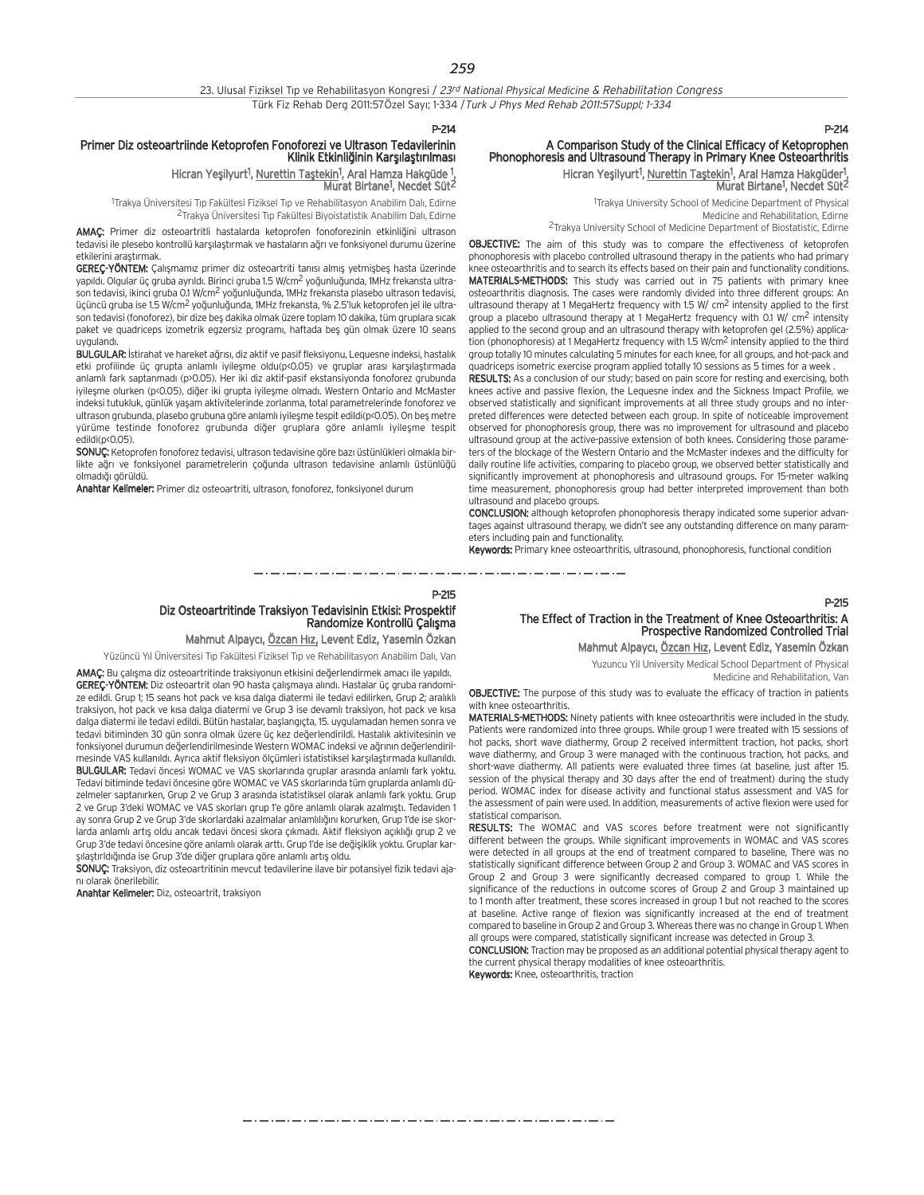### P-214

## Primer Diz osteoartriinde Ketoprofen Fonoforezi ve Ultrason Tedavilerinin Klinik Etkinliğinin Karşılaştırılması

Hicran Yeşilyurt[1], Nurettin Taştekin[1], Aral Hamza Hakgüde [1], Murat Birtane[1], Necdet Süt[2]

[1]Trakya Üniversitesi Tıp Fakültesi Fiziksel Tıp ve Rehabilitasyon Anabilim Dalı, Edirne
[2]Trakya Üniversitesi Tıp Fakültesi Biyoistatistik Anabilim Dalı, Edirne

**AMAÇ:** Primer diz osteoartritli hastalarda ketoprofen fonoforezinin etkinliğini ultrason tedavisi ile plesebo kontrollü karşılaştırmak ve hastaların ağrı ve fonksiyonel durumu üzerine etkilerini araştırmak.

**GEREÇ-YÖNTEM:** Çalışmamız primer diz osteoartriti tanısı almış yetmişbeş hasta üzerinde yapıldı. Olgular üç gruba ayrıldı. Birinci gruba 1.5 W/cm$^2$ yoğunluğunda, 1MHz frekansta ultrason tedavisi, ikinci gruba 0.1 W/cm$^2$ yoğunluğunda, 1MHz frekansta plasebo ultrason tedavisi, üçüncü gruba ise 1.5 W/cm$^2$ yoğunluğunda, 1MHz frekansta, % 2.5'luk ketoprofen jel ile ultrason tedavisi (fonoforez), bir dize beş dakika olmak üzere toplam 10 dakika, tüm gruplara sıcak paket ve quadriceps izometrik egzersiz programı, haftada beş gün olmak üzere 10 seans uygulandı.

**BULGULAR:** İstirahat ve hareket ağrısı, diz aktif ve pasif fleksiyonu, Lequesne indeksi, hastalık etki profilinde üç grupta anlamlı iyileşme oldu(p<0.05) ve gruplar arası karşılaştırmada anlamlı fark saptanmadı (p>0.05). Her iki diz aktif-pasif ekstansiyonda fonoforez grubunda iyileşme olurken (p<0.05), diğer iki grupta iyileşme olmadı. Western Ontario and McMaster indeksi tutukluk, günlük yaşam aktivitelerinde zorlanma, total parametrelerinde fonoforez ve ultrason grubunda, plasebo grubuna göre anlamlı iyileşme tespit edildi(p<0.05). On beş metre yürüme testinde fonoforez grubunda diğer gruplara göre anlamlı iyileşme tespit edildi(p<0.05).

**SONUÇ:** Ketoprofen fonoforez tedavisi, ultrason tedavisine göre bazı üstünlükleri olmakla birlikte ağrı ve fonksiyonel parametrelerin çoğunda ultrason tedavisine anlamlı üstünlüğü olmadığı görüldü.

**Anahtar Kelimeler:** Primer diz osteoartriti, ultrason, fonoforez, fonksiyonel durum

### P-214

## A Comparison Study of the Clinical Efficacy of Ketoprophen Phonophoresis and Ultrasound Therapy in Primary Knee Osteoarthritis

Hicran Yeşilyurt[1], Nurettin Taştekin[1], Aral Hamza Hakgüder[1], Murat Birtane[1], Necdet Süt[2]

[1]Trakya University School of Medicine Department of Physical Medicine and Rehabilitation, Edirne
[2]Trakya University School of Medicine Department of Biostatistic, Edirne

**OBJECTIVE:** The aim of this study was to compare the effectiveness of ketoprofen phonophoresis with placebo controlled ultrasound therapy in the patients who had primary knee osteoarthritis and to search its effects based on their pain and functionality conditions.

**MATERIALS-METHODS:** This study was carried out in 75 patients with primary knee osteoarthritis diagnosis. The cases were randomly divided into three different groups: An ultrasound therapy at 1 MegaHertz frequency with 1.5 W/ cm$^2$ intensity applied to the first group a placebo ultrasound therapy at 1 MegaHertz frequency with 0.1 W/ cm$^2$ intensity applied to the second group and an ultrasound therapy with ketoprofen gel (2.5%) application (phonophoresis) at 1 MegaHertz frequency with 1.5 W/cm$^2$ intensity applied to the third group totally 10 minutes calculating 5 minutes for each knee, for all groups, and hot-pack and quadriceps isometric exercise program applied totally 10 sessions as 5 times for a week .

**RESULTS:** As a conclusion of our study; based on pain score for resting and exercising, both knees active and passive flexion, the Lequesne index and the Sickness Impact Profile, we observed statistically and significant improvements at all three study groups and no interpreted differences were detected between each group. In spite of noticeable improvement observed for phonophoresis group, there was no improvement for ultrasound and placebo ultrasound group at the active-passive extension of both knees. Considering those parameters of the blockage of the Western Ontario and the McMaster indexes and the difficulty for daily routine life activities, comparing to placebo group, we observed better statistically and significantly improvement at phonophoresis and ultrasound groups. For 15-meter walking time measurement, phonophoresis group had better interpreted improvement than both ultrasound and placebo groups.

**CONCLUSION:** although ketoprofen phonophoresis therapy indicated some superior advantages against ultrasound therapy, we didn't see any outstanding difference on many parameters including pain and functionality.

**Keywords:** Primary knee osteoarthritis, ultrasound, phonophoresis, functional condition

### P-215

## Diz Osteoartritinde Traksiyon Tedavisinin Etkisi: Prospektif Randomize Kontrollü Çalışma

Mahmut Alpaycı, Özcan Hız, Levent Ediz, Yasemin Özkan

Yüzüncü Yıl Üniversitesi Tıp Fakültesi Fiziksel Tıp ve Rehabilitasyon Anabilim Dalı, Van

**AMAÇ:** Bu çalışma diz osteoartritinde traksiyonun etkisini değerlendirmek amacı ile yapıldı.

**GEREÇ-YÖNTEM:** Diz osteoartrit olan 90 hasta çalışmaya alındı. Hastalar üç gruba randomize edildi. Grup 1; 15 seans hot pack ve kısa dalga diatermi ile tedavi edilirken, Grup 2; aralıklı traksiyon, hot pack ve kısa dalga diatermi ve Grup 3 ise devamlı traksiyon, hot pack ve kısa dalga diatermi ile tedavi edildi. Bütün hastalar, başlangıçta, 15. uygulamadan hemen sonra ve tedavi bitiminden 30 gün sonra olmak üzere üç kez değerlendirildi. Hastalık aktivitesinin ve fonksiyonel durumun değerlendirilmesinde Western WOMAC indeksi ve ağrının değerlendirilmesinde VAS kullanıldı. Ayrıca aktif fleksiyon ölçümleri istatistiksel karşılaştırmada kullanıldı.

**BULGULAR:** Tedavi öncesi WOMAC ve VAS skorlarında gruplar arasında anlamlı fark yoktu. Tedavi bitiminde tedavi öncesine göre WOMAC ve VAS skorlarında tüm gruplarda anlamlı düzelmeler saptanırken, Grup 2 ve Grup 3 arasında istatistiksel olarak anlamlı fark yoktu. Grup 2 ve Grup 3'deki WOMAC ve VAS skorları grup 1'e göre anlamlı olarak azalmıştı. Tedaviden 1 ay sonra Grup 2 ve Grup 3'de skorlardaki azalmalar anlamlılığını korurken, Grup 1'de ise skorlarda anlamlı artış oldu ancak tedavi öncesi skora çıkmadı. Aktif fleksiyon açıklığı grup 2 ve Grup 3'de tedavi öncesine göre anlamlı olarak arttı. Grup 1'de ise değişiklik yoktu. Gruplar karşılaştırıldığında ise Grup 3'de diğer gruplara göre anlamlı artış oldu.

**SONUÇ:** Traksiyon, diz osteoartritinin mevcut tedavilerine ilave bir potansiyel fizik tedavi ajanı olarak önerilebilir.

**Anahtar Kelimeler:** Diz, osteoartrit, traksiyon

### P-215

## The Effect of Traction in the Treatment of Knee Osteoarthritis: A Prospective Randomized Controlled Trial

Mahmut Alpaycı, Özcan Hız, Levent Ediz, Yasemin Özkan

Yuzuncu Yil University Medical School Department of Physical Medicine and Rehabilitation, Van

**OBJECTIVE:** The purpose of this study was to evaluate the efficacy of traction in patients with knee osteoarthritis.

**MATERIALS-METHODS:** Ninety patients with knee osteoarthritis were included in the study. Patients were randomized into three groups. While group 1 were treated with 15 sessions of hot packs, short wave diathermy, Group 2 received intermittent traction, hot packs, short wave diathermy, and Group 3 were managed with the continuous traction, hot packs, and short-wave diathermy. All patients were evaluated three times (at baseline, just after 15. session of the physical therapy and 30 days after the end of treatment) during the study period. WOMAC index for disease activity and functional status assessment and VAS for the assessment of pain were used. In addition, measurements of active flexion were used for statistical comparison.

**RESULTS:** The WOMAC and VAS scores before treatment were not significantly different between the groups. While significant improvements in WOMAC and VAS scores were detected in all groups at the end of treatment compared to baseline, There was no statistically significant difference between Group 2 and Group 3. WOMAC and VAS scores in Group 2 and Group 3 were significantly decreased compared to group 1. While the significance of the reductions in outcome scores of Group 2 and Group 3 maintained up to 1 month after treatment, these scores increased in group 1 but not reached to the scores at baseline. Active range of flexion was significantly increased at the end of treatment compared to baseline in Group 2 and Group 3. Whereas there was no change in Group 1. When all groups were compared, statistically significant increase was detected in Group 3.

**CONCLUSION:** Traction may be proposed as an additional potential physical therapy agent to the current physical therapy modalities of knee osteoarthritis.

**Keywords:** Knee, osteoarthritis, traction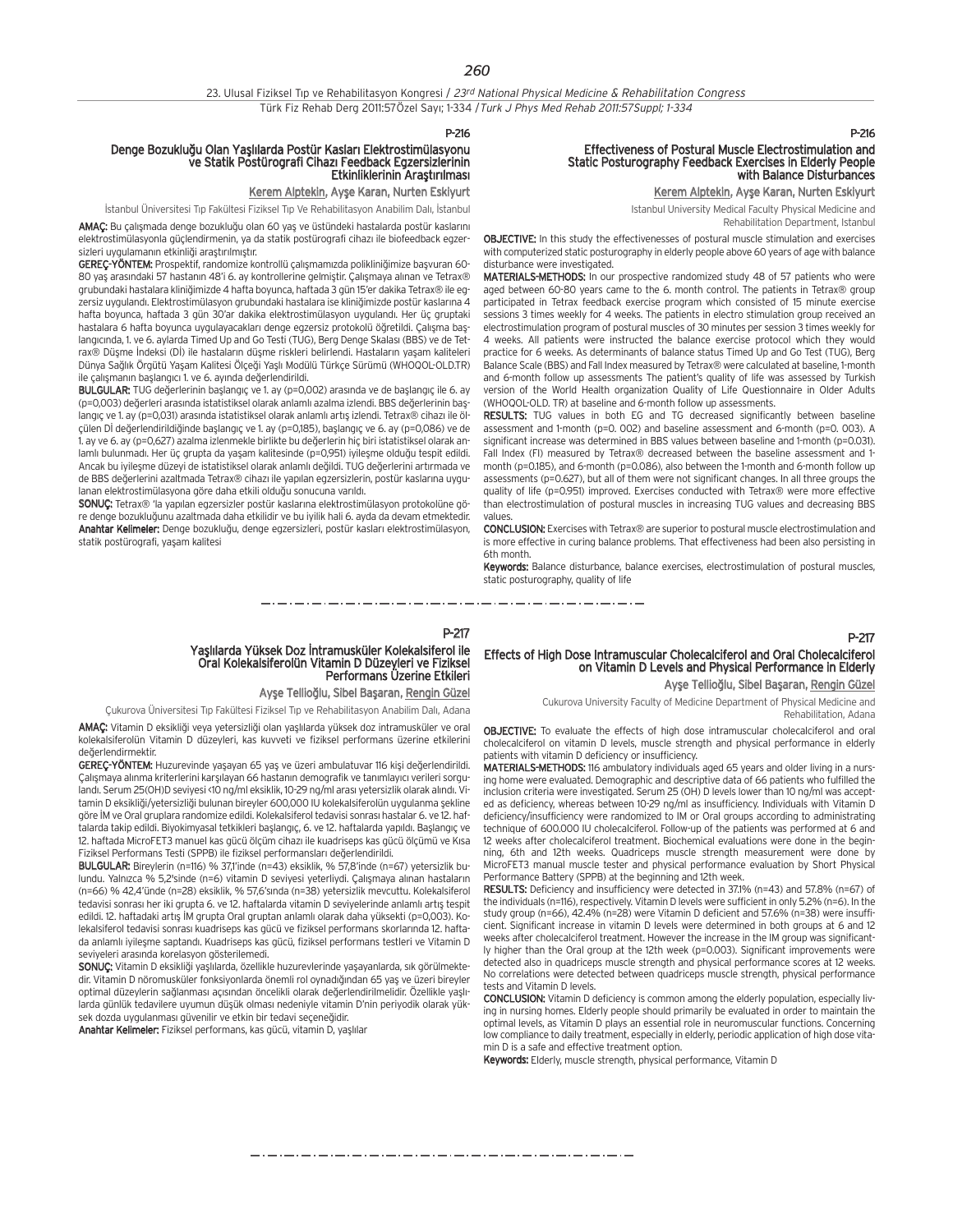P-216

## Denge Bozukluğu Olan Yaşlılarda Postür Kasları Elektrostimülasyonu ve Statik Postürografi Cihazı Feedback Egzersizlerinin Etkinliklerinin Araştırılması

Kerem Alptekin, Ayşe Karan, Nurten Eskiyurt

İstanbul Üniversitesi Tıp Fakültesi Fiziksel Tıp Ve Rehabilitasyon Anabilim Dalı, İstanbul

**AMAÇ:** Bu çalışmada denge bozukluğu olan 60 yaş ve üstündeki hastalarda postür kaslarını elektrostimülasyonla güçlendirmenin, ya da statik postürografi cihazı ile biofeedback egzersizleri uygulamanın etkinliği araştırılmıştır.

**GEREÇ-YÖNTEM:** Prospektif, randomize kontrollü çalışmamızda polikliniğimize başvuran 60-80 yaş arasındaki 57 hastanın 48'i 6. ay kontrollerine gelmiştir. Çalışmaya alınan ve Tetrax® grubundaki hastalara kliniğimizde 4 hafta boyunca, haftada 3 gün 15'er dakika Tetrax® ile egzersiz uygulandı. Elektrostimülasyon grubundaki hastalara ise kliniğimizde postür kaslarına 4 hafta boyunca, haftada 3 gün 30'ar dakika elektrostimülasyon uygulandı. Her üç gruptaki hastalara 6 hafta boyunca uygulayacakları denge egzersiz protokolü öğretildi. Çalışma başlangıcında, 1. ve 6. aylarda Timed Up and Go Testi (TUG), Berg Denge Skalası (BBS) ve de Tetrax® Düşme İndeksi (Dİ) ile hastaların düşme riskleri belirlendi. Hastaların yaşam kaliteleri Dünya Sağlık Örgütü Yaşam Kalitesi Ölçeği Yaşlı Modülü Türkçe Sürümü (WHOQOL-OLD.TR) ile çalışmanın başlangıcı 1. ve 6. ayında değerlendirildi.

**BULGULAR:** TUG değerlerinin başlangıç ve 1. ay (p=0,002) arasında ve de başlangıç ile 6. ay (p=0,003) değerleri arasında istatistiksel olarak anlamlı azalma izlendi. BBS değerlerinin başlangıç ve 1. ay (p=0,031) arasında istatistiksel olarak anlamlı artış izlendi. Tetrax® cihazı ile ölçülen Dİ değerlendirildiğinde başlangıç ve 1. ay (p=0,185), başlangıç ve 6. ay (p=0,086) ve de 1. ay ve 6. ay (p=0,627) azalma izlenmekle birlikte bu değerlerin hiç biri istatistiksel olarak anlamlı bulunmadı. Her üç grupta da yaşam kalitesinde (p=0,951) iyileşme olduğu tespit edildi. Ancak bu iyileşme düzeyi de istatistiksel olarak anlamlı değildi. TUG değerlerini artırmada ve de BBS değerlerini azaltmada Tetrax® cihazı ile yapılan egzersizlerin, postür kaslarına uygulanan elektrostimülasyona göre daha etkili olduğu sonucuna varıldı.

**SONUÇ:** Tetrax® 'la yapılan egzersizler postür kaslarına elektrostimülasyon protokolüne göre denge bozukluğunu azaltmada daha etkilidir ve bu iyilik hali 6. ayda da devam etmektedir.

**Anahtar Kelimeler:** Denge bozukluğu, denge egzersizleri, postür kasları elektrostimülasyon, statik postürografi, yaşam kalitesi

P-216

## Effectiveness of Postural Muscle Electrostimulation and Static Posturography Feedback Exercises in Elderly People with Balance Disturbances

Kerem Alptekin, Ayşe Karan, Nurten Eskiyurt

Istanbul University Medical Faculty Physical Medicine and Rehabilitation Department, Istanbul

**OBJECTIVE:** In this study the effectivenesses of postural muscle stimulation and exercises with computerized static posturography in elderly people above 60 years of age with balance disturbance were investigated.

**MATERIALS-METHODS:** In our prospective randomized study 48 of 57 patients who were aged between 60-80 years came to the 6. month control. The patients in Tetrax® group participated in Tetrax feedback exercise program which consisted of 15 minute exercise sessions 3 times weekly for 4 weeks. The patients in electro stimulation group received an electrostimulation program of postural muscles of 30 minutes per session 3 times weekly for 4 weeks. All patients were instructed the balance exercise protocol which they would practice for 6 weeks. As determinants of balance status Timed Up and Go Test (TUG), Berg Balance Scale (BBS) and Fall Index measured by Tetrax® were calculated at baseline, 1-month and 6-month follow up assessments The patient's quality of life was assessed by Turkish version of the World Health organization Quality of Life Questionnaire in Older Adults (WHOQOL-OLD. TR) at baseline and 6-month follow up assessments.

**RESULTS:** TUG values in both EG and TG decreased significantly between baseline assessment and 1-month (p=0. 002) and baseline assessment and 6-month (p=0. 003). A significant increase was determined in BBS values between baseline and 1-month (p=0.031). Fall Index (FI) measured by Tetrax® decreased between the baseline assessment and 1-month (p=0.185), and 6-month (p=0.086), also between the 1-month and 6-month follow up assessments (p=0.627), but all of them were not significant changes. In all three groups the quality of life (p=0.951) improved. Exercises conducted with Tetrax® were more effective than electrostimulation of postural muscles in increasing TUG values and decreasing BBS values.

**CONCLUSION:** Exercises with Tetrax® are superior to postural muscle electrostimulation and is more effective in curing balance problems. That effectiveness had been also persisting in 6th month.

**Keywords:** Balance disturbance, balance exercises, electrostimulation of postural muscles, static posturography, quality of life

P-217

## Yaşlılarda Yüksek Doz İntramusküler Kolekalsiferol ile Oral Kolekalsiferolün Vitamin D Düzeyleri ve Fiziksel Performans Üzerine Etkileri

Ayşe Tellioğlu, Sibel Başaran, Rengin Güzel

Çukurova Üniversitesi Tıp Fakültesi Fiziksel Tıp ve Rehabilitasyon Anabilim Dalı, Adana

**AMAÇ:** Vitamin D eksikliği veya yetersizliği olan yaşlılarda yüksek doz intramusküler ve oral kolekalsiferolün Vitamin D düzeyleri, kas kuvveti ve fiziksel performans üzerine etkilerini değerlendirmektir.

**GEREÇ-YÖNTEM:** Huzurevinde yaşayan 65 yaş ve üzeri ambulatuvar 116 kişi değerlendirildi. Çalışmaya alınma kriterlerini karşılayan 66 hastanın demografik ve tanımlayıcı verileri sorgulandı. Serum 25(OH)D seviyesi <10 ng/ml eksiklik, 10-29 ng/ml arası yetersizlik olarak alındı. Vitamin D eksikliği/yetersizliği bulunan bireyler 600,000 IU kolekalsiferolün uygulanma şekline göre İM ve Oral gruplara randomize edildi. Kolekalsiferol tedavisi sonrası hastalar 6. ve 12. haftalarda takip edildi. Biyokimyasal tetkikleri başlangıç, 6. ve 12. haftalarda yapıldı. Başlangıç ve 12. haftada MicroFET3 manuel kas gücü ölçüm cihazı ile kuadriseps kas gücü ölçümü ve Kısa Fiziksel Performans Testi (SPPB) ile fiziksel performansları değerlendirildi.

**BULGULAR:** Bireylerin (n=116) % 37,1'inde (n=43) eksiklik, % 57,8'inde (n=67) yetersizlik bulundu. Yalnızca % 5,2'sinde (n=6) vitamin D seviyesi yeterliydi. Çalışmaya alınan hastaların (n=66) % 42,4'ünde (n=28) eksiklik, % 57,6'sında (n=38) yetersizlik mevcuttu. Kolekalsiferol tedavisi sonrası her iki grupta 6. ve 12. haftalarda vitamin D seviyelerinde anlamlı artış tespit edildi. 12. haftadaki artış İM grupta Oral gruptan anlamlı olarak daha yüksekti (p=0,003). Kolekalsiferol tedavisi sonrası kuadriseps kas gücü ve fiziksel performans skorlarında 12. haftada anlamlı iyileşme saptandı. Kuadriseps kas gücü, fiziksel performans testleri ve Vitamin D seviyeleri arasında korelasyon gösterilemedi.

**SONUÇ:** Vitamin D eksikliği yaşlılarda, özellikle huzurevlerinde yaşayanlarda, sık görülmektedir. Vitamin D nöromusküler fonksiyonlarda önemli rol oynadığından 65 yaş ve üzeri bireyler optimal düzeylerin sağlanması açısından öncelikli olarak değerlendirilmelidir. Özellikle yaşlılarda günlük tedavilere uyumun düşük olması nedeniyle vitamin D'nin periyodik olarak yüksek dozda uygulanması güvenilir ve etkin bir tedavi seçeneğidir.

**Anahtar Kelimeler:** Fiziksel performans, kas gücü, vitamin D, yaşlılar

P-217

## Effects of High Dose Intramuscular Cholecalciferol and Oral Cholecalciferol on Vitamin D Levels and Physical Performance in Elderly

Ayşe Tellioğlu, Sibel Başaran, Rengin Güzel

Cukurova University Faculty of Medicine Department of Physical Medicine and Rehabilitation, Adana

**OBJECTIVE:** To evaluate the effects of high dose intramuscular cholecalciferol and oral cholecalciferol on vitamin D levels, muscle strength and physical performance in elderly patients with vitamin D deficiency or insufficiency.

**MATERIALS-METHODS:** 116 ambulatory individuals aged 65 years and older living in a nursing home were evaluated. Demographic and descriptive data of 66 patients who fulfilled the inclusion criteria were investigated. Serum 25 (OH) D levels lower than 10 ng/ml was accepted as deficiency, whereas between 10-29 ng/ml as insufficiency. Individuals with Vitamin D deficiency/insufficiency were randomized to IM or Oral groups according to administrating technique of 600.000 IU cholecalciferol. Follow-up of the patients was performed at 6 and 12 weeks after cholecalciferol treatment. Biochemical evaluations were done in the beginning, 6th and 12th weeks. Quadriceps muscle strength measurement were done by MicroFET3 manual muscle tester and physical performance evaluation by Short Physical Performance Battery (SPPB) at the beginning and 12th week.

**RESULTS:** Deficiency and insufficiency were detected in 37.1% (n=43) and 57.8% (n=67) of the individuals (n=116), respectively. Vitamin D levels were sufficient in only 5.2% (n=6). In the study group (n=66), 42.4% (n=28) were Vitamin D deficient and 57.6% (n=38) were insufficient. Significant increase in vitamin D levels were determined in both groups at 6 and 12 weeks after cholecalciferol treatment. However the increase in the IM group was significantly higher than the Oral group at the 12th week (p=0.003). Significant improvements were detected also in quadriceps muscle strength and physical performance scores at 12 weeks. No correlations were detected between quadriceps muscle strength, physical performance tests and Vitamin D levels.

**CONCLUSION:** Vitamin D deficiency is common among the elderly population, especially living in nursing homes. Elderly people should primarily be evaluated in order to maintain the optimal levels, as Vitamin D plays an essential role in neuromuscular functions. Concerning low compliance to daily treatment, especially in elderly, periodic application of high dose vitamin D is a safe and effective treatment option.

**Keywords:** Elderly, muscle strength, physical performance, Vitamin D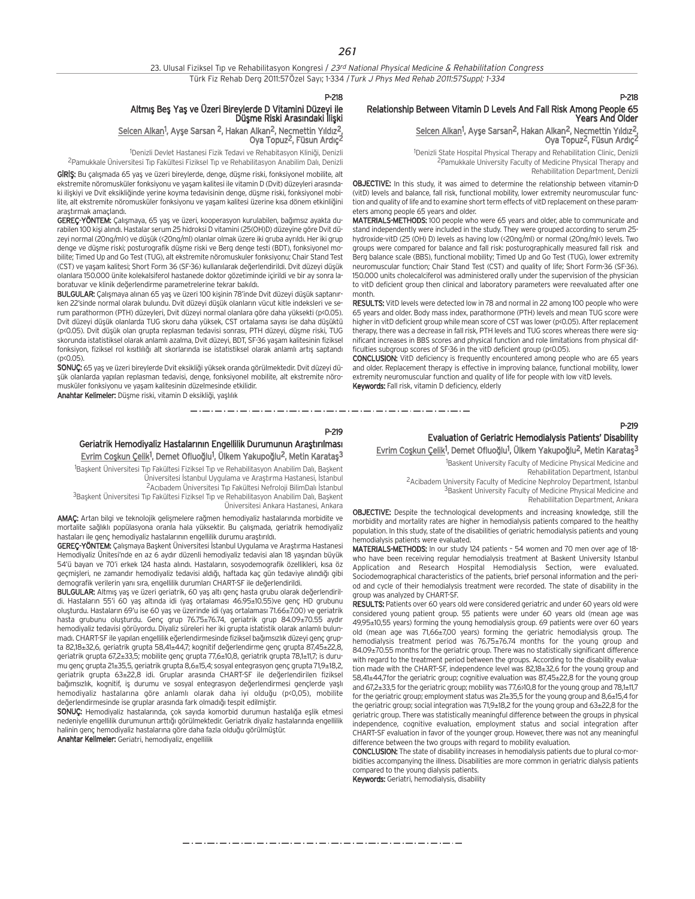P-218

## Altmış Beş Yaş ve Üzeri Bireylerde D Vitamini Düzeyi ile Düşme Riski Arasındaki İlişki

Selcen Alkan[1], Ayşe Sarsan [2], Hakan Alkan[2], Necmettin Yıldız[2], Oya Topuz[2], Füsun Ardıç[2]

[1]Denizli Devlet Hastanesi Fizik Tedavi ve Rehabitasyon Kliniği, Denizli
[2]Pamukkale Üniversitesi Tıp Fakültesi Fiziksel Tıp ve Rehabilitasyon Anabilim Dalı, Denizli

**GİRİŞ:** Bu çalışmada 65 yaş ve üzeri bireylerde, denge, düşme riski, fonksiyonel mobilite, alt ekstremite nöromusküler fonksiyonu ve yaşam kalitesi ile vitamin D (Dvit) düzeyleri arasındaki ilişkiyi ve Dvit eksikliğinde yerine koyma tedavisinin denge, düşme riski, fonksiyonel mobilite, alt ekstremite nöromusküler fonksiyonu ve yaşam kalitesi üzerine kısa dönem etkinliğini araştırmak amaçlandı.

**GEREÇ-YÖNTEM:** Çalışmaya, 65 yaş ve üzeri, kooperasyon kurulabilen, bağımsız ayakta durabilen 100 kişi alındı. Hastalar serum 25 hidroksi D vitamini (25(OH)D) düzeyine göre Dvit düzeyi normal (20ng/ml<) ve düşük (<20ng/ml) olanlar olmak üzere iki gruba ayrıldı. Her iki grup denge ve düşme riski; posturografik düşme riski ve Berg denge testi (BDT), fonksiyonel mobilite; Timed Up and Go Test (TUG), alt ekstremite nöromusküler fonksiyonu; Chair Stand Test (CST) ve yaşam kalitesi; Short Form 36 (SF-36) kullanılarak değerlendirildi. Dvit düzeyi düşük olanlara 150.000 ünite kolekalsiferol hastanede doktor gözetiminde içirildi ve bir ay sonra laboratuvar ve klinik değerlendirme parametrelerine tekrar bakıldı.

**BULGULAR:** Çalışmaya alınan 65 yaş ve üzeri 100 kişinin 78'inde Dvit düzeyi düşük saptanırken 22'sinde normal olarak bulundu. Dvit düzeyi düşük olanların vücut kitle indeksleri ve serum parathormon (PTH) düzeyleri, Dvit düzeyi normal olanlara göre daha yüksekti (p<0.05). Dvit düzeyi düşük olanlarda TUG skoru daha yüksek, CST ortalama sayısı ise daha düşüktü (p<0.05). Dvit düşük olan grupta replasman tedavisi sonrası, PTH düzeyi, düşme riski, TUG skorunda istatistiksel olarak anlamlı azalma, Dvit düzeyi, BDT, SF-36 yaşam kalitesinin fiziksel fonksiyon, fiziksel rol kısıtlılığı alt skorlarında ise istatistiksel olarak anlamlı artış saptandı (p<0.05).

**SONUÇ:** 65 yaş ve üzeri bireylerde Dvit eksikliği yüksek oranda görülmektedir. Dvit düzeyi düşük olanlarda yapılan replasman tedavisi, denge, fonksiyonel mobilite, alt ekstremite nöromusküler fonksiyonu ve yaşam kalitesinin düzelmesinde etkilidir.

**Anahtar Kelimeler:** Düşme riski, vitamin D eksikliği, yaşlılık

P-218

## Relationship Between Vitamin D Levels And Fall Risk Among People 65 Years And Older

Selcen Alkan[1], Ayşe Sarsan[2], Hakan Alkan[2], Necmettin Yıldız[2], Oya Topuz[2], Füsun Ardıç[2]

[1]Denizli State Hospital Physical Therapy and Rehabilitation Clinic, Denizli
[2]Pamukkale University Faculty of Medicine Physical Therapy and Rehabilitation Department, Denizli

**OBJECTIVE:** In this study, it was aimed to determine the relationship between vitamin-D (vitD) levels and balance, fall risk, functional mobility, lower extremity neuromuscular function and quality of life and to examine short term effects of vitD replacement on these parameters among people 65 years and older.

**MATERIALS-METHODS:** 100 people who were 65 years and older, able to communicate and stand independently were included in the study. They were grouped according to serum 25-hydroxide-vitD (25 (OH) D) levels as having low (<20ng/ml) or normal (20ng/ml<) levels. Two groups were compared for balance and fall risk: posturographically measured fall risk and Berg balance scale (BBS), functional mobility; Timed Up and Go Test (TUG), lower extremity neuromuscular function; Chair Stand Test (CST) and quality of life; Short Form-36 (SF-36). 150.000 units cholecalciferol was administered orally under the supervision of the physician to vitD deficient group then clinical and laboratory parameters were reevaluated after one month.

**RESULTS:** VitD levels were detected low in 78 and normal in 22 among 100 people who were 65 years and older. Body mass index, parathormone (PTH) levels and mean TUG score were higher in vitD deficient group while mean score of CST was lower (p<0.05). After replacement therapy, there was a decrease in fall risk, PTH levels and TUG scores whereas there were significant increases in BBS scores and physical function and role limitations from physical difficulties subgroup scores of SF-36 in the vitD deficient group (p<0.05).

**CONCLUSION:** VitD deficiency is frequently encountered among people who are 65 years and older. Replacement therapy is effective in improving balance, functional mobility, lower extremity neuromuscular function and quality of life for people with low vitD levels.

**Keywords:** Fall risk, vitamin D deficiency, elderly

P-219

## Geriatrik Hemodiyaliz Hastalarının Engellilik Durumunun Araştırılması

Evrim Coşkun Çelik[1], Demet Ofluoğlu[1], Ülkem Yakupoğlu[2], Metin Karataş[3]

[1]Başkent Üniversitesi Tıp Fakültesi Fiziksel Tıp ve Rehabilitasyon Anabilim Dalı, Başkent Üniversitesi İstanbul Uygulama ve Araştırma Hastanesi, İstanbul
[2]Acıbadem Üniversitesi Tıp Fakültesi Nefroloji BilimDalı İstanbul
[3]Başkent Üniversitesi Tıp Fakültesi Fiziksel Tıp ve Rehabilitasyon Anabilim Dalı, Başkent Üniversitesi Ankara Hastanesi, Ankara

**AMAÇ:** Artan bilgi ve teknolojik gelişmelere rağmen hemodiyaliz hastalarında morbidite ve mortalite sağlıklı popülasyona oranla hala yüksektir. Bu çalışmada, geriatrik hemodiyaliz hastaları ile genç hemodiyaliz hastalarının engellilik durumu araştırıldı.

**GEREÇ-YÖNTEM:** Çalışmaya Başkent Üniversitesi İstanbul Uygulama ve Araştırma Hastanesi Hemodiyaliz Ünitesi'nde en az 6 aydır düzenli hemodiyaliz tedavisi alan 18 yaşından büyük 54'ü bayan ve 70'i erkek 124 hasta alındı. Hastaların, sosyodemografik özellikleri, kısa öz geçmişleri, ne zamandır hemodiyaliz tedavisi aldığı, haftada kaç gün tedaviye alındığı gibi demografik verilerin yanı sıra, engellilik durumları CHART-SF ile değerlendirildi.

**BULGULAR:** Altmış yaş ve üzeri geriatrik, 60 yaş altı genç hasta grubu olarak değerlendirildi. Hastaların 55'i 60 yaş altında idi (yaş ortalaması 46.95±10.55)ve genç HD grubunu oluşturdu. Hastaların 69'u ise 60 yaş ve üzerinde idi (yaş ortalaması 71.66±7.00) ve geriatrik hasta grubunu oluşturdu. Genç grup 76.75±76.74, geriatrik grup 84.09±70.55 aydır hemodiyaliz tedavisi görüyordu. Diyaliz süreleri her iki grupta istatistik olarak anlamlı bulunmadı. CHART-SF ile yapılan engellilik eğerlendirmesinde fiziksel bağımsızlık düzeyi genç grupta 82,18±32,6, geriatrik grupta 58,41±44,7; kognitif değerlendirme genç grupta 87,45±22,8, geriatrik grupta 67,2±33,5; mobilite genç grupta 77,6±10,8, geriatrik grupta 78,1±11,7; is durumu genç grupta 21±35,5, geriatrik grupta 8,6±15,4; sosyal entegrasyon genç grupta 71,9±18,2, geriatrik grupta 63±22,8 idi. Gruplar arasında CHART-SF ile değerlendirilen fiziksel bağımsızlık, kognitif, iş durumu ve sosyal entegrasyon değerlendirmesi gençlerde yaşlı hemodiyaliz hastalarına göre anlamlı olarak daha iyi olduğu (p<0,05), mobilite değerlendirmesinde ise gruplar arasında fark olmadığı tespit edilmiştir.

**SONUÇ:** Hemodiyaliz hastalarında, çok sayıda komorbid durumun hastalığa eşlik etmesi nedeniyle engellilik durumunun arttığı görülmektedir. Geriatrik diyaliz hastalarında engellilik halinin genç hemodiyaliz hastalarına göre daha fazla olduğu görülmüştür.

**Anahtar Kelimeler:** Geriatri, hemodiyaliz, engellilik

P-219

## Evaluation of Geriatric Hemodialysis Patients' Disability

Evrim Coşkun Çelik[1], Demet Ofluoğlu[1], Ülkem Yakupoğlu[2], Metin Karataş[3]

[1]Baskent University Faculty of Medicine Physical Medicine and Rehabilitation Department, Istanbul
[2]Acibadem University Faculty of Medicine Nephroloy Department, Istanbul
[3]Baskent University Faculty of Medicine Physical Medicine and Rehabilitation Department, Ankara

**OBJECTIVE:** Despite the technological developments and increasing knowledge, still the morbidity and mortality rates are higher in hemodialysis patients compared to the healthy population. In this study, state of the disabilities of geriatric hemodialysis patients and young hemodialysis patients were evaluated.

**MATERIALS-METHODS:** In our study 124 patients – 54 women and 70 men over age of 18- who have been receiving regular hemodialysis treatment at Baskent University Istanbul Application and Research Hospital Hemodialysis Section, were evaluated. Sociodemographical characteristics of the patients, brief personal information and the period and cycle of their hemodialysis treatment were recorded. The state of disability in the group was analyzed by CHART-SF.

**RESULTS:** Patients over 60 years old were considered geriatric and under 60 years old were considered young patient group. 55 patients were under 60 years old (mean age was 49,95±10,55 years) forming the young hemodialysis group. 69 patients were over 60 years old (mean age was 71,66±7,00 years) forming the geriatric hemodialysis group. The hemodialysis treatment period was 76.75±76.74 months for the young group and 84.09±70.55 months for the geriatric group. There was no statistically significant difference with regard to the treatment period between the groups. According to the disability evaluation made with the CHART-SF, independence level was 82,18±32,6 for the young group and 58,41±44,7for the geriatric group; cognitive evaluation was 87,45±22,8 for the young group and 67,2±33,5 for the geriatric group; mobility was 77,6>10,8 for the young group and 78,1±11,7 for the geriatric group; employment status was 21±35,5 for the young group and 8,6±15,4 for the geriatric group; social integration was 71,9±18,2 for the young group and 63±22,8 for the geriatric group. There was statistically meaningful difference between the groups in physical independence, cognitive evaluation, employment status and social integration after CHART-SF evaluation in favor of the younger group. However, there was not any meaningful difference between the two groups with regard to mobility evaluation.

**CONCLUSION:** The state of disability increases in hemodialysis patients due to plural co-morbidities accompanying the illness. Disabilities are more common in geriatric dialysis patients compared to the young dialysis patients.

**Keywords:** Geriatri, hemodialysis, disability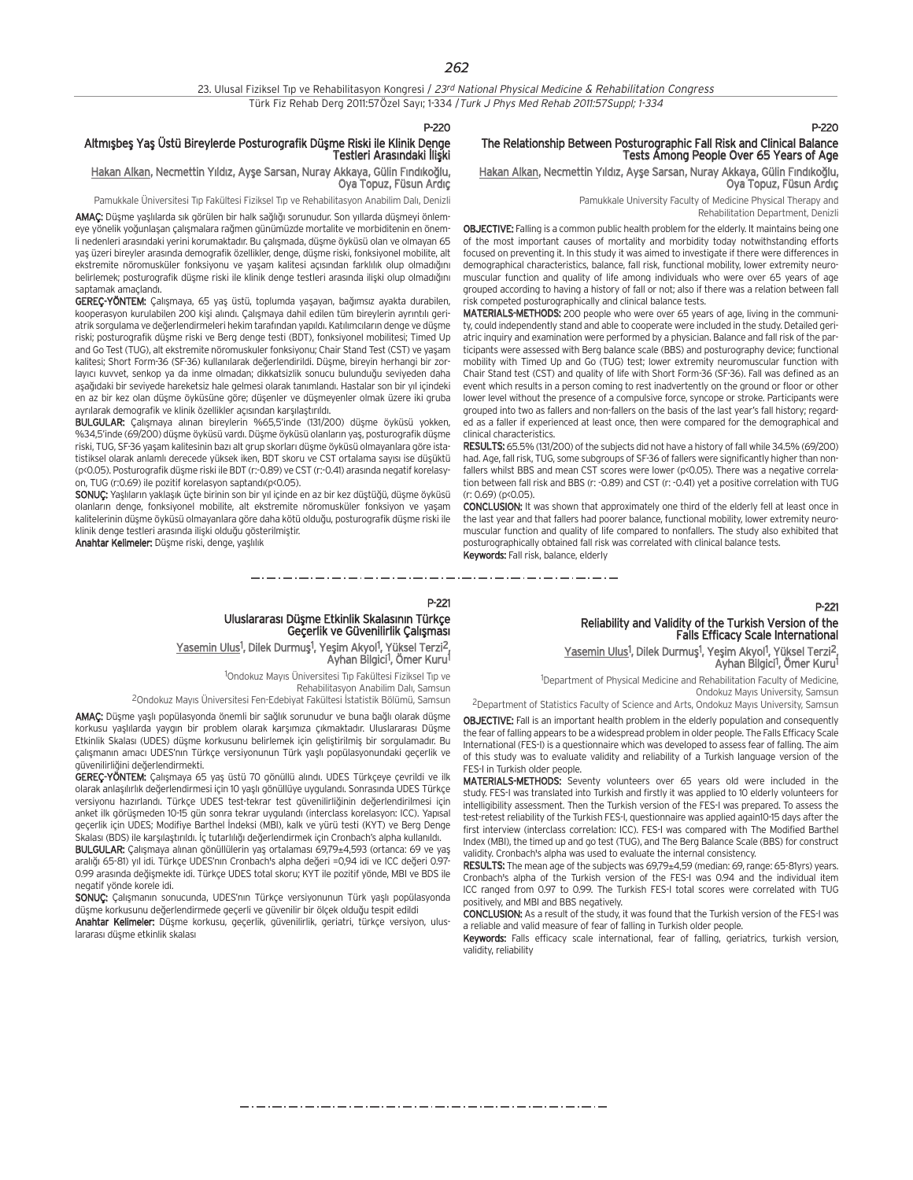P-220

## Altmışbeş Yaş Üstü Bireylerde Posturografik Düşme Riski ile Klinik Denge Testleri Arasındaki İlişki

Hakan Alkan, Necmettin Yıldız, Ayşe Sarsan, Nuray Akkaya, Gülin Fındıkoğlu, Oya Topuz, Füsun Ardıç

Pamukkale Üniversitesi Tıp Fakültesi Fiziksel Tıp ve Rehabilitasyon Anabilim Dalı, Denizli

**AMAÇ:** Düşme yaşlılarda sık görülen bir halk sağlığı sorunudur. Son yıllarda düşmeyi önlemeye yönelik yoğunlaşan çalışmalara rağmen günümüzde mortalite ve morbiditenin en önemli nedenleri arasındaki yerini korumaktadır. Bu çalışmada, düşme öyküsü olan ve olmayan 65 yaş üzeri bireyler arasında demografik özellikler, denge, düşme riski, fonksiyonel mobilite, alt ekstremite nöromusküler fonksiyonu ve yaşam kalitesi açısından farklılık olup olmadığını belirlemek; posturografik düşme riski ile klinik denge testleri arasında ilişki olup olmadığını saptamak amaçlandı.

**GEREÇ-YÖNTEM:** Çalışmaya, 65 yaş üstü, toplumda yaşayan, bağımsız ayakta durabilen, kooperasyon kurulabilen 200 kişi alındı. Çalışmaya dahil edilen tüm bireylerin ayrıntılı geriatrik sorgulama ve değerlendirmeleri hekim tarafından yapıldı. Katılımcıların denge ve düşme riski; posturografik düşme riski ve Berg denge testi (BDT), fonksiyonel mobilitesi; Timed Up and Go Test (TUG), alt ekstremite nöromuskuler fonksiyonu; Chair Stand Test (CST) ve yaşam kalitesi; Short Form-36 (SF-36) kullanılarak değerlendirildi. Düşme, bireyin herhangi bir zorlayıcı kuvvet, senkop ya da inme olmadan; dikkatsizlik sonucu bulunduğu seviyeden daha aşağıdaki bir seviyede hareketsiz hale gelmesi olarak tanımlandı. Hastalar son bir yıl içindeki en az bir kez olan düşme öyküsüne göre; düşenler ve düşmeyenler olmak üzere iki gruba ayrılarak demografik ve klinik özellikler açısından karşılaştırıldı.

**BULGULAR:** Çalışmaya alınan bireylerin %65,5'inde (131/200) düşme öyküsü yokken, %34,5'inde (69/200) düşme öyküsü vardı. Düşme öyküsü olanların yaş, posturografik düşme riski, TUG, SF-36 yaşam kalitesinin bazı alt grup skorları düşme öyküsü olmayanlara göre istatistiksel olarak anlamlı derecede yüksek iken, BDT skoru ve CST ortalama sayısı ise düşüktü ($p<0.05$). Posturografik düşme riski ise BDT (r:-0.89) ve CST (r:-0.41) arasında negatif korelasyon, TUG (r:0.69) ile pozitif korelasyon saptandı($p<0.05$).

**SONUÇ:** Yaşlıların yaklaşık üçte birinin son bir yıl içinde en az bir kez düştüğü, düşme öyküsü olanların denge, fonksiyonel mobilite, alt ekstremite nöromusküler fonksiyon ve yaşam kalitelerinin düşme öyküsü olmayanlara göre daha kötü olduğu, posturografik düşme riski ile klinik denge testleri arasında ilişki olduğu gösterilmiştir.

**Anahtar Kelimeler:** Düşme riski, denge, yaşlılık

P-220

## The Relationship Between Posturographic Fall Risk and Clinical Balance Tests Among People Over 65 Years of Age

Hakan Alkan, Necmettin Yıldız, Ayşe Sarsan, Nuray Akkaya, Gülin Fındıkoğlu, Oya Topuz, Füsun Ardıç

Pamukkale University Faculty of Medicine Physical Therapy and Rehabilitation Department, Denizli

**OBJECTIVE:** Falling is a common public health problem for the elderly. It maintains being one of the most important causes of mortality and morbidity today notwithstanding efforts focused on preventing it. In this study it was aimed to investigate if there were differences in demographical characteristics, balance, fall risk, functional mobility, lower extremity neuromuscular function and quality of life among individuals who were over 65 years of age grouped according to having a history of fall or not; also if there was a relation between fall risk competed posturographically and clinical balance tests.

**MATERIALS-METHODS:** 200 people who were over 65 years of age, living in the community, could independently stand and able to cooperate were included in the study. Detailed geriatric inquiry and examination were performed by a physician. Balance and fall risk of the participants were assessed with Berg balance scale (BBS) and posturography device; functional mobility with Timed Up and Go (TUG) test; lower extremity neuromuscular function with Chair Stand test (CST) and quality of life with Short Form-36 (SF-36). Fall was defined as an event which results in a person coming to rest inadvertently on the ground or floor or other lower level without the presence of a compulsive force, syncope or stroke. Participants were grouped into two as fallers and non-fallers on the basis of the last year's fall history; regarded as a faller if experienced at least once, then were compared for the demographical and clinical characteristics.

**RESULTS:** 65.5% (131/200) of the subjects did not have a history of fall while 34.5% (69/200) had. Age, fall risk, TUG, some subgroups of SF-36 of fallers were significantly higher than nonfallers whilst BBS and mean CST scores were lower ($p<0.05$). There was a negative correlation between fall risk and BBS (r: -0.89) and CST (r: -0.41) yet a positive correlation with TUG (r: 0.69) ($p<0.05$).

**CONCLUSION:** It was shown that approximately one third of the elderly fell at least once in the last year and that fallers had poorer balance, functional mobility, lower extremity neuromuscular function and quality of life compared to nonfallers. The study also exhibited that posturographically obtained fall risk was correlated with clinical balance tests.

**Keywords:** Fall risk, balance, elderly

P-221

## Uluslararası Düşme Etkinlik Skalasının Türkçe Geçerlik ve Güvenilirlik Çalışması

Yasemin Ulus[1], Dilek Durmuş[1], Yeşim Akyol[1], Yüksel Terzi[2], Ayhan Bilgici[1], Ömer Kuru[1]

[1]Ondokuz Mayıs Üniversitesi Tıp Fakültesi Fiziksel Tıp ve Rehabilitasyon Anabilim Dalı, Samsun

[2]Ondokuz Mayıs Üniversitesi Fen-Edebiyat Fakültesi İstatistik Bölümü, Samsun

**AMAÇ:** Düşme yaşlı popülasyonda önemli bir sağlık sorunudur ve buna bağlı olarak düşme korkusu yaşlılarda yaygın bir problem olarak karşımıza çıkmaktadır. Uluslararası Düşme Etkinlik Skalası (UDES) düşme korkusunu belirlemek için geliştirilmiş bir sorgulamadır. Bu çalışmanın amacı UDES'nın Türkçe versiyonunun Türk yaşlı popülasyonundaki geçerlik ve güvenilirliğini değerlendirmekti.

**GEREÇ-YÖNTEM:** Çalışmaya 65 yaş üstü 70 gönüllü alındı. UDES Türkçeye çevrildi ve ilk olarak anlaşılırlık değerlendirmesi için 10 yaşlı gönüllüye uygulandı. Sonrasında UDES Türkçe versiyonu hazırlandı. Türkçe UDES test-tekrar test güvenilirliğinin değerlendirilmesi için anket ilk görüşmeden 10-15 gün sonra tekrar uygulandı (interclass korelasyon: ICC). Yapısal geçerlik için UDES; Modifiye Barthel İndeksi (MBI), kalk ve yürü testi (KYT) ve Berg Denge Skalası (BDS) ile karşılaştırıldı. İç tutarlılığı değerlendirmek için Cronbach's alpha kullanıldı.

**BULGULAR:** Çalışmaya alınan gönüllülerin yaş ortalaması 69,79±4,593 (ortanca: 69 ve yaş aralığı 65-81) yıl idi. Türkçe UDES'nın Cronbach's alpha değeri =0,94 idi ve ICC değeri 0.97-0.99 arasında değişmekte idi. Türkçe UDES total skoru; KYT ile pozitif yönde, MBI ve BDS ile negatif yönde korele idi.

**SONUÇ:** Çalışmanın sonucunda, UDES'nın Türkçe versiyonunun Türk yaşlı popülasyonda düşme korkusunu değerlendirmede geçerli ve güvenilir bir ölçek olduğu tespit edildi

**Anahtar Kelimeler:** Düşme korkusu, geçerlik, güvenilirlik, geriatri, türkçe versiyon, uluslararası düşme etkinlik skalası

P-221

## Reliability and Validity of the Turkish Version of the Falls Efficacy Scale International

Yasemin Ulus[1], Dilek Durmuş[1], Yeşim Akyol[1], Yüksel Terzi[2], Ayhan Bilgici[1], Ömer Kuru[1]

[1]Department of Physical Medicine and Rehabilitation Faculty of Medicine, Ondokuz Mayıs University, Samsun

[2]Department of Statistics Faculty of Science and Arts, Ondokuz Mayıs University, Samsun

**OBJECTIVE:** Fall is an important health problem in the elderly population and consequently the fear of falling appears to be a widespread problem in older people. The Falls Efficacy Scale International (FES-I) is a questionnaire which was developed to assess fear of falling. The aim of this study was to evaluate validity and reliability of a Turkish language version of the FES-I in Turkish older people.

**MATERIALS-METHODS:** Seventy volunteers over 65 years old were included in the study. FES-I was translated into Turkish and firstly it was applied to 10 elderly volunteers for intelligibility assessment. Then the Turkish version of the FES-I was prepared. To assess the test-retest reliability of the Turkish FES-I, questionnaire was applied again10-15 days after the first interview (interclass correlation: ICC). FES-I was compared with The Modified Barthel Index (MBI), the timed up and go test (TUG), and The Berg Balance Scale (BBS) for construct validity. Cronbach's alpha was used to evaluate the internal consistency.

**RESULTS:** The mean age of the subjects was 69,79±4,59 (median: 69, range: 65-81yrs) years. Cronbach's alpha of the Turkish version of the FES-I was 0.94 and the individual item ICC ranged from 0.97 to 0.99. The Turkish FES-I total scores were correlated with TUG positively, and MBI and BBS negatively.

**CONCLUSION:** As a result of the study, it was found that the Turkish version of the FES-I was a reliable and valid measure of fear of falling in Turkish older people.

**Keywords:** Falls efficacy scale international, fear of falling, geriatrics, turkish version, validity, reliability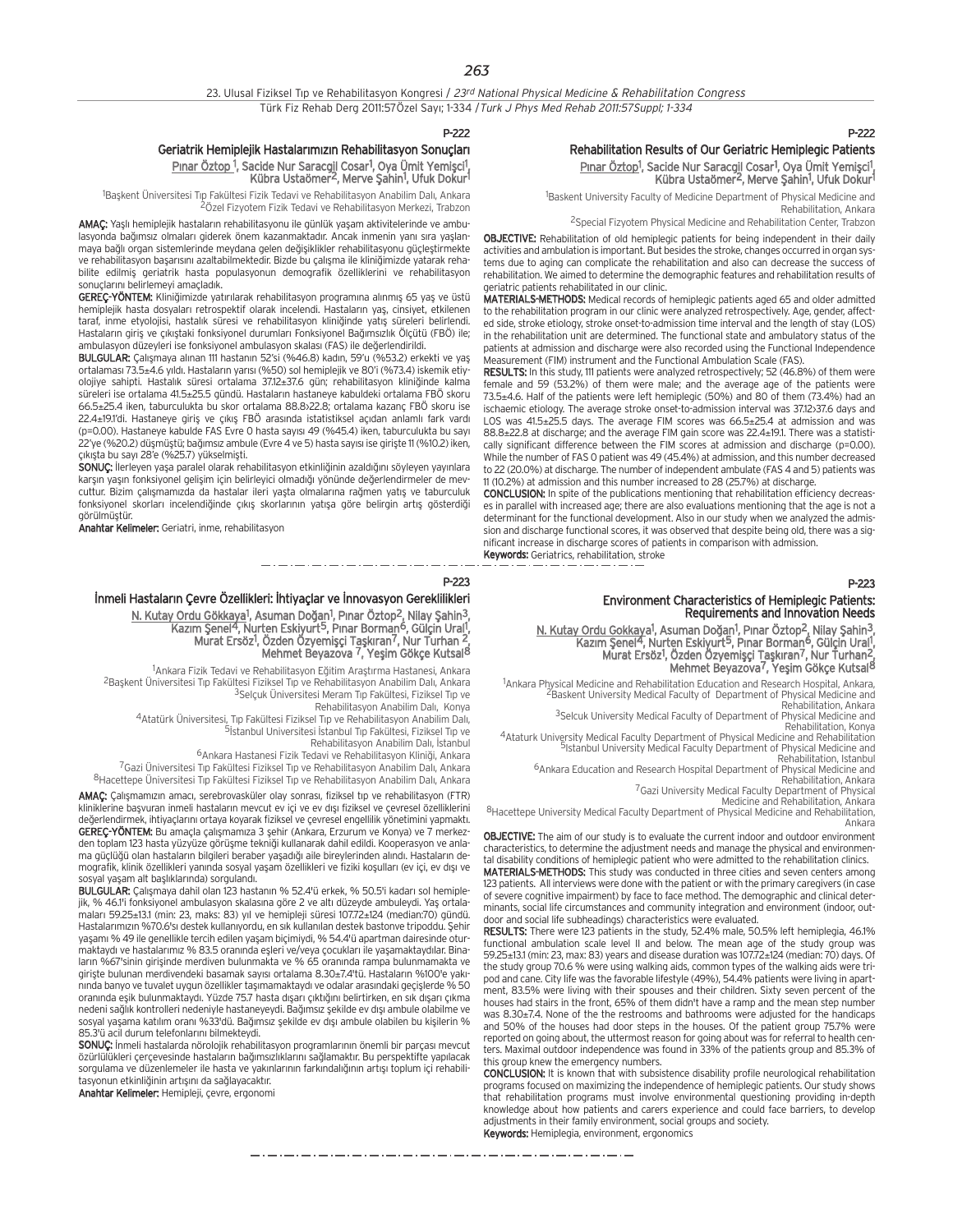P-222

## Geriatrik Hemiplejik Hastalarımızın Rehabilitasyon Sonuçları

Pınar Öztop [1], Sacide Nur Saracgil Cosar[1], Oya Ümit Yemişci[1], Kübra Ustaömer[2], Merve Şahin[1], Ufuk Dokur[1]

[1]Başkent Üniversitesi Tıp Fakültesi Fizik Tedavi ve Rehabilitasyon Anabilim Dalı, Ankara
[2]Özel Fizyotem Fizik Tedavi ve Rehabilitasyon Merkezi, Trabzon

**AMAÇ:** Yaşlı hemiplejik hastaların rehabilitasyonu ile günlük yaşam aktivitelerinde ve ambulasyonda bağımsız olmaları giderek önem kazanmaktadır. Ancak inmenin yanı sıra yaşlanmaya bağlı organ sistemlerinde meydana gelen değişiklikler rehabilitasyonu güçleştirmekte ve rehabilitasyon başarısını azaltabilmektedir. Bizde bu çalışma ile kliniğimizde yatarak rehabilite edilmiş geriatrik hasta populasyonun demografik özelliklerini ve rehabilitasyon sonuçlarını belirlemeyi amaçladık.

**GEREÇ-YÖNTEM:** Kliniğimizde yatırılarak rehabilitasyon programına alınmış 65 yaş ve üstü hemiplejik hasta dosyaları retrospektif olarak incelendi. Hastaların yaş, cinsiyet, etkilenen taraf, inme etyolojisi, hastalık süresi ve rehabilitasyon kliniğinde yatış süreleri belirlendi. Hastaların giriş ve çıkıştaki fonksiyonel durumları Fonksiyonel Bağımsızlık Ölçütü (FBÖ) ile; ambulasyon düzeyleri ise fonksiyonel ambulasyon skalası (FAS) ile değerlendirildi.

**BULGULAR:** Çalışmaya alınan 111 hastanın 52'si (%46.8) kadın, 59'u (%53.2) erkekti ve yaş ortalaması 73.5±4.6 yıldı. Hastaların yarısı (%50) sol hemiplejik ve 80'i (%73.4) iskemik etiyolojiye sahipti. Hastalık süresi ortalama 37.12±37.6 gün; rehabilitasyon kliniğinde kalma süreleri ise ortalama 41.5±25.5 gündü. Hastaların hastaneye kabuldeki ortalama FBÖ skoru 66.5±25.4 iken, taburculukta bu skor ortalama 88.8›22.8; ortalama kazanç FBÖ skoru ise 22.4±19.1'di. Hastaneye giriş ve çıkış FBÖ arasında istatistiksel açıdan anlamlı fark vardı (p=0.00). Hastaneye kabulde FAS Evre 0 hasta sayısı 49 (%45.4) iken, taburculukta bu sayı 22'ye (%20.2) düşmüştü; bağımsız ambule (Evre 4 ve 5) hasta sayısı ise girişte 11 (%10.2) iken, çıkışta bu sayı 28'e (%25.7) yükselmişti.

**SONUÇ:** İlerleyen yaşa paralel olarak rehabilitasyon etkinliğinin azaldığını söyleyen yayınlara karşın yaşın fonksiyonel gelişim için belirleyici olmadığı yönünde değerlendirmeler de mevcuttur. Bizim çalışmamızda da hastalar ileri yaşta olmalarına rağmen yatış ve taburculuk fonksiyonel skorları incelendiğinde çıkış skorlarının yatışa göre belirgin artış gösterdiği görülmüştür.

**Anahtar Kelimeler:** Geriatri, inme, rehabilitasyon

P-222

## Rehabilitation Results of Our Geriatric Hemiplegic Patients

Pınar Öztop[1], Sacide Nur Saracgil Cosar[1], Oya Ümit Yemişci[1], Kübra Ustaömer[2], Merve Şahin[1], Ufuk Dokur[1]

[1]Baskent University Faculty of Medicine Department of Physical Medicine and Rehabilitation, Ankara
[2]Special Fizyotem Physical Medicine and Rehabilitation Center, Trabzon

**OBJECTIVE:** Rehabilitation of old hemiplegic patients for being independent in their daily activities and ambulation is important. But besides the stroke, changes occurred in organ systems due to aging can complicate the rehabilitation and also can decrease the success of rehabilitation. We aimed to determine the demographic features and rehabilitation results of geriatric patients rehabilitated in our clinic.

**MATERIALS-METHODS:** Medical records of hemiplegic patients aged 65 and older admitted to the rehabilitation program in our clinic were analyzed retrospectively. Age, gender, affected side, stroke etiology, stroke onset-to-admission time interval and the length of stay (LOS) in the rehabilitation unit are determined. The functional state and ambulatory status of the patients at admission and discharge were also recorded using the Functional Independence Measurement (FIM) instrument and the Functional Ambulation Scale (FAS).

**RESULTS:** In this study, 111 patients were analyzed retrospectively; 52 (46.8%) of them were female and 59 (53.2%) of them were male; and the average age of the patients were 73.5±4.6. Half of the patients were left hemiplegic (50%) and 80 of them (73.4%) had an ischaemic etiology. The average stroke onset-to-admission interval was 37.12›37.6 days and LOS was 41.5±25.5 days. The average FIM scores was 66.5±25.4 at admission and was 88.8±22.8 at discharge; and the average FIM gain score was 22.4±19.1. There was a statistically significant difference between the FIM scores at admission and discharge (p=0.00). While the number of FAS 0 patient was 49 (45.4%) at admission, and this number decreased to 22 (20.0%) at discharge. The number of independent ambulate (FAS 4 and 5) patients was 11 (10.2%) at admission and this number increased to 28 (25.7%) at discharge.

**CONCLUSION:** In spite of the publications mentioning that rehabilitation efficiency decreases in parallel with increased age; there are also evaluations mentioning that the age is not a determinant for the functional development. Also in our study when we analyzed the admission and discharge functional scores, it was observed that despite being old, there was a significant increase in discharge scores of patients in comparison with admission.

**Keywords:** Geriatrics, rehabilitation, stroke

P-223

## İnmeli Hastaların Çevre Özellikleri: İhtiyaçlar ve İnnovasyon Gereklilikleri

N. Kutay Ordu Gökkaya[1], Asuman Doğan[1], Pınar Öztop[2], Nilay Şahin[3], Kazım Şenel[4], Nurten Eskiyurt[5], Pınar Borman[6], Gülçin Ural[1], Murat Ersöz[1], Özden Özyemişçi Taşkıran[7], Nur Turhan [2], Mehmet Beyazova [7], Yeşim Gökçe Kutsal[8]

[1]Ankara Fizik Tedavi ve Rehabilitasyon Eğitim Araştırma Hastanesi, Ankara
[2]Başkent Üniversitesi Tıp Fakültesi Fiziksel Tıp ve Rehabilitasyon Anabilim Dalı, Ankara
[3]Selçuk Üniversitesi Meram Tıp Fakültesi, Fiziksel Tıp ve Rehabilitasyon Anabilim Dalı, Konya
[4]Atatürk Üniversitesi, Tıp Fakültesi Fiziksel Tıp ve Rehabilitasyon Anabilim Dalı,
[5]İstanbul Universitesi İstanbul Tıp Fakültesi, Fiziksel Tıp ve Rehabilitasyon Anabilim Dalı, İstanbul
[6]Ankara Hastanesi Fizik Tedavi ve Rehabilitasyon Kliniği, Ankara
[7]Gazi Üniversitesi Tıp Fakültesi Fiziksel Tıp ve Rehabilitasyon Anabilim Dalı, Ankara
[8]Hacettepe Üniversitesi Tıp Fakültesi Fiziksel Tıp ve Rehabilitasyon Anabilim Dalı, Ankara

**AMAÇ:** Çalışmamızın amacı, serebrovasküler olay sonrası, fiziksel tıp ve rehabilitasyon (FTR) kliniklerine başvuran inmeli hastaların mevcut ev içi ve ev dışı fiziksel ve çevresel özelliklerini değerlendirmek, ihtiyaçlarını ortaya koyarak fiziksel ve çevresel engellilik yönetimini yapmaktı.

**GEREÇ-YÖNTEM:** Bu amaçla çalışmamıza 3 şehir (Ankara, Erzurum ve Konya) ve 7 merkezden toplam 123 hasta yüzyüze görüşme tekniği kullanarak dahil edildi. Kooperasyon ve anlama güçlüğü olan hastaların bilgileri beraber yaşadığı aile bireylerinden alındı. Hastaların demografik, klinik özellikleri yanında sosyal yaşam özellikleri ve fiziki koşulları (ev içi, ev dışı ve sosyal yaşam alt başlıklarında) sorgulandı.

**BULGULAR:** Çalışmaya dahil olan 123 hastanın % 52.4'ü erkek, % 50.5'i kadarı sol hemiplejik, % 46.1'i fonksiyonel ambulasyon skalasına göre 2 ve altı düzeyde ambuleydi. Yaş ortalamaları 59.25±13.1 (min: 23, maks: 83) yıl ve hemipleji süresi 107.72±124 (median:70) gündü. Hastalarımızın %70.6'sı destek kullanıyordu, en sık kullanılan destek bastonve tripoddu. Şehir yaşamı % 49 ile genellikle tercih edilen yaşam biçimiydi, % 54.4'ü apartman dairesinde oturmaktaydı ve hastalarımız % 83.5 oranında eşleri ve/veya çocukları ile yaşamaktaydılar. Binaların %67'sinin girişinde merdiven bulunmakta ve % 65 oranında rampa bulunmamakta ve girişte bulunan merdivendeki basamak sayısı ortalama 8.30±7.4'tü. Hastaların %100'e yakınında banyo ve tuvalet uygun özellikler taşımamaktaydı ve odalar arasındaki geçişlerde % 50 oranında eşik bulunmaktaydı. Yüzde 75.7 hasta dışarı çıktığını belirtirken, en sık dışarı çıkma nedeni sağlık kontrolleri nedeniyle hastaneyeydi. Bağımsız şekilde ev dışı ambule olabilme ve sosyal yaşama katılım oranı %33'dü. Bağımsız şekilde ev dışı ambule olabilen bu kişilerin % 85.3'ü acil durum telefonlarını bilmekteydi.

**SONUÇ:** İnmeli hastalarda nörolojik rehabilitasyon programlarının önemli bir parçası mevcut özürlülükleri çerçevesinde hastaların bağımsızlıklarını sağlamaktır. Bu perspektifte yapılacak sorgulama ve düzenlemeler ile hasta ve yakınlarının farkındalığının artışı toplum içi rehabilitasyonun etkinliğinin artışını da sağlayacaktır.

**Anahtar Kelimeler:** Hemipleji, çevre, ergonomi

P-223

## Environment Characteristics of Hemiplegic Patients: Requirements and Innovation Needs

N. Kutay Ordu Gokkaya[1], Asuman Doğan[1], Pınar Öztop[2], Nilay Şahin[3], Kazım Şenel[4], Nurten Eskiyurt[5], Pınar Borman[6], Gülçin Ural[1], Murat Ersöz[1], Özden Özyemişçi Taşkıran[7], Nur Turhan[2], Mehmet Beyazova[7], Yeşim Gökçe Kutsal[8]

[1]Ankara Physical Medicine and Rehabilitation Education and Research Hospital, Ankara,
[2]Baskent University Medical Faculty of Department of Physical Medicine and Rehabilitation, Ankara
[3]Selcuk University Medical Faculty of Department of Physical Medicine and Rehabilitation, Konya
[4]Ataturk University Medical Faculty Department of Physical Medicine and Rehabilitation
[5]Istanbul University Medical Faculty Department of Physical Medicine and Rehabilitation, Istanbul
[6]Ankara Education and Research Hospital Department of Physical Medicine and Rehabilitation, Ankara
[7]Gazi University Medical Faculty Department of Physical Medicine and Rehabilitation, Ankara
[8]Hacettepe University Medical Faculty Department of Physical Medicine and Rehabilitation, Ankara

**OBJECTIVE:** The aim of our study is to evaluate the current indoor and outdoor environment characteristics, to determine the adjustment needs and manage the physical and environmental disability conditions of hemiplegic patient who were admitted to the rehabilitation clinics.

**MATERIALS-METHODS:** This study was conducted in three cities and seven centers among 123 patients. All interviews were done with the patient or with the primary caregivers (in case of severe cognitive impairment) by face to face method. The demographic and clinical determinants, social life circumstances and community integration and environment (indoor, outdoor and social life subheadings) characteristics were evaluated.

**RESULTS:** There were 123 patients in the study, 52.4% male, 50.5% left hemiplegia, 46.1% functional ambulation scale level II and below. The mean age of the study group was 59.25±13.1 (min: 23, max: 83) years and disease duration was 107.72±124 (median: 70) days. Of the study group 70.6 % were using walking aids, common types of the walking aids were tripod and cane. City life was the favorable lifestyle (49%), 54.4% patients were living in apartment, 83.5% were living with their spouses and their children. Sixty seven percent of the houses had stairs in the front, 65% of them didn't have a ramp and the mean step number was 8.30±7.4. None of the the restrooms and bathrooms were adjusted for the handicaps and 50% of the houses had door steps in the houses. Of the patient group 75.7% were reported on going about, the uttermost reason for going about was for referral to health centers. Maximal outdoor independence was found in 33% of the patients group and 85.3% of this group knew the emergency numbers.

**CONCLUSION:** It is known that with subsistence disability profile neurological rehabilitation programs focused on maximizing the independence of hemiplegic patients. Our study shows that rehabilitation programs must involve environmental questioning providing in-depth knowledge about how patients and carers experience and could face barriers, to develop adjustments in their family environment, social groups and society.

**Keywords:** Hemiplegia, environment, ergonomics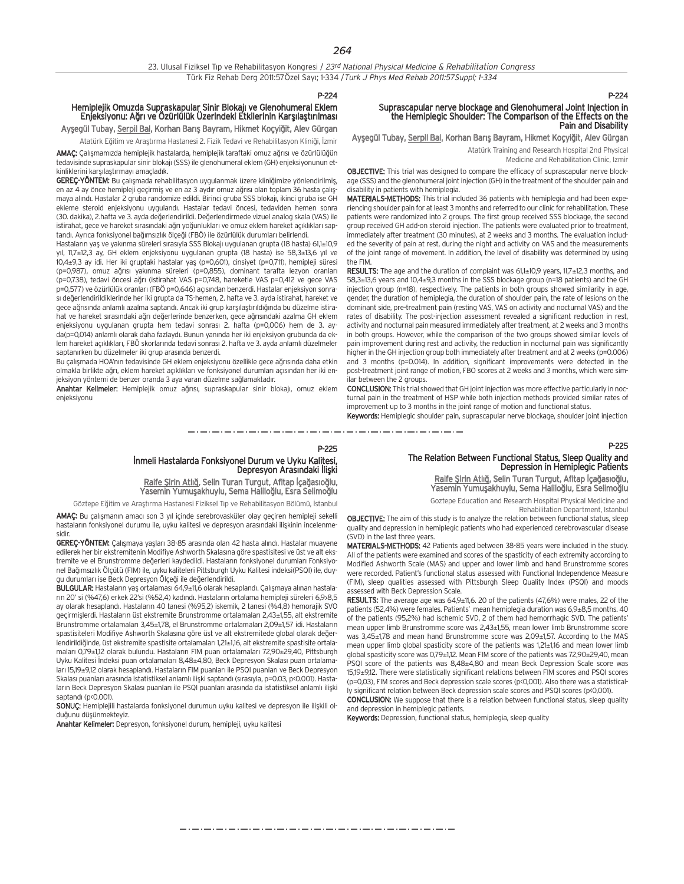P-224

## Hemiplejik Omuzda Supraskapular Sinir Blokajı ve Glenohumeral Eklem Enjeksiyonu: Ağrı ve Özürlülük Üzerindeki Etkilerinin Karşılaştırılması

Ayşegül Tubay, Serpil Bal, Korhan Barış Bayram, Hikmet Koçyiğit, Alev Gürgan

Atatürk Eğitim ve Araştırma Hastanesi 2. Fizik Tedavi ve Rehabilitasyon Kliniği, İzmir

**AMAÇ:** Çalışmamızda hemiplejik hastalarda, hemiplejik taraftaki omuz ağrısı ve özürlülüğün tedavisinde supraskapular sinir blokajı (SSS) ile glenohumeral eklem (GH) enjeksiyonunun etkinliklerini karşılaştırmayı amaçladık.

**GEREÇ-YÖNTEM:** Bu çalışmada rehabilitasyon uygulanmak üzere kliniğimize yönlendirilmiş, en az 4 ay önce hemipleji geçirmiş ve en az 3 aydır omuz ağrısı olan toplam 36 hasta çalışmaya alındı. Hastalar 2 gruba randomize edildi. Birinci gruba SSS blokajı, ikinci gruba ise GH ekleme steroid enjeksiyonu uygulandı. Hastalar tedavi öncesi, tedaviden hemen sonra (30. dakika), 2.hafta ve 3. ayda değerlendirildi. Değerlendirmede vizuel analog skala (VAS) ile istirahat, gece ve hareket sırasındaki ağrı yoğunlukları ve omuz eklem hareket açıklıkları saptandı. Ayrıca fonksiyonel bağımsızlık ölçeği (FBÖ) ile özürlülük durumları belirlendi.

Hastaların yaş ve yakınma süreleri sırasıyla SSS Blokajı uygulanan grupta (18 hasta) 61,1±10,9 yıl, 11,7±12,3 ay, GH eklem enjeksiyonu uygulanan grupta (18 hasta) ise 58,3±13,6 yıl ve 10,4±9,3 ay idi. Her iki gruptaki hastalar yaş (p=0,601), cinsiyet (p=0,711), hemipleji süresi (p=0,987), omuz ağrısı yakınma süreleri (p=0,855), dominant tarafta lezyon oranları (p=0,738), tedavi öncesi ağrı (istirahat VAS p=0,748, hareketle VAS p=0,412 ve gece VAS p=0,577) ve özürlülük oranları (FBÖ p=0,646) açısından benzerdi. Hastalar enjeksiyon sonrası değerlendirildiklerinde her iki grupta da TS-hemen, 2. hafta ve 3. ayda istirahat, hareket ve gece ağrısında anlamlı azalma saptandı. Ancak iki grup karşılaştırıldığında bu düzelme istirahat ve hareket sırasındaki ağrı değerlerinde benzerken, gece ağrısındaki azalma GH eklem enjeksiyonu uygulanan grupta hem tedavi sonrası 2. hafta (p=0,006) hem de 3. ayda(p=0,014) anlamlı olarak daha fazlaydı. Bunun yanında her iki enjeksiyon grubunda da eklem hareket açıklıkları, FBÖ skorlarında tedavi sonrası 2. hafta ve 3. ayda anlamlı düzelmeler saptanırken bu düzelmeler iki grup arasında benzerdi.

Bu çalışmada HOA'nın tedavisinde GH eklem enjeksiyonu özellikle gece ağrısında daha etkin olmakla birlikte ağrı, eklem hareket açıklıkları ve fonksiyonel durumları açısından her iki enjeksiyon yöntemi de benzer oranda 3 aya varan düzelme sağlamaktadır.

**Anahtar Kelimeler:** Hemiplejik omuz ağrısı, supraskapular sinir blokajı, omuz eklem enjeksiyonu

P-224

## Suprascapular nerve blockage and Glenohumeral Joint Injection in the Hemiplegic Shoulder: The Comparison of the Effects on the Pain and Disability

Ayşegül Tubay, Serpil Bal, Korhan Barış Bayram, Hikmet Koçyiğit, Alev Gürgan

Atatürk Training and Research Hospital 2nd Physical Medicine and Rehabilitation Clinic, Izmir

**OBJECTIVE:** This trial was designed to compare the efficacy of suprascapular nerve blockage (SSS) and the glenohumeral joint injection (GH) in the treatment of the shoulder pain and disability in patients with hemiplegia.

**MATERIALS-METHODS:** This trial included 36 patients with hemiplegia and had been experiencing shoulder pain for at least 3 months and referred to our clinic for rehabilitation. These patients were randomized into 2 groups. The first group received SSS blockage, the second group received GH add-on steroid injection. The patients were evaluated prior to treatment, immediately after treatment (30 minutes), at 2 weeks and 3 months. The evaluation included the severity of pain at rest, during the night and activity on VAS and the measurements of the joint range of movement. In addition, the level of disability was determined by using the FIM.

**RESULTS:** The age and the duration of complaint was 61,1±10,9 years, 11,7±12,3 months, and 58,3±13,6 years and 10,4±9,3 months in the SSS blockage group (n=18 patients) and the GH injection group (n=18), respectively. The patients in both groups showed similarity in age, gender, the duration of hemiplegia, the duration of shoulder pain, the rate of lesions on the dominant side, pre-treatment pain (resting VAS, VAS on activity and nocturnal VAS) and the rates of disability. The post-injection assessment revealed a significant reduction in rest, activity and nocturnal pain measured immediately after treatment, at 2 weeks and 3 months in both groups. However, while the comparison of the two groups showed similar levels of pain improvement during rest and activity, the reduction in nocturnal pain was significantly higher in the GH injection group both immediately after treatment and at 2 weeks (p=0.006) and 3 months (p=0.014). In addition, significant improvements were detected in the post-treatment joint range of motion, FBO scores at 2 weeks and 3 months, which were similar between the 2 groups.

**CONCLUSION:** This trial showed that GH joint injection was more effective particularly in nocturnal pain in the treatment of HSP while both injection methods provided similar rates of improvement up to 3 months in the joint range of motion and functional status.

**Keywords:** Hemiplegic shoulder pain, suprascapular nerve blockage, shoulder joint injection

---

P-225

## İnmeli Hastalarda Fonksiyonel Durum ve Uyku Kalitesi, Depresyon Arasındaki İlişki

Raife Şirin Atlığ, Selin Turan Turgut, Afitap İçağasıoğlu, Yasemin Yumuşakhuylu, Sema Haliloğlu, Esra Selimoğlu

Göztepe Eğitim ve Araştırma Hastanesi Fiziksel Tıp ve Rehabilitasyon Bölümü, İstanbul

**AMAÇ:** Bu çalışmanın amacı son 3 yıl içinde serebrovasküler olay geçiren hemipleji sekelli hastaların fonksiyonel durumu ile, uyku kalitesi ve depresyon arasındaki ilişkinin incelenmesidir.

**GEREÇ-YÖNTEM:** Çalışmaya yaşları 38-85 arasında olan 42 hasta alındı. Hastalar muayene edilerek her bir ekstremitenin Modifiye Ashworth Skalasına göre spastisitesi ve üst ve alt ekstremite ve el Brunstromme değerleri kaydedildi. Hastaların fonksiyonel durumları Fonksiyonel Bağımsızlık Ölçütü (FIM) ile, uyku kaliteleri Pittsburgh Uyku Kalitesi indeksi(PSQI) ile, duygu durumları ise Beck Depresyon Ölçeği ile değerlendirildi.

**BULGULAR:** Hastaların yaş ortalaması 64,9±11,6 olarak hesaplandı. Çalışmaya alınan hastaların 20' si (%47,6) erkek 22'si (%52,4) kadındı. Hastaların ortalama hemipleji süreleri 6,9>8,5 ay olarak hesaplandı. Hastaların 40 tanesi (%95,2) iskemik, 2 tanesi (%4,8) hemorajik SVO geçirmişlerdi. Hastaların üst ekstremite Brunstromme ortalamaları 2,43±1,55, alt ekstremite Brunstromme ortalamaları 3,45±1,78, el Brunstromme ortalamaları 2,09±1,57 idi. Hastaların spastisiteleri Modifiye Ashworth Skalasına göre üst ve alt ekstremitede global olarak değerlendirildiğinde, üst ekstremite spastisite ortalamaları 1,21±1,16, alt ekstremite spastisite ortalamaları 0,79±1,12 olarak bulundu. Hastaların FIM puan ortalamaları 72,90±29,40, Pittsburgh Uyku Kalitesi İndeksi puan ortalamaları 8,48±4,80, Beck Depresyon Skalası puan ortalamaları 15,19±9,12 olarak hesaplandı. Hastaların FIM puanları ile PSQI puanları ve Beck Depresyon Skalası puanları arasında istatistiksel anlamlı ilişki saptandı (sırasıyla, p=0.03, p<0.001). Hastaların Beck Depresyon Skalası puanları ile PSQI puanları arasında da istatistiksel anlamlı ilişki saptandı (p<0.001).

**SONUÇ:** Hemiplejili hastalarda fonksiyonel durumun uyku kalitesi ve depresyon ile ilişkili olduğunu düşünmekteyiz.

**Anahtar Kelimeler:** Depresyon, fonksiyonel durum, hemipleji, uyku kalitesi

P-225

## The Relation Between Functional Status, Sleep Quality and Depression in Hemiplegic Patients

Raife Şirin Atlığ, Selin Turan Turgut, Afitap İçağasıoğlu, Yasemin Yumuşakhuylu, Sema Haliloğlu, Esra Selimoğlu

Goztepe Education and Research Hospital Physical Medicine and Rehabilitation Department, Istanbul

**OBJECTIVE:** The aim of this study is to analyze the relation between functional status, sleep quality and depression in hemiplegic patients who had experienced cerebrovascular disease (SVD) in the last three years.

**MATERIALS-METHODS:** 42 Patients aged between 38-85 years were included in the study. All of the patients were examined and scores of the spasticity of each extremity according to Modified Ashworth Scale (MAS) and upper and lower limb and hand Brunstromme scores were recorded. Patient's functional status assessed with Functional Independence Measure (FIM), sleep qualities assessed with Pittsburgh Sleep Quality Index (PSQI) and moods assessed with Beck Depression Scale.

**RESULTS:** The average age was 64,9±11,6. 20 of the patients (47,6%) were males, 22 of the patients (52,4%) were females. Patients' mean hemiplegia duration was 6,9±8,5 months. 40 of the patients (95,2%) had ischemic SVD, 2 of them had hemorrhagic SVD. The patients' mean upper limb Brunstromme score was 2,43±1,55, mean lower limb Brunstromme score was 3,45±1,78 and mean hand Brunstromme score was 2,09±1,57. According to the MAS mean upper limb global spasticity score of the patients was 1,21±1,16 and mean lower limb global spasticity score was 0,79±1,12. Mean FIM score of the patients was 72,90±29,40, mean PSQI score of the patients was 8,48±4,80 and mean Beck Depression Scale score was 15,19±9,12. There were statistically significant relations between FIM scores and PSQI scores (p=0,03), FIM scores and Beck depression scale scores (p<0,001). Also there was a statistically significant relation between Beck depression scale scores and PSQI scores (p<0,001).

**CONCLUSION:** We suppose that there is a relation between functional status, sleep quality and depression in hemiplegic patients.

**Keywords:** Depression, functional status, hemiplegia, sleep quality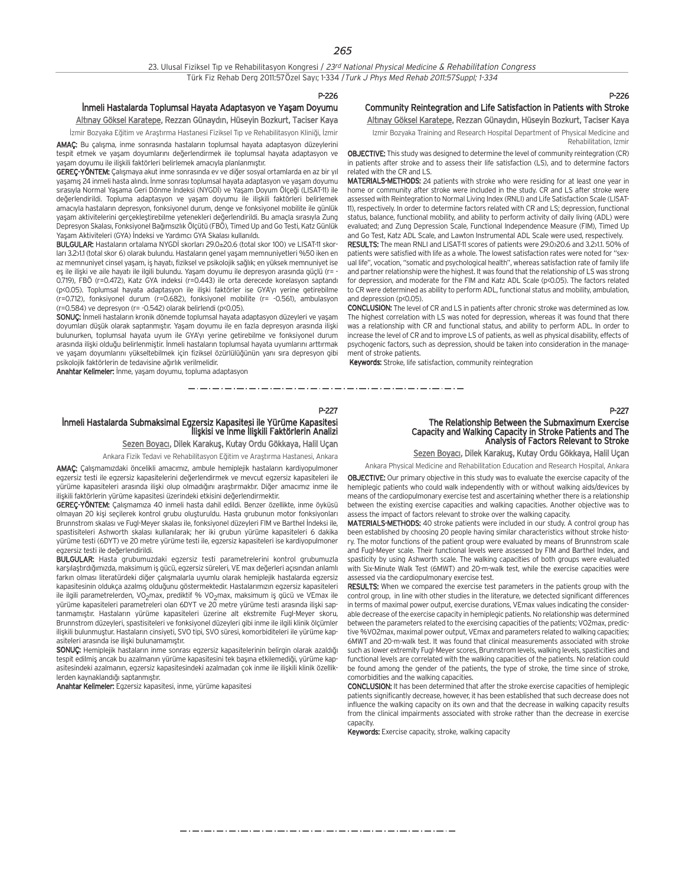P-226

## İnmeli Hastalarda Toplumsal Hayata Adaptasyon ve Yaşam Doyumu

Altınay Göksel Karatepe, Rezzan Günaydın, Hüseyin Bozkurt, Taciser Kaya

İzmir Bozyaka Eğitim ve Araştırma Hastanesi Fiziksel Tıp ve Rehabilitasyon Kliniği, İzmir

**AMAÇ:** Bu çalışma, inme sonrasında hastaların toplumsal hayata adaptasyon düzeylerini tespit etmek ve yaşam doyumlarını değerlendirmek ile toplumsal hayata adaptasyon ve yaşam doyumu ile ilişkili faktörleri belirlemek amacıyla planlanmıştır.

**GEREÇ-YÖNTEM:** Çalışmaya akut inme sonrasında ev ve diğer sosyal ortamlarda en az bir yıl yaşamış 24 inmeli hasta alındı. İnme sonrası toplumsal hayata adaptasyon ve yaşam doyumu sırasıyla Normal Yaşama Geri Dönme İndeksi (NYGDİ) ve Yaşam Doyum Ölçeği (LISAT-11) ile değerlendirildi. Topluma adaptasyon ve yaşam doyumu ile ilişkili faktörleri belirlemek amacıyla hastaların depresyon, fonksiyonel durum, denge ve fonksiyonel mobilite ile günlük yaşam aktivitelerini gerçekleştirebilme yetenekleri değerlendirildi. Bu amaçla sırasıyla Zung Depresyon Skalası, Fonksiyonel Bağımsızlık Ölçütü (FBÖ), Timed Up and Go Testi, Katz Günlük Yaşam Aktiviteleri (GYA) İndeksi ve Yardımcı GYA Skalası kullanıldı.

**BULGULAR:** Hastaların ortalama NYGDİ skorları 29.0±20.6 (total skor 100) ve LISAT-11 skorları 3.2±1.1 (total skor 6) olarak bulundu. Hastaların genel yaşam memnuniyetleri %50 iken en az memnuniyet cinsel yaşam, iş hayatı, fiziksel ve psikolojik sağlık; en yüksek memnuniyet ise eş ile ilişki ve aile hayatı ile ilgili bulundu. Yaşam doyumu ile depresyon arasında güçlü (r= -0.719), FBÖ (r=0.472), Katz GYA indeksi (r=0.443) ile orta derecede korelasyon saptandı (p<0.05). Toplumsal hayata adaptasyon ile ilişki faktörler ise GYA'yı yerine getirebilme (r=0.712), fonksiyonel durum (r=0.682), fonksiyonel mobilite (r= -0.561), ambulasyon (r=0.584) ve depresyon (r= -0.542) olarak belirlendi (p<0.05).

**SONUÇ:** İnmeli hastaların kronik dönemde toplumsal hayata adaptasyon düzeyleri ve yaşam doyumları düşük olarak saptanmıştır. Yaşam doyumu ile en fazla depresyon arasında ilişki bulunurken, toplumsal hayata uyum ile GYA'yı yerine getirebilme ve fonksiyonel durum arasında ilişki olduğu belirlenmiştir. İnmeli hastaların toplumsal hayata uyumlarını arttırmak ve yaşam doyumlarını yükseltebilmek için fiziksel özürlülüğünün yanı sıra depresyon gibi psikolojik faktörlerin de tedavisine ağırlık verilmelidir.

**Anahtar Kelimeler:** İnme, yaşam doyumu, topluma adaptasyon

P-226

## Community Reintegration and Life Satisfaction in Patients with Stroke

Altınay Göksel Karatepe, Rezzan Günaydın, Hüseyin Bozkurt, Taciser Kaya

Izmir Bozyaka Training and Research Hospital Department of Physical Medicine and Rehabilitation, Izmir

**OBJECTIVE:** This study was designed to determine the level of community reintegration (CR) in patients after stroke and to assess their life satisfaction (LS), and to determine factors related with the CR and LS.

**MATERIALS-METHODS:** 24 patients with stroke who were residing for at least one year in home or community after stroke were included in the study. CR and LS after stroke were assessed with Reintegration to Normal Living Index (RNLI) and Life Satisfaction Scale (LISAT-11), respectively. In order to determine factors related with CR and LS; depression, functional status, balance, functional mobility, and ability to perform activity of daily living (ADL) were evaluated; and Zung Depression Scale, Functional Independence Measure (FIM), Timed Up and Go Test, Katz ADL Scale, and Lawton Instrumental ADL Scale were used, respectively.

**RESULTS:** The mean RNLI and LISAT-11 scores of patients were 29.0>20.6 and 3.2>1.1. 50% of patients were satisfied with life as a whole. The lowest satisfaction rates were noted for "sexual life", vocation, "somatic and psychological health", whereas satisfaction rate of family life and partner relationship were the highest. It was found that the relationship of LS was strong for depression, and moderate for the FIM and Katz ADL Scale (p<0.05). The factors related to CR were determined as ability to perform ADL, functional status and mobility, ambulation, and depression (p<0.05).

**CONCLUSION:** The level of CR and LS in patients after chronic stroke was determined as low. The highest correlation with LS was noted for depression, whereas it was found that there was a relationship with CR and functional status, and ability to perform ADL. In order to increase the level of CR and to improve LS of patients, as well as physical disability, effects of psychogenic factors, such as depression, should be taken into consideration in the management of stroke patients.

**Keywords:** Stroke, life satisfaction, community reintegration

P-227

## İnmeli Hastalarda Submaksimal Egzersiz Kapasitesi ile Yürüme Kapasitesi İlişkisi ve İnme İlişkili Faktörlerin Analizi

Sezen Boyacı, Dilek Karakuş, Kutay Ordu Gökkaya, Halil Uçan

Ankara Fizik Tedavi ve Rehabilitasyon Eğitim ve Araştırma Hastanesi, Ankara

**AMAÇ:** Çalışmamızdaki öncelikli amacımız, ambule hemiplejik hastaların kardiyopulmoner egzersiz testi ile egzersiz kapasitelerini değerlendirmek ve mevcut egzersiz kapasiteleri ile yürüme kapasiteleri arasında ilişki olup olmadığını araştırmaktır. Diğer amacımız inme ile ilişkili faktörlerin yürüme kapasitesi üzerindeki etkisini değerlendirmektir.

**GEREÇ-YÖNTEM:** Çalışmamıza 40 inmeli hasta dahil edildi. Benzer özellikte, inme öyküsü olmayan 20 kişi seçilerek kontrol grubu oluşturuldu. Hasta grubunun motor fonksiyonları Brunnstrom skalası ve Fugl-Meyer skalası ile, fonksiyonel düzeyleri FIM ve Barthel İndeksi ile, spastisiteleri Ashworth skalası kullanılarak; her iki grubun yürüme kapasiteleri 6 dakika yürüme testi (6DYT) ve 20 metre yürüme testi ile, egzersiz kapasiteleri ise kardiyopulmoner egzersiz testi ile değerlendirildi.

**BULGULAR:** Hasta grubumuzdaki egzersiz testi parametrelerini kontrol grubumuzla karşılaştırdığımızda, maksimum iş gücü, egzersiz süreleri, VE max değerleri açısından anlamlı farkın olması literatürdeki diğer çalışmalarla uyumlu olarak hemiplejik hastalarda egzersiz kapasitesinin oldukça azalmış olduğunu göstermektedir. Hastalarımızın egzersiz kapasiteleri ile ilgili parametrelerden, $VO_2$max, prediktif % $VO_2$max, maksimum iş gücü ve VEmax ile yürüme kapasiteleri parametreleri olan 6DYT ve 20 metre yürüme testi arasında ilişki saptanmamıştır. Hastaların yürüme kapasiteleri üzerinde alt ekstremite Fugl-Meyer skoru, Brunnstrom düzeyleri, spastisiteleri ve fonksiyonel düzeyleri gibi inme ile ilgili klinik ölçümler ilişkili bulunmuştur. Hastaların cinsiyeti, SVO tipi, SVO süresi, komorbiditeleri ile yürüme kapasiteleri arasında ise ilişki bulunamamıştır.

**SONUÇ:** Hemiplejik hastaların inme sonrası egzersiz kapasitelerinin belirgin olarak azaldığı tespit edilmiş ancak bu azalmanın yürüme kapasitesini tek başına etkilemediği, yürüme kapasitesindeki azalmanın, egzersiz kapasitesindeki azalmadan çok inme ile ilişkili klinik özelliklerden kaynaklandığı saptanmıştır.

**Anahtar Kelimeler:** Egzersiz kapasitesi, inme, yürüme kapasitesi

P-227

## The Relationship Between the Submaximum Exercise Capacity and Walking Capacity in Stroke Patients and The Analysis of Factors Relevant to Stroke

Sezen Boyacı, Dilek Karakuş, Kutay Ordu Gökkaya, Halil Uçan

Ankara Physical Medicine and Rehabilitation Education and Research Hospital, Ankara

**OBJECTIVE:** Our primary objective in this study was to evaluate the exercise capacity of the hemiplegic patients who could walk independently with or without walking aids/devices by means of the cardiopulmonary exercise test and ascertaining whether there is a relationship between the existing exercise capacities and walking capacities. Another objective was to assess the impact of factors relevant to stroke over the walking capacity.

**MATERIALS-METHODS:** 40 stroke patients were included in our study. A control group has been established by choosing 20 people having similar characteristics without stroke history. The motor functions of the patient group were evaluated by means of Brunnstrom scale and Fugl-Meyer scale. Their functional levels were assessed by FIM and Barthel Index, and spasticity by using Ashworth scale. The walking capacities of both groups were evaluated with Six-Minute Walk Test (6MWT) and 20-m-walk test, while the exercise capacities were assessed via the cardiopulmonary exercise test.

**RESULTS:** When we compared the exercise test parameters in the patients group with the control group, in line with other studies in the literature, we detected significant differences in terms of maximal power output, exercise durations, VEmax values indicating the considerable decrease of the exercise capacity in hemiplegic patients. No relationship was determined between the parameters related to the exercising capacities of the patients; VO2max, predictive %VO2max, maximal power output, VEmax and parameters related to walking capacities; 6MWT and 20-m-walk test. It was found that clinical measurements associated with stroke such as lower extremity Fugl-Meyer scores, Brunnstrom levels, walking levels, spasticities and functional levels are correlated with the walking capacities of the patients. No relation could be found among the gender of the patients, the type of stroke, the time since of stroke, comorbidities and the walking capacities.

**CONCLUSION:** It has been determined that after the stroke exercise capacities of hemiplegic patients significantly decrease, however, it has been established that such decrease does not influence the walking capacity on its own and that the decrease in walking capacity results from the clinical impairments associated with stroke rather than the decrease in exercise capacity.

**Keywords:** Exercise capacity, stroke, walking capacity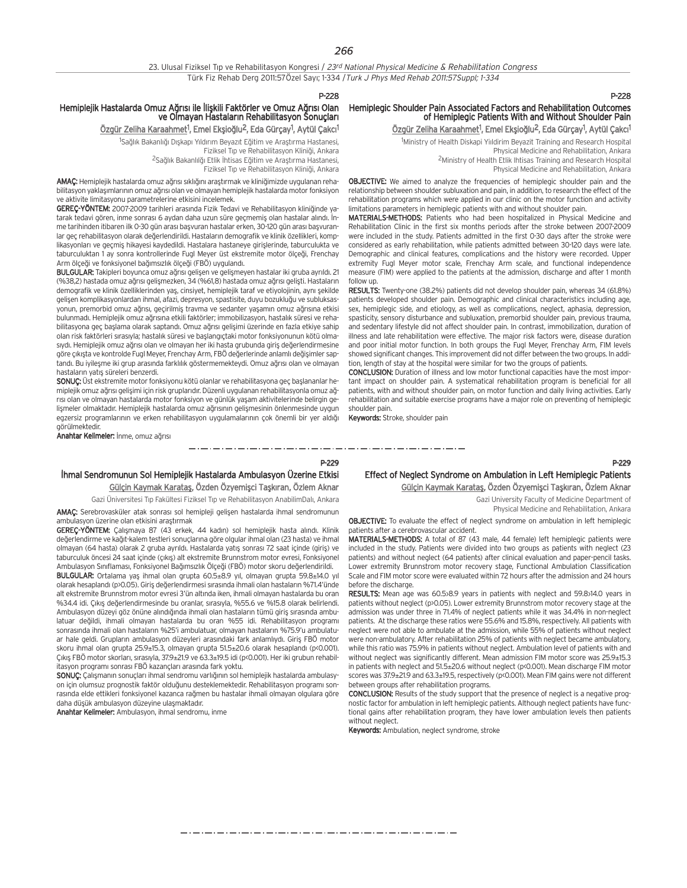P-228

## Hemiplejik Hastalarda Omuz Ağrısı ile İlişkili Faktörler ve Omuz Ağrısı Olan ve Olmayan Hastaların Rehabilitasyon Sonuçları

Özgür Zeliha Karaahmet[1], Emel Ekşioğlu[2], Eda Gürçay[1], Aytül Çakcı[1]

[1]Sağlık Bakanlığı Dışkapı Yıldırım Beyazıt Eğitim ve Araştırma Hastanesi, Fiziksel Tıp ve Rehabilitasyon Kliniği, Ankara
[2]Sağlık Bakanlığı Etlik İhtisas Eğitim ve Araştırma Hastanesi, Fiziksel Tıp ve Rehabilitasyon Kliniği, Ankara

**AMAÇ:** Hemiplejik hastalarda omuz ağrısı sıklığını araştırmak ve kliniğimizde uygulanan rehabilitasyon yaklaşımlarının omuz ağrısı olan ve olmayan hemiplejik hastalarda motor fonksiyon ve aktivite limitasyonu parametrelerine etkisini incelemek.

**GEREÇ-YÖNTEM:** 2007-2009 tarihleri arasında Fizik Tedavi ve Rehabilitasyon kliniğinde yatarak tedavi gören, inme sonrası 6 aydan daha uzun süre geçmemiş olan hastalar alındı. İnme tarihinden itibaren ilk 0-30 gün arası başvuran hastalar erken, 30-120 gün arası başvuranlar geç rehabilitasyon olarak değerlendirildi. Hastaların demografik ve klinik özellikleri, komplikasyonları ve geçmiş hikayesi kaydedildi. Hastalara hastaneye girişlerinde, taburculukta ve taburculuktan 1 ay sonra kontrollerinde Fugl Meyer üst ekstremite motor ölçeği, Frenchay Arm ölçeği ve fonksiyonel bağımsızlık ölçeği (FBÖ) uygulandı.

**BULGULAR:** Takipleri boyunca omuz ağrısı gelişen ve gelişmeyen hastalar iki gruba ayrıldı. 21 (%38,2) hastada omuz ağrısı gelişmezken, 34 (%61,8) hastada omuz ağrısı gelişti. Hastaların demografik ve klinik özelliklerinden yaş, cinsiyet, hemiplejik taraf ve etiyolojinin, aynı şekilde gelişen komplikasyonlardan ihmal, afazi, depresyon, spastisite, duyu bozukluğu ve subluksasyonun, premorbid omuz ağrısı, geçirilmiş travma ve sedanter yaşamın omuz ağrısına etkisi bulunmadı. Hemiplejik omuz ağrısına etkili faktörler; immobilizasyon, hastalık süresi ve rehabilitasyona geç başlama olarak saptandı. Omuz ağrısı gelişimi üzerinde en fazla etkiye sahip olan risk faktörleri sırasıyla; hastalık süresi ve başlangıçtaki motor fonksiyonunun kötü olmasıydı. Hemiplejik omuz ağrısı olan ve olmayan her iki hasta grubunda giriş değerlendirmesine göre çıkışta ve kontrolde Fugl Meyer, Frenchay Arm, FBÖ değerlerinde anlamlı değişimler saptandı. Bu iyileşme iki grup arasında farklılık göstermemekteydi. Omuz ağrısı olan ve olmayan hastaların yatış süreleri benzerdi.

**SONUÇ:** Üst ekstremite motor fonksiyonu kötü olanlar ve rehabilitasyona geç başlananlar hemiplejik omuz ağrısı gelişimi için risk gruplarıdır. Düzenli uygulanan rehabilitasyonla omuz ağrısı olan ve olmayan hastalarda motor fonksiyon ve günlük yaşam aktivitelerinde belirgin gelişmeler olmaktadır. Hemiplejik hastalarda omuz ağrısının gelişmesinin önlenmesinde uygun egzersiz programlarının ve erken rehabilitasyon uygulamalarının çok önemli bir yer aldığı görülmektedir.

**Anahtar Kelimeler:** İnme, omuz ağrısı

P-228

## Hemiplegic Shoulder Pain Associated Factors and Rehabilitation Outcomes of Hemiplegic Patients With and Without Shoulder Pain

Özgür Zeliha Karaahmet[1], Emel Ekşioğlu[2], Eda Gürçay[1], Aytül Çakcı[1]

[1]Ministry of Health Diskapi Yiildirim Beyazit Training and Research Hospital Physical Medicine and Rehabilitation, Ankara
[2]Ministry of Health Etlik Ihtisas Training and Research Hospital Physical Medicine and Rehabilitation, Ankara

**OBJECTIVE:** We aimed to analyze the frequencies of hemiplegic shoulder pain and the relationship between shoulder subluxation and pain, in addition, to research the effect of the rehabilitation programs which were applied in our clinic on the motor function and activity limitations parameters in hemiplegic patients with and without shoulder pain.

**MATERIALS-METHODS:** Patients who had been hospitalized in Physical Medicine and Rehabilitation Clinic in the first six months periods after the stroke between 2007-2009 were included in the study. Patients admitted in the first 0-30 days after the stroke were considered as early rehabilitation, while patients admitted between 30-120 days were late. Demographic and clinical features, complications and the history were recorded. Upper extremity Fugl Meyer motor scale, Frenchay Arm scale, and functional independence measure (FIM) were applied to the patients at the admission, discharge and after 1 month follow up.

**RESULTS:** Twenty-one (38.2%) patients did not develop shoulder pain, whereas 34 (61.8%) patients developed shoulder pain. Demographic and clinical characteristics including age, sex, hemiplegic side, and etiology, as well as complications, neglect, aphasia, depression, spasticity, sensory disturbance and subluxation, premorbid shoulder pain, previous trauma, and sedentary lifestyle did not affect shoulder pain. In contrast, immobilization, duration of illness and late rehabilitation were effective. The major risk factors were, disease duration and poor initial motor function. In both groups the Fugl Meyer, Frenchay Arm, FIM levels showed significant changes. This improvement did not differ between the two groups. In addition, length of stay at the hospital were similar for two the groups of patients.

**CONCLUSION:** Duration of illness and low motor functional capacities have the most important impact on shoulder pain. A systematical rehabilitation program is beneficial for all patients, with and without shoulder pain, on motor function and daily living activities. Early rehabilitation and suitable exercise programs have a major role on preventing of hemiplegic shoulder pain.

**Keywords:** Stroke, shoulder pain

P-229

## İhmal Sendromunun Sol Hemiplejik Hastalarda Ambulasyon Üzerine Etkisi

Gülçin Kaymak Karataş, Özden Özyemişci Taşkıran, Özlem Aknar

Gazi Üniversitesi Tıp Fakültesi Fiziksel Tıp ve Rehabilitasyon AnabilimDalı, Ankara

**AMAÇ:** Serebrovasküler atak sonrası sol hemipleji gelişen hastalarda ihmal sendromunun ambulasyon üzerine olan etkisini araştırmak

**GEREÇ-YÖNTEM:** Çalışmaya 87 (43 erkek, 44 kadın) sol hemiplejik hasta alındı. Klinik değerlendirme ve kağıt-kalem testleri sonuçlarına göre olgular ihmal olan (23 hasta) ve ihmal olmayan (64 hasta) olarak 2 gruba ayrıldı. Hastalarda yatış sonrası 72 saat içinde (giriş) ve taburculuk öncesi 24 saat içinde (çıkış) alt ekstremite Brunnstrom motor evresi, Fonksiyonel Ambulasyon Sınıflaması, Fonksiyonel Bağımsızlık Ölçeği (FBÖ) motor skoru değerlendirildi.

**BULGULAR:** Ortalama yaş ihmal olan grupta 60.5±8.9 yıl, olmayan grupta 59.8±14.0 yıl olarak hesaplandı (p>0.05). Giriş değerlendirmesi sırasında ihmali olan hastaların %71.4'ünde alt ekstremite Brunnstrom motor evresi 3'ün altında iken, ihmali olmayan hastalarda bu oran %34.4 idi. Çıkış değerlendirmesinde bu oranlar, sırasıyla, %55.6 ve %15.8 olarak belirlendi. Ambulasyon düzeyi göz önüne alındığında ihmali olan hastaların tümü giriş sırasında ambulatuar değildi, ihmali olmayan hastalarda bu oran %55 idi. Rehabilitasyon programı sonrasında ihmali olan hastaların %25'i ambulatuar, olmayan hastaların %75.9'u ambulatuar hale geldi. Grupların ambulasyon düzeyleri arasındaki fark anlamlıydı. Giriş FBÖ motor skoru ihmal olan grupta 25.9±15.3, olmayan grupta 51.5±20.6 olarak hesaplandı (p<0.001). Çıkış FBÖ motor skorları, sırasıyla, 37.9±21.9 ve 63.3±19.5 idi (p<0.001). Her iki grubun rehabilitasyon programı sonrası FBÖ kazançları arasında fark yoktu.

**SONUÇ:** Çalışmanın sonuçları ihmal sendromu varlığının sol hemiplejik hastalarda ambulasyon için olumsuz prognostik faktör olduğunu desteklemektedir. Rehabilitasyon programı sonrasında elde ettikleri fonksiyonel kazanca rağmen bu hastalar ihmali olmayan olgulara göre daha düşük ambulasyon düzeyine ulaşmaktadır.

**Anahtar Kelimeler:** Ambulasyon, ihmal sendromu, inme

P-229

## Effect of Neglect Syndrome on Ambulation in Left Hemiplegic Patients

Gülçin Kaymak Karataş, Özden Özyemişci Taşkıran, Özlem Aknar

Gazi University Faculty of Medicine Department of Physical Medicine and Rehabilitation, Ankara

**OBJECTIVE:** To evaluate the effect of neglect syndrome on ambulation in left hemiplegic patients after a cerebrovascular accident.

**MATERIALS-METHODS:** A total of 87 (43 male, 44 female) left hemiplegic patients were included in the study. Patients were divided into two groups as patients with neglect (23 patients) and without neglect (64 patients) after clinical evaluation and paper-pencil tasks. Lower extremity Brunnstrom motor recovery stage, Functional Ambulation Classification Scale and FIM motor score were evaluated within 72 hours after the admission and 24 hours before the discharge.

**RESULTS:** Mean age was 60.5>8.9 years in patients with neglect and 59.8>14.0 years in patients without neglect (p>0.05). Lower extremity Brunnstrom motor recovery stage at the admission was under three in 71.4% of neglect patients while it was 34.4% in non-neglect patients. At the discharge these ratios were 55.6% and 15.8%, respectively. All patients with neglect were not able to ambulate at the admission, while 55% of patients without neglect were non-ambulatory. After rehabilitation 25% of patients with neglect became ambulatory, while this ratio was 75.9% in patients without neglect. Ambulation level of patients with and without neglect was significantly different. Mean admission FIM motor score was 25.9±15.3 in patients with neglect and 51.5±20.6 without neglect (p<0.001). Mean discharge FIM motor scores was 37.9±21.9 and 63.3±19.5, respectively (p<0.001). Mean FIM gains were not different between groups after rehabilitation programs.

**CONCLUSION:** Results of the study support that the presence of neglect is a negative prognostic factor for ambulation in left hemiplegic patients. Although neglect patients have functional gains after rehabilitation program, they have lower ambulation levels then patients without neglect.

**Keywords:** Ambulation, neglect syndrome, stroke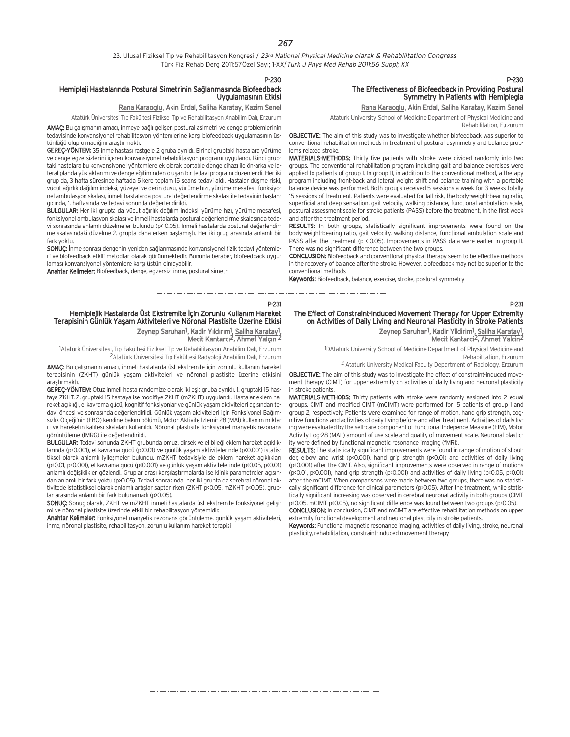P-230

## Hemipleji Hastalarında Postural Simetrinin Sağlanmasında Biofeedback Uygulamasının Etkisi

Rana Karaoglu, Akin Erdal, Saliha Karatay, Kazim Senel

Atatürk Üniversitesi Tıp Fakültesi Fiziksel Tıp ve Rehabilitasyon Anabilim Dalı, Erzurum

**AMAÇ:** Bu çalışmanın amacı, inmeye bağlı gelişen postural asimetri ve denge problemlerinin tedavisinde konvansiyonel rehabilitasyon yöntemlerine karşı biofeedback uygulamasının üstünlüğü olup olmadığını araştırmaktı.

**GEREÇ-YÖNTEM:** 35 inme hastası rastgele 2 gruba ayrıldı. Birinci gruptaki hastalara yürüme ve denge egzersizlerini içeren konvansiyonel rehabilitasyon programı uygulandı. İkinci gruptaki hastalara bu konvansiyonel yöntemlere ek olarak portable denge cihazı ile ön-arka ve lateral planda yük aktarımı ve denge eğitiminden oluşan bir tedavi programı düzenlendi. Her iki grup da, 3 hafta süresince haftada 5 kere toplam 15 seans tedavi aldı. Hastalar düşme riski, vücut ağırlık dağılım indeksi, yüzeyel ve derin duyu, yürüme hızı, yürüme mesafesi, fonksiyonel ambulasyon skalası, inmeli hastalarda postural değerlendirme skalası ile tedavinin başlangıcında, 1. haftasında ve tedavi sonunda değerlendirildi.

**BULGULAR:** Her iki grupta da vücut ağırlık dağılım indeksi, yürüme hızı, yürüme mesafesi, fonksiyonel ambulasyon skalası ve inmeli hastalarda postural değerlendirme skalasında tedavi sonrasında anlamlı düzelmeler bulundu (p< 0.05). İnmeli hastalarda postural değerlendirme skalasındaki düzelme 2. grupta daha erken başlamıştı. Her iki grup arasında anlamlı bir fark yoktu.

**SONUÇ:** İnme sonrası dengenin yeniden sağlanmasında konvansiyonel fizik tedavi yöntemleri ve biofeedback etkili metodlar olarak görünmektedir. Bununla beraber, biofeedback uygulaması konvansiyonel yöntemlere karşı üstün olmayabilir.

**Anahtar Kelimeler:** Biofeedback, denge, egzersiz, inme, postural simetri

P-230

## The Effectiveness of Biofeedback in Providing Postural Symmetry in Patients with Hemiplegia

Rana Karaoglu, Akin Erdal, Saliha Karatay, Kazim Senel

Ataturk University School of Medicine Department of Physical Medicine and Rehabilitation, E,rzurum

**OBJECTIVE:** The aim of this study was to investigate whether biofeedback was superior to conventional rehabilitation methods in treatment of postural asymmetry and balance problems related stroke.

**MATERIALS-METHODS:** Thirty five patients with stroke were divided randomly into two groups. The conventional rehabilitation program including gait and balance exercises were applied to patients of group I. In group II, in addition to the conventional method, a therapy program including front-back and lateral weight shift and balance training with a portable balance device was performed. Both groups received 5 sessions a week for 3 weeks totally 15 sessions of treatment. Patients were evaluated for fall risk, the body-weight-bearing ratio, superficial and deep sensation, gait velocity, walking distance, functional ambulation scale, postural assessment scale for stroke patients (PASS) before the treatment, in the first week and after the treatment period.

**RESULTS:** In both groups, statistically significant improvements were found on the body-weight-bearing ratio, gait velocity, walking distance, functional ambulation scale and PASS after the treatment (p < 0.05). Improvements in PASS data were earlier in group II. There was no significant difference between the two groups.

**CONCLUSION:** Biofeedback and conventional physical therapy seem to be effective methods in the recovery of balance after the stroke. However, biofeedback may not be superior to the conventional methods

**Keywords:** Biofeedback, balance, exercise, stroke, postural symmetry

P-231

## Hemiplejik Hastalarda Üst Ekstremite İçin Zorunlu Kullanım Hareket Terapisinin Günlük Yaşam Aktiviteleri ve Nöronal Plastisite Üzerine Etkisi

Zeynep Saruhan[1], Kadir Yıldırım[1], Saliha Karatay[1], Mecit Kantarcı[2], Ahmet Yalçın[2]

[1]Atatürk Üniversitesi, Tıp Fakültesi Fiziksel Tıp ve Rehabilitasyon Anabilim Dalı, Erzurum
[2]Atatürk Üniversitesi Tıp Fakültesi Radyoloji Anabilim Dalı, Erzurum

**AMAÇ:** Bu çalışmanın amacı, inmeli hastalarda üst ekstremite için zorunlu kullanım hareket terapisinin (ZKHT) günlük yaşam aktiviteleri ve nöronal plastisite üzerine etkisini araştırmaktı.

**GEREÇ-YÖNTEM:** Otuz inmeli hasta randomize olarak iki eşit gruba ayrıldı. 1. gruptaki 15 hastaya ZKHT, 2. gruptaki 15 hastaya ise modifiye ZKHT (mZKHT) uygulandı. Hastalar eklem hareket açıklığı, el kavrama gücü, kognitif fonksiyonlar ve günlük yaşam aktiviteleri açısından tedavi öncesi ve sonrasında değerlendirildi. Günlük yaşam aktiviteleri için Fonksiyonel Bağımsızlık Ölçeği'nin (FBÖ) kendine bakım bölümü, Motor Aktivite İzlemi- 28 (MAİ) kullanım miktarı ve hareketin kalitesi skalaları kullanıldı. Nöronal plastisite fonksiyonel manyetik rezonans görüntüleme (fMRG) ile değerlendirildi.

**BULGULAR:** Tedavi sonunda ZKHT grubunda omuz, dirsek ve el bileği eklem hareket açıklıklarında (p<0.001), el kavrama gücü (p<0.01) ve günlük yaşam aktivitelerinde (p<0.001) istatistiksel olarak anlamlı iyileşmeler bulundu. mZKHT tedavisiyle de eklem hareket açıklıkları (p<0.01, p<0.001), el kavrama gücü (p<0.001) ve günlük yaşam aktivitelerinde (p<0.05, p<0.01) anlamlı değişiklikler gözlendi. Gruplar arası karşılaştırmalarda ise klinik parametreler açısından anlamlı bir fark yoktu (p>0.05). Tedavi sonrasında, her iki grupta da serebral nöronal aktivitede istatistiksel olarak anlamlı artışlar saptanırken (ZKHT p<0.05, mZKHT p<0.05), gruplar arasında anlamlı bir fark bulunamadı (p>0.05).

**SONUÇ:** Sonuç olarak, ZKHT ve mZKHT inmeli hastalarda üst ekstremite fonksiyonel gelişimi ve nöronal plastisite üzerinde etkili bir rehabilitasyon yöntemidir.

**Anahtar Kelimeler:** Fonksiyonel manyetik rezonans görüntüleme, günlük yaşam aktiviteleri, inme, nöronal plastisite, rehabilitasyon, zorunlu kullanım hareket terapisi

P-231

## The Effect of Constraint-Induced Movement Therapy for Upper Extremity on Activities of Daily Living and Neuronal Plasticity in Stroke Patients

Zeynep Saruhan[1], Kadir Yildirim[1], Saliha Karatay[1], Mecit Kantarci[2], Ahmet Yalcin[2]

[1]DAtaturk University School of Medicine Department of Physical Medicine and Rehabilitation, Erzurum
[2] Ataturk University Medical Faculty Department of Radiology, Erzurum

**OBJECTIVE:** The aim of this study was to investigate the effect of constraint-induced movement therapy (CIMT) for upper extremity on activities of daily living and neuronal plasticity in stroke patients.

**MATERIALS-METHODS:** Thirty patients with stroke were randomly assigned into 2 equal groups. CIMT and modified CIMT (mCIMT) were performed for 15 patients of group 1 and group 2, respectively. Patients were examined for range of motion, hand grip strength, cognitive functions and activities of daily living before and after treatment. Activities of daily living were evaluated by the self-care component of Functional Indepence Measure (FIM), Motor Activity Log-28 (MAL) amount of use scale and quality of movement scale. Neuronal plasticity were defined by functional magnetic resonance imaging (fMRI).

**RESULTS:** The statistically significant improvements were found in range of motion of shoulder, elbow and wrist (p<0.001), hand grip strength (p<0.01) and activities of daily living (p<0.001) after the CIMT. Also, significant improvements were observed in range of motions (p<0.01, p<0.001), hand grip strength (p<0.001) and activities of daily living (p<0.05, p<0.01) after the mCIMT. When comparisons were made between two groups, there was no statistically significant difference for clinical parameters (p>0.05). After the treatment, while statistically significant increasing was observed in cerebral neuronal activity in both groups (CIMT p<0.05, mCIMT p<0.05), no significant difference was found between two groups (p>0.05).

**CONCLUSION:** In conclusion, CIMT and mCIMT are effective rehabilitation methods on upper extremity functional development and neuronal plasticity in stroke patients.

**Keywords:** Functional magnetic resonance imaging, activities of daily living, stroke, neuronal plasticity, rehabilitation, constraint-induced movement therapy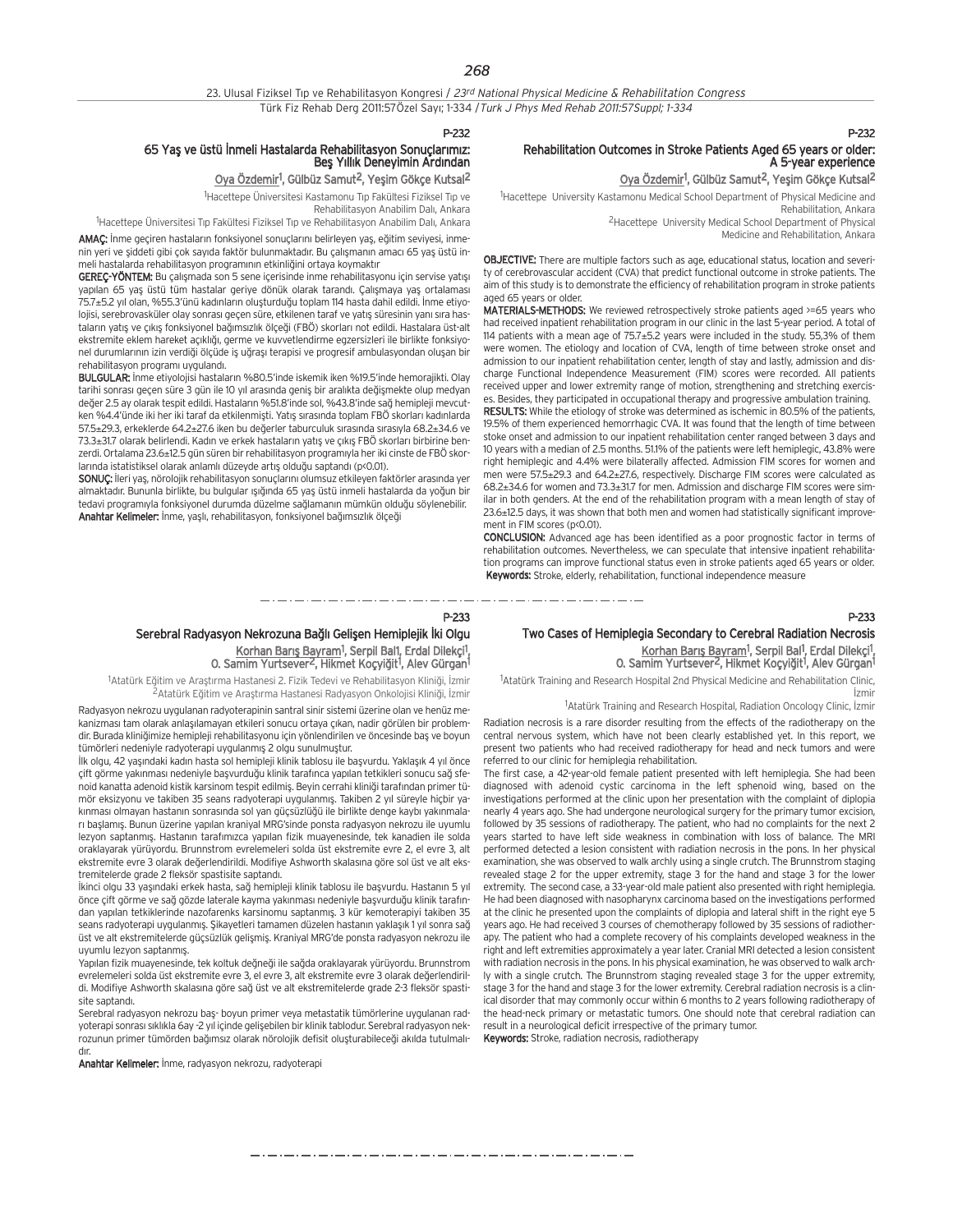## P-232

### 65 Yaş ve üstü İnmeli Hastalarda Rehabilitasyon Sonuçlarımız: Beş Yıllık Deneyimin Ardından

Oya Özdemir[1], Gülbüz Samut[2], Yeşim Gökçe Kutsal[2]

[1]Hacettepe Üniversitesi Kastamonu Tıp Fakültesi Fiziksel Tıp ve Rehabilitasyon Anabilim Dalı, Ankara

[1]Hacettepe Üniversitesi Tıp Fakültesi Fiziksel Tıp ve Rehabilitasyon Anabilim Dalı, Ankara

**AMAÇ:** İnme geçiren hastaların fonksiyonel sonuçlarını belirleyen yaş, eğitim seviyesi, inmenin yeri ve şiddeti gibi çok sayıda faktör bulunmaktadır. Bu çalışmanın amacı 65 yaş üstü inmeli hastalarda rehabilitasyon programının etkinliğini ortaya koymaktır

**GEREÇ-YÖNTEM:** Bu çalışmada son 5 sene içerisinde inme rehabilitasyonu için servise yatışı yapılan 65 yaş üstü tüm hastalar geriye dönük olarak tarandı. Çalışmaya yaş ortalaması 75.7±5.2 yıl olan, %55.3'ünü kadınların oluşturduğu toplam 114 hasta dahil edildi. İnme etiyolojisi, serebrovasküler olay sonrası geçen süre, etkilenen taraf ve yatış süresinin yanı sıra hastaların yatış ve çıkış fonksiyonel bağımsızlık ölçeği (FBÖ) skorları not edildi. Hastalara üst-alt ekstremite eklem hareket açıklığı, germe ve kuvvetlendirme egzersizleri ile birlikte fonksiyonel durumlarının izin verdiği ölçüde iş uğraşı terapisi ve progresif ambulasyondan oluşan bir rehabilitasyon programı uygulandı.

**BULGULAR:** İnme etiyolojisi hastaların %80.5'inde iskemik iken %19.5'inde hemorajikti. Olay tarihi sonrası geçen süre 3 gün ile 10 yıl arasında geniş bir aralıkta değişmekte olup medyan değer 2.5 ay olarak tespit edildi. Hastaların %51.8'inde sol, %43.8'inde sağ hemipleji mevcutken %4.4'ünde iki her iki taraf da etkilenmişti. Yatış sırasında toplam FBÖ skorları kadınlarda 57.5±29.3, erkeklerde 64.2±27.6 iken bu değerler taburculuk sırasında sırasıyla 68.2±34.6 ve 73.3±31.7 olarak belirlendi. Kadın ve erkek hastaların yatış ve çıkış FBÖ skorları birbirine benzerdi. Ortalama 23.6±12.5 gün süren bir rehabilitasyon programıyla her iki cinste de FBÖ skorlarında istatistiksel olarak anlamlı düzeyde artış olduğu saptandı ($p<0.01$).

**SONUÇ:** İleri yaş, nörolojik rehabilitasyon sonuçlarını olumsuz etkileyen faktörler arasında yer almaktadır. Bununla birlikte, bu bulgular ışığında 65 yaş üstü inmeli hastalarda da yoğun bir tedavi programıyla fonksiyonel durumda düzelme sağlamanın mümkün olduğu söylenebilir.

**Anahtar Kelimeler:** İnme, yaşlı, rehabilitasyon, fonksiyonel bağımsızlık ölçeği

## P-232

### Rehabilitation Outcomes in Stroke Patients Aged 65 years or older: A 5-year experience

Oya Özdemir[1], Gülbüz Samut[2], Yeşim Gökçe Kutsal[2]

[1]Hacettepe University Kastamonu Medical School Department of Physical Medicine and Rehabilitation, Ankara

[2]Hacettepe University Medical School Department of Physical Medicine and Rehabilitation, Ankara

**OBJECTIVE:** There are multiple factors such as age, educational status, location and severity of cerebrovascular accident (CVA) that predict functional outcome in stroke patients. The aim of this study is to demonstrate the efficiency of rehabilitation program in stroke patients aged 65 years or older.

**MATERIALS-METHODS:** We reviewed retrospectively stroke patients aged >=65 years who had received inpatient rehabilitation program in our clinic in the last 5-year period. A total of 114 patients with a mean age of 75.7±5.2 years were included in the study. 55,3% of them were women. The etiology and location of CVA, length of time between stroke onset and admission to our inpatient rehabilitation center, length of stay and lastly, admission and discharge Functional Independence Measurement (FIM) scores were recorded. All patients received upper and lower extremity range of motion, strengthening and stretching exercises. Besides, they participated in occupational therapy and progressive ambulation training.

**RESULTS:** While the etiology of stroke was determined as ischemic in 80.5% of the patients, 19.5% of them experienced hemorrhagic CVA. It was found that the length of time between stoke onset and admission to our inpatient rehabilitation center ranged between 3 days and 10 years with a median of 2.5 months. 51.1% of the patients were left hemiplegic, 43.8% were right hemiplegic and 4.4% were bilaterally affected. Admission FIM scores for women and men were 57.5±29.3 and 64.2±27.6, respectively. Discharge FIM scores were calculated as 68.2±34.6 for women and 73.3±31.7 for men. Admission and discharge FIM scores were similar in both genders. At the end of the rehabilitation program with a mean length of stay of 23.6±12.5 days, it was shown that both men and women had statistically significant improvement in FIM scores ($p<0.01$).

**CONCLUSION:** Advanced age has been identified as a poor prognostic factor in terms of rehabilitation outcomes. Nevertheless, we can speculate that intensive inpatient rehabilitation programs can improve functional status even in stroke patients aged 65 years or older.

**Keywords:** Stroke, elderly, rehabilitation, functional independence measure

---

## P-233

### Serebral Radyasyon Nekrozuna Bağlı Gelişen Hemiplejik İki Olgu

Korhan Barış Bayram[1], Serpil Bal[1], Erdal Dilekçi[1], O. Samim Yurtsever[2], Hikmet Koçyiğit[1], Alev Gürgan[1]

[1]Atatürk Eğitim ve Araştırma Hastanesi 2. Fizik Tedevi ve Rehabilitasyon Kliniği, İzmir

[2]Atatürk Eğitim ve Araştırma Hastanesi Radyasyon Onkolojisi Kliniği, İzmir

Radyasyon nekrozu uygulanan radyoterapinin santral sinir sistemi üzerine olan ve henüz mekanizması tam olarak anlaşılamayan etkileri sonucu ortaya çıkan, nadir görülen bir problemdir. Burada kliniğimize hemipleji rehabilitasyonu için yönlendirilen ve öncesinde baş ve boyun tümörleri nedeniyle radyoterapi uygulanmış 2 olgu sunulmuştur.

İlk olgu, 42 yaşındaki kadın hasta sol hemipleji klinik tablosu ile başvurdu. Yaklaşık 4 yıl önce çift görme yakınması nedeniyle başvurduğu klinik tarafınca yapılan tetkikleri sonucu sağ sfenoid kanatta adenoid kistik karsinom tespit edilmiş. Beyin cerrahi kliniği tarafından primer tümör eksizyonu ve takiben 35 seans radyoterapi uygulanmış. Takiben 2 yıl süreyle hiçbir yakınması olmayan hastanın sonrasında sol yan güçsüzlüğü ile birlikte denge kaybı yakınmaları başlamış. Bunun üzerine yapılan kraniyal MRG'sinde ponsta radyasyon nekrozu ile uyumlu lezyon saptanmış. Hastanın tarafımızca yapılan fizik muayenesinde, tek kanadien ile solda oraklayarak yürüyordu. Brunnstrom evrelemeleri solda üst ekstremite evre 2, el evre 3, alt ekstremite evre 3 olarak değerlendirildi. Modifiye Ashworth skalasına göre sol üst ve alt ekstremitelerde grade 2 fleksör spastisite saptandı.

İkinci olgu 33 yaşındaki erkek hasta, sağ hemipleji klinik tablosu ile başvurdu. Hastanın 5 yıl önce çift görme ve sağ gözde laterale kayma yakınması nedeniyle başvurduğu klinik tarafından yapılan tetkiklerinde nazofarenks karsinomu saptanmış. 3 kür kemoterapiyi takiben 35 seans radyoterapi uygulanmış. Şikayetleri tamamen düzelen hastanın yaklaşık 1 yıl sonra sağ üst ve alt ekstremitelerde güçsüzlük gelişmiş. Kraniyal MRG'de ponsta radyasyon nekrozu ile uyumlu lezyon saptanmış.

Yapılan fizik muayenesinde, tek koltuk değneği ile sağda oraklayarak yürüyordu. Brunnstrom evrelemeleri solda üst ekstremite evre 3, el evre 3, alt ekstremite evre 3 olarak değerlendirildi. Modifiye Ashworth skalasına göre sağ üst ve alt ekstremitelerde grade 2-3 fleksör spastisite saptandı.

Serebral radyasyon nekrozu baş- boyun primer veya metastatik tümörlerine uygulanan radyoterapi sonrası sıklıkla 6ay -2 yıl içinde gelişebilen bir klinik tablodur. Serebral radyasyon nekrozunun primer tümörden bağımsız olarak nörolojik defisit oluşturabileceği akılda tutulmalıdır.

**Anahtar Kelimeler:** İnme, radyasyon nekrozu, radyoterapi

## P-233

### Two Cases of Hemiplegia Secondary to Cerebral Radiation Necrosis

Korhan Barış Bayram[1], Serpil Bal[1], Erdal Dilekçi[1], O. Samim Yurtsever[2], Hikmet Koçyiğit[1], Alev Gürgan[1]

[1]Atatürk Training and Research Hospital 2nd Physical Medicine and Rehabilitation Clinic, İzmir

[1]Atatürk Training and Research Hospital, Radiation Oncology Clinic, İzmir

Radiation necrosis is a rare disorder resulting from the effects of the radiotherapy on the central nervous system, which have not been clearly established yet. In this report, we present two patients who had received radiotherapy for head and neck tumors and were referred to our clinic for hemiplegia rehabilitation.

The first case, a 42-year-old female patient presented with left hemiplegia. She had been diagnosed with adenoid cystic carcinoma in the left sphenoid wing, based on the investigations performed at the clinic upon her presentation with the complaint of diplopia nearly 4 years ago. She had undergone neurological surgery for the primary tumor excision, followed by 35 sessions of radiotherapy. The patient, who had no complaints for the next 2 years started to have left side weakness in combination with loss of balance. The MRI performed detected a lesion consistent with radiation necrosis in the pons. In her physical examination, she was observed to walk archly using a single crutch. The Brunnstrom staging revealed stage 2 for the upper extremity, stage 3 for the hand and stage 3 for the lower extremity. The second case, a 33-year-old male patient also presented with right hemiplegia. He had been diagnosed with nasopharynx carcinoma based on the investigations performed at the clinic he presented upon the complaints of diplopia and lateral shift in the right eye 5 years ago. He had received 3 courses of chemotherapy followed by 35 sessions of radiotherapy. The patient who had a complete recovery of his complaints developed weakness in the right and left extremities approximately a year later. Cranial MRI detected a lesion consistent with radiation necrosis in the pons. In his physical examination, he was observed to walk archly with a single crutch. The Brunnstrom staging revealed stage 3 for the upper extremity, stage 3 for the hand and stage 3 for the lower extremity. Cerebral radiation necrosis is a clinical disorder that may commonly occur within 6 months to 2 years following radiotherapy of the head-neck primary or metastatic tumors. One should note that cerebral radiation can result in a neurological deficit irrespective of the primary tumor.

**Keywords:** Stroke, radiation necrosis, radiotherapy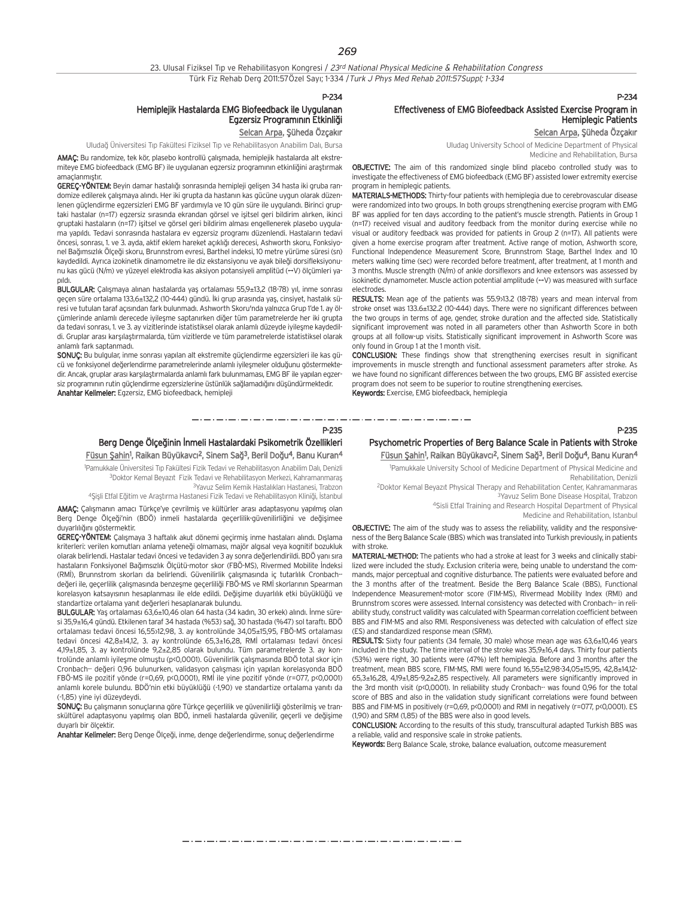P-234

## Hemiplejik Hastalarda EMG Biofeedback ile Uygulanan Egzersiz Programının Etkinliği

Selcan Arpa, Şüheda Özçakır

Uludağ Üniversitesi Tıp Fakültesi Fiziksel Tıp ve Rehabilitasyon Anabilim Dalı, Bursa

**AMAÇ:** Bu randomize, tek kör, plasebo kontrollü çalışmada, hemiplejik hastalarda alt ekstremiteye EMG biofeedback (EMG BF) ile uygulanan egzersiz programının etkinliğini araştırmak amaçlanmıştır.

**GEREÇ-YÖNTEM:** Beyin damar hastalığı sonrasında hemipleji gelişen 34 hasta iki gruba randomize edilerek çalışmaya alındı. Her iki grupta da hastanın kas gücüne uygun olarak düzenlenen güçlendirme egzersizleri EMG BF yardımıyla ve 10 gün süre ile uygulandı. Birinci gruptaki hastalar (n=17) egzersiz sırasında ekrandan görsel ve işitsel geri bildirim alırken, ikinci gruptaki hastaların (n=17) işitsel ve görsel geri bildirim alması engellenerek plasebo uygulama yapıldı. Tedavi sonrasında hastalara ev egzersiz programı düzenlendi. Hastaların tedavi öncesi, sonrası, 1. ve 3. ayda, aktif eklem hareket açıklığı derecesi, Ashworth skoru, Fonksiyonel Bağımsızlık Ölçeği skoru, Brunnstrom evresi, Barthel indeksi, 10 metre yürüme süresi (sn) kaydedildi. Ayrıca izokinetik dinamometre ile diz ekstansiyonu ve ayak bileği dorsifleksiyonunu kas gücü (N/m) ve yüzeyel elektrodla kas aksiyon potansiyeli amplitüd (↔V) ölçümleri yapıldı.

**BULGULAR:** Çalışmaya alınan hastalarda yaş ortalaması 55,9±13,2 (18-78) yıl, inme sonrası geçen süre ortalama 133,6±132,2 (10-444) gündü. İki grup arasında yaş, cinsiyet, hastalık süresi ve tutulan taraf açısından fark bulunmadı. Ashworth Skoru'nda yalnızca Grup 1'de 1. ay ölçümlerinde anlamlı derecede iyileşme saptanırken diğer tüm parametrelerde her iki grupta da tedavi sonrası, 1. ve 3. ay vizitlerinde istatistiksel olarak anlamlı düzeyde iyileşme kaydedildi. Gruplar arası karşılaştırmalarda, tüm vizitlerde ve tüm parametrelerde istatistiksel olarak anlamlı fark saptanmadı.

**SONUÇ:** Bu bulgular, inme sonrası yapılan alt ekstremite güçlendirme egzersizleri ile kas gücü ve fonksiyonel değerlendirme parametrelerinde anlamlı iyileşmeler olduğunu göstermektedir. Ancak, gruplar arası karşılaştırmalarda anlamlı fark bulunmaması, EMG BF ile yapılan egzersiz programının rutin güçlendirme egzersizlerine üstünlük sağlamadığını düşündürmektedir.

**Anahtar Kelimeler:** Egzersiz, EMG biofeedback, hemipleji

P-234

## Effectiveness of EMG Biofeedback Assisted Exercise Program in Hemiplegic Patients

Selcan Arpa, Şüheda Özçakır

Uludag University School of Medicine Department of Physical Medicine and Rehabilitation, Bursa

**OBJECTIVE:** The aim of this randomized single blind placebo controlled study was to investigate the effectiveness of EMG biofeedback (EMG BF) assisted lower extremity exercise program in hemiplegic patients.

**MATERIALS-METHODS:** Thirty-four patients with hemiplegia due to cerebrovascular disease were randomized into two groups. In both groups strengthening exercise program with EMG BF was applied for ten days according to the patient's muscle strength. Patients in Group 1 (n=17) received visual and auditory feedback from the monitor during exercise while no visual or auditory feedback was provided for patients in Group 2 (n=17). All patients were given a home exercise program after treatment. Active range of motion, Ashworth score, Functional Independence Measurement Score, Brunnstrom Stage, Barthel Index and 10 meters walking time (sec) were recorded before treatment, after treatment, at 1 month and 3 months. Muscle strength (N/m) of ankle dorsiflexors and knee extensors was assessed by isokinetic dynamometer. Muscle action potential amplitude (↔V) was measured with surface electrodes.

**RESULTS:** Mean age of the patients was 55.9›13.2 (18-78) years and mean interval from stroke onset was 133.6±132.2 (10-444) days. There were no significant differences between the two groups in terms of age, gender, stroke duration and the affected side. Statistically significant improvement was noted in all parameters other than Ashworth Score in both groups at all follow-up visits. Statistically significant improvement in Ashworth Score was only found in Group 1 at the 1 month visit.

**CONCLUSION:** These findings show that strengthening exercises result in significant improvements in muscle strength and functional assessment parameters after stroke. As we have found no significant differences between the two groups, EMG BF assisted exercise program does not seem to be superior to routine strengthening exercises.

**Keywords:** Exercise, EMG biofeedback, hemiplegia

---

P-235

## Berg Denge Ölçeğinin İnmeli Hastalardaki Psikometrik Özellikleri

Füsun Şahin[1], Raikan Büyükavcı[2], Sinem Sağ[3], Beril Doğu[4], Banu Kuran[4]

[1]Pamukkale Üniversitesi Tıp Fakültesi Fizik Tedavi ve Rehabilitasyon Anabilim Dalı, Denizli
[3]Doktor Kemal Beyazıt Fizik Tedavi ve Rehabilitasyon Merkezi, Kahramanmaraş
[3]Yavuz Selim Kemik Hastalıkları Hastanesi, Trabzon
[4]Şişli Etfal Eğitim ve Araştırma Hastanesi Fizik Tedavi ve Rehabilitasyon Kliniği, İstanbul

**AMAÇ:** Çalışmanın amacı Türkçe'ye çevrilmiş ve kültürler arası adaptasyonu yapılmış olan Berg Denge Ölçeği'nin (BDÖ) inmeli hastalarda geçerlilik-güvenilirliğini ve değişimee duyarlılığını göstermektir.

**GEREÇ-YÖNTEM:** Çalışmaya 3 haftalık akut dönemi geçirmiş inme hastaları alındı. Dışlama kriterleri: verilen komutları anlama yeteneği olmaması, majör algısal veya kognitif bozukluk olarak belirlendi. Hastalar tedavi öncesi ve tedaviden 3 ay sonra değerlendirildi. BDÖ yanı sıra hastaların Fonksiyonel Bağımsızlık Ölçütü-motor skor (FBÖ-MS), Rivermed Mobilite İndeksi (RMİ), Brunnstrom skorları da belirlendi. Güvenilirlik çalışmasında iç tutarlılık Cronbach-- değeri ile, geçerlilik çalışmasında benzeşme geçerliliği FBÖ-MS ve RMİ skorlarının Spearman korelasyon katsayısının hesaplanması ile elde edildi. Değişime duyarlılık etki büyüklüğü ve standartize ortalama yanıt değerleri hesaplanarak bulundu.

**BULGULAR:** Yaş ortalaması 63,6±10,46 olan 64 hasta (34 kadın, 30 erkek) alındı. İnme süresi 35,9±16,4 gündü. Etkilenen taraf 34 hastada (%53) sağ, 30 hastada (%47) sol taraftı. BDÖ ortalaması tedavi öncesi 16,55›12,98, 3. ay kontrolünde 34,05±15,95, FBÖ-MS ortalaması tedavi öncesi 42,8±14,12, 3. ay kontrolünde 65,3±16,28, RMİ ortalaması tedavi öncesi 4,19±1,85, 3. ay kontrolünde 9,2±2,85 olarak bulundu. Tüm parametrelerde 3. ay kontrolünde anlamlı iyileşme olmuştu (p<0,0001). Güvenilirlik çalışmasında BDÖ total skor için Cronbach-- değeri 0,96 bulunurken, validasyon çalışması için yapılan korelasyonda BDÖ FBÖ-MS ile pozitif yönde (r=0,69, p<0,0001), RMİ ile yine pozitif yönde (r=077, p<0,0001) anlamlı korele bulundu. BDÖ'nin etki büyüklüğü (-1,90) ve standartize ortalama yanıtı da (-1,85) yine iyi düzeydeydi.

**SONUÇ:** Bu çalışmanın sonuçlarına göre Türkçe geçerlilik ve güvenilirliği gösterilmiş ve transkültürel adaptasyonu yapılmış olan BDÖ, inmeli hastalarda güvenilir, geçerli ve değişime duyarlı bir ölçektir.

**Anahtar Kelimeler:** Berg Denge Ölçeği, inme, denge değerlendirme, sonuç değerlendirme

P-235

## Psychometric Properties of Berg Balance Scale in Patients with Stroke

Füsun Şahin[1], Raikan Büyükavcı[2], Sinem Sağ[3], Beril Doğu[4], Banu Kuran[4]

[1]Pamukkale University School of Medicine Department of Physical Medicine and Rehabilitation, Denizli
[2]Doktor Kemal Beyazıt Physical Therapy and Rehabilitation Center, Kahramanmaras
[3]Yavuz Selim Bone Disease Hospital, Trabzon
[4]Sisli Etfal Training and Research Hospital Department of Physical Medicine and Rehabilitation, Istanbul

**OBJECTIVE:** The aim of the study was to assess the reliability, validity and the responsiveness of the Berg Balance Scale (BBS) which was translated into Turkish previously, in patients with stroke.

**MATERIAL-METHOD:** The patients who had a stroke at least for 3 weeks and clinically stabilized were included the study. Exclusion criteria were, being unable to understand the commands, major perceptual and cognitive disturbance. The patients were evaluated before and the 3 months after of the treatment. Beside the Berg Balance Scale (BBS), Functional Independence Measurement-motor score (FIM-MS), Rivermead Mobility Index (RMI) and Brunnstrom scores were assessed. Internal consistency was detected with Cronbach-- in reliability study, construct validity was calculated with Spearman correlation coefficient between BBS and FIM-MS and also RMI. Responsiveness was detected with calculation of effect size (ES) and standardized response mean (SRM).

**RESULTS:** Sixty four patients (34 female, 30 male) whose mean age was 63,6±10,46 years included in the study. The time interval of the stroke was 35,9±16,4 days. Thirty four patients (53%) were right, 30 patients were (47%) left hemiplegia. Before and 3 months after the treatment, mean BBS score, FIM-MS, RMI were found 16,55±12,98-34,05±15,95, 42,8±14,12-65,3±16,28, 4,19±1,85-9,2±2,85 respectively. All parameters were significantly improved in the 3rd month visit (p<0,0001). In reliability study Cronbach-- was found 0,96 for the total score of BBS and also in the validation study significant correlations were found between BBS and FIM-MS in positively (r=0,69, p<0,0001) and RMI in negatively (r=077, p<0,0001). ES (1,90) and SRM (1,85) of the BBS were also in good levels.

**CONCLUSION:** According to the results of this study, transcultural adapted Turkish BBS was a reliable, valid and responsive scale in stroke patients.

**Keywords:** Berg Balance Scale, stroke, balance evaluation, outcome measurement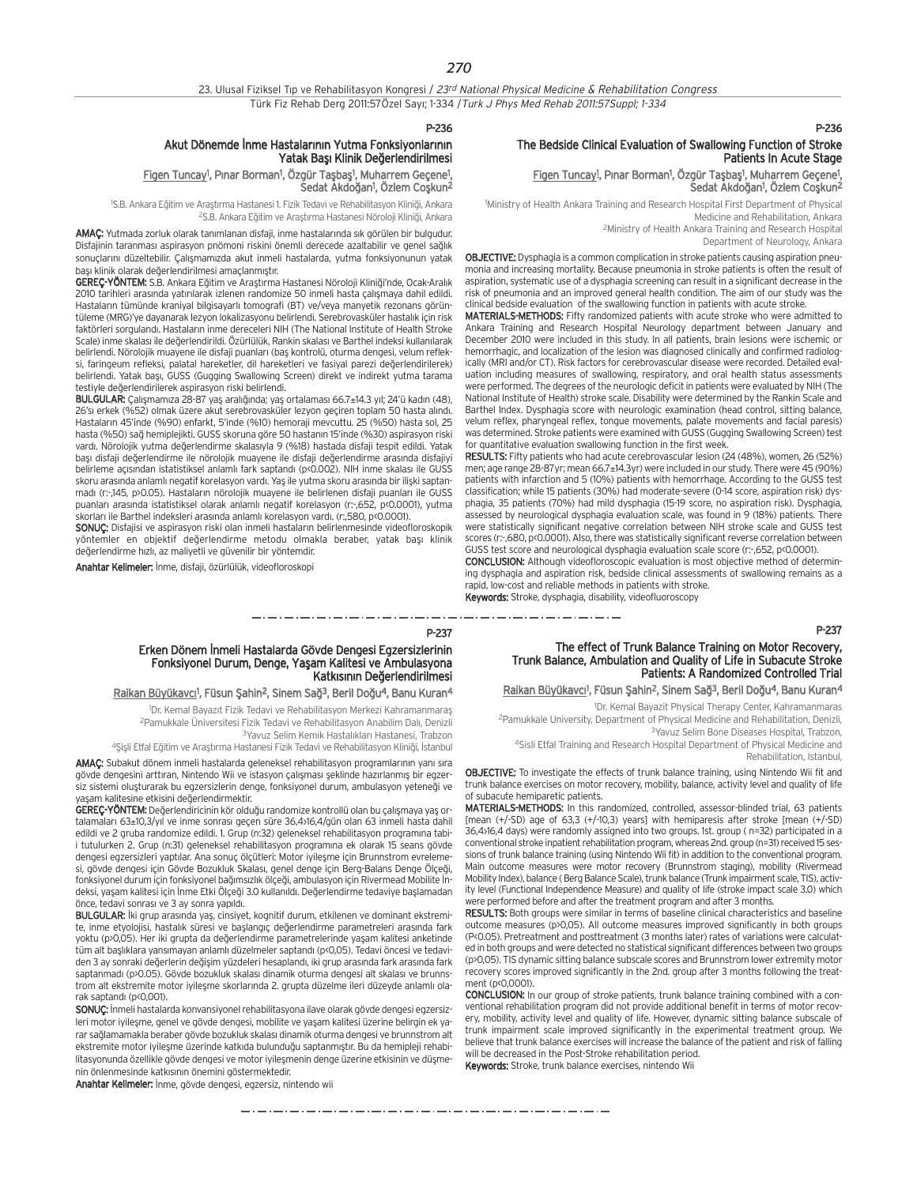## P-236

### Akut Dönemde İnme Hastalarının Yutma Fonksiyonlarının Yatak Başı Klinik Değerlendirilmesi

Figen Tuncay[1], Pınar Borman[1], Özgür Taşbaş[1], Muharrem Geçene[1], Sedat Akdoğan[1], Özlem Coşkun[2]

[1]S.B. Ankara Eğitim ve Araştırma Hastanesi 1. Fizik Tedavi ve Rehabilitasyon Kliniği, Ankara
[2]S.B. Ankara Eğitim ve Araştırma Hastanesi Nöroloji Kliniği, Ankara

**AMAÇ:** Yutmada zorluk olarak tanımlanan disfaji, inme hastalarında sık görülen bir bulgudur. Disfajinin taranması aspirasyon pnömoni riskini önemli derecede azaltabilir ve genel sağlık sonuçlarını düzeltebilir. Çalışmamızda akut inmeli hastalarda, yutma fonksiyonunun yatak başı klinik olarak değerlendirilmesi amaçlanmıştır.

**GEREÇ-YÖNTEM:** S.B. Ankara Eğitim ve Araştırma Hastanesi Nöroloji Kliniği'nde, Ocak-Aralık 2010 tarihleri arasında yatırılarak izlenen randomize 50 inmeli hasta çalışmaya dahil edildi. Hastaların tümünde kraniyal bilgisayarlı tomografi (BT) ve/veya manyetik rezonans görüntüleme (MRG)'ye dayanarak lezyon lokalizasyonu belirlendi. Serebrovasküler hastalık için risk faktörleri sorgulandı. Hastaların inme dereceleri NIH (The National Institute of Health Stroke Scale) inme skalası ile değerlendirildi. Özürlülük, Rankin skalası ve Barthel indeksi kullanılarak belirlendi. Nörolojik muayene ile disfaji puanları (baş kontrolü, oturma dengesi, velum refleksi, faringeum refleksi, palatal hareketler, dil hareketleri ve fasiyal parezi değerlendirilerek) belirlendi. Yatak başı, GUSS (Gugging Swallowing Screen) direkt ve indirekt yutma tarama testiyle değerlendirilerek aspirasyon riski belirlendi.

**BULGULAR:** Çalışmamıza 28-87 yaş aralığında; yaş ortalaması 66.7±14.3 yıl; 24'ü kadın (48), 26'sı erkek (%52) olmak üzere akut serebrovasküler lezyon geçiren toplam 50 hasta alındı. Hastaların 45'inde (%90) enfarkt, 5'inde (%10) hemoraji mevcuttu. 25 (%50) hasta sol, 25 hasta (%50) sağ hemiplejikti. GUSS skoruna göre 50 hastanın 15'inde (%30) aspirasyon riski vardı. Nörolojik yutma değerlendirme skalasıyla 9 (%18) hastada disfaji tespit edildi. Yatak başı disfaji değerlendirme ile nörolojik muayene ile disfaji değerlendirme arasında disfajiyi belirleme açısından istatistiksel anlamlı fark saptandı (p<0.002). NIH inme skalası ile GUSS skoru arasında anlamlı negatif korelasyon vardı. Yaş ile yutma skoru arasında bir ilişki saptanmadı (r:-,145, p>0.05). Hastaların nörolojik muayene ile belirlenen disfaji puanları ile GUSS puanları arasında istatistiksel olarak anlamlı negatif korelasyon (r:-,652, p<0.0001), yutma skorları ile Barthel indeksleri arasında anlamlı korelasyon vardı. (r:,580, p<0.0001).

**SONUÇ:** Disfajisi ve aspirasyon riski olan inmeli hastaların belirlenmesinde videofloroskopik yöntemler en objektif değerlendirme metodu olmakla beraber, yatak başı klinik değerlendirme hızlı, az maliyetli ve güvenilir bir yöntemdir.

**Anahtar Kelimeler:** İnme, disfaji, özürlülük, videofloroskopi

## P-236

### The Bedside Clinical Evaluation of Swallowing Function of Stroke Patients In Acute Stage

Figen Tuncay[1], Pınar Borman[1], Özgür Taşbaş[1], Muharrem Geçene[1], Sedat Akdoğan[1], Özlem Coşkun[2]

[1]Ministry of Health Ankara Training and Research Hospital First Department of Physical Medicine and Rehabilitation, Ankara
[2]Ministry of Health Ankara Training and Research Hospital Department of Neurology, Ankara

**OBJECTIVE:** Dysphagia is a common complication in stroke patients causing aspiration pneumonia and increasing mortality. Because pneumonia in stroke patients is often the result of aspiration, systematic use of a dysphagia screening can result in a significant decrease in the risk of pneumonia and an improved general health condition. The aim of our study was the clinical bedside evaluation of the swallowing function in patients with acute stroke.

**MATERIALS-METHODS:** Fifty randomized patients with acute stroke who were admitted to Ankara Training and Research Hospital Neurology department between January and December 2010 were included in this study. In all patients, brain lesions were ischemic or hemorrhagic, and localization of the lesion was diagnosed clinically and confirmed radiologically (MRI and/or CT). Risk factors for cerebrovascular disease were recorded. Detailed evaluation including measures of swallowing, respiratory, and oral health status assessments were performed. The degrees of the neurologic deficit in patients were evaluated by NIH (The National Institute of Health) stroke scale. Disability were determined by the Rankin Scale and Barthel Index. Dysphagia score with neurologic examination (head control, sitting balance, velum reflex, pharyngeal reflex, tongue movements, palate movements and facial paresis) was determined. Stroke patients were examined with GUSS (Gugging Swallowing Screen) test for quantitative evaluation swallowing function in the first week.

**RESULTS:** Fifty patients who had acute cerebrovascular lesion (24 (48%), women, 26 (52%) men; age range 28-87yr; mean 66.7±14.3yr) were included in our study. There were 45 (90%) patients with infarction and 5 (10%) patients with hemorrhage. According to the GUSS test classification; while 15 patients (30%) had moderate-severe (0-14 score, aspiration risk) dysphagia, 35 patients (70%) had mild dysphagia (15-19 score, no aspiration risk). Dysphagia, assessed by neurological dysphagia evaluation scale, was found in 9 (18%) patients. There were statistically significant negative correlation between NIH stroke scale and GUSS test scores (r:-,680, p<0.0001). Also, there was statistically significant reverse correlation between GUSS test score and neurological dysphagia evaluation scale score (r:-,652, p<0.0001).

**CONCLUSION:** Although videofloroscopic evaluation is most objective method of determining dysphagia and aspiration risk, bedside clinical assessments of swallowing remains as a rapid, low-cost and reliable methods in patients with stroke.

**Keywords:** Stroke, dysphagia, disability, videofluoroscopy

## P-237

### Erken Dönem İnmeli Hastalarda Gövde Dengesi Egzersizlerinin Fonksiyonel Durum, Denge, Yaşam Kalitesi ve Ambulasyona Katkısının Değerlendirilmesi

Raikan Büyükavcı[1], Füsun Şahin[2], Sinem Sağ[3], Beril Doğu[4], Banu Kuran[4]

[1]Dr. Kemal Bayazıt Fizik Tedavi ve Rehabilitasyon Merkezi Kahramanmaraş
[2]Pamukkale Üniversitesi Fizik Tedavi ve Rehabilitasyon Anabilim Dalı, Denizli
[3]Yavuz Selim Kemik Hastalıkları Hastanesi, Trabzon
[4]Şişli Etfal Eğitim ve Araştırma Hastanesi Fizik Tedavi ve Rehabilitasyon Kliniği, İstanbul

**AMAÇ:** Subakut dönem inmeli hastalarda geleneksel rehabilitasyon programlarının yanı sıra gövde dengesini arttıran, Nintendo Wii ve istasyon çalışması şeklinde hazırlanmış bir egzersiz sistemi oluşturarak bu egzersizlerin denge, fonksiyonel durum, ambulasyon yeteneği ve yaşam kalitesine etkisini değerlendirmektir.

**GEREÇ-YÖNTEM:** Değerlendiricinin kör olduğu randomize kontrollü olan bu çalışmaya yaş ortalamaları 63±10,3/yıl ve inme sonrası geçen süre 36,4>16,4/gün olan 63 inmeli hasta dahil edildi ve 2 gruba randomize edildi. 1. Grup (n:32) geleneksel rehabilitasyon programına tabi tutulurken 2. Grup (n:31) geleneksel rehabilitasyon programına ek olarak 15 seans gövde dengesi egzersizleri yaptılar. Ana sonuç ölçütleri: Motor iyileşme için Brunnstrom evrelemesi, gövde dengesi için Gövde Bozukluk Skalası, genel denge için Berg-Balans Denge Ölçeği, fonksiyonel durum için fonksiyonel bağımsızlık ölçeği, ambulasyon için Rivermead Mobilite İndeksi, yaşam kalitesi için İnme Etki Ölçeği 3.0 kullanıldı. Değerlendirme tedaviye başlamadan önce, tedavi sonrası ve 3 ay sonra yapıldı.

**BULGULAR:** İki grup arasında yaş, cinsiyet, kognitif durum, etkilenen ve dominant ekstremite, inme etyolojisi, hastalık süresi ve başlangıç değerlendirme parametreleri arasında fark yoktu (p>0,05). Her iki grupta da değerlendirme parametrelerinde yaşam kalitesi anketinde tüm alt başlıklara yansımayan anlamlı düzelmeler saptandı (p<0,05). Tedavi öncesi ve tedaviden 3 ay sonraki değerlerin değişim yüzdeleri hesaplandı, iki grup arasında fark arasında fark saptanmadı (p>0.05). Gövde bozukluk skalası dinamik oturma dengesi alt skalası ve brunnstrom alt ekstremite motor iyileşme skorlarında 2. grupta düzelme ileri düzeyde anlamlı olarak saptandı (p<0,001).

**SONUÇ:** İnmeli hastalarda konvansiyonel rehabilitasyona ilave olarak gövde dengesi egzersizleri motor iyileşme, genel ve gövde dengesi, mobilite ve yaşam kalitesi üzerine belirgin ek yarar sağlamamakla beraber gövde bozukluk skalası dinamik oturma dengesi ve brunnstrom alt ekstremite motor iyileşme üzerinde katkıda bulunduğu saptanmıştır. Bu da hemipleji rehabilitasyonunda özellikle gövde dengesi ve motor iyileşmenin denge üzerine etkisinin ve düşmenin önlenmesinde katkısının önemini göstermektedir.

**Anahtar Kelimeler:** İnme, gövde dengesi, egzersiz, nintendo wii

## P-237

### The effect of Trunk Balance Training on Motor Recovery, Trunk Balance, Ambulation and Quality of Life in Subacute Stroke Patients: A Randomized Controlled Trial

Raikan Büyükavcı[1], Füsun Şahin[2], Sinem Sağ[3], Beril Doğu[4], Banu Kuran[4]

[1]Dr. Kemal Bayazit Physical Therapy Center, Kahramanmaras
[2]Pamukkale University, Department of Physical Medicine and Rehabilitation, Denizli,
[3]Yavuz Selim Bone Diseases Hospital, Trabzon,
[4]Sisli Etfal Training and Research Hospital Department of Physical Medicine and Rehabilitation, Istanbul,

**OBJECTIVE:** To investigate the effects of trunk balance training, using Nintendo Wii fit and trunk balance exercises on motor recovery, mobility, balance, activity level and quality of life of subacute hemiparetic patients.

**MATERIALS-METHODS:** In this randomized, controlled, assessor-blinded trial, 63 patients [mean (+/-SD) age of 63,3 (+/-10,3) years] with hemiparesis after stroke [mean (+/-SD) 36,4±16,4 days) were randomly assigned into two groups. 1st. group ( n=32) participated in a conventional stroke inpatient rehabilitation program, whereas 2nd. group (n=31) received 15 sessions of trunk balance training (using Nintendo Wii fit) in addition to the conventional program. Main outcome measures were motor recovery (Brunnstrom staging), mobility (Rivermead Mobility Index), balance ( Berg Balance Scale), trunk balance (Trunk impairment scale, TIS), activity level (Functional Independence Measure) and quality of life (stroke impact scale 3.0) which were performed before and after the treatment program and after 3 months.

**RESULTS:** Both groups were similar in terms of baseline clinical characteristics and baseline outcome measures (p>0,05). All outcome measures improved significantly in both groups (P<0.05). Pretreatment and posttreatment (3 months later) rates of variations were calculated in both groups and were detected no statistical significant differences between two groups (p>0,05). TIS dynamic sitting balance subscale scores and Brunnstrom lower extremity motor recovery scores improved significantly in the 2nd. group after 3 months following the treatment (p<0,0001).

**CONCLUSION:** In our group of stroke patients, trunk balance training combined with a conventional rehabilitation program did not provide additional benefit in terms of motor recovery, mobility, activity level and quality of life. However, dynamic sitting balance subscale of trunk impairment scale improved significantly in the experimental treatment group. We believe that trunk balance exercises will increase the balance of the patient and risk of falling will be decreased in the Post-Stroke rehabilitation period.

**Keywords:** Stroke, trunk balance exercises, nintendo Wii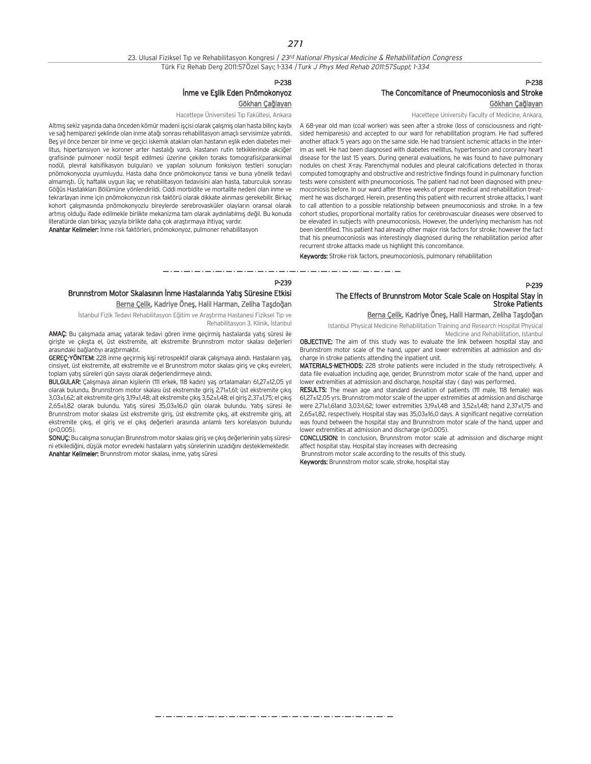## P-238

### İnme ve Eşlik Eden Pnömokonyoz

Gökhan Çağlayan

Hacettepe Üniversitesi Tıp Fakültesi, Ankara

Altmış sekiz yaşında daha önceden kömür madeni işçisi olarak çalışmış olan hasta bilinç kaybı ve sağ hemiparezi şeklinde olan inme atağı sonrası rehabilitasyon amaçlı servisimize yatırıldı. Beş yıl önce benzer bir inme ve geçici iskemik atakları olan hastanın eşlik eden diabetes mellitus, hipertansiyon ve koroner arter hastalığı vardı. Hastanın rutin tetkiklerinde akciğer grafisinde pulmoner nodül tespit edilmesi üzerine çekilen toraks tomografisi(parankimal nodül, plevral kalsifikasyon bulguları) ve yapılan solunum fonksiyon testleri sonuçları pnömokonyozla uyumluydu. Hasta daha önce pnömokonyoz tanısı ve buna yönelik tedavi almamıştı. Üç haftalık uygun ilaç ve rehabilitasyon tedavisini alan hasta, taburculuk sonrası Göğüs Hastalıkları Bölümüne yönlendirildi. Ciddi morbidite ve mortalite nedeni olan inme ve tekrarlayan inme için pnömokonyozun risk faktörü olarak dikkate alınması gerekebilir. Birkaç kohort çalışmasında pnömokonyozlu bireylerde serebrovasküler olayların oransal olarak artmış olduğu ifade edilmekle birlikte mekanizma tam olarak aydınlatılmış değil. Bu konuda literatürde olan birkaç yazıyla birlikte daha çok araştırmaya ihtiyaç vardır.

**Anahtar Kelimeler:** İnme risk faktörleri, pnömokonyoz, pulmoner rehabilitasyon

## P-238

### The Concomitance of Pneumoconiosis and Stroke

Gökhan Çağlayan

Hacettepe University Faculty of Medicine, Ankara,

A 68-year old man (coal worker) was seen after a stroke (loss of consciousness and right-sided hemiparesis) and accepted to our ward for rehabilitation program. He had suffered another attack 5 years ago on the same side. He had transient ischemic attacks in the interim as well. He had been diagnosed with diabetes mellitus, hypertension and coronary heart disease for the last 15 years. During general evaluations, he was found to have pulmonary nodules on chest X-ray. Parenchymal nodules and pleural calcifications detected in thorax computed tomography and obstructive and restrictive findings found in pulmonary function tests were consistent with pneumoconiosis. The patient had not been diagnosed with pneumoconiosis before. In our ward after three weeks of proper medical and rehabilitation treatment he was discharged. Herein, presenting this patient with recurrent stroke attacks, I want to call attention to a possible relationship between pneumoconiosis and stroke. In a few cohort studies, proportional mortality ratios for cerebrovascular diseases were observed to be elevated in subjects with pneumoconiosis. However, the underlying mechanism has not been identified. This patient had already other major risk factors for stroke; however the fact that his pneumoconiosis was interestingly diagnosed during the rehabilitation period after recurrent stroke attacks made us highlight this concomitance.

**Keywords:** Stroke risk factors, pneumoconiosis, pulmonary rehabilitation

## P-239

### Brunnstrom Motor Skalasının İnme Hastalarında Yatış Süresine Etkisi

Berna Çelik, Kadriye Öneş, Halil Harman, Zeliha Taşdoğan

İstanbul Fizik Tedavi Rehabilitasyon Eğitim ve Araştırma Hastanesi Fiziksel Tıp ve Rehabilitasyon 3. Klinik, İstanbul

**AMAÇ:** Bu çalışmada amaç yatarak tedavi gören inme geçirmiş hastalarda yatış süresi ile girişte ve çıkışta el, üst ekstremite, alt ekstremite Brunnstrom motor skalası değerleri arasındaki bağlantıyı araştırmaktır.

**GEREÇ-YÖNTEM:** 228 inme geçirmiş kişi retrospektif olarak çalışmaya alındı. Hastaların yaş, cinsiyet, üst ekstremite, alt ekstremite ve el Brunnstrom motor skalası giriş ve çıkış evreleri, toplam yatış süreleri gün sayısı olarak değerlendirmeye alındı.

**BULGULAR:** Çalışmaya alınan kişilerin (111 erkek, 118 kadın) yaş ortalamaları 61,27±12,05 yıl olarak bulundu. Brunnstrom motor skalası üst ekstremite giriş 2,71±1,61; üst ekstremite çıkış 3,03±1,62; alt ekstremite giriş 3,19±1,48; alt ekstremite çıkış 3,52±1,48; el giriş 2,37±1,75; el çıkış 2,65±1,82 olarak bulundu. Yatış süresi 35,03±16,0 gün olarak bulundu. Yatış süresi ile Brunnstrom motor skalası üst ekstremite giriş, üst ekstremite çıkış, alt ekstremite giriş, alt ekstremite çıkış, el giriş ve el çıkış değerleri arasında anlamlı ters korelasyon bulundu ($p<0,005$).

**SONUÇ:** Bu çalışma sonuçları Brunnstrom motor skalası giriş ve çıkış değerlerinin yatış süresini etkilediğini, düşük motor evredeki hastaların yatış sürelerinin uzadığını desteklemektedir.

**Anahtar Kelimeler:** Brunnstrom motor skalası, inme, yatış süresi

## P-239

### The Effects of Brunnstrom Motor Scale Scale on Hospital Stay in Stroke Patients

Berna Çelik, Kadriye Öneş, Halil Harman, Zeliha Taşdoğan

Istanbul Physical Medicine Rehabilitation Training and Research Hospital Physical Medicine and Rehabilitation, Istanbul

**OBJECTIVE:** The aim of this study was to evaluate the link between hospital stay and Brunnstrom motor scale of the hand, upper and lower extremities at admission and discharge in stroke patients attending the inpatient unit.

**MATERIALS-METHODS:** 228 stroke patients were included in the study retrospectively. A data file evaluation including age, gender, Brunnstrom motor scale of the hand, upper and lower extremities at admission and discharge, hospital stay ( day) was performed.

**RESULTS:** The mean age and standard deviation of patients (111 male, 118 female) was 61,27±12,05 yrs. Brunnstrom motor scale of the upper extremities at admission and discharge were 2,71±1,61and 3,03›1,62; lower extremities 3,19±1,48 and 3,52±1,48; hand 2,37±1,75 and 2,65±1,82, respectively. Hospital stay was 35,03±16,0 days. A significant negative correlation was found between the hospital stay and Brunnstrom motor scale of the hand, upper and lower extremities at admission and discharge ($p<0.005$).

**CONCLUSION:** In conclusion, Brunnstrom motor scale at admission and discharge might affect hospital stay. Hospital stay increases with decreasing Brunnstrom motor scale according to the results of this study.

**Keywords:** Brunnstrom motor scale, stroke, hospital stay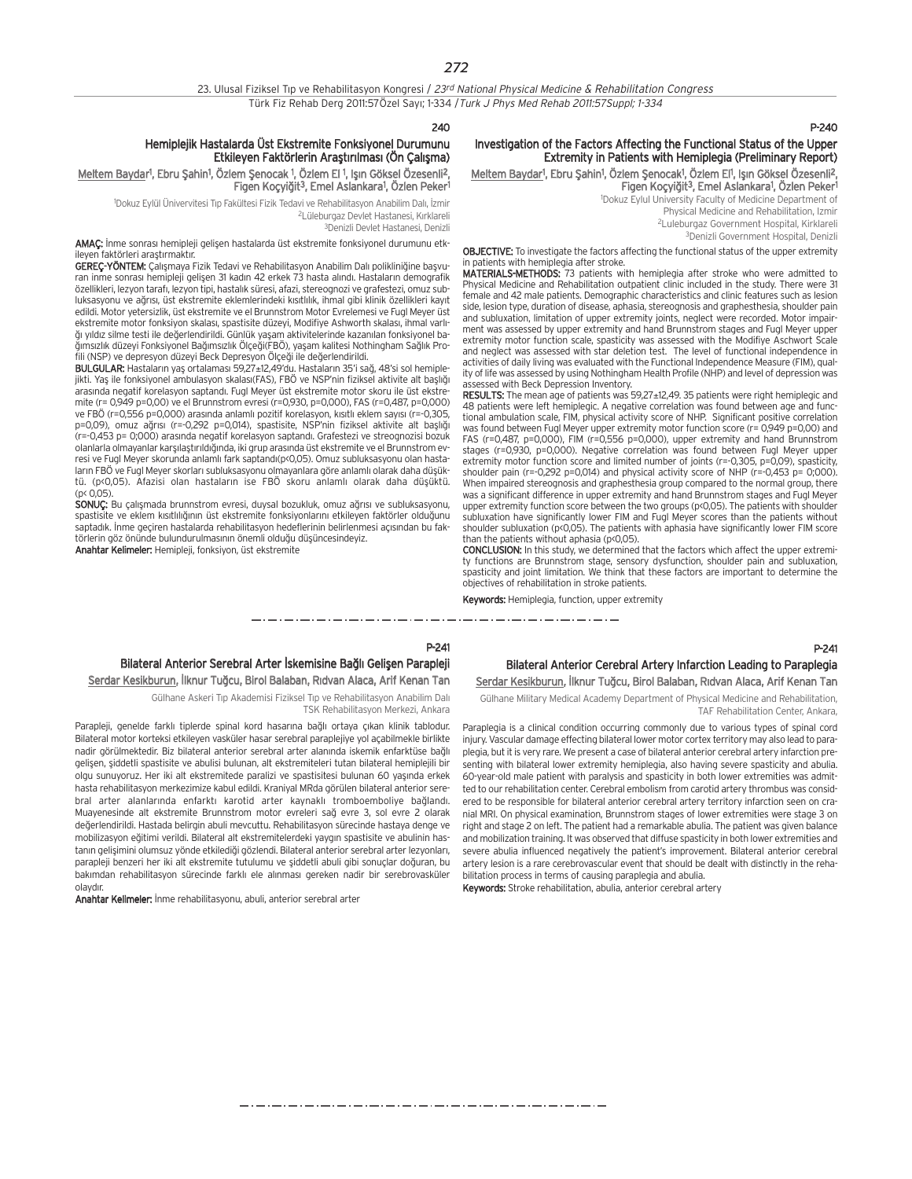240

## Hemiplejik Hastalarda Üst Ekstremite Fonksiyonel Durumunu Etkileyen Faktörlerin Araştırılması (Ön Çalışma)

Meltem Baydar[1], Ebru Şahin[1], Özlem Şenocak [1], Özlem El [1], Işın Göksel Özesenli[2], Figen Koçyiğit[3], Emel Aslankara[1], Özlen Peker[1]

[1]Dokuz Eylül Üniversitesi Tıp Fakültesi Fizik Tedavi ve Rehabilitasyon Anabilim Dalı, İzmir
[2]Lüleburgaz Devlet Hastanesi, Kırklareli
[3]Denizli Devlet Hastanesi, Denizli

**AMAÇ:** İnme sonrası hemipleji gelişen hastalarda üst ekstremite fonksiyonel durumunu etkileyen faktörleri araştırmaktır.

**GEREÇ-YÖNTEM:** Çalışmaya Fizik Tedavi ve Rehabilitasyon Anabilim Dalı polikliniğine başvuran inme sonrası hemipleji gelişen 31 kadın 42 erkek 73 hasta alındı. Hastaların demografik özellikleri, lezyon tarafı, lezyon tipi, hastalık süresi, afazi, stereognozi ve grafestezi, omuz subluksasyonu ve ağrısı, üst ekstremite eklemlerindeki kısıtlılık, ihmal gibi klinik özellikleri kayıt edildi. Motor yetersizlik, üst ekstremite ve el Brunnstrom Motor Evrelemesi ve Fugl Meyer üst ekstremite motor fonksiyon skalası, spastisite düzeyi, Modifiye Ashworth skalası, ihmal varlığı yıldız silme testi ile değerlendirildi. Günlük yaşam aktivitelerinde kazanılan fonksiyonel bağımsızlık düzeyi Fonksiyonel Bağımsızlık Ölçeği(FBÖ), yaşam kalitesi Nothingham Sağlık Profili (NSP) ve depresyon düzeyi Beck Depresyon Ölçeği ile değerlendirildi.

**BULGULAR:** Hastaların yaş ortalaması 59,27±12,49'du. Hastaların 35'i sağ, 48'si sol hemiplejikti. Yaş ile fonksiyonel ambulasyon skalası(FAS), FBÖ ve NSP'nin fiziksel aktivite alt başlığı arasında negatif korelasyon saptandı. Fugl Meyer üst ekstremite motor skoru ile üst ekstremite (r= 0,949 p=0,00) ve el Brunnstrom evresi (r=0,930, p=0,000), FAS (r=0,487, p=0,000) ve FBÖ (r=0,556 p=0,000) arasında anlamlı pozitif korelasyon, kısıtlı eklem sayısı (r=-0,305, p=0,09), omuz ağrısı (r=-0,292 p=0,014), spastisite, NSP'nin fiziksel aktivite alt başlığı (r=-0,453 p= 0;000) arasında negatif korelasyon saptandı. Grafestezi ve streognozisi bozuk olanlarla olmayanlar karşılaştırıldığında, iki grup arasında üst ekstremite ve el Brunnstrom evresi ve Fugl Meyer skorunda anlamlı fark saptandı(p<0,05). Omuz subluksasyonu olan hastaların FBÖ ve Fugl Meyer skorları subluksasyonu olmayanlara göre anlamlı olarak daha düşüktü. (p<0,05). Afazisi olan hastaların ise FBÖ skoru anlamlı olarak daha düşüktü. (p< 0,05).

**SONUÇ:** Bu çalışmada brunnstrom evresi, duysal bozukluk, omuz ağrısı ve subluksasyonu, spastisite ve eklem kısıtlılığının üst ekstremite fonksiyonlarını etkileyen faktörler olduğunu saptadık. İnme geçiren hastalarda rehabilitasyon hedeflerinin belirlenmesi açısından bu faktörlerin göz önünde bulundurulmasının önemli olduğu düşüncesindeyiz.

**Anahtar Kelimeler:** Hemipleji, fonksiyon, üst ekstremite

P-240

## Investigation of the Factors Affecting the Functional Status of the Upper Extremity in Patients with Hemiplegia (Preliminary Report)

Meltem Baydar[1], Ebru Şahin[1], Özlem Şenocak[1], Özlem El[1], Işın Göksel Özesenli[2], Figen Koçyiğit[3], Emel Aslankara[1], Özlen Peker[1]

[1]Dokuz Eylul University Faculty of Medicine Department of Physical Medicine and Rehabilitation, Izmir
[2]Luleburgaz Government Hospital, Kirklareli
[3]Denizli Government Hospital, Denizli

**OBJECTIVE:** To investigate the factors affecting the functional status of the upper extremity in patients with hemiplegia after stroke.

**MATERIALS-METHODS:** 73 patients with hemiplegia after stroke who were admitted to Physical Medicine and Rehabilitation outpatient clinic included in the study. There were 31 female and 42 male patients. Demographic characteristics and clinic features such as lesion side, lesion type, duration of disease, aphasia, stereognosis and graphesthesia, shoulder pain and subluxation, limitation of upper extremity joints, neglect were recorded. Motor impairment was assessed by upper extremity and hand Brunnstrom stages and Fugl Meyer upper extremity motor function scale, spasticity was assessed with the Modifiye Aschwort Scale and neglect was assessed with star deletion test. The level of functional independence in activities of daily living was evaluated with the Functional Independence Measure (FIM), quality of life was assessed by using Nothingham Health Profile (NHP) and level of depression was assessed with Beck Depression Inventory.

**RESULTS:** The mean age of patients was 59,27±12,49. 35 patients were right hemiplegic and 48 patients were left hemiplegic. A negative correlation was found between age and functional ambulation scale, FIM, physical activity score of NHP. Significant positive correlation was found between Fugl Meyer upper extremity motor function score (r= 0,949 p=0,00) and FAS (r=0,487, p=0,000), FIM (r=0,556 p=0,000), upper extremity and hand Brunnstrom stages (r=0,930, p=0,000). Negative correlation was found between Fugl Meyer upper extremity motor function score and limited number of joints (r=-0,305, p=0,09), spasticity, shoulder pain (r=-0,292 p=0,014) and physical activity score of NHP (r=-0,453 p= 0;000). When impaired stereognosis and graphesthesia group compared to the normal group, there was a significant difference in upper extremity and hand Brunnstrom stages and Fugl Meyer upper extremity function score between the two groups (p<0,05). The patients with shoulder subluxation have significantly lower FIM and Fugl Meyer scores than the patients without shoulder subluxation (p<0,05). The patients with aphasia have significantly lower FIM score than the patients without aphasia (p<0,05).

**CONCLUSION:** In this study, we determined that the factors which affect the upper extremity functions are Brunnstrom stage, sensory dysfunction, shoulder pain and subluxation, spasticity and joint limitation. We think that these factors are important to determine the objectives of rehabilitation in stroke patients.

**Keywords:** Hemiplegia, function, upper extremity

---

P-241

## Bilateral Anterior Serebral Arter İskemisine Bağlı Gelişen Parapleji

Serdar Kesikburun, İlknur Tuğcu, Birol Balaban, Rıdvan Alaca, Arif Kenan Tan

Gülhane Askeri Tıp Akademisi Fiziksel Tıp ve Rehabilitasyon Anabilim Dalı
TSK Rehabilitasyon Merkezi, Ankara

Parapleji, genelde farklı tiplerde spinal kord hasarına bağlı ortaya çıkan klinik tablodur. Bilateral motor korteksi etkileyen vasküler hasar serebral paraplejiye yol açabilmekle birlikte nadir görülmektedir. Biz bilateral anterior serebral arter alanında iskemik enfarktüse bağlı gelişen, şiddetli spastisite ve abulisi bulunan, alt ekstremiteleri tutan bilateral hemiplejili bir olgu sunuyoruz. Her iki alt ekstremitede paralizi ve spastisitesi bulunan 60 yaşında erkek hasta rehabilitasyon merkezimize kabul edildi. Kraniyal MRda görülen bilateral anterior serebral arter alanlarında enfarktı karotid arter kaynaklı tromboemboliye bağlandı. Muayenesinde alt ekstremite Brunnstrom motor evreleri sağ evre 3, sol evre 2 olarak değerlendirildi. Hastada belirgin abuli mevcuttu. Rehabilitasyon sürecinde hastaya denge ve mobilizasyon eğitimi verildi. Bilateral alt ekstremitelerdeki yaygın spastisite ve abulinin hastanın gelişimini olumsuz yönde etkilediği gözlendi. Bilateral anterior serebral arter lezyonları, parapleji benzeri her iki alt ekstremite tutulumu ve şiddetli abuli gibi sonuçlar doğuran, bu bakımdan rehabilitasyon sürecinde farklı ele alınması gereken nadir bir serebrovasküler olaydır.

**Anahtar Kelimeler:** İnme rehabilitasyonu, abuli, anterior serebral arter

P-241

## Bilateral Anterior Cerebral Artery Infarction Leading to Paraplegia

Serdar Kesikburun, İlknur Tuğcu, Birol Balaban, Rıdvan Alaca, Arif Kenan Tan

Gülhane Military Medical Academy Department of Physical Medicine and Rehabilitation, TAF Rehabilitation Center, Ankara,

Paraplegia is a clinical condition occurring commonly due to various types of spinal cord injury. Vascular damage effecting bilateral lower motor cortex territory may also lead to paraplegia, but it is very rare. We present a case of bilateral anterior cerebral artery infarction presenting with bilateral lower extremity hemiplegia, also having severe spasticity and abulia. 60-year-old male patient with paralysis and spasticity in both lower extremities was admitted to our rehabilitation center. Cerebral embolism from carotid artery thrombus was considered to be responsible for bilateral anterior cerebral artery territory infarction seen on cranial MRI. On physical examination, Brunnstrom stages of lower extremities were stage 3 on right and stage 2 on left. The patient had a remarkable abulia. The patient was given balance and mobilization training. It was observed that diffuse spasticity in both lower extremities and severe abulia influenced negatively the patient's improvement. Bilateral anterior cerebral artery lesion is a rare cerebrovascular event that should be dealt with distinctly in the rehabilitation process in terms of causing paraplegia and abulia.

**Keywords:** Stroke rehabilitation, abulia, anterior cerebral artery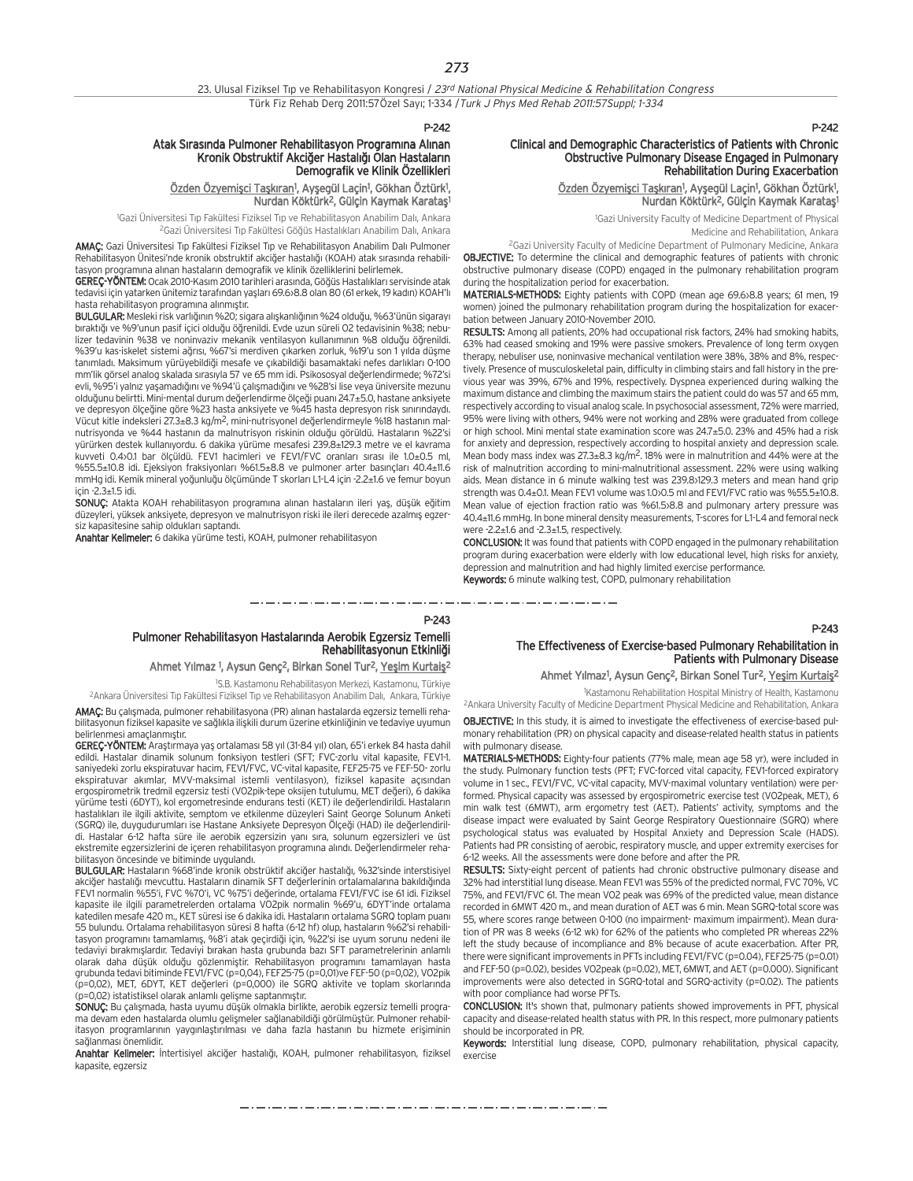P-242

## Atak Sırasında Pulmoner Rehabilitasyon Programına Alınan Kronik Obstruktif Akciğer Hastalığı Olan Hastaların Demografik ve Klinik Özellikleri

Özden Özyemişci Taşkıran[1], Ayşegül Laçin[1], Gökhan Öztürk[1], Nurdan Köktürk[2], Gülçin Kaymak Karataş[1]

[1]Gazi Üniversitesi Tıp Fakültesi Fiziksel Tıp ve Rehabilitasyon Anabilim Dalı, Ankara
[2]Gazi Üniversitesi Tıp Fakültesi Göğüs Hastalıkları Anabilim Dalı, Ankara

**AMAÇ:** Gazi Üniversitesi Tıp Fakültesi Fiziksel Tıp ve Rehabilitasyon Anabilim Dalı Pulmoner Rehabilitasyon Ünitesi'nde kronik obstruktif akciğer hastalığı (KOAH) atak sırasında rehabilitasyon programına alınan hastaların demografik ve klinik özelliklerini belirlemek.

**GEREÇ-YÖNTEM:** Ocak 2010-Kasım 2010 tarihleri arasında, Göğüs Hastalıkları servisinde atak tedavisi için yatarken ünitemiz tarafından yaşları 69.6›8.8 olan 80 (61 erkek, 19 kadın) KOAH'lı hasta rehabilitasyon programına alınmıştır.

**BULGULAR:** Mesleki risk varlığının %20; sigara alışkanlığının %24 olduğu, %63'ünün sigarayı bıraktığı ve %9'unun pasif içici olduğu öğrenildi. Evde uzun süreli O2 tedavisinin %38; nebulizer tedavinin %38 ve noninvaziv mekanik ventilasyon kullanımının %8 olduğu öğrenildi. %39'u kas-iskelet sistemi ağrısı, %67'si merdiven çıkarken zorluk, %19'u son 1 yılda düşme tanımladı. Maksimum yürüyebildiği mesafe ve çıkabildiği basamaktaki nefes darlıkları 0-100 mm'lik görsel analog skalada sırasıyla 57 ve 65 mm idi. Psikososyal değerlendirmede; %72'si evli, %95'i yalnız yaşamadığını ve %94'ü çalışmadığını ve %28'si lise veya üniversite mezunu olduğunu belirtti. Mini-mental durum değerlendirme ölçeği puanı 24.7±5.0, hastane anksiyete ve depresyon ölçeğine göre %23 hasta anksiyete ve %45 hasta depresyon risk sınırındaydı. Vücut kitle indeksleri 27.3±8.3 kg/m$^2$, mini-nutrisyonel değerlendirmeyle %18 hastanın malnutrisyonda ve %44 hastanın da malnutrisyon riskinin olduğu görüldü. Hastaların %22'si yürürken destek kullanıyordu. 6 dakika yürüme mesafesi 239.8±129.3 metre ve el kavrama kuvveti 0.4›0.1 bar ölçüldü. FEV1 hacimleri ve FEV1/FVC oranları sırası ile 1.0±0.5 ml, %55.5±10.8 idi. Ejeksiyon fraksiyonları %61.5±8.8 ve pulmoner arter basınçları 40.4±11.6 mmHg idi. Kemik mineral yoğunluğu ölçümünde T skorları L1-L4 için -2.2±1.6 ve femur boyun için -2.3±1.5 idi.

**SONUÇ:** Atakta KOAH rehabilitasyon programına alınan hastaların ileri yaş, düşük eğitim düzeyleri, yüksek anksiyete, depresyon ve malnutrisyon riski ile ileri derecede azalmış egzersiz kapasitesine sahip oldukları saptandı.

**Anahtar Kelimeler:** 6 dakika yürüme testi, KOAH, pulmoner rehabilitasyon

P-242

## Clinical and Demographic Characteristics of Patients with Chronic Obstructive Pulmonary Disease Engaged in Pulmonary Rehabilitation During Exacerbation

Özden Özyemişci Taşkıran[1], Ayşegül Laçin[1], Gökhan Öztürk[1], Nurdan Köktürk[2], Gülçin Kaymak Karataş[1]

[1]Gazi University Faculty of Medicine Department of Physical Medicine and Rehabilitation, Ankara
[2]Gazi University Faculty of Medicine Department of Pulmonary Medicine, Ankara

**OBJECTIVE:** To determine the clinical and demographic features of patients with chronic obstructive pulmonary disease (COPD) engaged in the pulmonary rehabilitation program during the hospitalization period for exacerbation.

**MATERIALS-METHODS:** Eighty patients with COPD (mean age 69.6›8.8 years; 61 men, 19 women) joined the pulmonary rehabilitation program during the hospitalization for exacerbation between January 2010-November 2010.

**RESULTS:** Among all patients, 20% had occupational risk factors, 24% had smoking habits, 63% had ceased smoking and 19% were passive smokers. Prevalence of long term oxygen therapy, nebuliser use, noninvasive mechanical ventilation were 38%, 38% and 8%, respectively. Presence of musculoskeletal pain, difficulty in climbing stairs and fall history in the previous year was 39%, 67% and 19%, respectively. Dyspnea experienced during walking the maximum distance and climbing the maximum stairs the patient could do was 57 and 65 mm, respectively according to visual analog scale. In psychosocial assessment, 72% were married, 95% were living with others, 94% were not working and 28% were graduated from college or high school. Mini mental state examination score was 24.7±5.0. 23% and 45% had a risk for anxiety and depression, respectively according to hospital anxiety and depression scale. Mean body mass index was 27.3±8.3 kg/m$^2$. 18% were in malnutrition and 44% were at the risk of malnutrition according to mini-malnutritional assessment. 22% were using walking aids. Mean distance in 6 minute walking test was 239.8›129.3 meters and mean hand grip strength was 0.4±0.1. Mean FEV1 volume was 1.0›0.5 ml and FEV1/FVC ratio was %55.5±10.8. Mean value of ejection fraction ratio was %61.5›8.8 and pulmonary artery pressure was 40.4±11.6 mmHg. In bone mineral density measurements, T-scores for L1-L4 and femoral neck were -2.2±1.6 and -2.3±1.5, respectively.

**CONCLUSION:** It was found that patients with COPD engaged in the pulmonary rehabilitation program during exacerbation were elderly with low educational level, high risks for anxiety, depression and malnutrition and had highly limited exercise performance.

**Keywords:** 6 minute walking test, COPD, pulmonary rehabilitation

---

P-243

## Pulmoner Rehabilitasyon Hastalarında Aerobik Egzersiz Temelli Rehabilitasyonun Etkinliği

Ahmet Yılmaz [1], Aysun Genç[2], Birkan Sonel Tur[2], Yeşim Kurtaiş[2]

[1]S.B. Kastamonu Rehabilitasyon Merkezi, Kastamonu, Türkiye
[2]Ankara Üniversitesi Tıp Fakültesi Fiziksel Tıp ve Rehabilitasyon Anabilim Dalı, Ankara, Türkiye

**AMAÇ:** Bu çalışmada, pulmoner rehabilitasyona (PR) alınan hastalarda egzersiz temelli rehabilitasyonun fiziksel kapasite ve sağlıkla ilişkili durum üzerine etkinliğinin ve tedaviye uyumun belirlenmesi amaçlanmıştır.

**GEREÇ-YÖNTEM:** Araştırmaya yaş ortalaması 58 yıl (31-84 yıl) olan, 65'i erkek 84 hasta dahil edildi. Hastalar dinamik solunum fonksiyon testleri (SFT; FVC-zorlu vital kapasite, FEV1-1. saniyedeki zorlu ekspiratuvar hacim, FEV1/FVC, VC-vital kapasite, FEF25-75 ve FEF-50- zorlu ekspiratuvar akımlar, MVV-maksimal istemli ventilasyon), fiziksel kapasite açısından ergospirometrik tredmil egzersiz testi (VO2pik-tepe oksijen tutulumu, MET değeri), 6 dakika yürüme testi (6DYT), kol ergometresinde endurans testi (KET) ile değerlendirildi. Hastaların hastalıkları ile ilgili aktivite, semptom ve etkilenme düzeyleri Saint George Solunum Anketi (SGRQ) ile, duygudurumları ise Hastane Anksiyete Depresyon Ölçeği (HAD) ile değerlendirildi. Hastalar 6-12 hafta süre ile aerobik egzersizin yanı sıra, solunum egzersizleri ve üst ekstremite egzersizlerini de içeren rehabilitasyon programına alındı. Değerlendirmeler rehabilitasyon öncesinde ve bitiminde uygulandı.

**BULGULAR:** Hastaların %68'inde kronik obstrüktif akciğer hastalığı, %32'sinde interstisiyel akciğer hastalığı mevcuttu. Hastaların dinamik SFT değerlerinin ortalamalarına bakıldığında FEV1 normalin %55'i, FVC %70'i, VC %75'i değerinde, ortalama FEV1/FVC ise 61 idi. Fiziksel kapasite ile ilgili parametrelerden ortalama VO2pik normalin %69'u, 6DYT'inde ortalama katedilen mesafe 420 m., KET süresi ise 6 dakika idi. Hastaların ortalama SGRQ toplam puanı 55 bulundu. Ortalama rehabilitasyon süresi 8 hafta (6-12 hf) olup, hastaların %62'si rehabilitasyon programını tamamlamış, %8'i atak geçirdiği için, %22'si ise uyum sorunu nedeni ile tedaviyi bırakmışlardır. Tedaviyi bırakan hasta grubunda bazı SFT parametrelerinin anlamlı olarak daha düşük olduğu gözlenmiştir. Rehabilitasyon programını tamamlayan hasta grubunda tedavi bitiminde FEV1/FVC (p=0,04), FEF25-75 (p=0,01)ve FEF-50 (p=0,02), VO2pik (p=0,02), MET, 6DYT, KET değerleri (p=0,000) ile SGRQ aktivite ve toplam skorlarında (p=0,02) istatistiksel olarak anlamlı gelişme saptanmıştır.

**SONUÇ:** Bu çalışmada, hasta uyumu düşük olmakla birlikte, aerobik egzersiz temelli programa devam eden hastalarda olumlu gelişmeler sağlanabildiği görülmüştür. Pulmoner rehabilitasyon programlarının yaygınlaştırılması ve daha fazla hastanın bu hizmete erişiminin sağlanması önemlidir.

**Anahtar Kelimeler:** İntertisiyel akciğer hastalığı, KOAH, pulmoner rehabilitasyon, fiziksel kapasite, egzersiz

P-243

## The Effectiveness of Exercise-based Pulmonary Rehabilitation in Patients with Pulmonary Disease

Ahmet Yılmaz[1], Aysun Genç[2], Birkan Sonel Tur[2], Yeşim Kurtaiş[2]

[1]Kastamonu Rehabilitation Hospital Ministry of Health, Kastamonu
[2]Ankara University Faculty of Medicine Department Physical Medicine and Rehabilitation, Ankara

**OBJECTIVE:** In this study, it is aimed to investigate the effectiveness of exercise-based pulmonary rehabilitation (PR) on physical capacity and disease-related health status in patients with pulmonary disease.

**MATERIALS-METHODS:** Eighty-four patients (77% male, mean age 58 yr), were included in the study. Pulmonary function tests (PFT; FVC-forced vital capacity, FEV1-forced expiratory volume in 1 sec., FEV1/FVC, VC-vital capacity, MVV-maximal voluntary ventilation) were performed. Physical capacity was assessed by ergospirometric exercise test (VO2peak, MET), 6 min walk test (6MWT), arm ergometry test (AET). Patients' activity, symptoms and the disease impact were evaluated by Saint George Respiratory Questionnaire (SGRQ) where psychological status was evaluated by Hospital Anxiety and Depression Scale (HADS). Patients had PR consisting of aerobic, respiratory muscle, and upper extremity exercises for 6-12 weeks. All the assessments were done before and after the PR.

**RESULTS:** Sixty-eight percent of patients had chronic obstructive pulmonary disease and 32% had interstitial lung disease. Mean FEV1 was 55% of the predicted normal, FVC 70%, VC 75%, and FEV1/FVC 61. The mean VO2 peak was 69% of the predicted value, mean distance recorded in 6MWT 420 m., and mean duration of AET was 6 min. Mean SGRQ-total score was 55, where scores range between 0-100 (no impairment- maximum impairment). Mean duration of PR was 8 weeks (6-12 wk) for 62% of the patients who completed PR whereas 22% left the study because of incompliance and 8% because of acute exacerbation. After PR, there were significant improvements in PFTs including FEV1/FVC (p=0.04), FEF25-75 (p=0.01) and FEF-50 (p=0.02), besides VO2peak (p=0.02), MET, 6MWT, and AET (p=0.000). Significant improvements were also detected in SGRQ-total and SGRQ-activity (p=0.02). The patients with poor compliance had worse PFTs.

**CONCLUSION:** It's shown that, pulmonary patients showed improvements in PFT, physical capacity and disease-related health status with PR. In this respect, more pulmonary patients should be incorporated in PR.

**Keywords:** Interstitial lung disease, COPD, pulmonary rehabilitation, physical capacity, exercise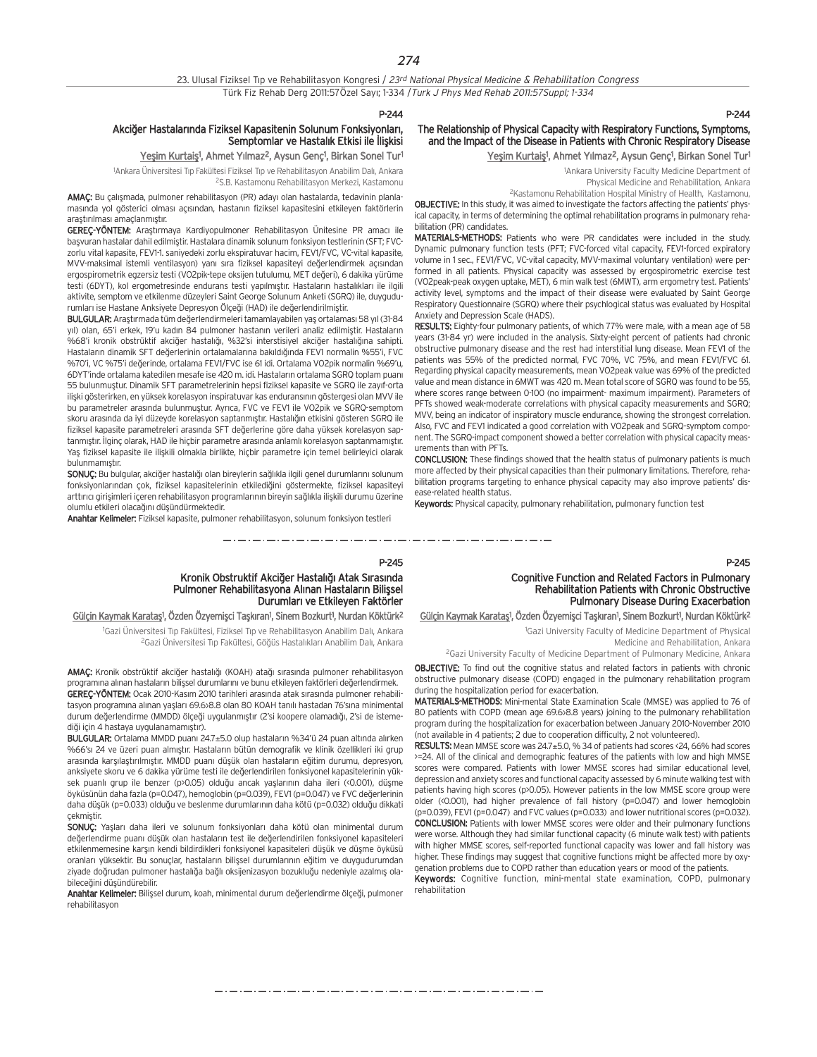P-244

## Akciğer Hastalarında Fiziksel Kapasitenin Solunum Fonksiyonları, Semptomlar ve Hastalık Etkisi ile İlişkisi

Yeşim Kurtaiş[1], Ahmet Yılmaz[2], Aysun Genç[1], Birkan Sonel Tur[1]

[1]Ankara Üniversitesi Tıp Fakültesi Fiziksel Tıp ve Rehabilitasyon Anabilim Dalı, Ankara
[2]S.B. Kastamonu Rehabilitasyon Merkezi, Kastamonu

**AMAÇ:** Bu çalışmada, pulmoner rehabilitasyon (PR) adayı olan hastalarda, tedavinin planlamasında yol gösterici olması açısından, hastanın fiziksel kapasitesini etkileyen faktörlerin araştırılması amaçlanmıştır.

**GEREÇ-YÖNTEM:** Araştırmaya Kardiyopulmoner Rehabilitasyon Ünitesine PR amacı ile başvuran hastalar dahil edilmiştir. Hastalara dinamik solunum fonksiyon testlerinin (SFT; FVC-zorlu vital kapasite, FEV1-1. saniyedeki zorlu ekspiratuvar hacim, FEV1/FVC, VC-vital kapasite, MVV-maksimal istemli ventilasyon) yanı sıra fiziksel kapasiteyi değerlendirmek açısından ergospirometrik egzersiz testi (VO2pik-tepe oksijen tutulumu, MET değeri), 6 dakika yürüme testi (6DYT), kol ergometresinde endurans testi yapılmıştır. Hastaların hastalıkları ile ilgili aktivite, semptom ve etkilenme düzeyleri Saint George Solunum Anketi (SGRQ) ile, duygudurumları ise Hastane Anksiyete Depresyon Ölçeği (HAD) ile değerlendirilmiştir.

**BULGULAR:** Araştırmada tüm değerlendirmeleri tamamlayabilen yaş ortalaması 58 yıl (31-84 yıl) olan, 65'i erkek, 19'u kadın 84 pulmoner hastanın verileri analiz edilmiştir. Hastaların %68'i kronik obstrüktif akciğer hastalığı, %32'si interstisiyel akciğer hastalığına sahipti. Hastaların dinamik SFT değerlerinin ortalamalarına bakıldığında FEV1 normalin %55'i, FVC %70'i, VC %75'i değerinde, ortalama FEV1/FVC ise 61 idi. Ortalama VO2pik normalin %69'u, 6DYT'inde ortalama katedilen mesafe ise 420 m. idi. Hastaların ortalama SGRQ toplam puanı 55 bulunmuştur. Dinamik SFT parametrelerinin hepsi fiziksel kapasite ve SGRQ ile zayıf-orta ilişki gösterirken, en yüksek korelasyon inspiratuvar kas endüransının göstergesi olan MVV ile bu parametreler arasında bulunmuştur. Ayrıca, FVC ve FEV1 ile VO2pik ve SGRQ-semptom skoru arasında da iyi düzeyde korelasyon saptanmıştır. Hastalığın etkisini gösteren SGRQ ile fiziksel kapasite parametreleri arasında SFT değerlerine göre daha yüksek korelasyon saptanmıştır. İlginç olarak, HAD ile hiçbir parametre arasında anlamlı korelasyon saptanmamıştır. Yaş fiziksel kapasite ile ilişkili olmakla birlikte, hiçbir parametre için temel belirleyici olarak bulunmamıştır.

**SONUÇ:** Bu bulgular, akciğer hastalığı olan bireylerin sağlıkla ilgili genel durumlarını solunum fonksiyonlarından çok, fiziksel kapasitelerinin etkilediğini göstermekte, fiziksel kapasiteyi arttırıcı girişimleri içeren rehabilitasyon programlarının bireyin sağlıkla ilişkili durumu üzerine olumlu etkileri olacağını düşündürmektedir.

**Anahtar Kelimeler:** Fiziksel kapasite, pulmoner rehabilitasyon, solunum fonksiyon testleri

P-244

## The Relationship of Physical Capacity with Respiratory Functions, Symptoms, and the Impact of the Disease in Patients with Chronic Respiratory Disease

Yeşim Kurtaiş[1], Ahmet Yılmaz[2], Aysun Genç[1], Birkan Sonel Tur[1]

[1]Ankara University Faculty Medicine Department of Physical Medicine and Rehabilitation, Ankara
[2]Kastamonu Rehabilitation Hospital Ministry of Health, Kastamonu,

**OBJECTIVE:** In this study, it was aimed to investigate the factors affecting the patients' physical capacity, in terms of determining the optimal rehabilitation programs in pulmonary rehabilitation (PR) candidates.

**MATERIALS-METHODS:** Patients who were PR candidates were included in the study. Dynamic pulmonary function tests (PFT; FVC-forced vital capacity, FEV1-forced expiratory volume in 1 sec., FEV1/FVC, VC-vital capacity, MVV-maximal voluntary ventilation) were performed in all patients. Physical capacity was assessed by ergospirometric exercise test (VO2peak-peak oxygen uptake, MET), 6 min walk test (6MWT), arm ergometry test. Patients' activity level, symptoms and the impact of their disease were evaluated by Saint George Respiratory Questionnaire (SGRQ) where their psychlogical status was evaluated by Hospital Anxiety and Depression Scale (HADS).

**RESULTS:** Eighty-four pulmonary patients, of which 77% were male, with a mean age of 58 years (31-84 yr) were included in the analysis. Sixty-eight percent of patients had chronic obstructive pulmonary disease and the rest had interstitial lung disease. Mean FEV1 of the patients was 55% of the predicted normal, FVC 70%, VC 75%, and mean FEV1/FVC 61. Regarding physical capacity measurements, mean VO2peak value was 69% of the predicted value and mean distance in 6MWT was 420 m. Mean total score of SGRQ was found to be 55, where scores range between 0-100 (no impairment- maximum impairment). Parameters of PFTs showed weak-moderate correlations with physical capacity measurements and SGRQ; MVV, being an indicator of inspiratory muscle endurance, showing the strongest correlation. Also, FVC and FEV1 indicated a good correlation with VO2peak and SGRQ-symptom component. The SGRQ-impact component showed a better correlation with physical capacity measurements than with PFTs.

**CONCLUSION:** These findings showed that the health status of pulmonary patients is much more affected by their physical capacities than their pulmonary limitations. Therefore, rehabilitation programs targeting to enhance physical capacity may also improve patients' disease-related health status.

**Keywords:** Physical capacity, pulmonary rehabilitation, pulmonary function test

---

P-245

## Kronik Obstruktif Akciğer Hastalığı Atak Sırasında Pulmoner Rehabilitasyona Alınan Hastaların Bilişsel Durumları ve Etkileyen Faktörler

Gülçin Kaymak Karataş[1], Özden Özyemişci Taşkıran[1], Sinem Bozkurt[1], Nurdan Köktürk[2]

[1]Gazi Üniversitesi Tıp Fakültesi, Fiziksel Tıp ve Rehabilitasyon Anabilim Dalı, Ankara
[2]Gazi Üniversitesi Tıp Fakültesi, Göğüs Hastalıkları Anabilim Dalı, Ankara

**AMAÇ:** Kronik obstrüktif akciğer hastalığı (KOAH) atağı sırasında pulmoner rehabilitasyon programına alınan hastaların bilişsel durumlarını ve bunu etkileyen faktörleri değerlendirmek.

**GEREÇ-YÖNTEM:** Ocak 2010-Kasım 2010 tarihleri arasında atak sırasında pulmoner rehabilitasyon programına alınan yaşları 69.6>8.8 olan 80 KOAH tanılı hastadan 76'sına minimental durum değerlendirme (MMDD) ölçeği uygulanmıştır (2'si koopere olamadığı, 2'si de istemediği için 4 hastaya uygulanamamıştır).

**BULGULAR:** Ortalama MMDD puanı 24.7±5.0 olup hastaların %34'ü 24 puan altında alırken %66'sı 24 ve üzeri puan almıştır. Hastaların bütün demografik ve klinik özellikleri iki grup arasında karşılaştırılmıştır. MMDD puanı düşük olan hastaların eğitim durumu, depresyon, anksiyete skoru ve 6 dakika yürüme testi ile değerlendirilen fonksiyonel kapasitelerinin yüksek puanlı grup ile benzer (p>0.05) olduğu ancak yaşlarının daha ileri (<0.001), düşme öyküsünün daha fazla (p=0.047), hemoglobin (p=0.039), FEV1 (p=0.047) ve FVC değerlerinin daha düşük (p=0.033) olduğu ve beslenme durumlarının daha kötü (p=0.032) olduğu dikkati çekmiştir.

**SONUÇ:** Yaşları daha ileri ve solunum fonksiyonları daha kötü olan minimental durum değerlendirme puanı düşük olan hastaların test ile değerlendirilen fonksiyonel kapasiteleri etkilenmemesine karşın kendi bildirdikleri fonksiyonel kapasiteleri düşük ve düşme öyküsü oranları yüksektir. Bu sonuçlar, hastaların bilişsel durumlarının eğitim ve duygudurumdan ziyade doğrudan pulmoner hastalığa bağlı oksijenizasyon bozukluğu nedeniyle azalmış olabileceğini düşündürebilir.

**Anahtar Kelimeler:** Bilişsel durum, koah, minimental durum değerlendirme ölçeği, pulmoner rehabilitasyon

P-245

## Cognitive Function and Related Factors in Pulmonary Rehabilitation Patients with Chronic Obstructive Pulmonary Disease During Exacerbation

Gülçin Kaymak Karataş[1], Özden Özyemişci Taşkıran[1], Sinem Bozkurt[1], Nurdan Köktürk[2]

[1]Gazi University Faculty of Medicine Department of Physical Medicine and Rehabilitation, Ankara
[2]Gazi University Faculty of Medicine Department of Pulmonary Medicine, Ankara

**OBJECTIVE:** To find out the cognitive status and related factors in patients with chronic obstructive pulmonary disease (COPD) engaged in the pulmonary rehabilitation program during the hospitalization period for exacerbation.

**MATERIALS-METHODS:** Mini-mental State Examination Scale (MMSE) was applied to 76 of 80 patients with COPD (mean age 69.6>8.8 years) joining to the pulmonary rehabilitation program during the hospitalization for exacerbation between January 2010-November 2010 (not available in 4 patients; 2 due to cooperation difficulty, 2 not volunteered).

**RESULTS:** Mean MMSE score was 24.7±5.0, % 34 of patients had scores <24, 66% had scores >=24. All of the clinical and demographic features of the patients with low and high MMSE scores were compared. Patients with lower MMSE scores had similar educational level, depression and anxiety scores and functional capacity assessed by 6 minute walking test with patients having high scores (p>0.05). However patients in the low MMSE score group were older (<0.001), had higher prevalence of fall history (p=0.047) and lower hemoglobin (p=0.039), FEV1 (p=0.047) and FVC values (p=0.033) and lower nutritional scores (p=0.032).

**CONCLUSION:** Patients with lower MMSE scores were older and their pulmonary functions were worse. Although they had similar functional capacity (6 minute walk test) with patients with higher MMSE scores, self-reported functional capacity was lower and fall history was higher. These findings may suggest that cognitive functions might be affected more by oxygenation problems due to COPD rather than education years or mood of the patients.

**Keywords:** Cognitive function, mini-mental state examination, COPD, pulmonary rehabilitation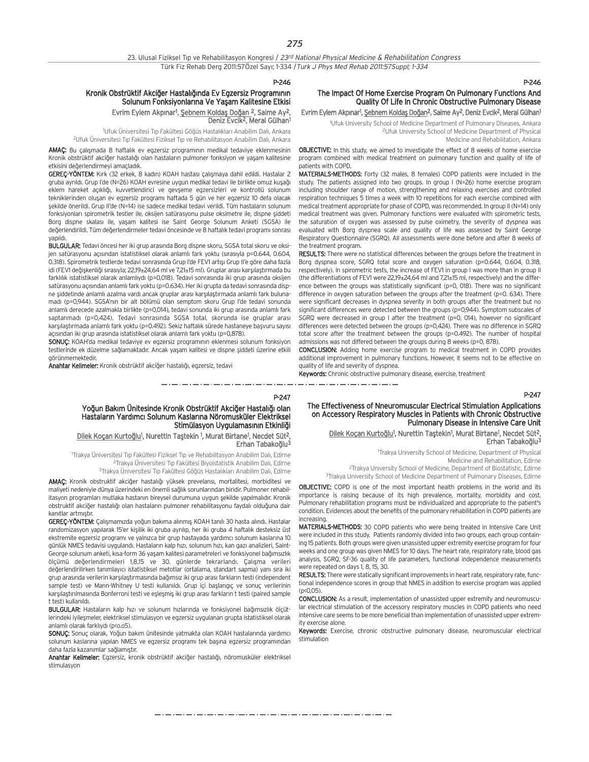P-246

## Kronik Obstrüktif Akciğer Hastalığında Ev Egzersiz Programının Solunum Fonksiyonlarına Ve Yaşam Kalitesine Etkisi

Evrim Eylem Akpınar[1], Şebnem Koldaş Doğan [2], Saime Ay[2], Deniz Evcik[2], Meral Gülhan[1]

[1]Ufuk Üniversitesi Tıp Fakültesi Göğüs Hastalıkları Anabilim Dalı, Ankara
[2]Ufuk Üniversitesi Tıp Fakültesi Fiziksel Tıp ve Rehabilitasyon Anabilim Dalı, Ankara

**AMAÇ:** Bu çalışmada 8 haftalık ev egzersiz programının medikal tedaviye eklenmesinin Kronik obstrüktif akciğer hastalığı olan hastaların pulmoner fonksiyon ve yaşam kalitesine etkisini değerlendirmeyi amaçladık.

**GEREÇ-YÖNTEM:** Kırk (32 erkek, 8 kadın) KOAH hastası çalışmaya dahil edildi. Hastalar 2 gruba ayrıldı. Grup I'de (N=26) KOAH evresine uygun medikal tedavi ile birlikte omuz kuşağı eklem hareket açıklığı, kuvvetlendirici ve gevşeme egzersizleri ve kontrollü solunum tekniklerinden oluşan ev egzersiz programı haftada 5 gün ve her egzersiz 10 defa olacak şekilde önerildi. Grup II'de (N=14) ise sadece medikal tedavi verildi. Tüm hastaların solunum fonksiyonları spirometrik testler ile, oksijen satürasyonu pulse oksimetre ile, dispne şiddeti Borg dispne skalası ile, yaşam kalitesi ise Saint George Solunum Anketi (SGSA) ile değerlendirildi. Tüm değerlendirmeler tedavi öncesinde ve 8 haftalık tedavi programı sonrası yapıldı.

**BULGULAR:** Tedavi öncesi her iki grup arasında Borg dispne skoru, SGSA total skoru ve oksijen satürasyonu açısından istatistiksel olarak anlamlı fark yoktu (sırasıyla p=0.644, 0.604, 0.318). Spirometrik testlerde tedavi sonrasında Grup I'de FEV1 artışı Grup II'e göre daha fazla idi (FEV1 değişkenliği sırasıyla; 22,19±24,64 ml ve 7,21±15 ml). Gruplar arası karşılaştırmada bu farklılık istatistiksel olarak anlamlıydı (p=0,018). Tedavi sonrasında iki grup arasında oksijen satürasyonu açısından anlamlı fark yoktu (p=0.634). Her iki grupta da tedavi sonrasında dispne şiddetinde anlamlı azalma vardı ancak gruplar arası karşılaştırmada anlamlı fark bulunamadı (p=0,944). SGSA'nın bir alt bölümü olan semptom skoru Grup I'de tedavi sonunda anlamlı derecede azalmakla birlikte (p=0,014), tedavi sonunda iki grup arasında anlamlı fark saptanmadı (p=0,424). Tedavi sonrasında SGSA total, skorunda ise gruplar arası karşılaştırmada anlamlı fark yoktu (p=0.492). Sekiz haftalık sürede hastaneye başvuru sayısı açısından iki grup arasında istatistiksel olarak anlamlı fark yoktu (p=0,878).

**SONUÇ:** KOAH'da medikal tedaviye ev egzersiz programının eklenmesi solunum fonksiyon testlerinde ek düzelme sağlamaktadır. Ancak yaşam kalitesi ve dispne şiddeti üzerine etkili görünmemektedir.

**Anahtar Kelimeler:** Kronik obstrüktif akciğer hastalığı, egzersiz, tedavi

P-246

## The Impact Of Home Exercise Program On Pulmonary Functions And Quality Of Life In Chronic Obstructive Pulmonary Disease

Evrim Eylem Akpınar[1], Şebnem Koldaş Doğan[2], Saime Ay[2], Deniz Evcik[2], Meral Gülhan[1]

[1]Ufuk University School of Medicine Department of Pulmonary Diseases, Ankara
[2]Ufuk University School of Medicine Department of Physical Medicine and Rehabilitation, Ankara

**OBJECTIVE:** In this study, we aimed to investigate the effect of 8 weeks of home exercise program combined with medical treatment on pulmonary function and quality of life of patients with COPD.

**MATERIALS-METHODS:** Forty (32 males, 8 females) COPD patients were included in the study. The patients assigned into two groups. In group I (N=26) home exercise program including shoulder range of motion, strengthening and relaxing exercises and controlled respiration techniques 5 times a week with 10 repetitions for each exercise combined with medical treatment appropriate for phase of COPD, was recommended. In group II (N=14) only medical treatment was given. Pulmonary functions were evaluated with spirometric tests, the saturation of oxygen was assessed by pulse oximetry, the severity of dyspnea was evaluated with Borg dyspnea scale and quality of life was assessed by Saint George Respiratory Questionnaire (SGRQ). All assessments were done before and after 8 weeks of the treatment program.

**RESULTS:** There were no statistical differences between the groups before the treatment in Borg dyspnea score, SGRQ total score and oxygen saturation (p=0.644, 0.604, 0.318, respectively). In spirometric tests, the increase of FEV1 in group I was more than in group II (the differentiations of FEV1 were 22,19±24,64 ml and 7,21±15 ml, respectively) and the difference between the groups was statistically significant (p=0, 018). There was no significant difference in oxygen saturation between the groups after the treatment (p=0. 634). There were significant decreases in dyspnea severity in both groups after the treatment but no significant differences were detected between the groups (p=0,944). Symptom subscales of SGRQ were decreased in group I after the treatment (p=0, 014), however no significant differences were detected between the groups (p=0,424). There was no difference in SGRQ total score after the treatment between the groups (p=0.492). The number of hospital admissions was not differed between the groups during 8 weeks (p=0, 878).

**CONCLUSION:** Adding home exercise program to medical treatment in COPD provides additional improvement in pulmonary functions. However, it seems not to be effective on quality of life and severity of dyspnea.

**Keywords:** Chronic obstructive pulmonary disease, exercise, treatment

P-247

## Yoğun Bakım Ünitesinde Kronik Obstrüktif Akciğer Hastalığı olan Hastaların Yardımcı Solunum Kaslarına Nöromusküler Elektriksel Stimülasyon Uygulamasının Etkinliği

Dilek Koçan Kurtoğlu[1], Nurettin Taştekin [1], Murat Birtane[1], Necdet Süt[2], Erhan Tabakoğlu[3]

[1]Trakya Üniversitesi Tıp Fakültesi Fiziksel Tıp ve Rehabilitasyon Anabilim Dalı, Edirne
[2]Trakya Üniversitesi Tıp Fakültesi Biyoistatistik Anabilim Dalı, Edirne
[3]Trakya Üniversitesi Tıp Fakültesi Göğüs Hastalıkları Anabilim Dalı, Edirne

**AMAÇ:** Kronik obstruktif akciğer hastalığı yüksek prevelansı, mortalitesi, morbiditesi ve maliyeti nedeniyle dünya üzerindeki en önemli sağlık sorunlarından biridir. Pulmoner rehabilitasyon programları mutlaka hastanın bireysel durumuna uygun şekilde yapılmalıdır. Kronik obstruktif akciğer hastalığı olan hastaların pulmoner rehabilitasyonu faydalı olduğuna dair kanıtlar artmıştır.

**GEREÇ-YÖNTEM:** Çalışmamızda yoğun bakıma alınmış KOAH tanılı 30 hasta alındı. Hastalar randomizasyon yapılarak 15'er kişilik iki gruba ayrılıp, her iki gruba 4 haftalık desteksiz üst ekstremite egzersiz programı ve yalnızca bir grup hastayada yardımcı solunum kaslarına 10 günlük NMES tedavisi uygulandı. Hastaların kalp hızı, solunum hızı, kan gazı analizleri, Saint-George solunum anketi, kısa-form 36 yaşam kalitesi parametreleri ve fonksiyonel bağımsızlık ölçümü değerlendirmeleri 1,8,15 ve 30. günlerde tekrarlandı. Çalışma verileri değerlendirilirken tanımlayıcı istatistiksel metotlar (ortalama, standart sapma) yanı sıra iki grup arasında verilerin karşılaştırmasında bağımsız iki grup arası farkların testi (independent sample test) ve Mann-Whitney U testi kullanıldı. Grup içi başlangıç ve sonuç verilerinin karşılaştırılmasında Bonferroni testi ve eşleşmiş iki grup arası farkların t testi (paired sample t test) kullanıldı.

**BULGULAR:** Hastaların kalp hızı ve solunum hızlarında ve fonksiyonel bağımsızlık ölçütlerindeki iyileşmeler, elektriksel stimulasyon ve egzersiz uygulanan grupta istatistiksel olarak anlamlı olarak farklıydı (p<o.o5).

**SONUÇ:** Sonuç olarak, Yoğun bakım ünitesinde yatmakta olan KOAH hastalarında yardımcı solunum kaslarına yapılan NMES ve egzersiz programı tek başına egzersiz programından daha fazla kazanımlar sağlamıştır.

**Anahtar Kelimeler:** Egzersiz, kronik obstrüktif akciğer hastalığı, nöromusküler elektriksel stimulasyon

P-247

## The Effectiveness of Nneuromuscular Electrical Stimulation Applications on Accessory Respiratory Muscles in Patients with Chronic Obstructive Pulmonary Disease in Intensive Care Unit

Dilek Koçan Kurtoğlu[1], Nurettin Taştekin[1], Murat Birtane[1], Necdet Süt[2], Erhan Tabakoğlu[3]

[1]Trakya University School of Medicine, Department of Physical Medicine and Rehabilitation, Edirne
[2]Trakya University School of Medicine, Department of Biostatistic, Edirne
[3]Trakya University School of Medicine Department of Pulmonary Diseases, Edirne

**OBJECTIVE:** COPD is one of the most important health problems in the world and its importance is raising because of its high prevalence, mortality, morbidity and cost. Pulmonary rehabilitation programs must be individualized and appropriate to the patient's condition. Evidences about the benefits of the pulmonary rehabilitation in COPD patients are increasing.

**MATERIALS-METHODS:** 30 COPD patients who were being treated in Intensive Care Unit were included in this study. Patients randomly divided into two groups, each group containing 15 patients. Both groups were given unassisted upper extremity exercise program for four weeks and one group was given NMES for 10 days. The heart rate, respiratory rate, blood gas analysis, SGRQ, SF-36 quality of life parameters, functional independence measurements were repeated on days 1, 8, 15, 30.

**RESULTS:** There were statically significant improvements in heart rate, respiratory rate, functional independence scores in group that NMES in addition to exercise program was applied (p<0,05).

**CONCLUSION:** As a result, implementation of unassisted upper extremity and neuromuscular electrical stimulation of the accessory respiratory muscles in COPD patients who need intensive care seems to be more beneficial than implementation of unassisted upper extremity exercise alone.

**Keywords:** Exercise, chronic obstructive pulmonary disease, neuromuscular electrical stimulation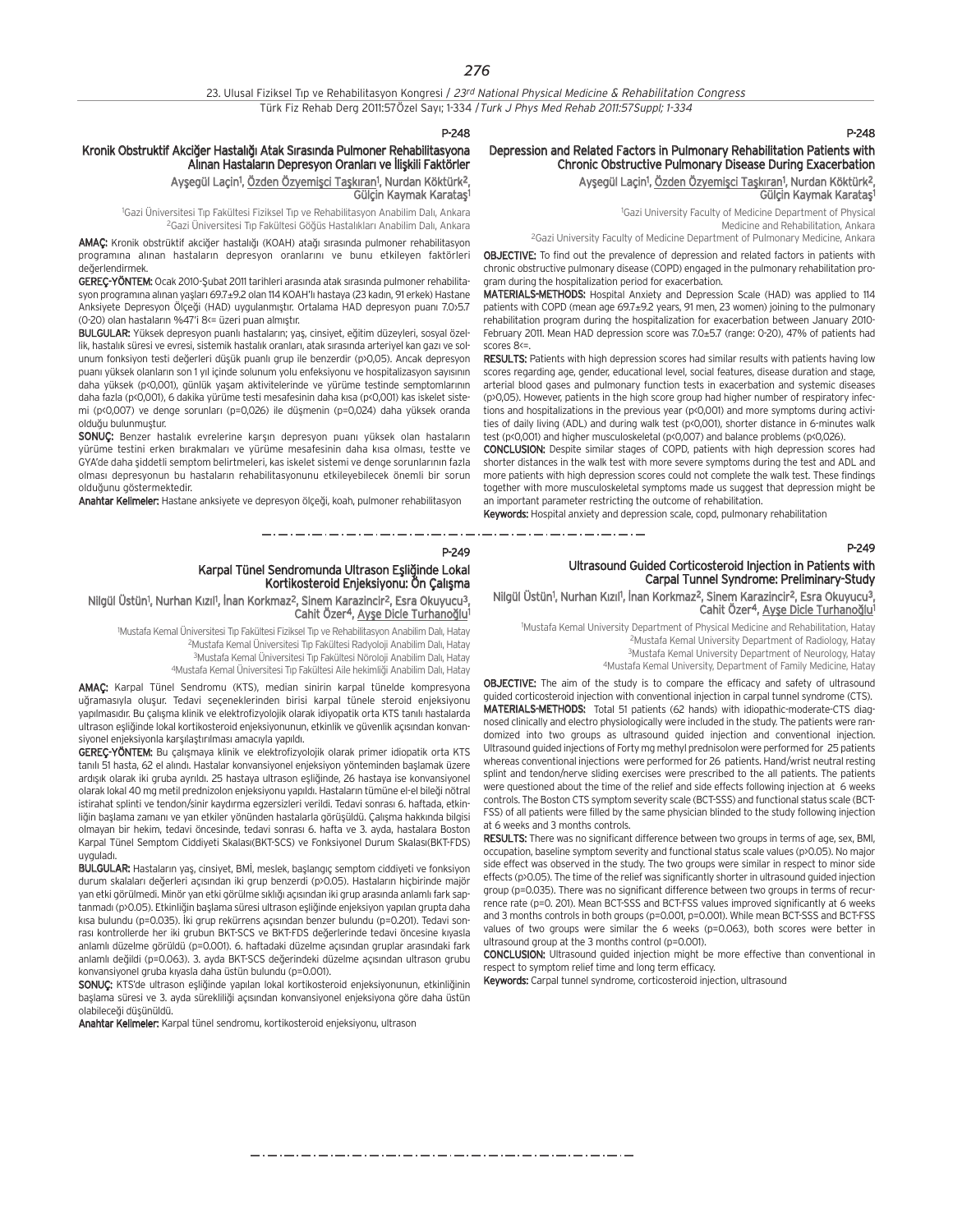P-248

## Kronik Obstruktif Akciğer Hastalığı Atak Sırasında Pulmoner Rehabilitasyona Alınan Hastaların Depresyon Oranları ve İlişkili Faktörler

Ayşegül Laçin[1], Özden Özyemişci Taşkıran[1], Nurdan Köktürk[2], Gülçin Kaymak Karataş[1]

[1]Gazi Üniversitesi Tıp Fakültesi Fiziksel Tıp ve Rehabilitasyon Anabilim Dalı, Ankara
[2]Gazi Üniversitesi Tıp Fakültesi Göğüs Hastalıkları Anabilim Dalı, Ankara

**AMAÇ:** Kronik obstrüktif akciğer hastalığı (KOAH) atağı sırasında pulmoner rehabilitasyon programına alınan hastaların depresyon oranlarını ve bunu etkileyen faktörleri değerlendirmek.

**GEREÇ-YÖNTEM:** Ocak 2010-Şubat 2011 tarihleri arasında atak sırasında pulmoner rehabilitasyon programına alınan yaşları 69.7±9.2 olan 114 KOAH'lı hastaya (23 kadın, 91 erkek) Hastane Anksiyete Depresyon Ölçeği (HAD) uygulanmıştır. Ortalama HAD depresyon puanı 7.0>5.7 (0-20) olan hastaların %47'i 8<= üzeri puan almıştır.

**BULGULAR:** Yüksek depresyon puanlı hastaların; yaş, cinsiyet, eğitim düzeyleri, sosyal özellik, hastalık süresi ve evresi, sistemik hastalık oranları, atak sırasında arteriyel kan gazı ve solunum fonksiyon testi değerleri düşük puanlı grup ile benzerdir (p>0,05). Ancak depresyon puanı yüksek olanların son 1 yıl içinde solunum yolu enfeksiyonu ve hospitalizasyon sayısının daha yüksek (p<0,001), günlük yaşam aktivitelerinde ve yürüme testinde semptomlarının daha fazla (p<0,001), 6 dakika yürüme testi mesafesinin daha kısa (p<0,001) kas iskelet sistemi (p<0,007) ve denge sorunları (p=0,026) ile düşmenin (p=0,024) daha yüksek oranda olduğu bulunmuştur.

**SONUÇ:** Benzer hastalık evrelerine karşın depresyon puanı yüksek olan hastaların yürüme testini erken bırakmaları ve yürüme mesafesinin daha kısa olması, testte ve GYA'de daha şiddetli semptom belirtmeleri, kas iskelet sistemi ve denge sorunlarının fazla olması depresyonun bu hastaların rehabilitasyonunu etkileyebilecek önemli bir sorun olduğunu göstermektedir.

**Anahtar Kelimeler:** Hastane anksiyete ve depresyon ölçeği, koah, pulmoner rehabilitasyon

P-248

## Depression and Related Factors in Pulmonary Rehabilitation Patients with Chronic Obstructive Pulmonary Disease During Exacerbation

Ayşegül Laçin[1], Özden Özyemişci Taşkıran[1], Nurdan Köktürk[2], Gülçin Kaymak Karataş[1]

[1]Gazi University Faculty of Medicine Department of Physical Medicine and Rehabilitation, Ankara
[2]Gazi University Faculty of Medicine Department of Pulmonary Medicine, Ankara

**OBJECTIVE:** To find out the prevalence of depression and related factors in patients with chronic obstructive pulmonary disease (COPD) engaged in the pulmonary rehabilitation program during the hospitalization period for exacerbation.

**MATERIALS-METHODS:** Hospital Anxiety and Depression Scale (HAD) was applied to 114 patients with COPD (mean age 69.7±9.2 years, 91 men, 23 women) joining to the pulmonary rehabilitation program during the hospitalization for exacerbation between January 2010-February 2011. Mean HAD depression score was 7.0±5.7 (range: 0-20), 47% of patients had scores 8<=.

**RESULTS:** Patients with high depression scores had similar results with patients having low scores regarding age, gender, educational level, social features, disease duration and stage, arterial blood gases and pulmonary function tests in exacerbation and systemic diseases (p>0,05). However, patients in the high score group had higher number of respiratory infections and hospitalizations in the previous year (p<0,001) and more symptoms during activities of daily living (ADL) and during walk test (p<0,001), shorter distance in 6-minutes walk test (p<0,001) and higher musculoskeletal (p<0,007) and balance problems (p<0,026).

**CONCLUSION:** Despite similar stages of COPD, patients with high depression scores had shorter distances in the walk test with more severe symptoms during the test and ADL and more patients with high depression scores could not complete the walk test. These findings together with more musculoskeletal symptoms made us suggest that depression might be an important parameter restricting the outcome of rehabilitation.

**Keywords:** Hospital anxiety and depression scale, copd, pulmonary rehabilitation

P-249

## Karpal Tünel Sendromunda Ultrason Eşliğinde Lokal Kortikosteroid Enjeksiyonu: Ön Çalışma

Nilgül Üstün[1], Nurhan Kızıl[1], İnan Korkmaz[2], Sinem Karazincir[2], Esra Okuyucu[3], Cahit Özer[4], Ayşe Dicle Turhanoğlu[1]

[1]Mustafa Kemal Üniversitesi Tıp Fakültesi Fiziksel Tıp ve Rehabilitasyon Anabilim Dalı, Hatay
[2]Mustafa Kemal Üniversitesi Tıp Fakültesi Radyoloji Anabilim Dalı, Hatay
[3]Mustafa Kemal Üniversitesi Tıp Fakültesi Nöroloji Anabilim Dalı, Hatay
[4]Mustafa Kemal Üniversitesi Tıp Fakültesi Aile hekimliği Anabilim Dalı, Hatay

**AMAÇ:** Karpal Tünel Sendromu (KTS), median sinirin karpal tünelde kompresyona uğramasıyla oluşur. Tedavi seçeneklerinden birisi karpal tünele steroid enjeksiyonu yapılmasıdır. Bu çalışma klinik ve elektrofizyolojik olarak idiyopatik orta KTS tanılı hastalarda ultrason eşliğinde lokal kortikosteroid enjeksiyonunun, etkinlik ve güvenlik açısından konvansiyonel enjeksiyonla karşılaştırılması amacıyla yapıldı.

**GEREÇ-YÖNTEM:** Bu çalışmaya klinik ve elektrofizyolojik olarak primer idiopatik orta KTS tanılı 51 hasta, 62 el alındı. Hastalar konvansiyonel enjeksiyon yönteminden başlamak üzere ardışık olarak iki gruba ayrıldı. 25 hastaya ultrason eşliğinde, 26 hastaya ise konvansiyonel olarak lokal 40 mg metil prednizolon enjeksiyonu yapıldı. Hastaların tümüne el-el bileği nötral istirahat splinti ve tendon/sinir kaydırma egzersizleri verildi. Tedavi sonrası 6. haftada, etkinliğin başlama zamanı ve yan etkiler yönünden hastalarla görüşüldü. Çalışma hakkında bilgisi olmayan bir hekim, tedavi öncesinde, tedavi sonrası 6. hafta ve 3. ayda, hastalara Boston Karpal Tünel Semptom Ciddiyeti Skalası(BKT-SCS) ve Fonksiyonel Durum Skalası(BKT-FDS) uyguladı.

**BULGULAR:** Hastaların yaş, cinsiyet, BMİ, meslek, başlangıç semptom ciddiyeti ve fonksiyon durum skalaları değerleri açısından iki grup benzerdi (p>0.05). Hastaların hiçbirinde majör yan etki görülmedi. Minör yan etki görülme sıklığı açısından iki grup arasında anlamlı fark saptanmadı (p>0.05). Etkinliğin başlama süresi ultrason eşliğinde enjeksiyon yapılan grupta daha kısa bulundu (p=0.035). İki grup rekürrens açısından benzer bulundu (p=0.201). Tedavi sonrası kontrollerde her iki grubun BKT-SCS ve BKT-FDS değerlerinde tedavi öncesine kıyasla anlamlı düzelme görüldü (p=0.001). 6. haftadaki düzelme açısından gruplar arasındaki fark anlamlı değildi (p=0.063). 3. ayda BKT-SCS değerindeki düzelme açısından ultrason grubu konvansiyonel gruba kıyasla daha üstün bulundu (p=0.001).

**SONUÇ:** KTS'de ultrason eşliğinde yapılan lokal kortikosteroid enjeksiyonunun, etkinliğinin başlama süresi ve 3. ayda sürekliliği açısından konvansiyonel enjeksiyona göre daha üstün olabileceği düşünüldü.

**Anahtar Kelimeler:** Karpal tünel sendromu, kortikosteroid enjeksiyonu, ultrason

P-249

## Ultrasound Guided Corticosteroid Injection in Patients with Carpal Tunnel Syndrome: Preliminary-Study

Nilgül Üstün[1], Nurhan Kızıl[1], İnan Korkmaz[2], Sinem Karazincir[2], Esra Okuyucu[3], Cahit Özer[4], Ayşe Dicle Turhanoğlu[1]

[1]Mustafa Kemal University Department of Physical Medicine and Rehabilitation, Hatay
[2]Mustafa Kemal University Department of Radiology, Hatay
[3]Mustafa Kemal University Department of Neurology, Hatay
[4]Mustafa Kemal University, Department of Family Medicine, Hatay

**OBJECTIVE:** The aim of the study is to compare the efficacy and safety of ultrasound guided corticosteroid injection with conventional injection in carpal tunnel syndrome (CTS).

**MATERIALS-METHODS:** Total 51 patients (62 hands) with idiopathic-moderate-CTS diagnosed clinically and electro physiologically were included in the study. The patients were randomized into two groups as ultrasound guided injection and conventional injection. Ultrasound guided injections of Forty mg methyl prednisolon were performed for 25 patients whereas conventional injections were performed for 26 patients. Hand/wrist neutral resting splint and tendon/nerve sliding exercises were prescribed to the all patients. The patients were questioned about the time of the relief and side effects following injection at 6 weeks controls. The Boston CTS symptom severity scale (BCT-SSS) and functional status scale (BCT-FSS) of all patients were filled by the same physician blinded to the study following injection at 6 weeks and 3 months controls.

**RESULTS:** There was no significant difference between two groups in terms of age, sex, BMI, occupation, baseline symptom severity and functional status scale values (p>0.05). No major side effect was observed in the study. The two groups were similar in respect to minor side effects (p>0.05). The time of the relief was significantly shorter in ultrasound guided injection group (p=0.035). There was no significant difference between two groups in terms of recurrence rate (p=0. 201). Mean BCT-SSS and BCT-FSS values improved significantly at 6 weeks and 3 months controls in both groups (p=0.001, p=0.001). While mean BCT-SSS and BCT-FSS values of two groups were similar the 6 weeks (p=0.063), both scores were better in ultrasound group at the 3 months control (p=0.001).

**CONCLUSION:** Ultrasound guided injection might be more effective than conventional in respect to symptom relief time and long term efficacy.

**Keywords:** Carpal tunnel syndrome, corticosteroid injection, ultrasound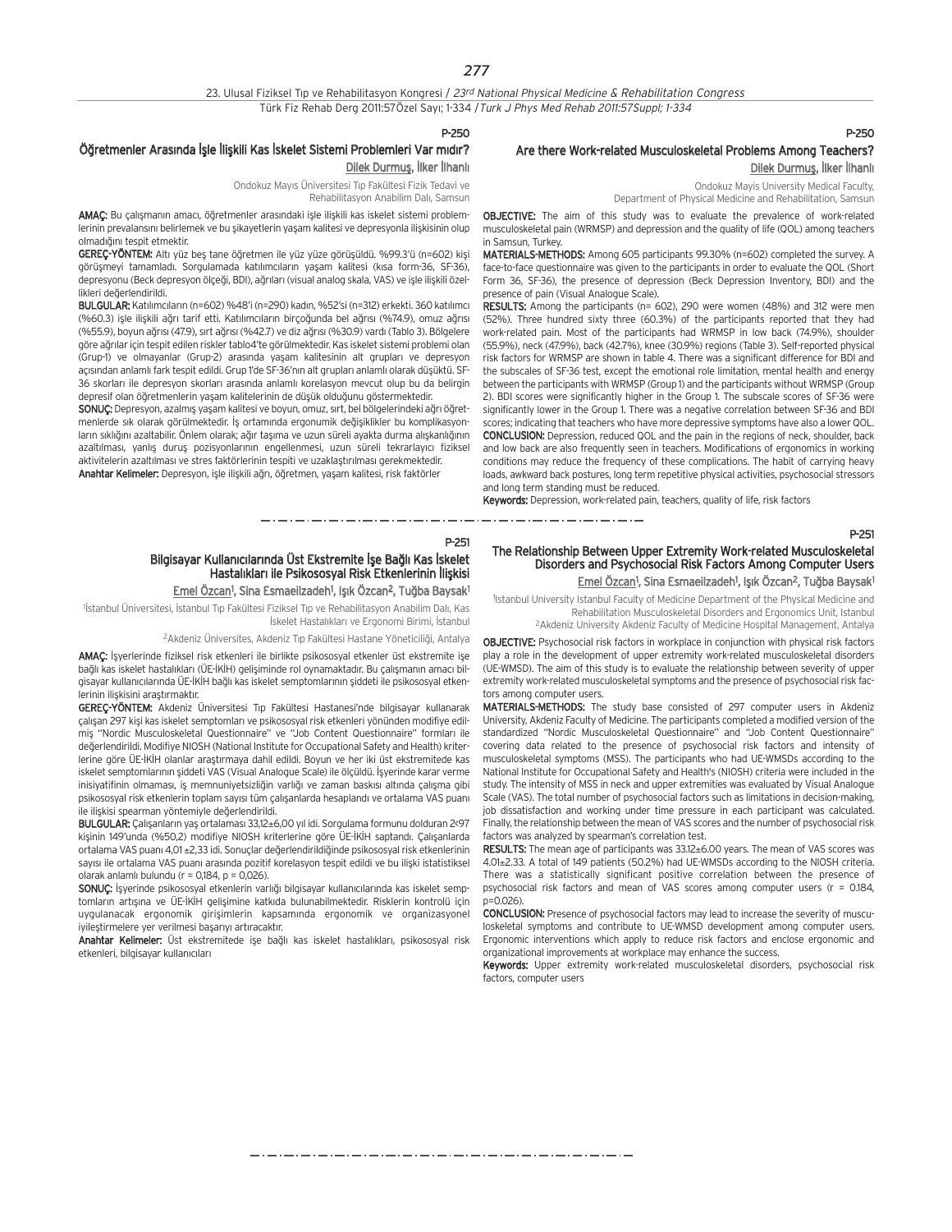P-250

## Öğretmenler Arasında İşle İlişkili Kas İskelet Sistemi Problemleri Var mıdır?

Dilek Durmuş, İlker İlhanlı

Ondokuz Mayıs Üniversitesi Tıp Fakültesi Fizik Tedavi ve Rehabilitasyon Anabilim Dalı, Samsun

**AMAÇ:** Bu çalışmanın amacı, öğretmenler arasındaki işle ilişkili kas iskelet sistemi problemlerinin prevalansını belirlemek ve bu şikayetlerin yaşam kalitesi ve depresyonla ilişkisinin olup olmadığını tespit etmektir.

**GEREÇ-YÖNTEM:** Altı yüz beş tane öğretmen ile yüz yüze görüşüldü. %99.3'ü (n=602) kişi görüşmeyi tamamladı. Sorgulamada katılımcıların yaşam kalitesi (kısa form-36, SF-36), depresyonu (Beck depresyon ölçeği, BDI), ağrıları (visual analog skala, VAS) ve işle ilişkili özellikleri değerlendirildi.

**BULGULAR:** Katılımcıların (n=602) %48'i (n=290) kadın, %52'si (n=312) erkekti. 360 katılımcı (%60.3) işle ilişkili ağrı tarif etti. Katılımcıların birçoğunda bel ağrısı (%74.9), omuz ağrısı (%55.9), boyun ağrısı (47.9), sırt ağrısı (%42.7) ve diz ağrısı (%30.9) vardı (Tablo 3). Bölgelere göre ağrılar için tespit edilen riskler tablo4'te görülmektedir. Kas iskelet sistemi problemi olan (Grup-1) ve olmayanlar (Grup-2) arasında yaşam kalitesinin alt grupları ve depresyon açısından anlamlı fark tespit edildi. Grup 1'de SF-36'nın alt grupları anlamlı olarak düşüktü. SF-36 skorları ile depresyon skorları arasında anlamlı korelasyon mevcut olup bu da belirgin depresif olan öğretmenlerin yaşam kalitelerinin de düşük olduğunu göstermektedir.

**SONUÇ:** Depresyon, azalmış yaşam kalitesi ve boyun, omuz, sırt, bel bölgelerindeki ağrı öğretmenlerde sık olarak görülmektedir. İş ortamında ergonomik değişiklikler bu komplikasyonların sıklığını azaltabilir. Önlem olarak; ağır taşıma ve uzun süreli ayakta durma alışkanlığının azaltılması, yanlış duruş pozisyonlarının engellenmesi, uzun süreli tekrarlayıcı fiziksel aktivitelerin azaltılması ve stres faktörlerinin tespiti ve uzaklaştırılması gerekmektedir.

**Anahtar Kelimeler:** Depresyon, işle ilişkili ağrı, öğretmen, yaşam kalitesi, risk faktörler

P-250

## Are there Work-related Musculoskeletal Problems Among Teachers?

Dilek Durmuş, İlker İlhanlı

Ondokuz Mayis University Medical Faculty, Department of Physical Medicine and Rehabilitation, Samsun

**OBJECTIVE:** The aim of this study was to evaluate the prevalence of work-related musculoskeletal pain (WRMSP) and depression and the quality of life (QOL) among teachers in Samsun, Turkey.

**MATERIALS-METHODS:** Among 605 participants 99.30% (n=602) completed the survey. A face-to-face questionnaire was given to the participants in order to evaluate the QOL (Short Form 36, SF-36), the presence of depression (Beck Depression Inventory, BDI) and the presence of pain (Visual Analogue Scale).

**RESULTS:** Among the participants (n= 602), 290 were women (48%) and 312 were men (52%). Three hundred sixty three (60.3%) of the participants reported that they had work-related pain. Most of the participants had WRMSP in low back (74.9%), shoulder (55.9%), neck (47.9%), back (42.7%), knee (30.9%) regions (Table 3). Self-reported physical risk factors for WRMSP are shown in table 4. There was a significant difference for BDI and the subscales of SF-36 test, except the emotional role limitation, mental health and energy between the participants with WRMSP (Group 1) and the participants without WRMSP (Group 2). BDI scores were significantly higher in the Group 1. The subscale scores of SF-36 were significantly lower in the Group 1. There was a negative correlation between SF-36 and BDI scores; indicating that teachers who have more depressive symptoms have also a lower QOL.

**CONCLUSION:** Depression, reduced QOL and the pain in the regions of neck, shoulder, back and low back are also frequently seen in teachers. Modifications of ergonomics in working conditions may reduce the frequency of these complications. The habit of carrying heavy loads, awkward back postures, long term repetitive physical activities, psychosocial stressors and long term standing must be reduced.

**Keywords:** Depression, work-related pain, teachers, quality of life, risk factors

P-251

## Bilgisayar Kullanıcılarında Üst Ekstremite İşe Bağlı Kas İskelet Hastalıkları ile Psikososyal Risk Etkenlerinin İlişkisi

Emel Özcan[1], Sina Esmaeilzadeh[1], Işık Özcan[2], Tuğba Baysak[1]

[1]İstanbul Üniversitesi, İstanbul Tıp Fakültesi Fiziksel Tıp ve Rehabilitasyon Anabilim Dalı, Kas İskelet Hastalıkları ve Ergonomi Birimi, İstanbul

[2]Akdeniz Üniversites, Akdeniz Tıp Fakültesi Hastane Yöneticiliği, Antalya

**AMAÇ:** İşyerlerinde fiziksel risk etkenleri ile birlikte psikososyal etkenler üst ekstremite işe bağlı kas iskelet hastalıkları (ÜE-İKİH) gelişiminde rol oynamaktadır. Bu çalışmanın amacı bilgisayar kullanıcılarında ÜE-İKİH bağlı kas iskelet semptomlarının şiddeti ile psikososyal etkenlerin ilişkisini araştırmaktır.

**GEREÇ-YÖNTEM:** Akdeniz Üniversitesi Tıp Fakültesi Hastanesi'nde bilgisayar kullanarak çalışan 297 kişi kas iskelet semptomları ve psikososyal risk etkenleri yönünden modifiye edilmiş "Nordic Musculoskeletal Questionnaire" ve "Job Content Questionnaire" formları ile değerlendirildi. Modifiye NIOSH (National Institute for Occupational Safety and Health) kriterlerine göre ÜE-İKİH olanlar araştırmaya dahil edildi. Boyun ve her iki üst ekstremitede kas iskelet semptomlarının şiddeti VAS (Visual Analogue Scale) ile ölçüldü. İşyerinde karar verme inisiyatifinin olmaması, iş memnuniyetsizliğin varlığı ve zaman baskısı altında çalışma gibi psikososyal risk etkenlerin toplam sayısı tüm çalışanlarda hesaplandı ve ortalama VAS puanı ile ilişkisi spearman yöntemiyle değerlendirildi.

**BULGULAR:** Çalışanların yaş ortalaması 33,12±6,00 yıl idi. Sorgulama formunu dolduran 2<97 kişinin 149'unda (%50,2) modifiye NIOSH kriterlerine göre ÜE-İKİH saptandı. Çalışanlarda ortalama VAS puanı 4,01 ±2,33 idi. Sonuçlar değerlendirildiğinde psikososyal risk etkenlerinin sayısı ile ortalama VAS puanı arasında pozitif korelasyon tespit edildi ve bu ilişki istatistiksel olarak anlamlı bulundu (r = 0,184, p = 0,026).

**SONUÇ:** İşyerinde psikososyal etkenlerin varlığı bilgisayar kullanıcılarında kas iskelet semptomların artışına ve ÜE-İKİH gelişimine katkıda bulunabilmektedir. Risklerin kontrolü için uygulanacak ergonomik girişimlerin kapsamında ergonomik ve organizasyonel iyileştirmelere yer verilmesi başarıyı artıracaktır.

**Anahtar Kelimeler:** Üst ekstremitede işe bağlı kas iskelet hastalıkları, psikososyal risk etkenleri, bilgisayar kullanıcıları

P-251

## The Relationship Between Upper Extremity Work-related Musculoskeletal Disorders and Psychosocial Risk Factors Among Computer Users

Emel Özcan[1], Sina Esmaeilzadeh[1], Işık Özcan[2], Tuğba Baysak[1]

[1]Istanbul University Istanbul Faculty of Medicine Department of the Physical Medicine and Rehabilitation Musculoskeletal Disorders and Ergonomics Unit, Istanbul

[2]Akdeniz University Akdeniz Faculty of Medicine Hospital Management, Antalya

**OBJECTIVE:** Psychosocial risk factors in workplace in conjunction with physical risk factors play a role in the development of upper extremity work-related musculoskeletal disorders (UE-WMSD). The aim of this study is to evaluate the relationship between severity of upper extremity work-related musculoskeletal symptoms and the presence of psychosocial risk factors among computer users.

**MATERIALS-METHODS:** The study base consisted of 297 computer users in Akdeniz University, Akdeniz Faculty of Medicine. The participants completed a modified version of the standardized "Nordic Musculoskeletal Questionnaire" and "Job Content Questionnaire" covering data related to the presence of psychosocial risk factors and intensity of musculoskeletal symptoms (MSS). The participants who had UE-WMSDs according to the National Institute for Occupational Safety and Health's (NIOSH) criteria were included in the study. The intensity of MSS in neck and upper extremities was evaluated by Visual Analogue Scale (VAS). The total number of psychosocial factors such as limitations in decision-making, job dissatisfaction and working under time pressure in each participant was calculated. Finally, the relationship between the mean of VAS scores and the number of psychosocial risk factors was analyzed by spearman's correlation test.

**RESULTS:** The mean age of participants was 33.12±6.00 years. The mean of VAS scores was 4.01±2.33. A total of 149 patients (50.2%) had UE-WMSDs according to the NIOSH criteria. There was a statistically significant positive correlation between the presence of psychosocial risk factors and mean of VAS scores among computer users (r = 0.184, p=0.026).

**CONCLUSION:** Presence of psychosocial factors may lead to increase the severity of musculoskeletal symptoms and contribute to UE-WMSD development among computer users. Ergonomic interventions which apply to reduce risk factors and enclose ergonomic and organizational improvements at workplace may enhance the success.

**Keywords:** Upper extremity work-related musculoskeletal disorders, psychosocial risk factors, computer users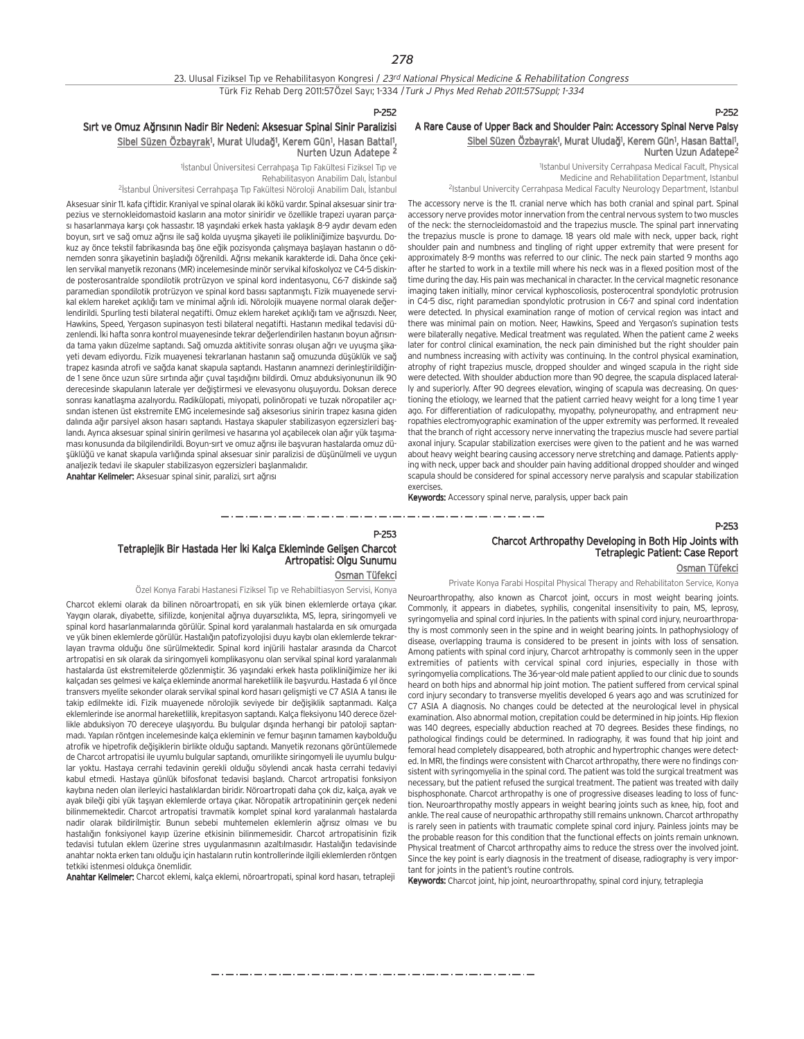P-252

## Sırt ve Omuz Ağrısının Nadir Bir Nedeni: Aksesuar Spinal Sinir Paralizisi

Sibel Süzen Özbayrak[1], Murat Uludağ[1], Kerem Gün[1], Hasan Battal[1], Nurten Uzun Adatepe [2]

[1]İstanbul Üniversitesi Cerrahpaşa Tıp Fakültesi Fiziksel Tıp ve Rehabilitasyon Anabilim Dalı, İstanbul
[2]İstanbul Üniversitesi Cerrahpaşa Tıp Fakültesi Nöroloji Anabilim Dalı, İstanbul

Aksesuar sinir 11. kafa çiftidir. Kraniyal ve spinal olarak iki kökü vardır. Spinal aksesuar sinir trapezius ve sternokleidomastoid kasların ana motor siniridir ve özellikle trapezi uyaran parçası hasarlanmaya karşı çok hassastır. 18 yaşındaki erkek hasta yaklaşık 8-9 aydır devam eden boyun, sırt ve sağ omuz ağrısı ile sağ kolda uyuşma şikayeti ile polikliniğimize başvurdu. Dokuz ay önce tekstil fabrikasında baş öne eğik pozisyonda çalışmaya başlayan hastanın o dönemden sonra şikayetinin başladığı öğrenildi. Ağrısı mekanik karakterde idi. Daha önce çekilen servikal manyetik rezonans (MR) incelemesinde minör servikal kifoskolyoz ve C4-5 diskinde posterosantralde spondilotik protrüzyon ve spinal kord indentasyonu, C6-7 diskinde sağ paramedian spondilotik protrüzyon ve spinal kord basısı saptanmıştı. Fizik muayenede servikal eklem hareket açıklığı tam ve minimal ağrılı idi. Nörolojik muayene normal olarak değerlendirildi. Spurling testi bilateral negatifti. Omuz eklem hareket açıklığı tam ve ağrısızdı. Neer, Hawkins, Speed, Yergason supinasyon testi bilateral negatifti. Hastanın medikal tedavisi düzenlendi. İki hafta sonra kontrol muayenesinde tekrar değerlendirilen hastanın boyun ağrısında tama yakın düzelme saptandı. Sağ omuzda aktivite sonrası oluşan ağrı ve uyuşma şikayeti devam ediyordu. Fizik muayenesi tekrarlanan hastanın sağ omuzunda düşüklük ve sağ trapez kasında atrofi ve sağda kanat skapula saptandı. Hastanın anamnezi derinleştirildiğinde 1 sene önce uzun süre sırtında ağır çuval taşıdığını bildirdi. Omuz abduksiyonunun ilk 90 derecesinde skapulanın laterale yer değiştirmesi ve elevasyonu oluşuyordu. Doksan derece sonrası kanatlaşma azalıyordu. Radikülopati, miyopati, polinöropati ve tuzak nöropatiler açısından istenen üst ekstremite EMG incelemesinde sağ aksesorius sinirin trapez kasına giden dalında ağır parsiyel akson hasarı saptandı. Hastaya skapuler stabilizasyon egzersizleri başlandı. Ayrıca aksesuar spinal sinirin gerilmesi ve hasarına yol açabilecek olan ağır yük taşınması konusunda da bilgilendirildi. Boyun-sırt ve omuz ağrısı ile başvuran hastalarda omuz düşüklüğü ve kanat skapula varlığında spinal aksesuar sinir paralizisi de düşünülmeli ve uygun analjezik tedavi ile skapuler stabilizasyon egzersizleri başlanmalıdır.

**Anahtar Kelimeler:** Aksesuar spinal sinir, paralizi, sırt ağrısı

P-252

## A Rare Cause of Upper Back and Shoulder Pain: Accessory Spinal Nerve Palsy

Sibel Süzen Özbayrak[1], Murat Uludağ[1], Kerem Gün[1], Hasan Battal[1], Nurten Uzun Adatepe[2]

[1]Istanbul University Cerrahpasa Medical Facult, Physical Medicine and Rehabilitation Department, Istanbul
[2]Istanbul Univercity Cerrahpasa Medical Faculty Neurology Department, Istanbul

The accessory nerve is the 11. cranial nerve which has both cranial and spinal part. Spinal accessory nerve provides motor innervation from the central nervous system to two muscles of the neck: the sternocleidomastoid and the trapezius muscle. The spinal part innervating the trepazius muscle is prone to damage. 18 years old male with neck, upper back, right shoulder pain and numbness and tingling of right upper extremity that were present for approximately 8-9 months was referred to our clinic. The neck pain started 9 months ago after he started to work in a textile mill where his neck was in a flexed position most of the time during the day. His pain was mechanical in character. In the cervical magnetic resonance imaging taken initially, minor cervical kyphoscoliosis, posterocentral spondylotic protrusion in C4-5 disc, right paramedian spondylotic protrusion in C6-7 and spinal cord indentation were detected. In physical examination range of motion of cervical region was intact and there was minimal pain on motion. Neer, Hawkins, Speed and Yergason's supination tests were bilaterally negative. Medical treatment was regulated. When the patient came 2 weeks later for control clinical examination, the neck pain diminished but the right shoulder pain and numbness increasing with activity was continuing. In the control physical examination, atrophy of right trapezius muscle, dropped shoulder and winged scapula in the right side were detected. With shoulder abduction more than 90 degree, the scapula displaced laterally and superiorly. After 90 degrees elevation, winging of scapula was decreasing. On questioning the etiology, we learned that the patient carried heavy weight for a long time 1 year ago. For differentiation of radiculopathy, myopathy, polyneuropathy, and entrapment neuropathies electromyographic examination of the upper extremity was performed. It revealed that the branch of right accessory nerve innervating the trapezius muscle had severe partial axonal injury. Scapular stabilization exercises were given to the patient and he was warned about heavy weight bearing causing accessory nerve stretching and damage. Patients applying with neck, upper back and shoulder pain having additional dropped shoulder and winged scapula should be considered for spinal accessory nerve paralysis and scapular stabilization exercises.

**Keywords:** Accessory spinal nerve, paralysis, upper back pain

P-253

## Tetraplejik Bir Hastada Her İki Kalça Ekleminde Gelişen Charcot Artropatisi: Olgu Sunumu

Osman Tüfekci

Özel Konya Farabi Hastanesi Fiziksel Tıp ve Rehabiltiasyon Servisi, Konya

Charcot eklemi olarak da bilinen nöroartropati, en sık yük binen eklemlerde ortaya çıkar. Yaygın olarak, diyabette, sifilizde, konjenital ağrıya duyarsızlıkta, MS, lepra, siringomyeli ve spinal kord hasarlanmalarında görülür. Spinal kord yaralanmalı hastalarda en sık omurgada ve yük binen eklemlerde görülür. Hastalığın patofizyolojisi duyu kaybı olan eklemlerde tekrarlayan travma olduğu öne sürülmektedir. Spinal kord injürili hastalar arasında da Charcot artropatisi en sık olarak da siringomyeli komplikasyonu olan servikal spinal kord yaralanmalı hastalarda üst ekstremitelerde gözlenmiştir. 36 yaşındaki erkek hasta polikliniğimize her iki kalçadan ses gelmesi ve kalça ekleminde anormal hareketlilik ile başvurdu. Hastada 6 yıl önce transvers myelite sekonder olarak servikal spinal kord hasarı gelişmişti ve C7 ASIA A tanısı ile takip edilmekte idi. Fizik muayenede nörolojik seviyede bir değişiklik saptanmadı. Kalça eklemlerinde ise anormal hareketlilik, krepitasyon saptandı. Kalça fleksiyonu 140 derece özellikle abduksiyon 70 dereceye ulaşıyordu. Bu bulgular dışında herhangi bir patoloji saptanmadı. Yapılan röntgen incelemesinde kalça ekleminin ve femur başının tamamen kaybolduğu atrofik ve hipetrofik değişiklerin birlikte olduğu saptandı. Manyetik rezonans görüntülemede de Charcot artropatisi ile uyumlu bulgular saptandı, omurilikte siringomyeli ile uyumlu bulgular yoktu. Hastaya cerrahi tedavinin gerekli olduğu söylendi ancak hasta cerrahi tedaviyi kabul etmedi. Hastaya günlük bifosfonat tedavisi başlandı. Charcot artropatisi fonksiyon kaybına neden olan ilerleyici hastalıklardan biridir. Nöroartropati daha çok diz, kalça, ayak ve ayak bileği gibi yük taşıyan eklemlerde ortaya çıkar. Nöropatik artropatininin gerçek nedeni bilinmemektedir. Charcot artropatisi travmatik komplet spinal kord yaralanmalı hastalarda nadir olarak bildirilmiştir. Bunun sebebi muhtemelen eklemlerin ağrısız olması ve bu hastalığın fonksiyonel kayıp üzerine etkisinin bilinmemesidir. Charcot artropatisinin fizik tedavisi tutulan eklem üzerine stres uygulanmasının azaltılmasıdır. Hastalığın tedavisinde anahtar nokta erken tanı olduğu için hastaların rutin kontrollerinde ilgili eklemlerden röntgen tetkiki istenmesi oldukça önemlidir.

**Anahtar Kelimeler:** Charcot eklemi, kalça eklemi, nöroartropati, spinal kord hasarı, tetrapleji

P-253

## Charcot Arthropathy Developing in Both Hip Joints with Tetraplegic Patient: Case Report

Osman Tüfekci

Private Konya Farabi Hospital Physical Therapy and Rehabilitaton Service, Konya

Neuroarthropathy, also known as Charcot joint, occurs in most weight bearing joints. Commonly, it appears in diabetes, syphilis, congenital insensitivity to pain, MS, leprosy, syringomyelia and spinal cord injuries. In the patients with spinal cord injury, neuroarthropathy is most commonly seen in the spine and in weight bearing joints. In pathophysiology of disease, overlapping trauma is considered to be present in joints with loss of sensation. Among patients with spinal cord injury, Charcot arhtropathy is commonly seen in the upper extremities of patients with cervical spinal cord injuries, especially in those with syringomyelia complications. The 36-year-old male patient applied to our clinic due to sounds heard on both hips and abnormal hip joint motion. The patient suffered from cervical spinal cord injury secondary to transverse myelitis developed 6 years ago and was scrutinized for C7 ASIA A diagnosis. No changes could be detected at the neurological level in physical examination. Also abnormal motion, crepitation could be determined in hip joints. Hip flexion was 140 degrees, especially abduction reached at 70 degrees. Besides these findings, no pathological findings could be determined. In radiography, it was found that hip joint and femoral head completely disappeared, both atrophic and hypertrophic changes were detected. In MRI, the findings were consistent with Charcot arthropathy, there were no findings consistent with syringomyelia in the spinal cord. The patient was told the surgical treatment was necessary, but the patient refused the surgical treatment. The patient was treated with daily bisphosphonate. Charcot arthropathy is one of progressive diseases leading to loss of function. Neuroarthropathy mostly appears in weight bearing joints such as knee, hip, foot and ankle. The real cause of neuropathic arthropathy still remains unknown. Charcot arthropathy is rarely seen in patients with traumatic complete spinal cord injury. Painless joints may be the probable reason for this condition that the functional effects on joints remain unknown. Physical treatment of Charcot arthropathy aims to reduce the stress over the involved joint. Since the key point is early diagnosis in the treatment of disease, radiography is very important for joints in the patient's routine controls.

**Keywords:** Charcot joint, hip joint, neuroarthropathy, spinal cord injury, tetraplegia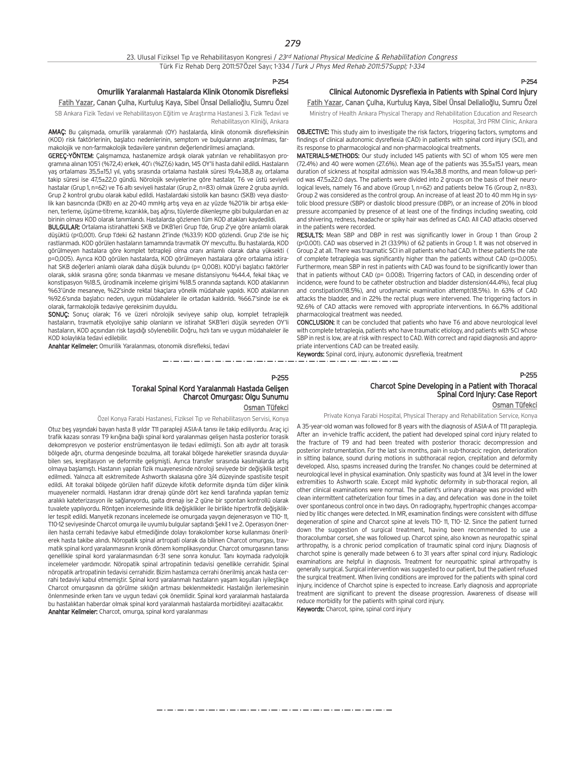P-254

## Omurilik Yaralanmalı Hastalarda Klinik Otonomik Disrefleksi

Fatih Yazar, Canan Çulha, Kurtuluş Kaya, Sibel Ünsal Delialioğlu, Sumru Özel

SB Ankara Fizik Tedavi ve Rehabilitasyon Eğitim ve Araştırma Hastanesi 3. Fizik Tedavi ve Rehabilitasyon Kliniği, Ankara

**AMAÇ:** Bu çalışmada, omurilik yaralanmalı (OY) hastalarda, klinik otonomik disrefleksinin (KOD) risk faktörlerinin, başlatıcı nedenlerinin, semptom ve bulgularının araştırılması, farmakolojik ve non-farmakolojik tedavilere yanıtının değerlendirilmesi amaçlandı.

**GEREÇ-YÖNTEM:** Çalışmamıza, hastanemize ardışık olarak yatırılan ve rehabilitasyon programına alınan 105'i (%72,4) erkek, 40'ı (%27,6) kadın, 145 OY'li hasta dahil edildi. Hastaların yaş ortalaması 35,5±15,1 yıl, yatış sırasında ortalama hastalık süresi 19,4±38,8 ay, ortalama takip süresi ise 47,5±22,0 gündü. Nörolojik seviyelerine göre hastalar, T6 ve üstü seviyeli hastalar (Grup 1, n=62) ve T6 altı seviyeli hastalar (Grup 2, n=83) olmak üzere 2 gruba ayrıldı. Grup 2 kontrol grubu olarak kabul edildi. Hastalardaki sistolik kan basıncı (SKB) veya diastolik kan basıncında (DKB) en az 20-40 mmHg artış veya en az yüzde %20'lik bir artışa eklenen, terleme, üşüme-titreme, kızarıklık, baş ağrısı, tüylerde dikenleşme gibi bulgulardan en az birinin olması KOD olarak tanımlandı. Hastalarda gözlenen tüm KOD atakları kaydedildi.

**BULGULAR:** Ortalama istirahatteki SKB ve DKB'leri Grup 1'de, Grup 2'ye göre anlamlı olarak düşüktü (p<0,001). Grup 1'deki 62 hastanın 21'inde (%33.9) KOD gözlendi. Grup 2'de ise hiç rastlanmadı. KOD görülen hastaların tamamında travmatik OY mevcuttu. Bu hastalarda, KOD görülmeyen hastalara göre komplet tetrapleji olma oranı anlamlı olarak daha yüksekti ( p=0,005). Ayrıca KOD görülen hastalarda, KOD görülmeyen hastalara göre ortalama istirahat SKB değerleri anlamlı olarak daha düşük bulundu (p= 0,008). KOD'yi başlatıcı faktörler olarak, sıklık sırasına göre; sonda tıkanması ve mesane distansiyonu %44.4, fekal tıkaç ve konstipasyon %18.5, ürodinamik inceleme girişimi %18.5 oranında saptandı. KOD ataklarının %63'ünde mesaneye, %22'sinde rektal tıkaçlara yönelik müdahale yapıldı. KOD ataklarının %92.6'sında başlatıcı neden, uygun müdahaleler ile ortadan kaldırıldı. %66.7'sinde ise ek olarak, farmakolojik tedaviye gereksinim duyuldu.

**SONUÇ:** Sonuç olarak; T6 ve üzeri nörolojik seviyeye sahip olup, komplet tetraplejik hastaların, travmatik etyolojiye sahip olanların ve istirahat SKB'leri düşük seyreden OY'li hastaların, KOD açısından risk taşıdığı söylenebilir. Doğru, hızlı tanı ve uygun müdahaleler ile KOD kolaylıkla tedavi edilebilir.

**Anahtar Kelimeler:** Omurilik Yaralanması, otonomik disrefleksi, tedavi

P-254

## Clinical Autonomic Dysreflexia in Patients with Spinal Cord Injury

Fatih Yazar, Canan Çulha, Kurtuluş Kaya, Sibel Ünsal Delialioğlu, Sumru Özel

Ministry of Health Ankara Physical Therapy and Rehabilitation Education and Research Hospital, 3rd PRM Clinic, Ankara

**OBJECTIVE:** This study aim to investigate the risk factors, triggering factors, symptoms and findings of clinical autonomic dysreflexia (CAD) in patients with spinal cord injury (SCI), and its response to pharmacological and non-pharmacological treatments.

**MATERIALS-METHODS:** Our study included 145 patients with SCI of whom 105 were men (72.4%) and 40 were women (27.6%). Mean age of the patients was 35.5±15.1 years, mean duration of sickness at hospital admission was 19.4±38.8 months, and mean follow-up period was 47.5±22.0 days. The patients were divided into 2 groups on the basis of their neurological levels, namely T6 and above (Group 1, n=62) and patients below T6 (Group 2, n=83). Group 2 was considered as the control group. An increase of at least 20 to 40 mm Hg in systolic blood pressure (SBP) or diastolic blood pressure (DBP), or an increase of 20% in blood pressure accompanied by presence of at least one of the findings including sweating, cold and shivering, redness, headache or spiky hair was defined as CAD. All CAD attacks observed in the patients were recorded.

**RESULTS:** Mean SBP and DBP in rest was significantly lower in Group 1 than Group 2 (p<0.001). CAD was observed in 21 (33.9%) of 62 patients in Group 1. It was not observed in Group 2 at all. There was traumatic SCI in all patients who had CAD. In these patients the rate of complete tetraplegia was significantly higher than the patients without CAD (p=0.005). Furthermore, mean SBP in rest in patients with CAD was found to be significantly lower than that in patients without CAD (p= 0.008). Trigerring factors of CAD, in descending order of incidence, were found to be catheter obstruction and bladder distension(44.4%), fecal plug and constipation(18.5%), and urodynamic examination attempt(18.5%). In 63% of CAD attacks the bladder, and in 22% the rectal plugs were intervened. The triggering factors in 92.6% of CAD attacks were removed with appropriate interventions. In 66.7% additional pharmacological treatment was needed.

**CONCLUSION:** It can be concluded that patients who have T6 and above neurological level with complete tetraplegia, patients who have traumatic etiology, and patients with SCI whose SBP in rest is low, are at risk with respect to CAD. With correct and rapid diagnosis and appropriate interventions CAD can be treated easily.

**Keywords:** Spinal cord, injury, autonomic dysreflexia, treatment

P-255

## Torakal Spinal Kord Yaralanmalı Hastada Gelişen Charcot Omurgası: Olgu Sunumu

Osman Tüfekci

Özel Konya Farabi Hastanesi, Fiziksel Tıp ve Rehabilitasyon Servisi, Konya

Otuz beş yaşındaki bayan hasta 8 yıldır T11 parapleji ASIA-A tanısı ile takip ediliyordu. Araç içi trafik kazası sonrası T9 kırığına bağlı spinal kord yaralanması gelişen hasta posterior torasik dekompresyon ve posterior enstrümentasyon ile tedavi edilmişti. Son altı aydır alt torasik bölgede ağrı, oturma dengesinde bozulma, alt torakal bölgede hareketler sırasında duyulabilen ses, krepitasyon ve deformite gelişmişti. Ayrıca transfer sırasında kasılmalarda artış olmaya başlamıştı. Hastanın yapılan fizik muayenesinde nöroloji seviyede bir değişiklik tespit edilmedi. Yalnızca alt esktremitede Ashworth skalasına göre 3/4 düzeyinde spastisite tespit edildi. Alt torakal bölgede görülen hafif düzeyde kifotik deformite dışında tüm diğer klinik muayeneler normaldi. Hastanın idrar drenajı günde dört kez kendi tarafında yapılan temiz aralıklı kateterizasyon ile sağlanıyordu, gaita drenajı ise 2 güne bir spontan kontrollü olarak tuvalete yapılıyordu. Röntgen incelemesinde litik değişiklikler ile birlikte hipertrofik değişiklikler tespit edildi. Manyetik rezonans incelemede ise omurgada yaygın dejenerasyon ve T10- 11, T10-12 seviyesinde Charcot omurga ile uyumlu bulgular saptandı Şekil 1 ve 2. Operasyon önerilen hasta cerrahi tedaviye kabul etmediğinden dolayı torakolomber korse kullanması önerilerek hasta takibe alındı. Nöropatik spinal artropati olarak da bilinen Charcot omurgası, travmatik spinal kord yaralanmasının kronik dönem komplikasyonudur. Charcot omurgasının tanısı genellikle spinal kord yaralanmasından 6-31 sene sonra konulur. Tanı koymada radyolojik incelemeler yardımcıdır. Nöropatik spinal artropatinin tedavisi genellikle cerrahidir. Spinal nöropatik artropatinin tedavisi cerrahidir. Bizim hastamıza cerrahi önerilmiş ancak hasta cerrahi tedaviyi kabul etmemiştir. Spinal kord yaralanmalı hastaların yaşam koşulları iyileştikçe Charcot omurgasının da görülme sıklığın artması beklenmektedir. Hastalığın ilerlemesinin önlenmesinde erken tanı ve uygun tedavi çok önemlidir. Spinal kord yaralanmalı hastalarda bu hastalıktan haberdar olmak spinal kord yaralanmalı hastalarda morbiditeyi azaltacaktır.

**Anahtar Kelimeler:** Charcot, omurga, spinal kord yaralanması

P-255

## Charcot Spine Developing in a Patient with Thoracal Spinal Cord Injury: Case Report

Osman Tüfekci

Private Konya Farabi Hospital, Physical Therapy and Rehabilitation Service, Konya

A 35-year-old woman was followed for 8 years with the diagnosis of ASIA-A of T11 paraplegia. After an in-vehicle traffic accident, the patient had developed spinal cord injury related to the fracture of T9 and had been treated with posterior thoracic decompression and posterior instrumentation. For the last six months, pain in sub-thoracic region, deterioration in sitting balance, sound during motions in subthoracal region, crepitation and deformity developed. Also, spasms increased during the transfer. No changes could be determined at neurological level in physical examination. Only spasticity was found at 3/4 level in the lower extremities to Ashworth scale. Except mild kyphotic deformity in sub-thoracic region, all other clinical examinations were normal. The patient's urinary drainage was provided with clean intermittent catheterization four times in a day, and defecation was done in the toilet over spontaneous control once in two days. On radiography, hypertrophic changes accompanied by litic changes were detected. In MR, examination findings were consistent with diffuse degeneration of spine and Charcot spine at levels T10- 11, T10- 12. Since the patient turned down the suggestion of surgical treatment, having been recommended to use a thoracolumbar corset, she was followed up. Charcot spine, also known as neuropathic spinal arthropathy, is a chronic period complication of traumatic spinal cord injury. Diagnosis of charchot spine is generally made between 6 to 31 years after spinal cord injury. Radiologic examinations are helpful in diagnosis. Treatment for neuropathic spinal arthropathy is generally surgical. Surgical intervention was suggested to our patient, but the patient refused the surgical treatment. When living conditions are improved for the patients with spinal cord injury, incidence of Charchot spine is expected to increase. Early diagnosis and appropriate treatment are significant to prevent the disease progression. Awareness of disease will reduce morbidity for the patients with spinal cord injury.

**Keywords:** Charcot, spine, spinal cord injury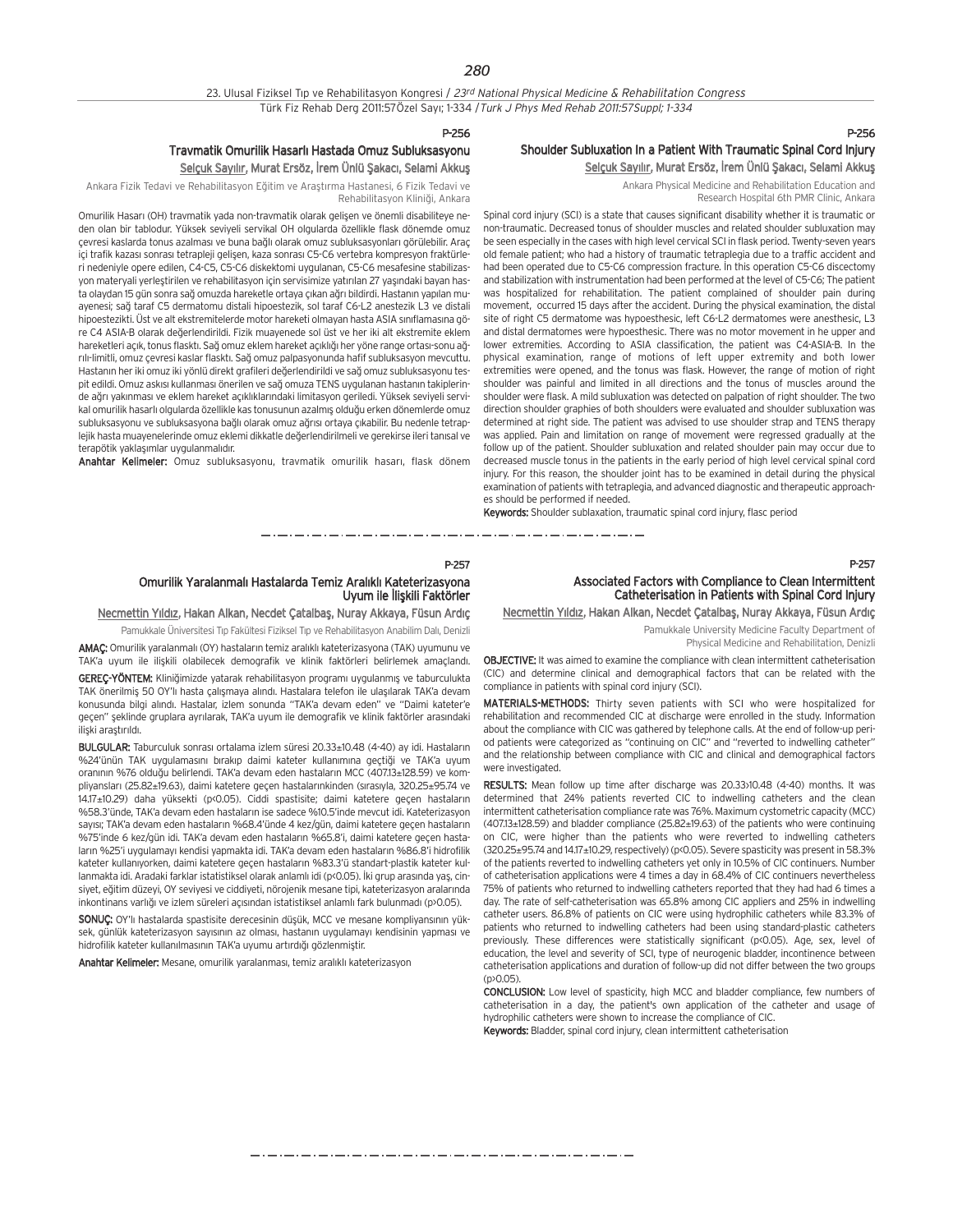P-256

## Travmatik Omurilik Hasarlı Hastada Omuz Subluksasyonu

Selçuk Sayılır, Murat Ersöz, İrem Ünlü Şakacı, Selami Akkuş

Ankara Fizik Tedavi ve Rehabilitasyon Eğitim ve Araştırma Hastanesi, 6 Fizik Tedavi ve Rehabilitasyon Kliniği, Ankara

Omurilik Hasarı (OH) travmatik yada non-travmatik olarak gelişen ve önemli disabiliteye neden olan bir tablodur. Yüksek seviyeli servikal OH olgularda özellikle flask dönemde omuz çevresi kaslarda tonus azalması ve buna bağlı olarak omuz subluksasyonları görülebilir. Araç içi trafik kazası sonrası tetrapleji gelişen, kaza sonrası C5-C6 vertebra kompresyon fraktürleri nedeniyle opere edilen, C4-C5, C5-C6 diskektomi uygulanan, C5-C6 mesafesine stabilizasyon materyali yerleştirilen ve rehabilitasyon için servisimize yatırılan 27 yaşındaki bayan hasta olaydan 15 gün sonra sağ omuzda hareketle ortaya çıkan ağrı bildirdi. Hastanın yapılan muayenesi; sağ taraf C5 dermatomu distali hipoestezik, sol taraf C6-L2 anestezik L3 ve distali hipoestezikti. Üst ve alt ekstremitelerde motor hareketi olmayan hasta ASIA sınıflamasına göre C4 ASIA-B olarak değerlendirildi. Fizik muayenede sol üst ve her iki alt ekstremite eklem hareketleri açık, tonus flasktı. Sağ omuz eklem hareket açıklığı her yöne range ortası-sonu ağrılı-limitli, omuz çevresi kaslar flasktı. Sağ omuz palpasyonunda hafif subluksasyon mevcuttu. Hastanın her iki omuz iki yönlü direkt grafileri değerlendirildi ve sağ omuz subluksasyonu tespit edildi. Omuz askısı kullanması önerilen ve sağ omuza TENS uygulanan hastanın takiplerinde ağrı yakınması ve eklem hareket açıklıklarındaki limitasyon geriledi. Yüksek seviyeli servikal omurilik hasarlı olgularda özellikle kas tonusunun azalmış olduğu erken dönemlerde omuz subluksasyonu ve subluksasyona bağlı olarak omuz ağrısı ortaya çıkabilir. Bu nedenle tetraplejik hasta muayenelerinde omuz eklemi dikkatle değerlendirilmeli ve gerekirse ileri tanısal ve terapötik yaklaşımlar uygulanmalıdır.

**Anahtar Kelimeler:** Omuz subluksasyonu, travmatik omurilik hasarı, flask dönem

P-256

## Shoulder Subluxation In a Patient With Traumatic Spinal Cord Injury

Selçuk Sayılır, Murat Ersöz, İrem Ünlü Şakacı, Selami Akkuş

Ankara Physical Medicine and Rehabilitation Education and Research Hospital 6th PMR Clinic, Ankara

Spinal cord injury (SCI) is a state that causes significant disability whether it is traumatic or non-traumatic. Decreased tonus of shoulder muscles and related shoulder subluxation may be seen especially in the cases with high level cervical SCI in flask period. Twenty-seven years old female patient; who had a history of traumatic tetraplegia due to a traffic accident and had been operated due to C5-C6 compression fracture. In this operation C5-C6 discectomy and stabilization with instrumentation had been performed at the level of C5-C6; The patient was hospitalized for rehabilitation. The patient complained of shoulder pain during movement, occurred 15 days after the accident. During the physical examination, the distal site of right C5 dermatome was hypoesthesic, left C6-L2 dermatomes were anesthesic, L3 and distal dermatomes were hypoesthesic. There was no motor movement in he upper and lower extremities. According to ASIA classification, the patient was C4-ASIA-B. In the physical examination, range of motions of left upper extremity and both lower extremities were opened, and the tonus was flask. However, the range of motion of right shoulder was painful and limited in all directions and the tonus of muscles around the shoulder were flask. A mild subluxation was detected on palpation of right shoulder. The two direction shoulder graphies of both shoulders were evaluated and shoulder subluxation was determined at right side. The patient was advised to use shoulder strap and TENS therapy was applied. Pain and limitation on range of movement were regressed gradually at the follow up of the patient. Shoulder subluxation and related shoulder pain may occur due to decreased muscle tonus in the patients in the early period of high level cervical spinal cord injury. For this reason, the shoulder joint has to be examined in detail during the physical examination of patients with tetraplegia, and advanced diagnostic and therapeutic approaches should be performed if needed.

**Keywords:** Shoulder sublaxation, traumatic spinal cord injury, flasc period

P-257

## Omurilik Yaralanmalı Hastalarda Temiz Aralıklı Kateterizasyona Uyum ile İlişkili Faktörler

Necmettin Yıldız, Hakan Alkan, Necdet Çatalbaş, Nuray Akkaya, Füsun Ardıç

Pamukkale Üniversitesi Tıp Fakültesi Fiziksel Tıp ve Rehabilitasyon Anabilim Dalı, Denizli

**AMAÇ:** Omurilik yaralanmalı (OY) hastaların temiz aralıklı kateterizasyona (TAK) uyumunu ve TAK'a uyum ile ilişkili olabilecek demografik ve klinik faktörleri belirlemek amaçlandı.

**GEREÇ-YÖNTEM:** Kliniğimizde yatarak rehabilitasyon programı uygulanmış ve taburculukta TAK önerilmiş 50 OY'lı hasta çalışmaya alındı. Hastalara telefon ile ulaşılarak TAK'a devam konusunda bilgi alındı. Hastalar, izlem sonunda "TAK'a devam eden" ve "Daimi kateter'e geçen" şeklinde gruplara ayrılarak, TAK'a uyum ile demografik ve klinik faktörler arasındaki ilişki araştırıldı.

**BULGULAR:** Taburculuk sonrası ortalama izlem süresi 20.33±10.48 (4-40) ay idi. Hastaların %24'ünün TAK uygulamasını bırakıp daimi kateter kullanımına geçtiği ve TAK'a uyum oranının %76 olduğu belirlendi. TAK'a devam eden hastaların MCC (407.13±128.59) ve kompliyansları (25.82±19.63), daimi katetere geçen hastalarınkinden (sırasıyla, 320.25±95.74 ve 14.17±10.29) daha yüksekti (p<0.05). Ciddi spastisite; daimi katetere geçen hastaların %58.3'ünde, TAK'a devam eden hastaların ise sadece %10.5'inde mevcut idi. Kateterizasyon sayısı; TAK'a devam eden hastaların %68.4'ünde 4 kez/gün, daimi katetere geçen hastaların %75'inde 6 kez/gün idi. TAK'a devam eden hastaların %65.8'i, daimi katetere geçen hastaların %25'i uygulamayı kendisi yapmakta idi. TAK'a devam eden hastaların %86.8'i hidrofilik kateter kullanıyorken, daimi katetere geçen hastaların %83.3'ü standart-plastik kateter kullanmakta idi. Aradaki farklar istatistiksel olarak anlamlı idi (p<0.05). İki grup arasında yaş, cinsiyet, eğitim düzeyi, OY seviyesi ve ciddiyeti, nörojenik mesane tipi, kateterizasyon aralarında inkontinans varlığı ve izlem süreleri açısından istatistiksel anlamlı fark bulunmadı (p>0.05).

**SONUÇ:** OY'lı hastalarda spastisite derecesinin düşük, MCC ve mesane kompliyansının yüksek, günlük kateterizasyon sayısının az olması, hastanın uygulamayı kendisinin yapması ve hidrofilik kateter kullanılmasının TAK'a uyumu artırdığı gözlenmiştir.

**Anahtar Kelimeler:** Mesane, omurilik yaralanması, temiz aralıklı kateterizasyon

P-257

## Associated Factors with Compliance to Clean Intermittent Catheterisation in Patients with Spinal Cord Injury

Necmettin Yıldız, Hakan Alkan, Necdet Çatalbaş, Nuray Akkaya, Füsun Ardıç

Pamukkale University Medicine Faculty Department of Physical Medicine and Rehabilitation, Denizli

**OBJECTIVE:** It was aimed to examine the compliance with clean intermittent catheterisation (CIC) and determine clinical and demographical factors that can be related with the compliance in patients with spinal cord injury (SCI).

**MATERIALS-METHODS:** Thirty seven patients with SCI who were hospitalized for rehabilitation and recommended CIC at discharge were enrolled in the study. Information about the compliance with CIC was gathered by telephone calls. At the end of follow-up period patients were categorized as "continuing on CIC" and "reverted to indwelling catheter" and the relationship between compliance with CIC and clinical and demographical factors were investigated.

**RESULTS:** Mean follow up time after discharge was 20.33>10.48 (4-40) months. It was determined that 24% patients reverted CIC to indwelling catheters and the clean intermittent catheterisation compliance rate was 76%. Maximum cystometric capacity (MCC) (407.13±128.59) and bladder compliance (25.82±19.63) of the patients who were continuing on CIC, were higher than the patients who were reverted to indwelling catheters (320.25±95.74 and 14.17±10.29, respectively) (p<0.05). Severe spasticity was present in 58.3% of the patients reverted to indwelling catheters yet only in 10.5% of CIC continuers. Number of catheterisation applications were 4 times a day in 68.4% of CIC continuers nevertheless 75% of patients who returned to indwelling catheters reported that they had had 6 times a day. The rate of self-catheterisation was 65.8% among CIC appliers and 25% in indwelling catheter users. 86.8% of patients on CIC were using hydrophilic catheters while 83.3% of patients who returned to indwelling catheters had been using standard-plastic catheters previously. These differences were statistically significant (p<0.05). Age, sex, level of education, the level and severity of SCI, type of neurogenic bladder, incontinence between catheterisation applications and duration of follow-up did not differ between the two groups (p>0.05).

**CONCLUSION:** Low level of spasticity, high MCC and bladder compliance, few numbers of catheterisation in a day, the patient's own application of the catheter and usage of hydrophilic catheters were shown to increase the compliance of CIC.

**Keywords:** Bladder, spinal cord injury, clean intermittent catheterisation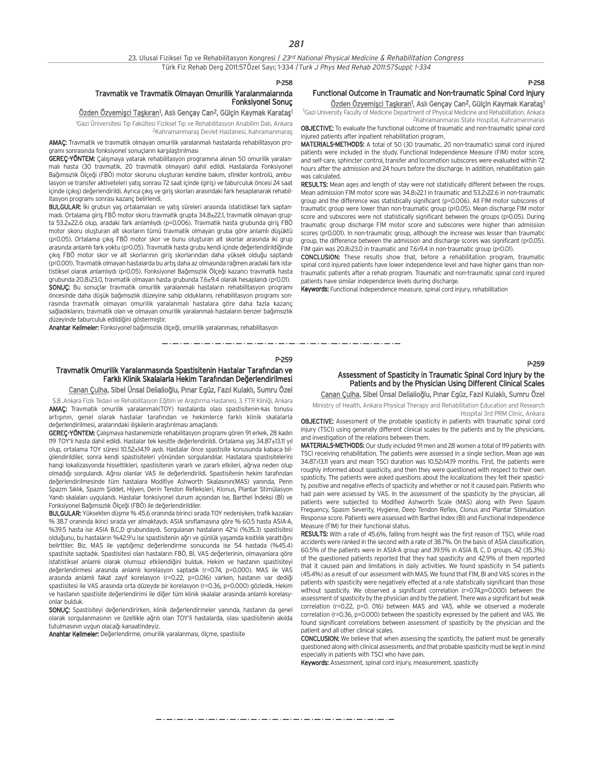P-258

## Travmatik ve Travmatik Olmayan Omurilik Yaralanmalarında Fonksiyonel Sonuç

Özden Özyemişci Taşkıran[1], Aslı Gençay Can[2], Gülçin Kaymak Karataş[1]

[1]Gazi Üniversitesi Tıp Fakültesi Fiziksel Tıp ve Rehabilitasyon Anabilim Dalı, Ankara
[2]Kahramanmaraş Devlet Hastanesi, Kahramanmaraş

**AMAÇ:** Travmatik ve travmatik olmayan omurilik yaralanmalı hastalarda rehabilitasyon programı sonrasında fonksiyonel sonuçların karşılaştırılması

**GEREÇ-YÖNTEM:** Çalışmaya yatarak rehabilitasyon programına alınan 50 omurilik yaralanmalı hasta (30 travmatik, 20 travmatik olmayan) dahil edildi. Hastalarda Fonksiyonel Bağımsızlık Ölçeği (FBÖ) motor skorunu oluşturan kendine bakım, sfinkter kontrolü, ambulasyon ve transfer aktiveteleri yatış sonrası 72 saat içinde (giriş) ve taburculuk öncesi 24 saat içinde (çıkış) değerlendirildi. Ayrıca çıkış ve giriş skorları arasındaki fark hesaplanarak rehabilitasyon programı sonrası kazanç belirlendi.

**BULGULAR:** İki grubun yaş ortalamaları ve yatış süreleri arasında istatistiksel fark saptanmadı. Ortalama giriş FBÖ motor skoru travmatik grupta 34.8±22.1, travmatik olmayan grupta 53.2±22.6 olup, aradaki fark anlamlıydı (p=0.006). Travmatik hasta grubunda giriş FBÖ motor skoru oluşturan alt skorların tümü travmatik olmayan gruba göre anlamlı düşüktü (p<0.05). Ortalama çıkış FBÖ motor skor ve bunu oluşturan alt skorlar arasında iki grup arasında anlamlı fark yoktu (p>0.05). Travmatik hasta grubu kendi içinde değerlendirildiğinde çıkış FBÖ motor skor ve alt skorlarının giriş skorlarından daha yüksek olduğu saptandı (p<0.001). Travmatik olmayan hastalarda bu artış daha az olmasında rağmen aradaki fark istatistiksel olarak anlamlıydı (p<0.05). Fonksiyonel Bağımsızlık Ölçeği kazancı travmatik hasta grubunda 20.8›23.0, travmatik olmayan hasta grubunda 7.6±9.4 olarak hesaplandı (p<0.01).

**SONUÇ:** Bu sonuçlar travmatik omurilik yaralanmalı hastaların rehabilitasyon programı öncesinde daha düşük bağımsızlık düzeyine sahip olduklarını, rehabilitasyon programı sonrasında travmatik olmayan omurilik yaralanmalı hastalara göre daha fazla kazanç sağladıklarını, travmatik olan ve olmayan omurilik yaralanmalı hastaların benzer bağımsızlık düzeyinde taburculuk edildiğini göstermiştir.

**Anahtar Kelimeler:** Fonksiyonel bağımsızlık ölçeği, omurilik yaralanması, rehabilitasyon

P-258

## Functional Outcome in Traumatic and Non-traumatic Spinal Cord Injury

Özden Özyemişci Taşkıran[1], Aslı Gençay Can[2], Gülçin Kaymak Karataş[1]

[1]Gazi University Faculty of Medicine Department of Physical Medicine and Rehabilitation, Ankara
[2]Kahramanmaras State Hospital, Kahramanmaras

**OBJECTIVE:** To evaluate the functional outcome of traumatic and non-traumatic spinal cord injured patients after inpatient rehabilitation program.

**MATERIALS-METHODS:** A total of 50 (30 traumatic, 20 non-traumatic) spinal cord injured patients were included in the study. Functional Independence Measure (FIM) motor score, and self-care, sphincter control, transfer and locomotion subscores were evaluated within 72 hours after the admission and 24 hours before the discharge. In addition, rehabilitation gain was calculated.

**RESULTS:** Mean ages and length of stay were not statistically different between the roups. Mean admission FIM motor score was 34.8›22.1 in traumatic and 53.2›22.6 in non-traumatic group and the difference was statistically significant (p=0.006). All FIM motor subscores of traumatic group were lower than non-traumatic group (p<0.05). Mean discharge FIM motor score and subscores were not statistically significant between the groups (p>0.05). During traumatic group discharge FIM motor score and subscores were higher than admission scores (p<0.001). In non-traumatic group, although the increase was lesser than traumatic group, the difference between the admission and discharge scores was significant (p<0.05). FIM gain was 20.8›23.0 in traumatic and 7.6›9.4 in non-traumatic group (p<0.01).

**CONCLUSION:** These results show that, before a rehabilitation program, traumatic spinal cord injured patients have lower independence level and have higher gains than non-traumatic patients after a rehab program. Traumatic and non-traumatic spinal cord injured patients have similar independence levels during discharge.

**Keywords:** Functional independence measure, spinal cord injury, rehabilitation

P-259

## Travmatik Omurilik Yaralanmasında Spastisitenin Hastalar Tarafından ve Farklı Klinik Skalalarla Hekim Tarafından Değerlendirilmesi

Canan Çulha, Sibel Ünsal Delialioğlu, Pınar Egüz, Fazıl Kulaklı, Sumru Özel

S.B .Ankara Fizik Tedavi ve Rehabilitasyon Eğitim ve Araştırma Hastanesi, 3. FTR Kliniği, Ankara

**AMAÇ:** Travmatik omurilik yaralanmalı(TOY) hastalarda olası spastisitenin-kas tonusu artışının, genel olarak hastalar tarafından ve hekimlerce farklı klinik skalalarla değerlendirilmesi, aralarındaki ilişkilerin araştırılması amaçlandı.

**GEREÇ-YÖNTEM:** Çalışmaya hastanemizde rehabilitasyon programı gören 91 erkek, 28 kadın 119 TOY'li hasta dahil edildi. Hastalar tek kesitte değerlendirildi. Ortalama yaş 34.87±13.11 yıl olup, ortalama TOY süresi 10.52±14.19 aydı. Hastalar önce spastisite konusunda kabaca bilgilendirildiler, sonra kendi spastisiteleri yönünden sorgulandılar. Hastalara spastisitelerini hangi lokalizasyonda hissettikleri, spastisitenin yararlı ve zararlı etkileri, ağrıya neden olup olmadığı sorgulandı. Ağrısı olanlar VAS ile değerlendirildi. Spastisitenin hekim tarafından değerlendirilmesinde tüm hastalara Modifiye Ashworth Skalasının(MAS) yanında, Penn Spazm Sıklık, Spazm Şiddet, Hijyen, Derin Tendon Refleksleri, Klonus, Plantar Stimülasyon Yanıtı skalaları uygulandı. Hastalar fonksiyonel durum açısından ise, Barthel İndeksi (Bİ) ve Fonksiyonel Bağımsızlık Ölçeği (FBÖ) ile değerlendirildiler.

**BULGULAR:** Yüksekten düşme % 45.6 oranında birinci sırada TOY nedeniyken, trafik kazaları % 38.7 oranında ikinci sırada yer almaktaydı. ASIA sınıflamasına göre % 60.5 hasta ASIA-A, %39.5 hasta ise ASIA B,C,D grubundaydı. Sorgulanan hastaların 42'si (%35.3) spastisitesi olduğunu, bu hastaların %42.9'u ise spastisitenin ağrı ve günlük yaşamda kısıtlılık yarattığını belirttiler. Biz, MAS ile yaptığımız değerlendirme sonucunda ise 54 hastada (%45.4) spastisite saptadık. Spastisitesi olan hastaların FBÖ, Bİ, VAS değerlerinin, olmayanlara göre istatistiksel anlamlı olarak olumsuz etkilendiğini bulduk. Hekim ve hastanın spastisiteyi değerlendirmesi arasında anlamlı korelasyon saptadık (r=0.74, p=0.000). MAS ile VAS arasında anlamlı fakat zayıf korelasyon (r=0.22, p=0.016) varken, hastanın var dediği spastisitesi ile VAS arasında orta düzeyde bir korelasyon (r=0.36, p=0.000) gözledik. Hekim ve hastanın spastisite değerlendirimi ile diğer tüm klinik skalalar arasında anlamlı korelasyonlar bulduk.

**SONUÇ:** Spastisiteyi değerlendirirken, klinik değerlendirmeler yanında, hastanın da genel olarak sorgulanmasının ve özellikle ağrılı olan TOY'li hastalarda, olası spastisitenin akılda tutulmasının uygun olacağı kanaatindeyiz.

**Anahtar Kelimeler:** Değerlendirme, omurilik yaralanması, ölçme, spastisite

P-259

## Assessment of Spasticity in Traumatic Spinal Cord Injury by the Patients and by the Physician Using Different Clinical Scales

Canan Çulha, Sibel Ünsal Delialioğlu, Pınar Egüz, Fazıl Kulaklı, Sumru Özel

Ministry of Health, Ankara Physical Therapy and Rehabilitation Education and Research Hospital 3rd PRM Clinic, Ankara

**OBJECTIVE:** Assessment of the probable spasticity in patients with traumatic spinal cord injury (TSCI) using generally different clinical scales by the patients and by the physicians, and investigation of the relations between them.

**MATERIALS-METHODS:** Our study included 91 men and 28 women a total of 119 patients with TSCI receiving rehabilitation. The patients were assessed in a single section. Mean age was 34.87›13.11 years and mean TSCI duration was 10.52›14.19 months. First, the patients were roughly informed about spasticity, and then they were questioned with respect to their own spasticity. The patients were asked questions about the localizations they felt their spasticity, positive and negative effects of spasticity and whether or not it caused pain. Patients who had pain were assessed by VAS. In the assessment of the spasticity by the physician, all patients were subjected to Modified Ashworth Scale (MAS) along with Penn Spasm Frequency, Spasm Severity, Hygiene, Deep Tendon Reflex, Clonus and Plantar Stimulation Response score. Patients were assessed with Barthel Index (BI) and Functional Independence Measure (FIM) for their functional status.

**RESULTS:** With a rate of 45.6%, falling from height was the first reason of TSCI, while road accidents were ranked in the second with a rate of 38.7%. On the basis of ASIA classification, 60.5% of the patients were in ASIA-A group and 39.5% in ASIA B, C, D groups. 42 (35.3%) of the questioned patients reported that they had spasticity and 42.9% of them reported that it caused pain and limitations in daily activities. We found spasticity in 54 patients (45.4%) as a result of our assessment with MAS. We found that FIM, BI and VAS scores in the patients with spasticity were negatively effected at a rate statistically significant than those without spasticity. We observed a significant correlation (r=0.74,p=0.000) between the assessment of spasticity by the physician and by the patient. There was a significant but weak correlation (r=0.22, p=0. 016) between MAS and VAS, while we observed a moderate correlation (r=0.36, p=0.000) between the spasticity expressed by the patient and VAS. We found significant correlations between assessment of spasticity by the physician and the patient and all other clinical scales.

**CONCLUSION:** We believe that when assessing the spasticity, the patient must be generally questioned along with clinical assessments, and that probable spasticity must be kept in mind especially in patients with TSCI who have pain.

**Keywords:** Assessment, spinal cord injury, measurement, spasticity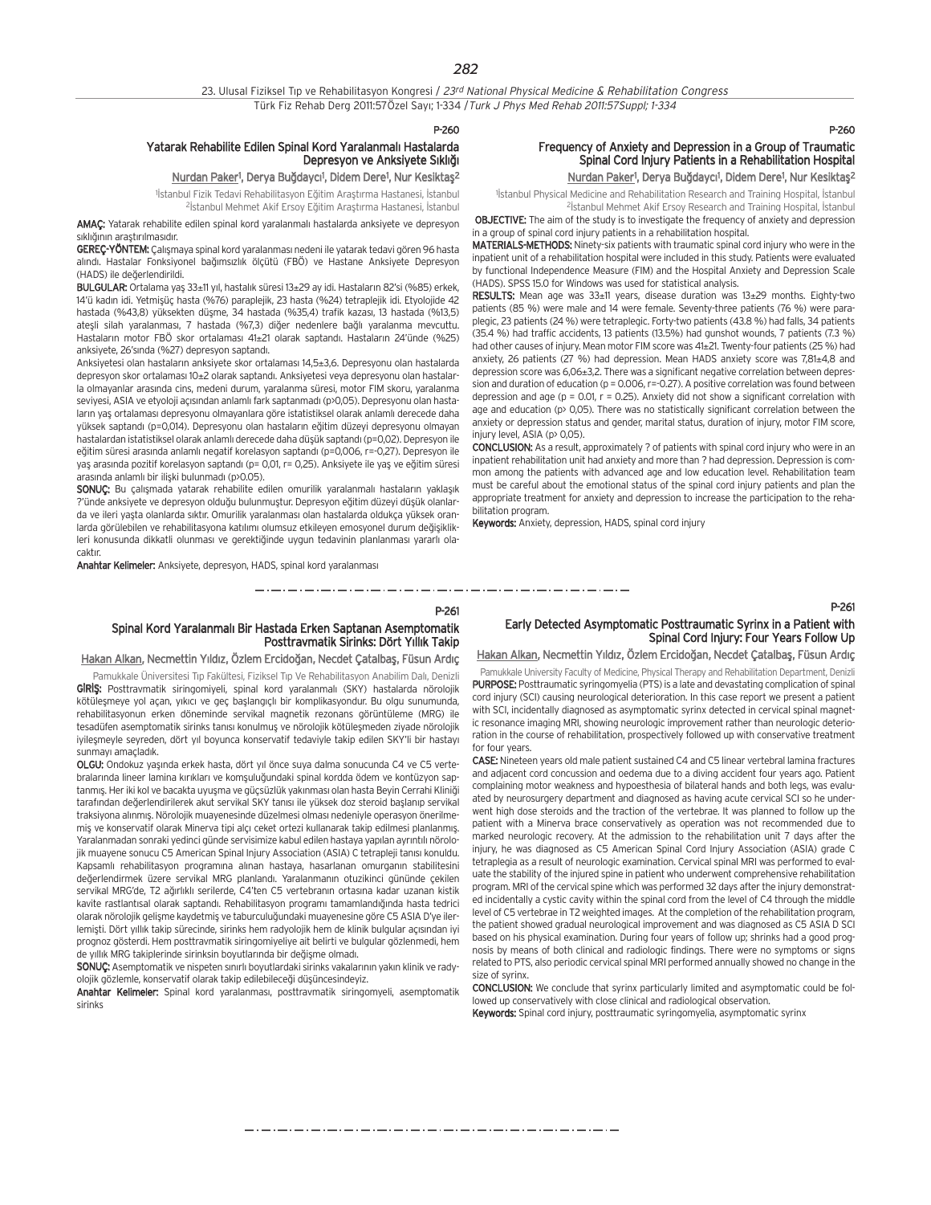P-260

## Yatarak Rehabilite Edilen Spinal Kord Yaralanmalı Hastalarda Depresyon ve Anksiyete Sıklığı

Nurdan Paker[1], Derya Buğdaycı[1], Didem Dere[1], Nur Kesiktaş[2]

[1]İstanbul Fizik Tedavi Rehabilitasyon Eğitim Araştırma Hastanesi, İstanbul
[2]İstanbul Mehmet Akif Ersoy Eğitim Araştırma Hastanesi, İstanbul

**AMAÇ:** Yatarak rehabilite edilen spinal kord yaralanmalı hastalarda anksiyete ve depresyon sıklığının araştırılmasıdır.

**GEREÇ-YÖNTEM:** Çalışmaya spinal kord yaralanması nedeni ile yatarak tedavi gören 96 hasta alındı. Hastalar Fonksiyonel bağımsızlık ölçütü (FBÖ) ve Hastane Anksiyete Depresyon (HADS) ile değerlendirildi.

**BULGULAR:** Ortalama yaş 33±11 yıl, hastalık süresi 13±29 ay idi. Hastaların 82'si (%85) erkek, 14'ü kadın idi. Yetmişüç hasta (%76) paraplejik, 23 hasta (%24) tetraplejik idi. Etyolojide 42 hastada (%43,8) yüksekten düşme, 34 hastada (%35,4) trafik kazası, 13 hastada (%13,5) ateşli silah yaralanması, 7 hastada (%7,3) diğer nedenlere bağlı yaralanma mevcuttu. Hastaların motor FBÖ skor ortalaması 41±21 olarak saptandı. Hastaların 24'ünde (%25) anksiyete, 26'sında (%27) depresyon saptandı.

Anksiyetesi olan hastaların anksiyete skor ortalaması 14,5±3,6. Depresyonu olan hastalarda depresyon skor ortalaması 10±2 olarak saptandı. Anksiyetesi veya depresyonu olan hastalarla olmayanlar arasında cins, medeni durum, yaralanma süresi, motor FIM skoru, yaralanma seviyesi, ASIA ve etyoloji açısından anlamlı fark saptanmadı (p>0,05). Depresyonu olan hastaların yaş ortalaması depresyonu olmayanlara göre istatistiksel olarak anlamlı derecede daha yüksek saptandı (p=0,014). Depresyonu olan hastaların eğitim düzeyi depresyonu olmayan hastalardan istatistiksel olarak anlamlı derecede daha düşük saptandı (p=0,02). Depresyon ile eğitim süresi arasında anlamlı negatif korelasyon saptandı (p=0,006, r=-0,27). Depresyon ile yaş arasında pozitif korelasyon saptandı (p= 0,01, r= 0,25). Anksiyete ile yaş ve eğitim süresi arasında anlamlı bir ilişki bulunmadı (p>0.05).

**SONUÇ:** Bu çalışmada yatarak rehabilite edilen omurilik yaralanmalı hastaların yaklaşık ?'ünde anksiyete ve depresyon olduğu bulunmuştur. Depresyon eğitim düzeyi düşük olanlarda ve ileri yaşta olanlarda sıktır. Omurilik yaralanması olan hastalarda oldukça yüksek oranlarda görülebilen ve rehabilitasyona katılımı olumsuz etkileyen emosyonel durum değişiklikleri konusunda dikkatli olunması ve gerektiğinde uygun tedavinin planlanması yararlı olacaktır.

**Anahtar Kelimeler:** Anksiyete, depresyon, HADS, spinal kord yaralanması

P-260

## Frequency of Anxiety and Depression in a Group of Traumatic Spinal Cord Injury Patients in a Rehabilitation Hospital

Nurdan Paker[1], Derya Buğdaycı[1], Didem Dere[1], Nur Kesiktaş[2]

[1]İstanbul Physical Medicine and Rehabilitation Research and Training Hospital, İstanbul
[2]İstanbul Mehmet Akif Ersoy Research and Training Hospital, İstanbul

**OBJECTIVE:** The aim of the study is to investigate the frequency of anxiety and depression in a group of spinal cord injury patients in a rehabilitation hospital.

**MATERIALS-METHODS:** Ninety-six patients with traumatic spinal cord injury who were in the inpatient unit of a rehabilitation hospital were included in this study. Patients were evaluated by functional Independence Measure (FIM) and the Hospital Anxiety and Depression Scale (HADS). SPSS 15.0 for Windows was used for statistical analysis.

**RESULTS:** Mean age was 33±11 years, disease duration was 13±29 months. Eighty-two patients (85 %) were male and 14 were female. Seventy-three patients (76 %) were paraplegic, 23 patients (24 %) were tetraplegic. Forty-two patients (43.8 %) had falls, 34 patients (35.4 %) had traffic accidents, 13 patients (13.5%) had gunshot wounds, 7 patients (7.3 %) had other causes of injury. Mean motor FIM score was 41±21. Twenty-four patients (25 %) had anxiety, 26 patients (27 %) had depression. Mean HADS anxiety score was 7,81±4,8 and depression score was 6,06±3,2. There was a significant negative correlation between depression and duration of education (p = 0.006, r=-0.27). A positive correlation was found between depression and age (p = 0.01, r = 0.25). Anxiety did not show a significant correlation with age and education (p> 0,05). There was no statistically significant correlation between the anxiety or depression status and gender, marital status, duration of injury, motor FIM score, injury level, ASIA (p> 0,05).

**CONCLUSION:** As a result, approximately ? of patients with spinal cord injury who were in an inpatient rehabilitation unit had anxiety and more than ? had depression. Depression is common among the patients with advanced age and low education level. Rehabilitation team must be careful about the emotional status of the spinal cord injury patients and plan the appropriate treatment for anxiety and depression to increase the participation to the rehabilitation program.

**Keywords:** Anxiety, depression, HADS, spinal cord injury

P-261

## Spinal Kord Yaralanmalı Bir Hastada Erken Saptanan Asemptomatik Posttravmatik Sirinks: Dört Yıllık Takip

Hakan Alkan, Necmettin Yıldız, Özlem Ercidoğan, Necdet Çatalbaş, Füsun Ardıç

Pamukkale Üniversitesi Tıp Fakültesi, Fiziksel Tıp Ve Rehabilitasyon Anabilim Dalı, Denizli

**GİRİŞ:** Posttravmatik siringomiyeli, spinal kord yaralanmalı (SKY) hastalarda nörolojik kötüleşmeye yol açan, yıkıcı ve geç başlangıçlı bir komplikasyondur. Bu olgu sunumunda, rehabilitasyonun erken döneminde servikal magnetik rezonans görüntüleme (MRG) ile tesadüfen asemptomatik sirinks tanısı konulmuş ve nörolojik kötüleşmeden ziyade nörolojik iyileşmeyle seyreden, dört yıl boyunca konservatif tedaviyle takip edilen SKY'li bir hastayı sunmayı amaçladık.

**OLGU:** Ondokuz yaşında erkek hasta, dört yıl önce suya dalma sonucunda C4 ve C5 vertebralarında lineer lamina kırıkları ve komşuluğundaki spinal kordda ödem ve kontüzyon saptanmış. Her iki kol ve bacakta uyuşma ve güçsüzlük yakınması olan hasta Beyin Cerrahi Kliniği tarafından değerlendirilerek akut servikal SKY tanısı ile yüksek doz steroid başlanıp servikal traksiyona alınmış. Nörolojik muayenesinde düzelmesi olması nedeniyle operasyon önerilmemiş ve konservatif olarak Minerva tipi alçı ceket ortezi kullanarak takip edilmesi planlanmış. Yaralanmadan sonraki yedinci günde servisimize kabul edilen hastaya yapılan ayrıntılı nörolojik muayene sonucu C5 American Spinal Injury Association (ASIA) C tetrapleji tanısı konuldu. Kapsamlı rehabilitasyon programına alınan hastaya, hasarlanan omurganın stabilitesini değerlendirmek üzere servikal MRG planlandı. Yaralanmanın otuzikinci gününde çekilen servikal MRG'de, T2 ağırlıklı serilerde, C4'ten C5 vertebranın ortasına kadar uzanan kistik kavite rastlantısal olarak saptandı. Rehabilitasyon programı tamamlandığında hasta tedrici olarak nörolojik gelişme kaydetmiş ve taburculuğundaki muayenesine göre C5 ASIA D'ye ilerlemişti. Dört yıllık takip sürecinde, sirinks hem radyolojik hem de klinik bulgular açısından iyi prognoz gösterdi. Hem posttravmatik siringomiyeliye ait belirti ve bulgular gözlenmedi, hem de yıllık MRG takiplerinde sirinksin boyutlarında bir değişme olmadı.

**SONUÇ:** Asemptomatik ve nispeten sınırlı boyutlardaki sirinks vakalarının yakın klinik ve radyolojik gözlemle, konservatif olarak takip edilebileceği düşüncesindeyiz.

**Anahtar Kelimeler:** Spinal kord yaralanması, posttravmatik siringomyeli, asemptomatik sirinks

P-261

## Early Detected Asymptomatic Posttraumatic Syrinx in a Patient with Spinal Cord Injury: Four Years Follow Up

Hakan Alkan, Necmettin Yıldız, Özlem Ercidoğan, Necdet Çatalbaş, Füsun Ardıç

Pamukkale University Faculty of Medicine, Physical Therapy and Rehabilitation Department, Denizli

**PURPOSE:** Posttraumatic syringomyelia (PTS) is a late and devastating complication of spinal cord injury (SCI) causing neurological deterioration. In this case report we present a patient with SCI, incidentally diagnosed as asymptomatic syrinx detected in cervical spinal magnetic resonance imaging MRI, showing neurologic improvement rather than neurologic deterioration in the course of rehabilitation, prospectively followed up with conservative treatment for four years.

**CASE:** Nineteen years old male patient sustained C4 and C5 linear vertebral lamina fractures and adjacent cord concussion and oedema due to a diving accident four years ago. Patient complaining motor weakness and hypoesthesia of bilateral hands and both legs, was evaluated by neurosurgery department and diagnosed as having acute cervical SCI so he underwent high dose steroids and the traction of the vertebrae. It was planned to follow up the patient with a Minerva brace conservatively as operation was not recommended due to marked neurologic recovery. At the admission to the rehabilitation unit 7 days after the injury, he was diagnosed as C5 American Spinal Cord Injury Association (ASIA) grade C tetraplegia as a result of neurologic examination. Cervical spinal MRI was performed to evaluate the stability of the injured spine in patient who underwent comprehensive rehabilitation program. MRI of the cervical spine which was performed 32 days after the injury demonstrated incidentally a cystic cavity within the spinal cord from the level of C4 through the middle level of C5 vertebrae in T2 weighted images. At the completion of the rehabilitation program, the patient showed gradual neurological improvement and was diagnosed as C5 ASIA D SCI based on his physical examination. During four years of follow up; shrinks had a good prognosis by means of both clinical and radiologic findings. There were no symptoms or signs related to PTS, also periodic cervical spinal MRI performed annually showed no change in the size of syrinx.

**CONCLUSION:** We conclude that syrinx particularly limited and asymptomatic could be followed up conservatively with close clinical and radiological observation.

**Keywords:** Spinal cord injury, posttraumatic syringomyelia, asymptomatic syrinx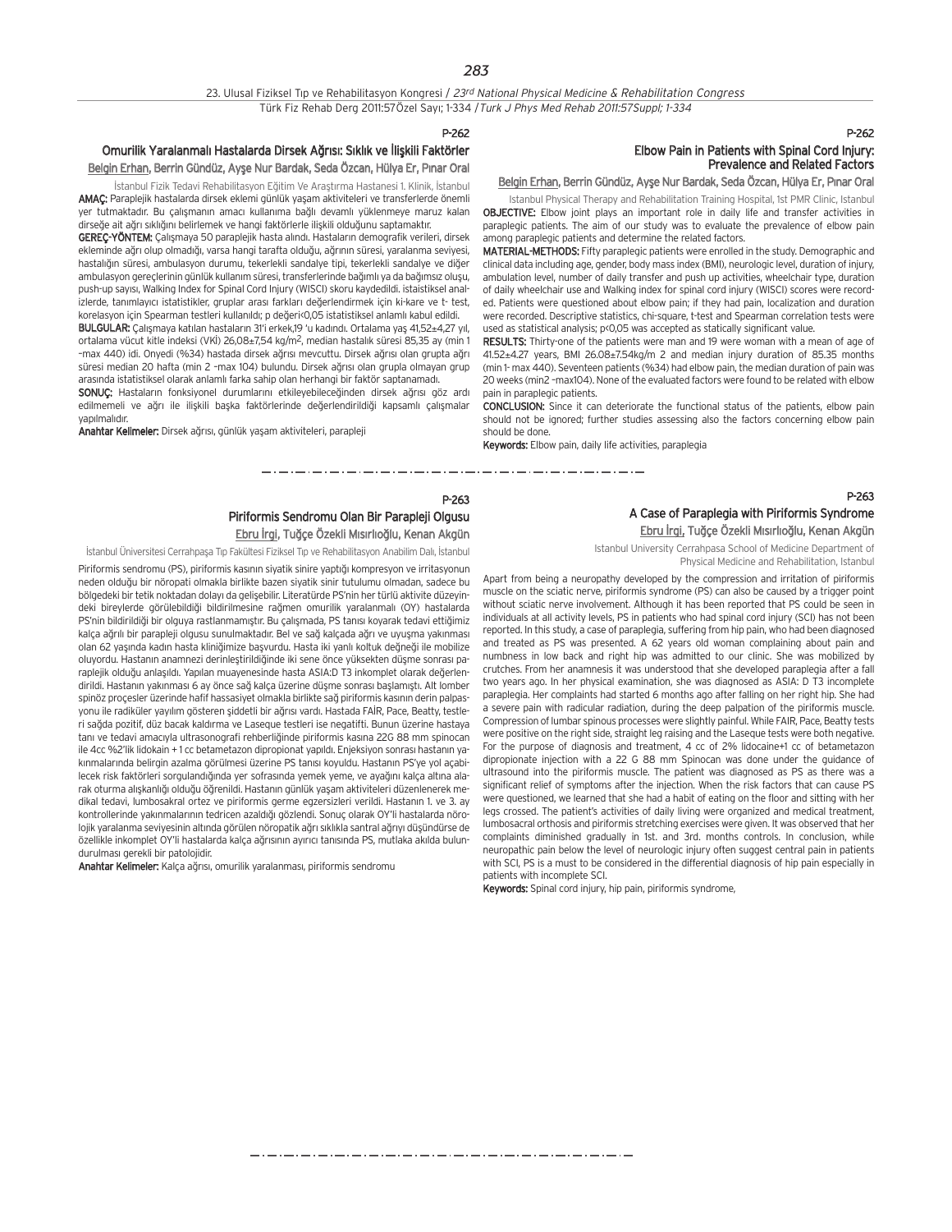P-262

## Omurilik Yaralanmalı Hastalarda Dirsek Ağrısı: Sıklık ve İlişkili Faktörler

Belgin Erhan, Berrin Gündüz, Ayşe Nur Bardak, Seda Özcan, Hülya Er, Pınar Oral

İstanbul Fizik Tedavi Rehabilitasyon Eğitim Ve Araştırma Hastanesi 1. Klinik, İstanbul

**AMAÇ:** Paraplejik hastalarda dirsek eklemi günlük yaşam aktiviteleri ve transferlerde önemli yer tutmaktadır. Bu çalışmanın amacı kullanıma bağlı devamlı yüklenmeye maruz kalan dirseğe ait ağrı sıklığını belirlemek ve hangi faktörlerle ilişkili olduğunu saptamaktır.

**GEREÇ-YÖNTEM:** Çalışmaya 50 paraplejik hasta alındı. Hastaların demografik verileri, dirsek ekleminde ağrı olup olmadığı, varsa hangi tarafta olduğu, ağrının süresi, yaralanma seviyesi, hastalığın süresi, ambulasyon durumu, tekerlekli sandalye tipi, tekerlekli sandalye ve diğer ambulasyon gereçlerinin günlük kullanım süresi, transferlerinde bağımlı ya da bağımsız oluşu, push-up sayısı, Walking Index for Spinal Cord Injury (WISCI) skoru kaydedildi. istatistiksel analizlerde, tanımlayıcı istatistikler, gruplar arası farkları değerlendirmek için ki-kare ve t- test, korelasyon için Spearman testleri kullanıldı; p değeri<0,05 istatistiksel anlamlı kabul edildi.

**BULGULAR:** Çalışmaya katılan hastaların 31'i erkek,19 'u kadındı. Ortalama yaş 41,52±4,27 yıl, ortalama vücut kitle indeksi (VKİ) 26,08±7,54 kg/m$^2$, median hastalık süresi 85,35 ay (min 1 –max 440) idi. Onyedi (%34) hastada dirsek ağrısı mevcuttu. Dirsek ağrısı olan grupta ağrı süresi median 20 hafta (min 2 –max 104) bulundu. Dirsek ağrısı olan grupla olmayan grup arasında istatistiksel olarak anlamlı farka sahip olan herhangi bir faktör saptanamadı.

**SONUÇ:** Hastaların fonksiyonel durumlarını etkileyebileceğinden dirsek ağrısı göz ardı edilmemeli ve ağrı ile ilişkili başka faktörlerinde değerlendirildiği kapsamlı çalışmalar yapılmalıdır.

**Anahtar Kelimeler:** Dirsek ağrısı, günlük yaşam aktiviteleri, parapleji

P-262

## Elbow Pain in Patients with Spinal Cord Injury: Prevalence and Related Factors

Belgin Erhan, Berrin Gündüz, Ayşe Nur Bardak, Seda Özcan, Hülya Er, Pınar Oral

Istanbul Physical Therapy and Rehabilitation Training Hospital, 1st PMR Clinic, Istanbul

**OBJECTIVE:** Elbow joint plays an important role in daily life and transfer activities in paraplegic patients. The aim of our study was to evaluate the prevalence of elbow pain among paraplegic patients and determine the related factors.

**MATERIAL-METHODS:** Fifty paraplegic patients were enrolled in the study. Demographic and clinical data including age, gender, body mass index (BMI), neurologic level, duration of injury, ambulation level, number of daily transfer and push up activities, wheelchair type, duration of daily wheelchair use and Walking index for spinal cord injury (WISCI) scores were recorded. Patients were questioned about elbow pain; if they had pain, localization and duration were recorded. Descriptive statistics, chi-square, t-test and Spearman correlation tests were used as statistical analysis; p<0,05 was accepted as statically significant value.

**RESULTS:** Thirty-one of the patients were man and 19 were woman with a mean of age of 41.52±4.27 years, BMI 26.08±7.54kg/m 2 and median injury duration of 85.35 months (min 1- max 440). Seventeen patients (%34) had elbow pain, the median duration of pain was 20 weeks (min2 –max104). None of the evaluated factors were found to be related with elbow pain in paraplegic patients.

**CONCLUSION:** Since it can deteriorate the functional status of the patients, elbow pain should not be ignored; further studies assessing also the factors concerning elbow pain should be done.

**Keywords:** Elbow pain, daily life activities, paraplegia

P-263

## Piriformis Sendromu Olan Bir Parapleji Olgusu

Ebru İrgi, Tuğçe Özekli Mısırlıoğlu, Kenan Akgün

İstanbul Üniversitesi Cerrahpaşa Tıp Fakültesi Fiziksel Tıp ve Rehabilitasyon Anabilim Dalı, İstanbul

Piriformis sendromu (PS), piriformis kasının siyatik sinire yaptığı kompresyon ve irritasyonun neden olduğu bir nöropati olmakla birlikte bazen siyatik sinir tutulumu olmadan, sadece bu bölgedeki bir tetik noktadan dolayı da gelişebilir. Literatürde PS'nin her türlü aktivite düzeyindeki bireylerde görülebildiği bildirilmesine rağmen omurilik yaralanmalı (OY) hastalarda PS'nin bildirildiği bir olguya rastlanmamıştır. Bu çalışmada, PS tanısı koyarak tedavi ettiğimiz kalça ağrılı bir parapleji olgusu sunulmaktadır. Bel ve sağ kalçada ağrı ve uyuşma yakınması olan 62 yaşında kadın hasta kliniğimize başvurdu. Hasta iki yanlı koltuk değneği ile mobilize oluyordu. Hastanın anamnezi derinleştirildiğinde iki sene önce yüksekten düşme sonrası paraplejik olduğu anlaşıldı. Yapılan muayenesinde hasta ASIA:D T3 inkomplet olarak değerlendirildi. Hastanın yakınması 6 ay önce sağ kalça üzerine düşme sonrası başlamıştı. Alt lomber spinöz proçesler üzerinde hafif hassasiyet olmakla birlikte sağ piriformis kasının derin palpasyonu ile radiküler yayılım gösteren şiddetli bir ağrısı vardı. Hastada FAİR, Pace, Beatty, testleri sağda pozitif, düz bacak kaldırma ve Laseque testleri ise negatifti. Bunun üzerine hastaya tanı ve tedavi amacıyla ultrasonografi rehberliğinde piriformis kasına 22G 88 mm spinocan ile 4cc %2'lik lidokain + 1 cc betametazon dipropionat yapıldı. Enjeksiyon sonrası hastanın yakınmalarında belirgin azalma görülmesi üzerine PS tanısı koyuldu. Hastanın PS'ye yol açabilecek risk faktörleri sorgulandığında yer sofrasında yemek yeme, ve ayağını kalça altına alarak oturma alışkanlığı olduğu öğrenildi. Hastanın günlük yaşam aktiviteleri düzenlenerek medikal tedavi, lumbosakral ortez ve piriformis germe egzersizleri verildi. Hastanın 1. ve 3. ay kontrollerinde yakınmalarının tedricen azaldığı gözlendi. Sonuç olarak OY'li hastalarda nörolojik yaralanma seviyesinin altında görülen nöropatik ağrı sıklıkla santral ağrıyı düşündürse de özellikle inkomplet OY'li hastalarda kalça ağrısının ayırıcı tanısında PS, mutlaka akılda bulundurulması gerekli bir patolojidir.

**Anahtar Kelimeler:** Kalça ağrısı, omurilik yaralanması, piriformis sendromu

P-263

## A Case of Paraplegia with Piriformis Syndrome

Ebru İrgi, Tuğçe Özekli Mısırlıoğlu, Kenan Akgün

Istanbul University Cerrahpasa School of Medicine Department of Physical Medicine and Rehabilitation, Istanbul

Apart from being a neuropathy developed by the compression and irritation of piriformis muscle on the sciatic nerve, piriformis syndrome (PS) can also be caused by a trigger point without sciatic nerve involvement. Although it has been reported that PS could be seen in individuals at all activity levels, PS in patients who had spinal cord injury (SCI) has not been reported. In this study, a case of paraplegia, suffering from hip pain, who had been diagnosed and treated as PS was presented. A 62 years old woman complaining about pain and numbness in low back and right hip was admitted to our clinic. She was mobilized by crutches. From her anamnesis it was understood that she developed paraplegia after a fall two years ago. In her physical examination, she was diagnosed as ASIA: D T3 incomplete paraplegia. Her complaints had started 6 months ago after falling on her right hip. She had a severe pain with radicular radiation, during the deep palpation of the piriformis muscle. Compression of lumbar spinous processes were slightly painful. While FAIR, Pace, Beatty tests were positive on the right side, straight leg raising and the Laseque tests were both negative. For the purpose of diagnosis and treatment, 4 cc of 2% lidocaine+1 cc of betametazon dipropionate injection with a 22 G 88 mm Spinocan was done under the guidance of ultrasound into the piriformis muscle. The patient was diagnosed as PS as there was a significant relief of symptoms after the injection. When the risk factors that can cause PS were questioned, we learned that she had a habit of eating on the floor and sitting with her legs crossed. The patient's activities of daily living were organized and medical treatment, lumbosacral orthosis and piriformis stretching exercises were given. It was observed that her complaints diminished gradually in 1st. and 3rd. months controls. In conclusion, while neuropathic pain below the level of neurologic injury often suggest central pain in patients with SCI, PS is a must to be considered in the differential diagnosis of hip pain especially in patients with incomplete SCI.

**Keywords:** Spinal cord injury, hip pain, piriformis syndrome,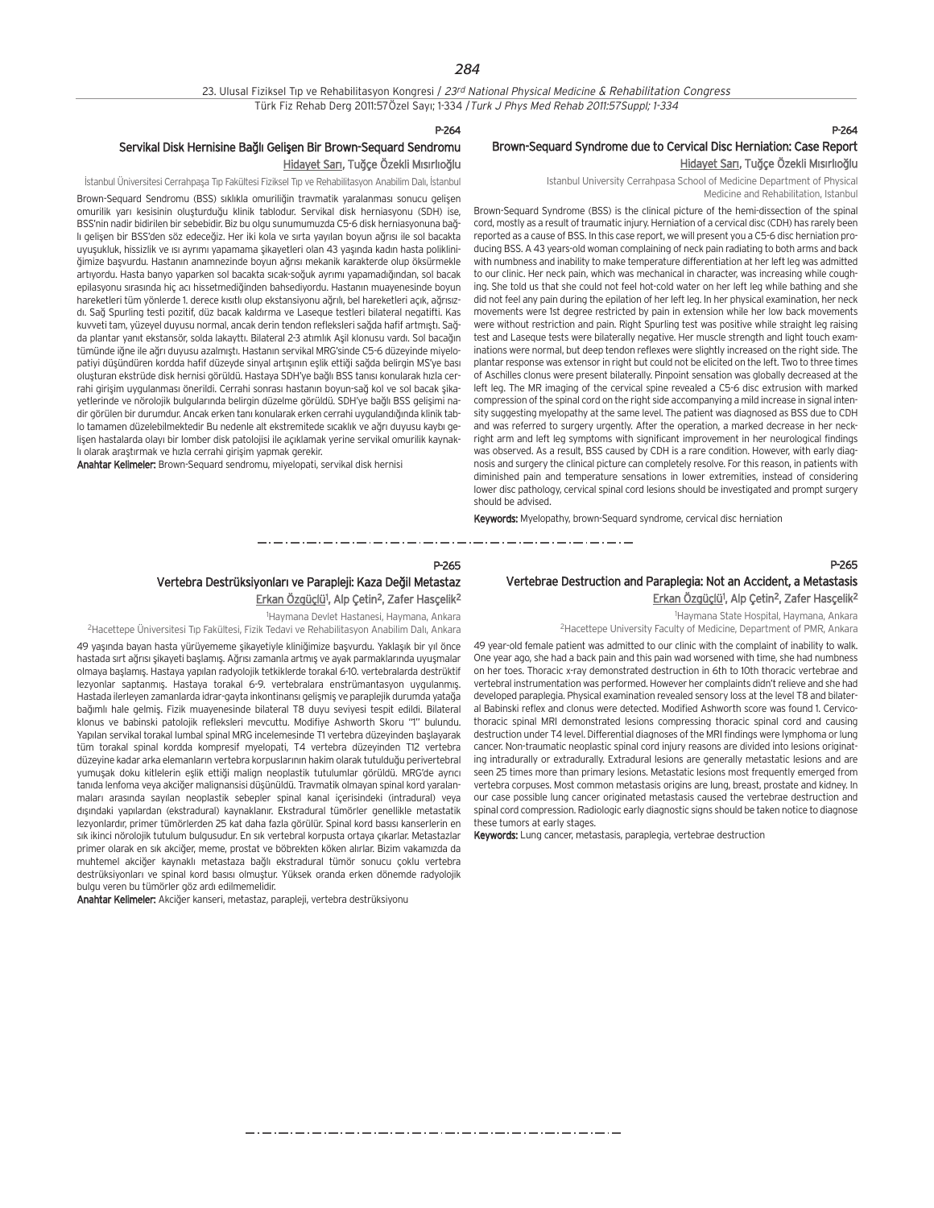P-264

## Servikal Disk Hernisine Bağlı Gelişen Bir Brown-Sequard Sendromu

Hidayet Sarı, Tuğçe Özekli Mısırlıoğlu

İstanbul Üniversitesi Cerrahpaşa Tıp Fakültesi Fiziksel Tıp ve Rehabilitasyon Anabilim Dalı, İstanbul

Brown-Sequard Sendromu (BSS) sıklıkla omuriliğin travmatik yaralanması sonucu gelişen omurilik yarı kesisinin oluşturduğu klinik tablodur. Servikal disk herniasyonu (SDH) ise, BSS'nin nadir bidirilen bir sebebidir. Biz bu olgu sunumumuzda C5-6 disk herniasyonuna bağlı gelişen bir BSS'den söz edeceğiz. Her iki kola ve sırta yayılan boyun ağrısı ile sol bacakta uyuşukluk, hissizlik ve ısı ayrımı yapamama şikayetleri olan 43 yaşında kadın hasta polikliniğimize başvurdu. Hastanın anamnezinde boyun ağrısı mekanik karakterde olup öksürmekle artıyordu. Hasta banyo yaparken sol bacakta sıcak-soğuk ayrımı yapamadığından, sol bacak epilasyonu sırasında hiç acı hissetmediğinden bahsediyordu. Hastanın muayenesinde boyun hareketleri tüm yönlerde 1. derece kısıtlı olup ekstansiyonu ağrılı, bel hareketleri açık, ağrısızdı. Sağ Spurling testi pozitif, düz bacak kaldırma ve Laseque testleri bilateral negatifti. Kas kuvveti tam, yüzeyel duyusu normal, ancak derin tendon refleksleri sağda hafif artmıştı. Sağda plantar yanıt ekstansör, solda lakayttı. Bilateral 2-3 atımlık Aşil klonusu vardı. Sol bacağın tümünde iğne ile ağrı duyusu azalmıştı. Hastanın servikal MRG'sinde C5-6 düzeyinde miyelopatiyi düşündüren kordda hafif düzeyde sinyal artışının eşlik ettiği sağda belirgin MS'ye bası oluşturan ekstrüde disk hernisi görüldü. Hastaya SDH'ye bağlı BSS tanısı konularak hızla cerrahi girişim uygulanması önerildi. Cerrahi sonrası hastanın boyun-sağ kol ve sol bacak şikayetlerinde ve nörolojik bulgularında belirgin düzelme görüldü. SDH'ye bağlı BSS gelişimi nadir görülen bir durumdur. Ancak erken tanı konularak erken cerrahi uygulandığında klinik tablo tamamen düzelebilmektedir Bu nedenle alt ekstremitede sıcaklık ve ağrı duyusu kaybı gelişen hastalarda olayı bir lomber disk patolojisi ile açıklamak yerine servikal omurilik kaynaklı olarak araştırmak ve hızla cerrahi girişim yapmak gerekir.

**Anahtar Kelimeler:** Brown-Sequard sendromu, miyelopati, servikal disk hernisi

P-264

## Brown-Sequard Syndrome due to Cervical Disc Herniation: Case Report

Hidayet Sarı, Tuğçe Özekli Mısırlıoğlu

Istanbul University Cerrahpasa School of Medicine Department of Physical Medicine and Rehabilitation, Istanbul

Brown-Sequard Syndrome (BSS) is the clinical picture of the hemi-dissection of the spinal cord, mostly as a result of traumatic injury. Herniation of a cervical disc (CDH) has rarely been reported as a cause of BSS. In this case report, we will present you a C5-6 disc herniation producing BSS. A 43 years-old woman complaining of neck pain radiating to both arms and back with numbness and inability to make temperature differentiation at her left leg was admitted to our clinic. Her neck pain, which was mechanical in character, was increasing while coughing. She told us that she could not feel hot-cold water on her left leg while bathing and she did not feel any pain during the epilation of her left leg. In her physical examination, her neck movements were 1st degree restricted by pain in extension while her low back movements were without restriction and pain. Right Spurling test was positive while straight leg raising test and Laseque tests were bilaterally negative. Her muscle strength and light touch examinations were normal, but deep tendon reflexes were slightly increased on the right side. The plantar response was extensor in right but could not be elicited on the left. Two to three times of Aschilles clonus were present bilaterally. Pinpoint sensation was globally decreased at the left leg. The MR imaging of the cervical spine revealed a C5-6 disc extrusion with marked compression of the spinal cord on the right side accompanying a mild increase in signal intensity suggesting myelopathy at the same level. The patient was diagnosed as BSS due to CDH and was referred to surgery urgently. After the operation, a marked decrease in her neck-right arm and left leg symptoms with significant improvement in her neurological findings was observed. As a result, BSS caused by CDH is a rare condition. However, with early diagnosis and surgery the clinical picture can completely resolve. For this reason, in patients with diminished pain and temperature sensations in lower extremities, instead of considering lower disc pathology, cervical spinal cord lesions should be investigated and prompt surgery should be advised.

**Keywords:** Myelopathy, brown-Sequard syndrome, cervical disc herniation

---

P-265

## Vertebra Destrüksiyonları ve Parapleji: Kaza Değil Metastaz

Erkan Özgüçlü[1], Alp Çetin[2], Zafer Hasçelik[2]

[1]Haymana Devlet Hastanesi, Haymana, Ankara
[2]Hacettepe Üniversitesi Tıp Fakültesi, Fizik Tedavi ve Rehabilitasyon Anabilim Dalı, Ankara

49 yaşında bayan hasta yürüyememe şikayetiyle kliniğimize başvurdu. Yaklaşık bir yıl önce hastada sırt ağrısı şikayeti başlamış. Ağrısı zamanla artmış ve ayak parmaklarında uyuşmalar olmaya başlamış. Hastaya yapılan radyolojik tetkiklerde torakal 6-10. vertebralarda destrüktif lezyonlar saptanmış. Hastaya torakal 6-9. vertebralara enstrümantasyon uygulanmış. Hastada ilerleyen zamanlarda idrar-gayta inkontinansı gelişmiş ve paraplejik durumda yatağa bağımlı hale gelmiş. Fizik muayenesinde bilateral T8 duyu seviyesi tespit edildi. Bilateral klonus ve babinski patolojik refleksleri mevcuttu. Modifiye Ashworth Skoru "1" bulundu. Yapılan servikal torakal lumbal spinal MRG incelemesinde T1 vertebra düzeyinden başlayarak tüm torakal spinal kordda kompresif myelopati, T4 vertebra düzeyinden T12 vertebra düzeyine kadar arka elemanların vertebra korpuslarının hakim olarak tutulduğu perivertebral yumuşak doku kitlelerin eşlik ettiği malign neoplastik tutulumlar görüldü. MRG'de ayırıcı tanıda lenfoma veya akciğer malignansisi düşünüldü. Travmatik olmayan spinal kord yaralanmaları arasında sayılan neoplastik sebepler spinal kanal içerisindeki (intradural) veya dışındaki yapılardan (ekstradural) kaynaklanır. Ekstradural tümörler genellikle metastatik lezyonlardır, primer tümörlerden 25 kat daha fazla görülür. Spinal kord basısı kanserlerin en sık ikinci nörolojik tutulum bulgusudur. En sık vertebral korpusta ortaya çıkarlar. Metastazlar primer olarak en sık akciğer, meme, prostat ve böbrekten köken alırlar. Bizim vakamızda da muhtemel akciğer kaynaklı metastaza bağlı ekstradural tümör sonucu çoklu vertebra destrüksiyonları ve spinal kord basısı olmuştur. Yüksek oranda erken dönemde radyolojik bulgu veren bu tümörler göz ardı edilmemelidir.

**Anahtar Kelimeler:** Akciğer kanseri, metastaz, parapleji, vertebra destrüksiyonu

P-265

## Vertebrae Destruction and Paraplegia: Not an Accident, a Metastasis

Erkan Özgüçlü[1], Alp Çetin[2], Zafer Hasçelik[2]

[1]Haymana State Hospital, Haymana, Ankara
[2]Hacettepe University Faculty of Medicine, Department of PMR, Ankara

49 year-old female patient was admitted to our clinic with the complaint of inability to walk. One year ago, she had a back pain and this pain wad worsened with time, she had numbness on her toes. Thoracic x-ray demonstrated destruction in 6th to 10th thoracic vertebrae and vertebral instrumentation was performed. However her complaints didn't relieve and she had developed paraplegia. Physical examination revealed sensory loss at the level T8 and bilateral Babinski reflex and clonus were detected. Modified Ashworth score was found 1. Cervicothoracic spinal MRI demonstrated lesions compressing thoracic spinal cord and causing destruction under T4 level. Differential diagnoses of the MRI findings were lymphoma or lung cancer. Non-traumatic neoplastic spinal cord injury reasons are divided into lesions originating intradurally or extradurally. Extradural lesions are generally metastatic lesions and are seen 25 times more than primary lesions. Metastatic lesions most frequently emerged from vertebra corpuses. Most common metastasis origins are lung, breast, prostate and kidney. In our case possible lung cancer originated metastasis caused the vertebrae destruction and spinal cord compression. Radiologic early diagnostic signs should be taken notice to diagnose these tumors at early stages.

**Keywords:** Lung cancer, metastasis, paraplegia, vertebrae destruction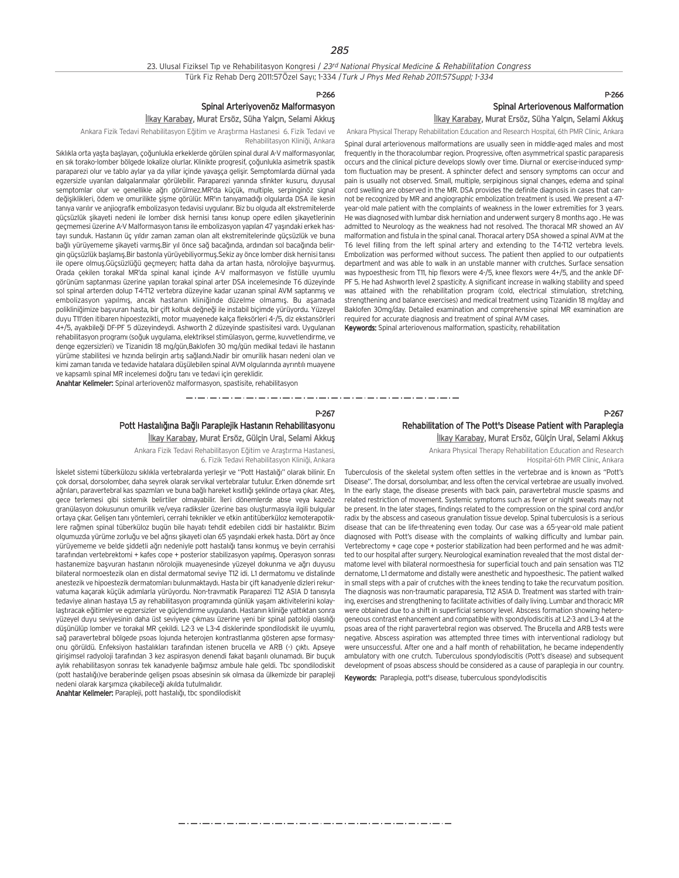## P-266

### Spinal Arteriyovenöz Malformasyon

İlkay Karabay, Murat Ersöz, Süha Yalçın, Selami Akkuş

Ankara Fizik Tedavi Rehabilitasyon Eğitim ve Araştırma Hastanesi 6. Fizik Tedavi ve Rehabilitasyon Kliniği, Ankara

Sıklıkla orta yaşta başlayan, çoğunlukla erkeklerde görülen spinal dural A-V malformasyonlar, en sık torako-lomber bölgede lokalize olurlar. Klinikte progresif, çoğunlukla asimetrik spastik paraparezi olur ve tablo aylar ya da yıllar içinde yavaşça gelişir. Semptomlarda diürnal yada egzersizle uyarılan dalgalanmalar görülebilir. Paraparezi yanında sfinkter kusuru, duyusal semptomlar olur ve genellikle ağrı görülmez.MR'da küçük, multiple, serpinginöz signal değişiklikleri, ödem ve omurilikte şişme görülür. MR'ın tanıyamadığı olgularda DSA ile kesin tanıya varılır ve anjiografik embolizasyon tedavisi uygulanır. Biz bu olguda alt ekstremitelerde güçsüzlük şikayeti nedeni ile lombér disk hernisi tanısı konup opere edilen şikayetlerinin geçmemesi üzerine A-V Malformasyon tanısı ile embolizasyon yapılan 47 yaşındaki erkek hastayı sunduk. Hastanın üç yıldır zaman zaman olan alt ekstremitelerinde güçsüzlük ve buna bağlı yürüyememe şikayeti varmış.Bir yıl önce sağ bacağında, ardından sol bacağında belirgin güçsüzlük başlamış.Bir bastonla yürüyebiliyormuş.Sekiz ay önce lomber disk hernisi tanısı ile opere olmuş.Güçsüzlüğü geçmeyen; hatta daha da artan hasta, nörolojiye başvurmuş. Orada çekilen torakal MR'da spinal kanal içinde A-V malformasyon ve fistülle uyumlu görünüm saptanması üzerine yapılan torakal spinal arter DSA incelemesinde T6 düzeyinde sol spinal arterden dolup T4-T12 vertebra düzeyine kadar uzanan spinal AVM saptanmış ve embolizasyon yapılmış, ancak hastanın kliniğinde düzelme olmamış. Bu aşamada polikliniğimize başvuran hasta, bir çift koltuk değneği ile instabil biçimde yürüyordu. Yüzeyel duyu T11'den itibaren hipoestezikti, motor muayenede kalça fleksörleri 4-/5, diz ekstansörleri 4+/5, ayakbileği DF-PF 5 düzeyindeydi. Ashworth 2 düzeyinde spastisitesi vardı. Uygulanan rehabilitasyon programı (soğuk uygulama, elektriksel stimülasyon, germe, kuvvetlendirme, ve denge egzersizleri) ve Tizanidin 18 mg/gün,Baklofen 30 mg/gün medikal tedavi ile hastanın yürüme stabilitesi ve hızında belirgin artış sağlandı.Nadir bir omurilik hasarı nedeni olan ve kimi zaman tanıda ve tedavide hatalara düşülebilen spinal AVM olgularında ayrıntılı muayene ve kapsamlı spinal MR incelemesi doğru tanı ve tedavi için gereklidir.

**Anahtar Kelimeler:** Spinal arteriovenöz malformasyon, spastisite, rehabilitasyon

## P-266

### Spinal Arteriovenous Malformation

İlkay Karabay, Murat Ersöz, Süha Yalçın, Selami Akkuş

Ankara Physical Therapy Rehabilitation Education and Research Hospital, 6th PMR Clinic, Ankara

Spinal dural arteriovenous malformations are usually seen in middle-aged males and most frequently in the thoracolumbar region. Progressive, often asymmetrical spastic paraparesis occurs and the clinical picture develops slowly over time. Diurnal or exercise-induced symptom fluctuation may be present. A sphincter defect and sensory symptoms can occur and pain is usually not observed. Small, multiple, serpiginous signal changes, edema and spinal cord swelling are observed in the MR. DSA provides the definite diagnosis in cases that cannot be recognized by MR and angiographic embolization treatment is used. We present a 47-year-old male patient with the complaints of weakness in the lower extremities for 3 years. He was diagnosed with lumbar disk herniation and underwent surgery 8 months ago . He was admitted to Neurology as the weakness had not resolved. The thoracal MR showed an AV malformation and fistula in the spinal canal. Thoracal artery DSA showed a spinal AVM at the T6 level filling from the left spinal artery and extending to the T4-T12 vertebra levels. Embolization was performed without success. The patient then applied to our outpatients department and was able to walk in an unstable manner with crutches. Surface sensation was hypoesthesic from T11, hip flexors were 4-/5, knee flexors were 4+/5, and the ankle DF-PF 5. He had Ashworth level 2 spasticity. A significant increase in walking stability and speed was attained with the rehabilitation program (cold, electrical stimulation, stretching, strengthening and balance exercises) and medical treatment using Tizanidin 18 mg/day and Baklofen 30mg/day. Detailed examination and comprehensive spinal MR examination are required for accurate diagnosis and treatment of spinal AVM cases.

**Keywords:** Spinal arteriovenous malformation, spasticity, rehabilitation

## P-267

### Pott Hastalığına Bağlı Paraplejik Hastanın Rehabilitasyonu

İlkay Karabay, Murat Ersöz, Gülçin Ural, Selami Akkuş

Ankara Fizik Tedavi Rehabilitasyon Eğitim ve Araştırma Hastanesi, 6. Fizik Tedavi Rehabilitasyon Kliniği, Ankara

İskelet sistemi tüberkülozu sıklıkla vertebralarda yerleşir ve "Pott Hastalığı" olarak bilinir. En çok dorsal, dorsolomber, daha seyrek olarak servikal vertebralar tutulur. Erken dönemde sırt ağrıları, paravertebral kas spazmları ve buna bağlı hareket kısıtlığı şeklinde ortaya çıkar. Ateş, gece terlemesi gibi sistemik belirtiler olmayabilir. İleri dönemlerde abse veya kazeöz granülasyon dokusunun omurilik ve/veya radiksler üzerine bası oluşturmasıyla ilgili bulgular ortaya çıkar. Gelişen tanı yöntemleri, cerrahi teknikler ve etkin antitüberküloz kemoterapotiklere rağmen spinal tüberküloz bugün bile hayatı tehdit edebilen ciddi bir hastalıktır. Bizim olgumuzda yürüme zorluğu ve bel ağrısı şikayeti olan 65 yaşındaki erkek hasta. Dört ay önce yürüyememe ve belde şiddetli ağrı nedeniyle pott hastalığı tanısı konmuş ve beyin cerrahisi tarafından vertebrektomi + kafes cope + posterior stabilizasyon yapılmış. Operasyon sonrası hastanemize başvuran hastanın nörolojik muayenesinde yüzeyel dokunma ve ağrı duyusu bilateral normoestezik olan en distal dermatomal seviye T12 idi. L1 dermatomu ve distalinde anestezik ve hipoestezik dermatomları bulunmaktaydı. Hasta bir çift kanadiyenle dizleri rekurvatuma kaçarak küçük adımlarla yürüyordu. Non-travmatik Paraparezi T12 ASIA D tanısıyla tedaviye alınan hastaya 1,5 ay rehabilitasyon programında günlük yaşam aktivitelerini kolaylaştıracak eğitimler ve egzersizler ve güçlendirme uygulandı. Hastanın kliniğe yattıktan sonra yüzeyel duyu seviyesinin daha üst seviyeye çıkması üzerine yeni bir spinal patoloji olasılığı düşünülüp lomber ve torakal MR çekildi. L2-3 ve L3-4 disklerinde spondilodiskit ile uyumlu, sağ paravertebral bölgede psoas lojunda heterojen kontrastlanma gösteren apse formasyonu görüldü. Enfeksiyon hastalıkları tarafından istenen brucella ve ARB (-) çıktı. Apseye girişimsel radyoloji tarafından 3 kez aspirasyon denendi fakat başarılı olunamadı. Bir buçuk aylık rehabilitasyon sonrası tek kanadiyenle bağımsız ambule hale geldi. Tbc spondilodiskit (pott hastalığı)ve beraberinde gelişen psoas absesinin sık olmasa da ülkemizde bir parapleji nedeni olarak karşımıza çıkabileceği akılda tutulmalıdır.

**Anahtar Kelimeler:** Parapleji, pott hastalığı, tbc spondilodiskit

## P-267

### Rehabilitation of The Pott's Disease Patient with Paraplegia

İlkay Karabay, Murat Ersöz, Gülçin Ural, Selami Akkuş

Ankara Physical Therapy Rehabilitation Education and Research Hospital-6th PMR Clinic, Ankara

Tuberculosis of the skeletal system often settles in the vertebrae and is known as "Pott's Disease". The dorsal, dorsolumbar, and less often the cervical vertebrae are usually involved. In the early stage, the disease presents with back pain, paravertebral muscle spasms and related restriction of movement. Systemic symptoms such as fever or night sweats may not be present. In the later stages, findings related to the compression on the spinal cord and/or radix by the abscess and caseous granulation tissue develop. Spinal tuberculosis is a serious disease that can be life-threatening even today. Our case was a 65-year-old male patient diagnosed with Pott's disease with the complaints of walking difficulty and lumbar pain. Vertebrectomy + cage cope + posterior stabilization had been performed and he was admitted to our hospital after surgery. Neurological examination revealed that the most distal dermatome level with bilateral normoesthesia for superficial touch and pain sensation was T12 dernatome, L1 dermatome and distally were anesthetic and hypoesthesic. The patient walked in small steps with a pair of crutches with the knees tending to take the recurvatum position. The diagnosis was non-traumatic paraparesis, T12 ASIA D. Treatment was started with training, exercises and strengthening to facilitate activities of daily living. Lumbar and thoracic MR were obtained due to a shift in superficial sensory level. Abscess formation showing heterogeneous contrast enhancement and compatible with spondylodiscitis at L2-3 and L3-4 at the psoas area of the right paravertebral region was observed. The Brucella and ARB tests were negative. Abscess aspiration was attempted three times with interventional radiology but were unsuccessful. After one and a half month of rehabilitation, he became independently ambulatory with one crutch. Tuberculous spondylodiscitis (Pott's disease) and subsequent development of psoas abscess should be considered as a cause of paraplegia in our country.

**Keywords:** Paraplegia, pott's disease, tuberculous spondylodiscitis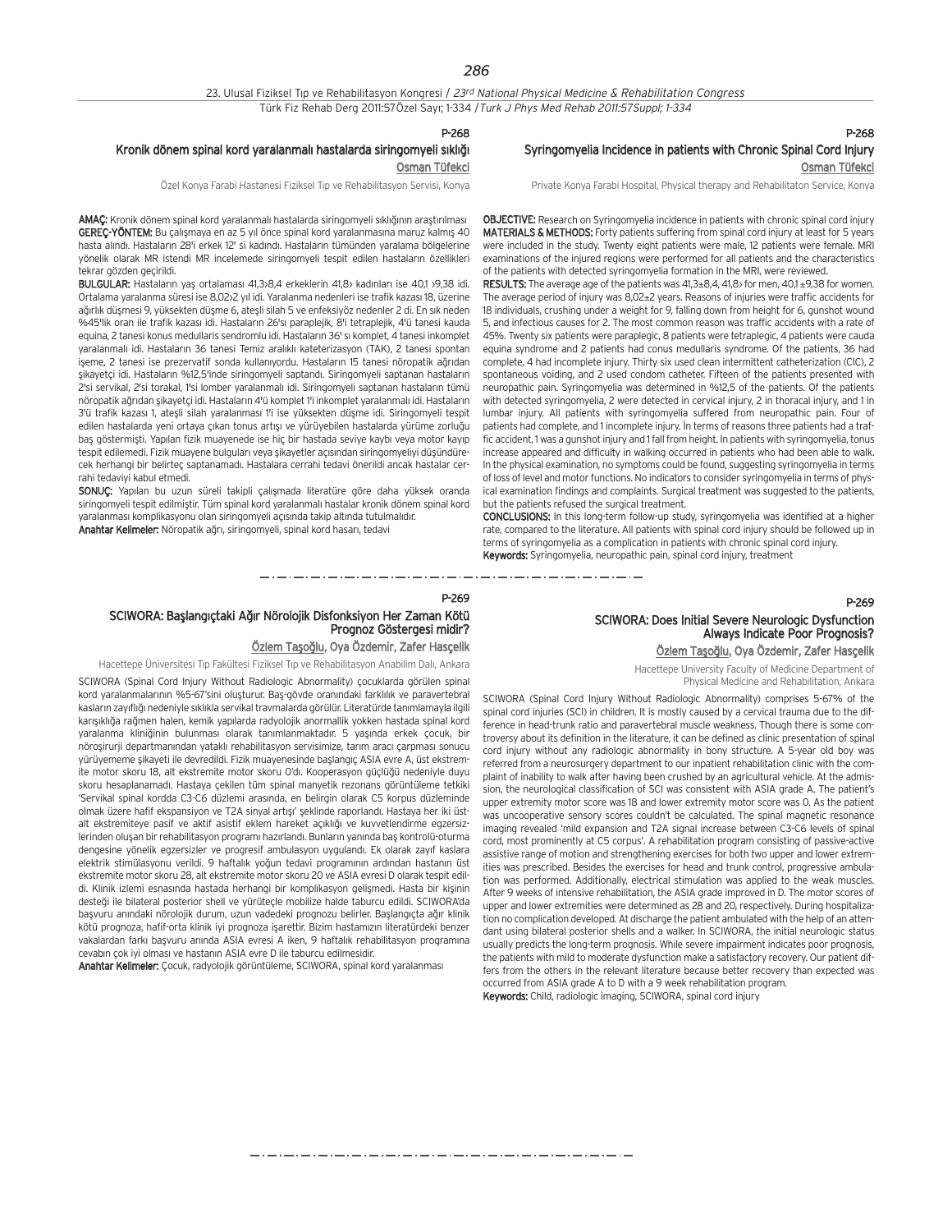## P-268

### Kronik dönem spinal kord yaralanmalı hastalarda siringomyeli sıklığı

Osman Tüfekci

Özel Konya Farabi Hastanesi Fiziksel Tıp ve Rehabilitasyon Servisi, Konya

**AMAÇ:** Kronik dönem spinal kord yaralanmalı hastalarda siringomyeli sıklığının araştırılması

**GEREÇ-YÖNTEM:** Bu çalışmaya en az 5 yıl önce spinal kord yaralanmasına maruz kalmış 40 hasta alındı. Hastaların 28'i erkek 12' si kadındı. Hastaların tümünden yaralama bölgelerine yönelik olarak MR istendi MR incelemede siringomyeli tespit edilen hastaların özellikleri tekrar gözden geçirildi.

**BULGULAR:** Hastaların yaş ortalaması 41,3›8,4 erkeklerin 41,8› kadınları ise 40,1 ›9,38 idi. Ortalama yaralanma süresi ise 8,02›2 yıl idi. Yaralanma nedenleri ise trafik kazası 18, üzerine ağırlık düşmesi 9, yüksekten düşme 6, ateşli silah 5 ve enfeksiyöz nedenler 2 di. En sık neden %45'lik oran ile trafik kazası idi. Hastaların 26'sı paraplejik, 8'i tetraplejik, 4'ü tanesi kauda equina, 2 tanesi konus medullaris sendromlu idi. Hastaların 36' sı komplet, 4 tanesi inkomplet yaralanmalı idi. Hastaların 36 tanesi Temiz aralıklı kateterizasyon (TAK), 2 tanesi spontan işeme, 2 tanesi ise prezervatif sonda kullanıyordu. Hastaların 15 tanesi nöropatik ağrıdan şikayetçi idi. Hastaların %12,5'inde siringomyeli saptandı. Siringomyeli saptanan hastaların 2'si servikal, 2'si torakal, 1'si lomber yaralanmalı idi. Siringomyeli saptanan hastaların tümü nöropatik ağrıdan şikayetçi idi. Hastaların 4'ü komplet 1'i inkomplet yaralanmalı idi. Hastaların 3'ü trafik kazası 1, ateşli silah yaralanması 1'i ise yüksekten düşme idi. Siringomyeli tespit edilen hastalarda yeni ortaya çıkan tonus artışı ve yürüyebilen hastalarda yürüme zorluğu baş göstermişti. Yapılan fizik muayenede ise hiç bir hastada seviye kaybı veya motor kayıp tespit edilemedi. Fizik muayene bulguları veya şikayetler açısından siringomyeliyi düşündürecek herhangi bir belirteç saptanamadı. Hastalara cerrahi tedavi önerildi ancak hastalar cerrahi tedaviyi kabul etmedi.

**SONUÇ:** Yapılan bu uzun süreli takipli çalışmada literatüre göre daha yüksek oranda siringomyeli tespit edilmiştir. Tüm spinal kord yaralanmalı hastalar kronik dönem spinal kord yaralanması komplikasyonu olan siringomyeli açısında takip altında tutulmalıdır.

**Anahtar Kelimeler:** Nöropatik ağrı, siringomyeli, spinal kord hasarı, tedavi

## P-268

### Syringomyelia Incidence in patients with Chronic Spinal Cord Injury

Osman Tüfekci

Private Konya Farabi Hospital, Physical therapy and Rehabilitaton Service, Konya

**OBJECTIVE:** Research on Syringomyelia incidence in patients with chronic spinal cord injury

**MATERIALS & METHODS:** Forty patients suffering from spinal cord injury at least for 5 years were included in the study. Twenty eight patients were male, 12 patients were female. MRI examinations of the injured regions were performed for all patients and the characteristics of the patients with detected syringomyelia formation in the MRI, were reviewed.

**RESULTS:** The average age of the patients was 41,3±8,4, 41,8› for men, 40,1 ±9,38 for women. The average period of injury was 8,02±2 years. Reasons of injuries were traffic accidents for 18 individuals, crushing under a weight for 9, falling down from height for 6, gunshot wound 5, and infectious causes for 2. The most common reason was traffic accidents with a rate of 45%. Twenty six patients were paraplegic, 8 patients were tetraplegic, 4 patients were cauda equina syndrome and 2 patients had conus medullaris syndrome. Of the patients, 36 had complete, 4 had incomplete injury. Thirty six used clean intermittent catheterization (CIC), 2 spontaneous voiding, and 2 used condom catheter. Fifteen of the patients presented with neuropathic pain. Syringomyelia was determined in %12,5 of the patients. Of the patients with detected syringomyelia, 2 were detected in cervical injury, 2 in thoracal injury, and 1 in lumbar injury. All patients with syringomyelia suffered from neuropathic pain. Four of patients had complete, and 1 incomplete injury. İn terms of reasons three patients had a traffic accident, 1 was a gunshot injury and 1 fall from height. In patients with syringomyelia, tonus increase appeared and difficulty in walking occurred in patients who had been able to walk. In the physical examination, no symptoms could be found, suggesting syringomyelia in terms of loss of level and motor functions. No indicators to consider syringomyelia in terms of physical examination findings and complaints. Surgical treatment was suggested to the patients, but the patients refused the surgical treatment.

**CONCLUSIONS:** In this long-term follow-up study, syringomyelia was identified at a higher rate, compared to the literature. All patients with spinal cord injury should be followed up in terms of syringomyelia as a complication in patients with chronic spinal cord injury.

**Keywords:** Syringomyelia, neuropathic pain, spinal cord injury, treatment

## P-269

### SCIWORA: Başlangıçtaki Ağır Nörolojik Disfonksiyon Her Zaman Kötü Prognoz Göstergesi midir?

Özlem Taşoğlu, Oya Özdemir, Zafer Hasçelik

Hacettepe Üniversitesi Tıp Fakültesi Fiziksel Tıp ve Rehabilitasyon Anabilim Dalı, Ankara

SCIWORA (Spinal Cord Injury Without Radiologic Abnormality) çocuklarda görülen spinal kord yaralanmalarının %5-67'sini oluşturur. Baş-gövde oranındaki farklılık ve paravertebral kasların zayıflığı nedeniyle sıklıkla servikal travmalarda görülür. Literatürde tanımlamayla ilgili karışıklığa rağmen halen, kemik yapılarda radyolojik anormallik yokken hastada spinal kord yaralanma kliniğinin bulunması olarak tanımlanmaktadır. 5 yaşında erkek çocuk, bir nöroşirurji departmanından yataklı rehabilitasyon servisimize, tarım aracı çarpması sonucu yürüyememe şikayeti ile devredildi. Fizik muayenesinde başlangıç ASIA evre A, üst ekstremite motor skoru 18, alt ekstremite motor skoru 0'dı. Kooperasyon güçlüğü nedeniyle duyu skoru hesaplanamadı. Hastaya çekilen tüm spinal manyetik rezonans görüntüleme tetkiki 'Servikal spinal kordda C3-C6 düzlemi arasında, en belirgin olarak C5 korpus düzleminde olmak üzere hafif ekspansiyon ve T2A sinyal artışı' şeklinde raporlandı. Hastaya her iki üst-alt ekstremiteye pasif ve aktif asistif eklem hareket açıklığı ve kuvvetlendirme egzersizlerinden oluşan bir rehabilitasyon programı hazırlandı. Bunların yanında baş kontrolü-oturma dengesine yönelik egzersizler ve progresif ambulasyon uygulandı. Ek olarak zayıf kaslara elektrik stimülasyonu verildi. 9 haftalık yoğun tedavi programının ardından hastanın üst ekstremite motor skoru 28, alt ekstremite motor skoru 20 ve ASIA evresi D olarak tespit edildi. Klinik izlemi esnasında hastada herhangi bir komplikasyon gelişmedi. Hasta bir kişinin desteği ile bilateral posterior shell ve yürüteçle mobilize halde taburcu edildi. SCIWORA'da başvuru anındaki nörolojik durum, uzun vadedeki prognozu belirler. Başlangıçta ağır klinik kötü prognoza, hafif-orta klinik iyi prognoza işarettir. Bizim hastamızın literatürdeki benzer vakalardan farkı başvuru anında ASIA evresi A iken, 9 haftalık rehabilitasyon programına cevabın çok iyi olması ve hastanın ASIA evre D ile taburcu edilmesidir.

**Anahtar Kelimeler:** Çocuk, radyolojik görüntüleme, SCIWORA, spinal kord yaralanması

## P-269

### SCIWORA: Does Initial Severe Neurologic Dysfunction Always Indicate Poor Prognosis?

Özlem Taşoğlu, Oya Özdemir, Zafer Hasçelik

Hacettepe University Faculty of Medicine Department of Physical Medicine and Rehabilitation, Ankara

SCIWORA (Spinal Cord Injury Without Radiologic Abnormality) comprises 5-67% of the spinal cord injuries (SCI) in children. It is mostly caused by a cervical trauma due to the difference in head-trunk ratio and paravertebral muscle weakness. Though there is some controversy about its definition in the literature, it can be defined as clinic presentation of spinal cord injury without any radiologic abnormality in bony structure. A 5-year old boy was referred from a neurosurgery department to our inpatient rehabilitation clinic with the complaint of inability to walk after having been crushed by an agricultural vehicle. At the admission, the neurological classification of SCI was consistent with ASIA grade A. The patient's upper extremity motor score was 18 and lower extremity motor score was 0. As the patient was uncooperative sensory scores couldn't be calculated. The spinal magnetic resonance imaging revealed 'mild expansion and T2A signal increase between C3-C6 levels of spinal cord, most prominently at C5 corpus'. A rehabilitation program consisting of passive-active assistive range of motion and strengthening exercises for both two upper and lower extremities was prescribed. Besides the exercises for head and trunk control, progressive ambulation was performed. Additionally, electrical stimulation was applied to the weak muscles. After 9 weeks of intensive rehabilitation, the ASIA grade improved in D. The motor scores of upper and lower extremities were determined as 28 and 20, respectively. During hospitalization no complication developed. At discharge the patient ambulated with the help of an attendant using bilateral posterior shells and a walker. In SCIWORA, the initial neurologic status usually predicts the long-term prognosis. While severe impairment indicates poor prognosis, the patients with mild to moderate dysfunction make a satisfactory recovery. Our patient differs from the others in the relevant literature because better recovery than expected was occurred from ASIA grade A to D with a 9 week rehabilitation program.

**Keywords:** Child, radiologic imaging, SCIWORA, spinal cord injury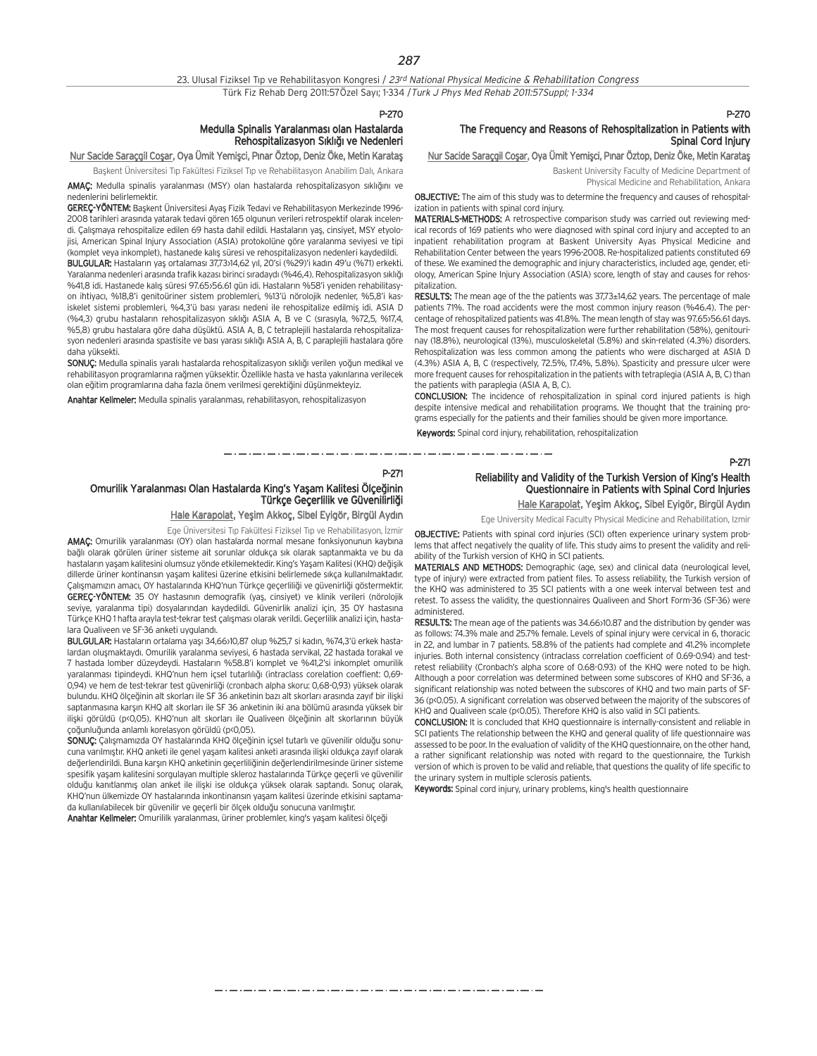P-270

## Medulla Spinalis Yaralanması olan Hastalarda Rehospitalizasyon Sıklığı ve Nedenleri

Nur Sacide Saraçgil Coşar, Oya Ümit Yemişci, Pınar Öztop, Deniz Öke, Metin Karataş

Başkent Üniversitesi Tıp Fakültesi Fiziksel Tıp ve Rehabilitasyon Anabilim Dalı, Ankara

**AMAÇ:** Medulla spinalis yaralanması (MSY) olan hastalarda rehospitalizasyon sıklığını ve nedenlerini belirlemektir.

**GEREÇ-YÖNTEM:** Başkent Üniversitesi Ayaş Fizik Tedavi ve Rehabilitasyon Merkezinde 1996-2008 tarihleri arasında yatarak tedavi gören 165 olgunun verileri retrospektif olarak incelendi. Çalışmaya rehospitalize edilen 69 hasta dahil edildi. Hastaların yaş, cinsiyet, MSY etyolojisi, American Spinal Injury Association (ASIA) protokolüne göre yaralanma seviyesi ve tipi (komplet veya inkomplet), hastanede kalış süresi ve rehospitalizasyon nedenleri kaydedildi.

**BULGULAR:** Hastaların yaş ortalaması 37,73±14,62 yıl, 20'si (%29)'i kadın 49'u (%71) erkekti. Yaralanma nedenleri arasında trafik kazası birinci sıradaydı (%46,4). Rehospitalizasyon sıklığı %41,8 idi. Hastanede kalış süresi 97.65±56.61 gün idi. Hastaların %58'i yeniden rehabilitasyon ihtiyacı, %18,8'i genitoüriner sistem problemleri, %13'ü nörolojik nedenler, %5,8'i kas-iskelet sistemi problemleri, %4,3'ü bası yarası nedeni ile rehospitalize edilmiş idi. ASIA D (%4,3) grubu hastaların rehospitalizasyon sıklığı ASIA A, B ve C (sırasıyla, %72,5, %17,4, %5,8) grubu hastalara göre daha düşüktü. ASIA A, B, C tetraplejili hastalarda rehospitalizasyon nedenleri arasında spastisite ve bası yarası sıklığı ASIA A, B, C paraplejili hastalara göre daha yüksekti.

**SONUÇ:** Medulla spinalis yaralı hastalarda rehospitalizasyon sıklığı verilen yoğun medikal ve rehabilitasyon programlarına rağmen yüksektir. Özellikle hasta ve hasta yakınlarına verilecek olan eğitim programlarına daha fazla önem verilmesi gerektiğini düşünmekteyiz.

**Anahtar Kelimeler:** Medulla spinalis yaralanması, rehabilitasyon, rehospitalizasyon

P-270

## The Frequency and Reasons of Rehospitalization in Patients with Spinal Cord Injury

Nur Sacide Saraçgil Coşar, Oya Ümit Yemişci, Pınar Öztop, Deniz Öke, Metin Karataş

Baskent University Faculty of Medicine Department of Physical Medicine and Rehabilitation, Ankara

**OBJECTIVE:** The aim of this study was to determine the frequency and causes of rehospitalization in patients with spinal cord injury.

**MATERIALS-METHODS:** A retrospective comparison study was carried out reviewing medical records of 169 patients who were diagnosed with spinal cord injury and accepted to an inpatient rehabilitation program at Baskent University Ayas Physical Medicine and Rehabilitation Center between the years 1996-2008. Re-hospitalized patients constituted 69 of these. We examined the demographic and injury characteristics, included age, gender, etiology, American Spine Injury Association (ASIA) score, length of stay and causes for rehospitalization.

**RESULTS:** The mean age of the the patients was 37,73±14,62 years. The percentage of male patients 71%. The road accidents were the most common injury reason (%46.4). The percentage of rehospitalized patients was 41.8%. The mean length of stay was 97.65±56.61 days. The most frequent causes for rehospitalization were further rehabilitation (58%), genitourinay (18.8%), neurological (13%), musculoskeletal (5.8%) and skin-related (4.3%) disorders. Rehospitalization was less common among the patients who were discharged at ASIA D (4.3%) ASIA A, B, C (respectively, 72.5%, 17.4%, 5.8%). Spasticity and pressure ulcer were more frequent causes for rehospitalization in the patients with tetraplegia (ASIA A, B, C) than the patients with paraplegia (ASIA A, B, C).

**CONCLUSION:** The incidence of rehospitalization in spinal cord injured patients is high despite intensive medical and rehabilitation programs. We thought that the training programs especially for the patients and their families should be given more importance.

**Keywords:** Spinal cord injury, rehabilitation, rehospitalization

P-271

## Omurilik Yaralanması Olan Hastalarda King's Yaşam Kalitesi Ölçeğinin Türkçe Geçerlilik ve Güvenilirliği

Hale Karapolat, Yeşim Akkoç, Sibel Eyigör, Birgül Aydın

Ege Üniversitesi Tıp Fakültesi Fiziksel Tıp ve Rehabilitasyon, İzmir

**AMAÇ:** Omurilik yaralanması (OY) olan hastalarda normal mesane fonksiyonunun kaybına bağlı olarak görülen üriner sisteme ait sorunlar oldukça sık olarak saptanmakta ve bu da hastaların yaşam kalitesini olumsuz yönde etkilemektedir. King's Yaşam Kalitesi (KHQ) değişik dillerde üriner kontinansın yaşam kalitesi üzerine etkisini belirlemede sıkça kullanılmaktadır. Çalışmamızın amacı, OY hastalarında KHQ'nun Türkçe geçerliliği ve güvenirliği göstermektir.

**GEREÇ-YÖNTEM:** 35 OY hastasının demografik (yaş, cinsiyet) ve klinik verileri (nörolojik seviye, yaralanma tipi) dosyalarından kaydedildi. Güvenirlik analizi için, 35 OY hastasına Türkçe KHQ 1 hafta arayla test-tekrar test çalışması olarak verildi. Geçerlilik analizi için, hastalara Qualiveen ve SF-36 anketi uygulandı.

**BULGULAR:** Hastaların ortalama yaşı 34,66±10,87 olup %25,7 si kadın, %74,3'ü erkek hastalardan oluşmaktaydı. Omurilik yaralanma seviyesi, 6 hastada servikal, 22 hastada torakal ve 7 hastada lomber düzeydeydi. Hastaların %58.8'i komplet ve %41,2'si inkomplet omurilik yaralanması tipindeydi. KHQ'nun hem içsel tutarlılığı (intraclass corelation coeffient: 0,69-0,94) ve hem de test-tekrar test güvenirliği (cronbach alpha skoru: 0,68-0,93) yüksek olarak bulundu. KHQ ölçeğinin alt skorları ile SF 36 anketinin bazı alt skorları arasında zayıf bir ilişki saptanmasına karşın KHQ alt skorları ile SF 36 anketinin iki ana bölümü arasında yüksek bir ilişki görüldü (p<0,05). KHQ'nun alt skorları ile Qualiveen ölçeğinin alt skorlarının büyük çoğunluğunda anlamlı korelasyon görüldü (p<0,05).

**SONUÇ:** Çalışmamızda OY hastalarında KHQ ölçeğinin içsel tutarlı ve güvenilir olduğu sonucuna varılmıştır. KHQ anketi ile genel yaşam kalitesi anketi arasında ilişki oldukça zayıf olarak değerlendirildi. Buna karşın KHQ anketinin geçerliliğinin değerlendirilmesinde üriner sisteme spesifik yaşam kalitesini sorgulayan multiple skleroz hastalarında Türkçe geçerli ve güvenilir olduğu kanıtlanmış olan anket ile ilişki ise oldukça yüksek olarak saptandı. Sonuç olarak, KHQ'nun ülkemizde OY hastalarında inkontinansın yaşam kalitesi üzerinde etkisini saptamada kullanılabilecek bir güvenilir ve geçerli bir ölçek olduğu sonucuna varılmıştır.

**Anahtar Kelimeler:** Omurilik yaralanması, üriner problemler, king's yaşam kalitesi ölçeği

P-271

## Reliability and Validity of the Turkish Version of King's Health Questionnaire in Patients with Spinal Cord Injuries

Hale Karapolat, Yeşim Akkoç, Sibel Eyigör, Birgül Aydın

Ege University Medical Faculty Physical Medicine and Rehabilitation, Izmir

**OBJECTIVE:** Patients with spinal cord injuries (SCI) often experience urinary system problems that affect negatively the quality of life. This study aims to present the validity and reliability of the Turkish version of KHQ in SCI patients.

**MATERIALS AND METHODS:** Demographic (age, sex) and clinical data (neurological level, type of injury) were extracted from patient files. To assess reliability, the Turkish version of the KHQ was administered to 35 SCI patients with a one week interval between test and retest. To assess the validity, the questionnaires Qualiveen and Short Form-36 (SF-36) were administered.

**RESULTS:** The mean age of the patients was 34.66±10.87 and the distribution by gender was as follows: 74.3% male and 25.7% female. Levels of spinal injury were cervical in 6, thoracic in 22, and lumbar in 7 patients. 58.8% of the patients had complete and 41.2% incomplete injuries. Both internal consistency (intraclass correlation coefficient of 0.69-0.94) and test-retest reliability (Cronbach's alpha score of 0.68-0.93) of the KHQ were noted to be high. Although a poor correlation was determined between some subscores of KHQ and SF-36, a significant relationship was noted between the subscores of KHQ and two main parts of SF-36 (p<0.05). A significant correlation was observed between the majority of the subscores of KHQ and Qualiveen scale (p<0.05). Therefore KHQ is also valid in SCI patients.

**CONCLUSION:** It is concluded that KHQ questionnaire is internally-consistent and reliable in SCI patients The relationship between the KHQ and general quality of life questionnaire was assessed to be poor. In the evaluation of validity of the KHQ questionnaire, on the other hand, a rather significant relationship was noted with regard to the questionnaire, the Turkish version of which is proven to be valid and reliable, that questions the quality of life specific to the urinary system in multiple sclerosis patients.

**Keywords:** Spinal cord injury, urinary problems, king's health questionnaire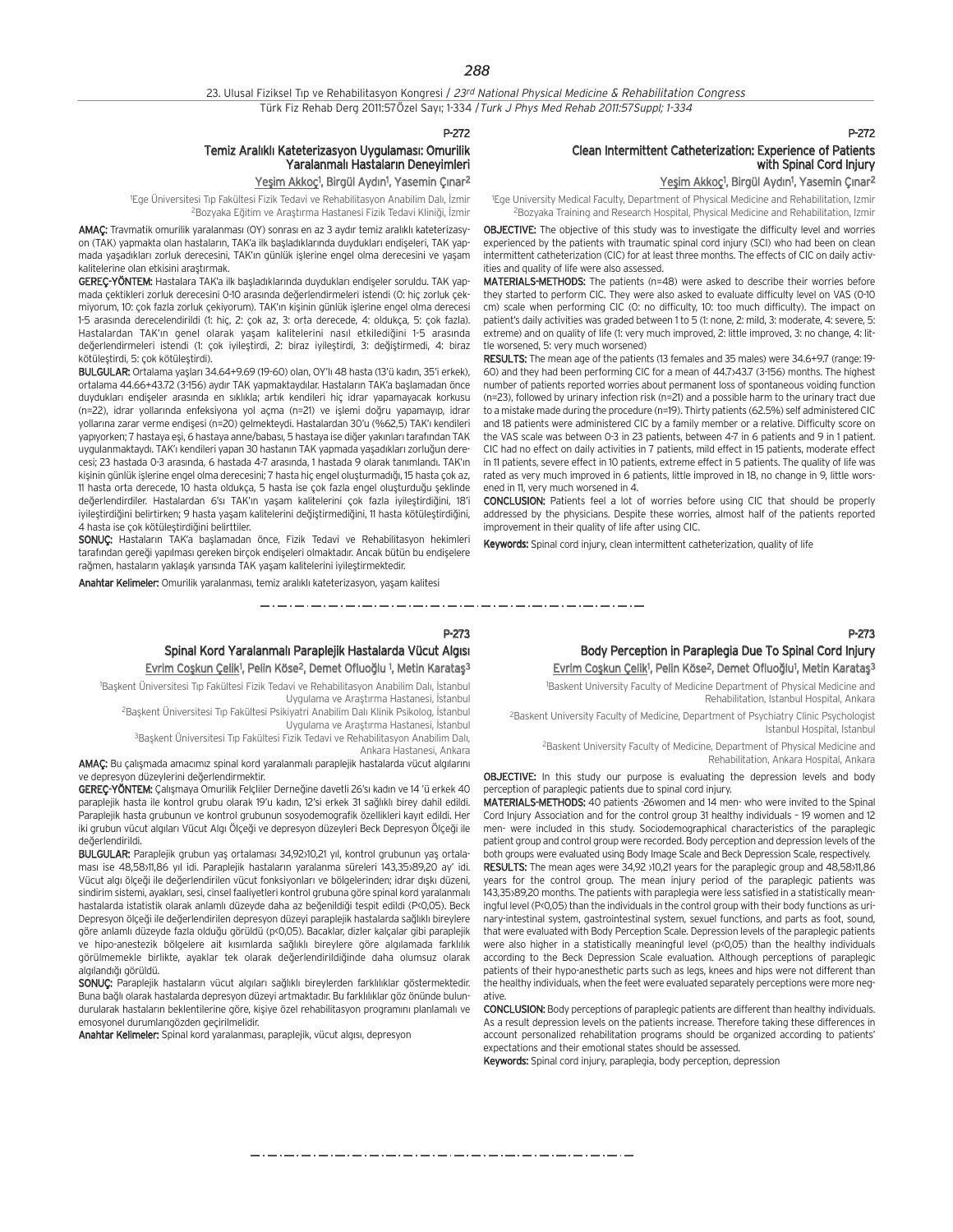## P-272

### Temiz Aralıklı Kateterizasyon Uygulaması: Omurilik Yaralanmalı Hastaların Deneyimleri

Yeşim Akkoç[1], Birgül Aydın[1], Yasemin Çınar[2]

[1]Ege Üniversitesi Tıp Fakültesi Fizik Tedavi ve Rehabilitasyon Anabilim Dalı, İzmir
[2]Bozyaka Eğitim ve Araştırma Hastanesi Fizik Tedavi Kliniği, İzmir

**AMAÇ:** Travmatik omurilik yaralanması (OY) sonrası en az 3 aydır temiz aralıklı kateterizasyon (TAK) yapmakta olan hastaların, TAK'a ilk başladıklarında duydukları endişeleri, TAK yapmada yaşadıkları zorluk derecesini, TAK'ın günlük işlerine engel olma derecesini ve yaşam kalitelerine olan etkisini araştırmak.

**GEREÇ-YÖNTEM:** Hastalara TAK'a ilk başladıklarında duydukları endişeler soruldu. TAK yapmada çektikleri zorluk derecesini 0-10 arasında değerlendirmeleri istendi (0: hiç zorluk çekmiyorum, 10: çok fazla zorluk çekiyorum). TAK'ın kişinin günlük işlerine engel olma derecesi 1-5 arasında derecelendirildi (1: hiç, 2: çok az, 3: orta derecede, 4: oldukça, 5: çok fazla). Hastalardan TAK'ın genel olarak yaşam kalitelerini nasıl etkilediğini 1-5 arasında değerlendirmeleri istendi (1: çok iyileştirdi, 2: biraz iyileştirdi, 3: değiştirmedi, 4: biraz kötüleştirdi, 5: çok kötüleştirdi).

**BULGULAR:** Ortalama yaşları 34.64+9.69 (19-60) olan, OY'lı 48 hasta (13'ü kadın, 35'i erkek), ortalama 44.66+43.72 (3-156) aydır TAK yapmaktaydılar. Hastaların TAK'a başlamadan önce duydukları endişeler arasında en sıklıkla; artık kendileri hiç idrar yapamayacak korkusu (n=22), idrar yollarında enfeksiyona yol açma (n=21) ve işlemi doğru yapamayıp, idrar yollarına zarar verme endişesi (n=20) gelmekteydi. Hastalardan 30'u (%62,5) TAK'ı kendileri yapıyorken; 7 hastaya eşi, 6 hastaya anne/babası, 5 hastaya ise diğer yakınları tarafından TAK uygulanmaktaydı. TAK'ı kendileri yapan 30 hastanın TAK yapmada yaşadıkları zorluğun derecesi; 23 hastada 0-3 arasında, 6 hastada 4-7 arasında, 1 hastada 9 olarak tanımlandı. TAK'ın kişinin günlük işlerine engel olma derecesini; 7 hasta hiç engel oluşturmadığı, 15 hasta çok az, 11 hasta orta derecede, 10 hasta oldukça, 5 hasta ise çok fazla engel oluşturduğu şeklinde değerlendirdiler. Hastalardan 6'sı TAK'ın yaşam kalitelerini çok fazla iyileştirdiğini, 18'i iyileştirdiğini belirtirken; 9 hasta yaşam kalitelerini değiştirmediğini, 11 hasta kötüleştirdiğini, 4 hasta ise çok kötüleştirdiğini belirttiler.

**SONUÇ:** Hastaların TAK'a başlamadan önce, Fizik Tedavi ve Rehabilitasyon hekimleri tarafından gereği yapılması gereken birçok endişeleri olmaktadır. Ancak bütün bu endişelere rağmen, hastaların yaklaşık yarısında TAK yaşam kalitelerini iyileştirmektedir.

**Anahtar Kelimeler:** Omurilik yaralanması, temiz aralıklı kateterizasyon, yaşam kalitesi

## P-272

### Clean Intermittent Catheterization: Experience of Patients with Spinal Cord Injury

Yeşim Akkoç[1], Birgül Aydın[1], Yasemin Çınar[2]

[1]Ege University Medical Faculty, Department of Physical Medicine and Rehabilitation, Izmir
[2]Bozyaka Training and Research Hospital, Physical Medicine and Rehabilitation, Izmir

**OBJECTIVE:** The objective of this study was to investigate the difficulty level and worries experienced by the patients with traumatic spinal cord injury (SCI) who had been on clean intermittent catheterization (CIC) for at least three months. The effects of CIC on daily activities and quality of life were also assessed.

**MATERIALS-METHODS:** The patients (n=48) were asked to describe their worries before they started to perform CIC. They were also asked to evaluate difficulty level on VAS (0-10 cm) scale when performing CIC (0: no difficulty, 10: too much difficulty). The impact on patient's daily activities was graded between 1 to 5 (1: none, 2: mild, 3: moderate, 4: severe, 5: extreme) and on quality of life (1: very much improved, 2: little improved, 3: no change, 4: little worsened, 5: very much worsened)

**RESULTS:** The mean age of the patients (13 females and 35 males) were 34.6+9.7 (range: 19-60) and they had been performing CIC for a mean of 44.7±43.7 (3-156) months. The highest number of patients reported worries about permanent loss of spontaneous voiding function (n=23), followed by urinary infection risk (n=21) and a possible harm to the urinary tract due to a mistake made during the procedure (n=19). Thirty patients (62.5%) self administered CIC and 18 patients were administered CIC by a family member or a relative. Difficulty score on the VAS scale was between 0-3 in 23 patients, between 4-7 in 6 patients and 9 in 1 patient. CIC had no effect on daily activities in 7 patients, mild effect in 15 patients, moderate effect in 11 patients, severe effect in 10 patients, extreme effect in 5 patients. The quality of life was rated as very much improved in 6 patients, little improved in 18, no change in 9, little worsened in 11, very much worsened in 4.

**CONCLUSION:** Patients feel a lot of worries before using CIC that should be properly addressed by the physicians. Despite these worries, almost half of the patients reported improvement in their quality of life after using CIC.

**Keywords:** Spinal cord injury, clean intermittent catheterization, quality of life

## P-273

### Spinal Kord Yaralanmalı Paraplejik Hastalarda Vücut Algısı

Evrim Coşkun Çelik[1], Pelin Köse[2], Demet Ofluoğlu [1], Metin Karataş[3]

[1]Başkent Üniversitesi Tıp Fakültesi Fizik Tedavi ve Rehabilitasyon Anabilim Dalı, İstanbul Uygulama ve Araştırma Hastanesi, İstanbul
[2]Başkent Üniversitesi Tıp Fakültesi Psikiyatri Anabilim Dalı Klinik Psikolog, İstanbul Uygulama ve Araştırma Hastanesi, İstanbul
[3]Başkent Üniversitesi Tıp Fakültesi Fizik Tedavi ve Rehabilitasyon Anabilim Dalı, Ankara Hastanesi, Ankara

**AMAÇ:** Bu çalışmada amacımız spinal kord yaralanmalı paraplejik hastalarda vücut algılarını ve depresyon düzeylerini değerlendirmektir.

**GEREÇ-YÖNTEM:** Çalışmaya Omurilik Felçliler Derneğine davetli 26'sı kadın ve 14 'ü erkek 40 paraplejik hasta ile kontrol grubu olarak 19'u kadın, 12'si erkek 31 sağlıklı birey dahil edildi. Paraplejik hasta grubunun ve kontrol grubunun sosyodemografik özellikleri kayıt edildi. Her iki grubun vücut algıları Vücut Algı Ölçeği ve depresyon düzeyleri Beck Depresyon Ölçeği ile değerlendirildi.

**BULGULAR:** Paraplejik grubun yaş ortalaması 34,92›10,21 yıl, kontrol grubunun yaş ortalaması ise 48,58›11,86 yıl idi. Paraplejik hastaların yaralanma süreleri 143,35›89,20 ay' idi. Vücut algı ölçeği ile değerlendirilen vücut fonksiyonları ve bölgelerinden; idrar dışkı düzeni, sindirim sistemi, ayakları, sesi, cinsel faaliyetleri kontrol grubuna göre spinal kord yaralanmalı hastalarda istatistik olarak anlamlı düzeyde daha az beğenildiği tespit edildi (P<0,05). Beck Depresyon ölçeği ile değerlendirilen depresyon düzeyi paraplejik hastalarda sağlıklı bireylere göre anlamlı düzeyde fazla olduğu görüldü (p<0,05). Bacaklar, dizler kalçalar gibi paraplejik ve hipo-anestezik bölgelere ait kısımlarda sağlıklı bireylere göre algılamada farklılık görülmemekle birlikte, ayaklar tek olarak değerlendirildiğinde daha olumsuz olarak algılandığı görüldü.

**SONUÇ:** Paraplejik hastaların vücut algıları sağlıklı bireylerden farklılıklar göstermektedir. Buna bağlı olarak hastalarda depresyon düzeyi artmaktadır. Bu farklılıklar göz önünde bulundurularak hastaların beklentilerine göre, kişiye özel rehabilitasyon programını planlamalı ve emosyonel durumlarıgözden geçirilmelidir.

**Anahtar Kelimeler:** Spinal kord yaralanması, paraplejik, vücut algısı, depresyon

## P-273

### Body Perception in Paraplegia Due To Spinal Cord Injury

Evrim Coşkun Çelik[1], Pelin Köse[2], Demet Ofluoğlu[1], Metin Karataş[3]

[1]Baskent University Faculty of Medicine Department of Physical Medicine and Rehabilitation, Istanbul Hospital, Ankara
[2]Baskent University Faculty of Medicine, Department of Psychiatry Clinic Psychologist Istanbul Hospital, Istanbul
[2]Baskent University Faculty of Medicine, Department of Physical Medicine and Rehabilitation, Ankara Hospital, Ankara

**OBJECTIVE:** In this study our purpose is evaluating the depression levels and body perception of paraplegic patients due to spinal cord injury.

**MATERIALS-METHODS:** 40 patients -26women and 14 men- who were invited to the Spinal Cord Injury Association and for the control group 31 healthy individuals – 19 women and 12 men- were included in this study. Sociodemographical characteristics of the paraplegic patient group and control group were recorded. Body perception and depression levels of the both groups were evaluated using Body Image Scale and Beck Depression Scale, respectively.

**RESULTS:** The mean ages were 34,92 ›10,21 years for the paraplegic group and 48,58›11,86 years for the control group. The mean injury period of the paraplegic patients was 143,35›89,20 months. The patients with paraplegia were less satisfied in a statistically meaningful level (P<0,05) than the individuals in the control group with their body functions as urinary-intestinal system, gastrointestinal system, sexuel functions, and parts as foot, sound, that were evaluated with Body Perception Scale. Depression levels of the paraplegic patients were also higher in a statistically meaningful level (p<0,05) than the healthy individuals according to the Beck Depression Scale evaluation. Although perceptions of paraplegic patients of their hypo-anesthetic parts such as legs, knees and hips were not different than the healthy individuals, when the feet were evaluated separately perceptions were more negative.

**CONCLUSION:** Body perceptions of paraplegic patients are different than healthy individuals. As a result depression levels on the patients increase. Therefore taking these differences in account personalized rehabilitation programs should be organized according to patients' expectations and their emotional states should be assessed.

**Keywords:** Spinal cord injury, paraplegia, body perception, depression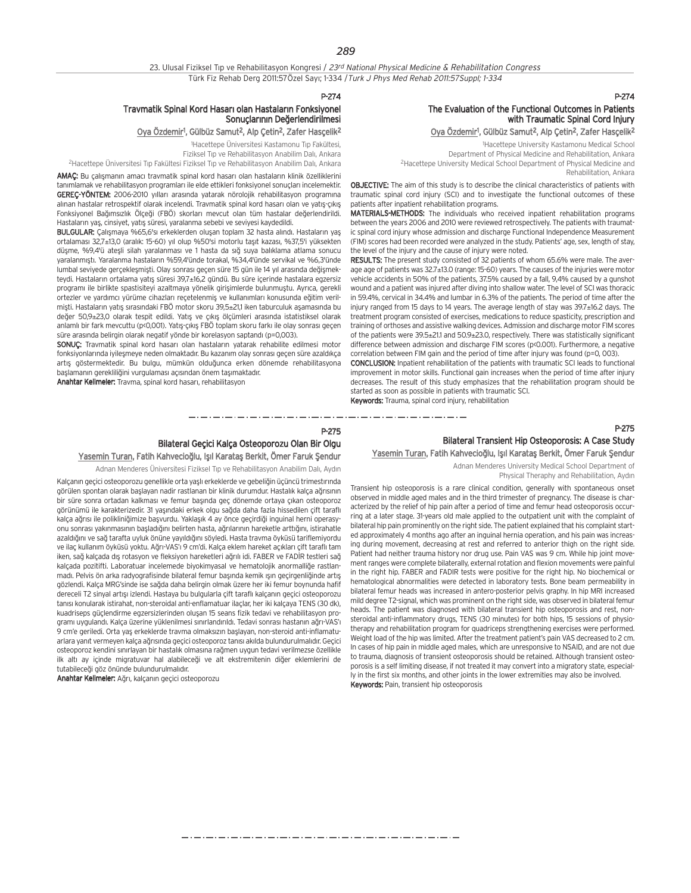P-274

## Travmatik Spinal Kord Hasarı olan Hastaların Fonksiyonel Sonuçlarının Değerlendirilmesi

Oya Özdemir[1], Gülbüz Samut[2], Alp Çetin[2], Zafer Hasçelik[2]

[1]Hacettepe Üniversitesi Kastamonu Tıp Fakültesi, Fiziksel Tıp ve Rehabilitasyon Anabilim Dalı, Ankara
[2]Hacettepe Üniversitesi Tıp Fakültesi Fiziksel Tıp ve Rehabilitasyon Anabilim Dalı, Ankara

**AMAÇ:** Bu çalışmanın amacı travmatik spinal kord hasarı olan hastaların klinik özelliklerini tanımlamak ve rehabilitasyon programları ile elde ettikleri fonksiyonel sonuçları incelemektir.
**GEREÇ-YÖNTEM:** 2006-2010 yılları arasında yatarak nörolojik rehabilitasyon programına alınan hastalar retrospektif olarak incelendi. Travmatik spinal kord hasarı olan ve yatış-çıkış Fonksiyonel Bağımsızlık Ölçeği (FBÖ) skorları mevcut olan tüm hastalar değerlendirildi. Hastaların yaş, cinsiyet, yatış süresi, yaralanma sebebi ve seviyesi kaydedildi.
**BULGULAR:** Çalışmaya %65,6'sı erkeklerden oluşan toplam 32 hasta alındı. Hastaların yaş ortalaması 32,7±13,0 (aralık: 15-60) yıl olup %50'si motorlu taşıt kazası, %37,5'i yüksekten düşme, %9,4'ü ateşli silah yaralanması ve 1 hasta da sığ suya balıklama atlama sonucu yaralanmıştı. Yaralanma hastaların %59,4'ünde torakal, %34,4'ünde servikal ve %6,3'ünde lumbal seviyede gerçekleşmişti. Olay sonrası geçen süre 15 gün ile 14 yıl arasında değişmekteydi. Hastaların ortalama yatış süresi 39,7±16,2 gündü. Bu süre içerinde hastalara egzersiz programı ile birlikte spastisiteyi azaltmaya yönelik girişimlerde bulunmuştu. Ayrıca, gerekli ortezler ve yardımcı yürüme cihazları reçetelenmiş ve kullanımları konusunda eğitim verilmişti. Hastaların yatış sırasındaki FBÖ motor skoru 39,5±21,1 iken taburculuk aşamasında bu değer 50,9±23,0 olarak tespit edildi. Yatış ve çıkış ölçümleri arasında istatistiksel olarak anlamlı bir fark mevcuttu (p<0,001). Yatış-çıkış FBÖ toplam skoru farkı ile olay sonrası geçen süre arasında belirgin olarak negatif yönde bir korelasyon saptandı (p=0,003).
**SONUÇ:** Travmatik spinal kord hasarı olan hastaların yatarak rehabilite edilmesi motor fonksiyonlarında iyileşmeye neden olmaktadır. Bu kazanım olay sonrası geçen süre azaldıkça artış göstermektedir. Bu bulgu, mümkün olduğunca erken dönemde rehabilitasyona başlamanın gerekliliğini vurgulaması açısından önem taşımaktadır.
**Anahtar Kelimeler:** Travma, spinal kord hasarı, rehabilitasyon

P-274

## The Evaluation of the Functional Outcomes in Patients with Traumatic Spinal Cord Injury

Oya Özdemir[1], Gülbüz Samut[2], Alp Çetin[2], Zafer Hasçelik[2]

[1]Hacettepe University Kastamonu Medical School Department of Physical Medicine and Rehabilitation, Ankara
[2]Hacettepe University Medical School Department of Physical Medicine and Rehabilitation, Ankara

**OBJECTIVE:** The aim of this study is to describe the clinical characteristics of patients with traumatic spinal cord injury (SCI) and to investigate the functional outcomes of these patients after inpatient rehabilitation programs.
**MATERIALS-METHODS:** The individuals who received inpatient rehabilitation programs between the years 2006 and 2010 were reviewed retrospectively. The patients with traumatic spinal cord injury whose admission and discharge Functional Independence Measurement (FIM) scores had been recorded were analyzed in the study. Patients' age, sex, length of stay, the level of the injury and the cause of injury were noted.
**RESULTS:** The present study consisted of 32 patients of whom 65.6% were male. The average age of patients was 32.7±13.0 (range: 15-60) years. The causes of the injuries were motor vehicle accidents in 50% of the patients, 37.5% caused by a fall, 9,4% caused by a gunshot wound and a patient was injured after diving into shallow water. The level of SCI was thoracic in 59.4%, cervical in 34.4% and lumbar in 6.3% of the patients. The period of time after the injury ranged from 15 days to 14 years. The average length of stay was 39.7±16.2 days. The treatment program consisted of exercises, medications to reduce spasticity, prescription and training of orthoses and assistive walking devices. Admission and discharge motor FIM scores of the patients were 39.5±21.1 and 50.9±23.0, respectively. There was statistically significant difference between admission and discharge FIM scores (p<0.001). Furthermore, a negative correlation between FIM gain and the period of time after injury was found (p=0, 003).
**CONCLUSION:** Inpatient rehabilitation of the patients with traumatic SCI leads to functional improvement in motor skills. Functional gain increases when the period of time after injury decreases. The result of this study emphasizes that the rehabilitation program should be started as soon as possible in patients with traumatic SCI.
**Keywords:** Trauma, spinal cord injury, rehabilitation

P-275

## Bilateral Geçici Kalça Osteoporozu Olan Bir Olgu

Yasemin Turan, Fatih Kahvecioğlu, Işıl Karataş Berkit, Ömer Faruk Şendur

Adnan Menderes Üniversitesi Fiziksel Tıp ve Rehabilitasyon Anabilim Dalı, Aydın

Kalçanın geçici osteoporozu genellikle orta yaşlı erkeklerde ve gebeliğin üçüncü trimestırında görülen spontan olarak başlayan nadir rastlanan bir klinik durumdur. Hastalık kalça ağrısının bir süre sonra ortadan kalkması ve femur başında geç dönemde ortaya çıkan osteoporoz görünümü ile karakterizedir. 31 yaşındaki erkek olgu sağda daha fazla hissedilen çift taraflı kalça ağrısı ile polikliniğimize başvurdu. Yaklaşık 4 ay önce geçirdiği inguinal herni operasyonu sonrası yakınmasının başladığını belirten hasta, ağrılarının hareketle arttığını, istirahatle azaldığını ve sağ tarafta uyluk önüne yayıldığını söyledi. Hasta travma öyküsü tariflemiyordu ve ilaç kullanım öyküsü yoktu. Ağrı-VAS'ı 9 cm'di. Kalça eklem hareket açıkları çift taraflı tam iken, sağ kalçada dış rotasyon ve fleksiyon hareketleri ağrılı idi. FABER ve FADİR testleri sağ kalçada pozitifti. Laboratuar incelemede biyokimyasal ve hematolojik anormalliğe rastlanmadı. Pelvis ön arka radyografisinde bilateral femur başında kemik ışın geçirgenliğinde artış gözlendi. Kalça MRG'sinde ise sağda daha belirgin olmak üzere her iki femur boynunda hafif dereceli T2 sinyal artışı izlendi. Hastaya bu bulgularla çift taraflı kalçanın geçici osteoporozu tanısı konularak istirahat, non-steroidal anti-enflamatuar ilaçlar, her iki kalçaya TENS (30 dk), kuadriseps güçlendirme egzersizlerinden oluşan 15 seans fizik tedavi ve rehabilitasyon programı uygulandı. Kalça üzerine yüklenilmesi sınırlandırıldı. Tedavi sonrası hastanın ağrı-VAS'ı 9 cm'e geriledi. Orta yaş erkeklerde travma olmaksızın başlayan, non-steroid anti-inflamatuarlara yanıt vermeyen kalça ağrısında geçici osteoporoz tanısı akılda bulundurulmalıdır. Geçici osteoporoz kendini sınırlayan bir hastalık olmasına rağmen uygun tedavi verilmezse özellikle ilk altı ay içinde migratuvar hal alabileceği ve alt ekstremitenin diğer eklemlerini de tutabileceği göz önünde bulundurulmalıdır.
**Anahtar Kelimeler:** Ağrı, kalçanın geçici osteoporozu

P-275

## Bilateral Transient Hip Osteoporosis: A Case Study

Yasemin Turan, Fatih Kahvecioğlu, Işıl Karataş Berkit, Ömer Faruk Şendur

Adnan Menderes University Medical School Department of Physical Theraphy and Rehabilitation, Aydın

Transient hip osteoporosis is a rare clinical condition, generally with spontaneous onset observed in middle aged males and in the third trimester of pregnancy. The disease is characterized by the relief of hip pain after a period of time and femur head osteoporosis occurring at a later stage. 31-years old male applied to the outpatient unit with the complaint of bilateral hip pain prominently on the right side. The patient explained that his complaint started approximately 4 months ago after an inguinal hernia operation, and his pain was increasing during movement, decreasing at rest and referred to anterior thigh on the right side. Patient had neither trauma history nor drug use. Pain VAS was 9 cm. While hip joint movement ranges were complete bilaterally, external rotation and flexion movements were painful in the right hip. FABER and FADIR tests were positive for the right hip. No biochemical or hematological abnormalities were detected in laboratory tests. Bone beam permeability in bilateral femur heads was increased in antero-posterior pelvis graphy. In hip MRI increased mild degree T2-signal, which was prominent on the right side, was observed in bilateral femur heads. The patient was diagnosed with bilateral transient hip osteoporosis and rest, non-steroidal anti-inflammatory drugs, TENS (30 minutes) for both hips, 15 sessions of physiotherapy and rehabilitation program for quadriceps strengthening exercises were performed. Weight load of the hip was limited. After the treatment patient's pain VAS decreased to 2 cm. In cases of hip pain in middle aged males, which are unresponsive to NSAID, and are not due to trauma, diagnosis of transient osteoporosis should be retained. Although transient osteoporosis is a self limiting disease, if not treated it may convert into a migratory state, especially in the first six months, and other joints in the lower extremities may also be involved.
**Keywords:** Pain, transient hip osteoporosis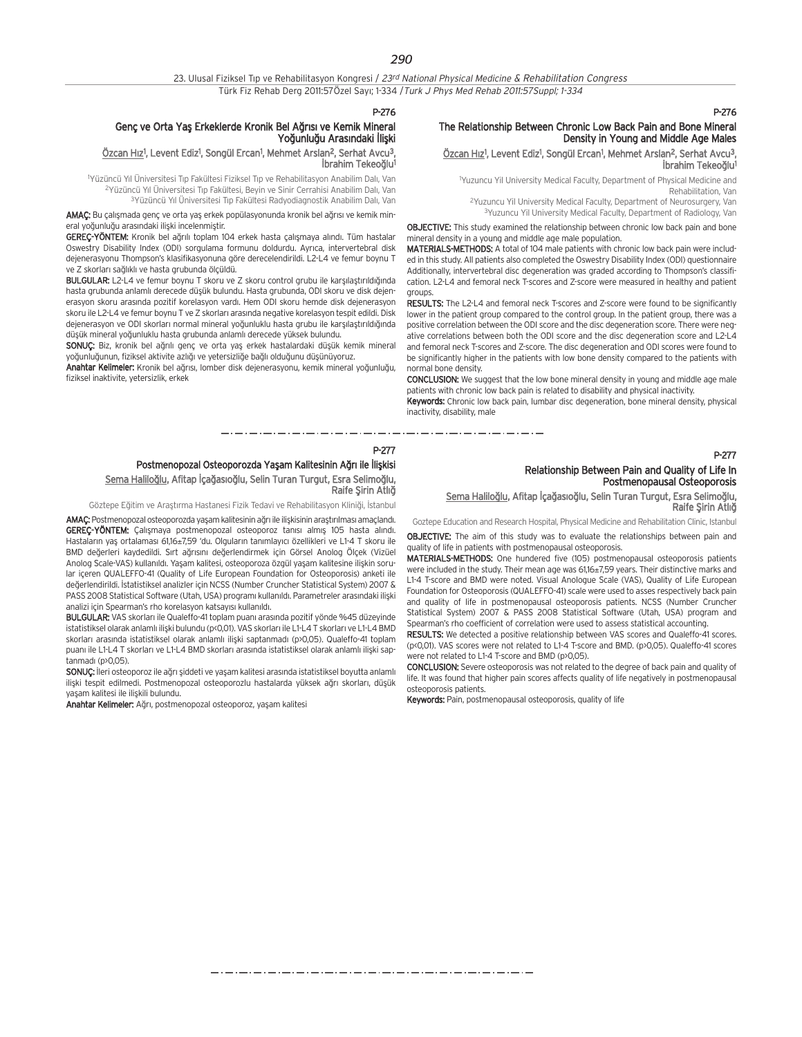P-276

## Genç ve Orta Yaş Erkeklerde Kronik Bel Ağrısı ve Kemik Mineral Yoğunluğu Arasındaki İlişki

Özcan Hız[1], Levent Ediz[1], Songül Ercan[1], Mehmet Arslan[2], Serhat Avcu[3], İbrahim Tekeoğlu[1]

[1]Yüzüncü Yıl Üniversitesi Tıp Fakültesi Fiziksel Tıp ve Rehabilitasyon Anabilim Dalı, Van
[2]Yüzüncü Yıl Üniversitesi Tıp Fakültesi, Beyin ve Sinir Cerrahisi Anabilim Dalı, Van
[3]Yüzüncü Yıl Üniversitesi Tıp Fakültesi Radyodiagnostik Anabilim Dalı, Van

**AMAÇ:** Bu çalışmada genç ve orta yaş erkek popülasyonunda kronik bel ağrısı ve kemik mineral yoğunluğu arasındaki ilişki incelenmiştir.

**GEREÇ-YÖNTEM:** Kronik bel ağrılı toplam 104 erkek hasta çalışmaya alındı. Tüm hastalar Oswestry Disability Index (ODI) sorgulama formunu doldurdu. Ayrıca, intervertebral disk dejenerasyonu Thompson's klasifikasyonuna göre derecelendirildi. L2-L4 ve femur boynu T ve Z skorları sağlıklı ve hasta grubunda ölçüldü.

**BULGULAR:** L2-L4 ve femur boynu T skoru ve Z skoru control grubu ile karşılaştırıldığında hasta grubunda anlamlı derecede düşük bulundu. Hasta grubunda, ODI skoru ve disk dejenerasyon skoru arasında pozitif korelasyon vardı. Hem ODI skoru hemde disk dejenerasyon skoru ile L2-L4 ve femur boynu T ve Z skorları arasında negative korelasyon tespit edildi. Disk dejenerasyon ve ODI skorları normal mineral yoğunluklu hasta grubu ile karşılaştırıldığında düşük mineral yoğunluklu hasta grubunda anlamlı derecede yüksek bulundu.

**SONUÇ:** Biz, kronik bel ağrılı genç ve orta yaş erkek hastalardaki düşük kemik mineral yoğunluğunun, fiziksel aktivite azlığı ve yetersizliğe bağlı olduğunu düşünüyoruz.

**Anahtar Kelimeler:** Kronik bel ağrısı, lomber disk dejenerasyonu, kemik mineral yoğunluğu, fiziksel inaktivite, yetersizlik, erkek

P-276

## The Relationship Between Chronic Low Back Pain and Bone Mineral Density in Young and Middle Age Males

Özcan Hız[1], Levent Ediz[1], Songül Ercan[1], Mehmet Arslan[2], Serhat Avcu[3], İbrahim Tekeoğlu[1]

[1]Yuzuncu Yil University Medical Faculty, Department of Physical Medicine and Rehabilitation, Van
[2]Yuzuncu Yil University Medical Faculty, Department of Neurosurgery, Van
[3]Yuzuncu Yil University Medical Faculty, Department of Radiology, Van

**OBJECTIVE:** This study examined the relationship between chronic low back pain and bone mineral density in a young and middle age male population.

**MATERIALS-METHODS:** A total of 104 male patients with chronic low back pain were included in this study. All patients also completed the Oswestry Disability Index (ODI) questionnaire Additionally, intervertebral disc degeneration was graded according to Thompson's classification. L2-L4 and femoral neck T-scores and Z-score were measured in healthy and patient groups.

**RESULTS:** The L2-L4 and femoral neck T-scores and Z-score were found to be significantly lower in the patient group compared to the control group. In the patient group, there was a positive correlation between the ODI score and the disc degeneration score. There were negative correlations between both the ODI score and the disc degeneration score and L2-L4 and femoral neck T-scores and Z-score. The disc degeneration and ODI scores were found to be significantly higher in the patients with low bone density compared to the patients with normal bone density.

**CONCLUSION:** We suggest that the low bone mineral density in young and middle age male patients with chronic low back pain is related to disability and physical inactivity.

**Keywords:** Chronic low back pain, lumbar disc degeneration, bone mineral density, physical inactivity, disability, male

---

P-277

## Postmenopozal Osteoporozda Yaşam Kalitesinin Ağrı ile İlişkisi

Sema Haliloğlu, Afitap İçağasıoğlu, Selin Turan Turgut, Esra Selimoğlu, Raife Şirin Atlığ

Göztepe Eğitim ve Araştırma Hastanesi Fizik Tedavi ve Rehabilitasyon Kliniği, İstanbul

**AMAÇ:** Postmenopozal osteoporozda yaşam kalitesinin ağrı ile ilişkisinin araştırılması amaçlandı.

**GEREÇ-YÖNTEM:** Çalışmaya postmenopozal osteoporoz tanısı almış 105 hasta alındı. Hastaların yaş ortalaması 61,16±7,59 'du. Olguların tanımlayıcı özellikleri ve L1-4 T skoru ile BMD değerleri kaydedildi. Sırt ağrısını değerlendirmek için Görsel Anolog Ölçek (Vizüel Anolog Scale-VAS) kullanıldı. Yaşam kalitesi, osteoporoza özgül yaşam kalitesine ilişkin sorular içeren QUALEFFO-41 (Quality of Life European Foundation for Osteoporosis) anketi ile değerlendirildi. İstatistiksel analizler için NCSS (Number Cruncher Statistical System) 2007 & PASS 2008 Statistical Software (Utah, USA) programı kullanıldı. Parametreler arasındaki ilişki analizi için Spearman's rho korelasyon katsayısı kullanıldı.

**BULGULAR:** VAS skorları ile Qualeffo-41 toplam puanı arasında pozitif yönde %45 düzeyinde istatistiksel olarak anlamlı ilişki bulundu (p<0,01). VAS skorları ile L1-L4 T skorları ve L1-L4 BMD skorları arasında istatistiksel olarak anlamlı ilişki saptanmadı (p>0,05). Qualeffo-41 toplam puanı ile L1-L4 T skorları ve L1-L4 BMD skorları arasında istatistiksel olarak anlamlı ilişki saptanmadı (p>0,05).

**SONUÇ:** İleri osteoporoz ile ağrı şiddeti ve yaşam kalitesi arasında istatistiksel boyutta anlamlı ilişki tespit edilmedi. Postmenopozal osteoporozlu hastalarda yüksek ağrı skorları, düşük yaşam kalitesi ile ilişkili bulundu.

**Anahtar Kelimeler:** Ağrı, postmenopozal osteoporoz, yaşam kalitesi

P-277

## Relationship Between Pain and Quality of Life In Postmenopausal Osteoporosis

Sema Haliloğlu, Afitap İçağasıoğlu, Selin Turan Turgut, Esra Selimoğlu, Raife Şirin Atlığ

Goztepe Education and Research Hospital, Physical Medicine and Rehabilitation Clinic, Istanbul

**OBJECTIVE:** The aim of this study was to evaluate the relationships between pain and quality of life in patients with postmenopausal osteoporosis.

**MATERIALS-METHODS:** One hundered five (105) postmenopausal osteoporosis patients were included in the study. Their mean age was 61,16±7,59 years. Their distinctive marks and L1-4 T-score and BMD were noted. Visual Anologue Scale (VAS), Quality of Life European Foundation for Osteoporosis (QUALEFFO-41) scale were used to asses respectively back pain and quality of life in postmenopausal osteoporosis patients. NCSS (Number Cruncher Statistical System) 2007 & PASS 2008 Statistical Software (Utah, USA) program and Spearman's rho coefficient of correlation were used to assess statistical accounting.

**RESULTS:** We detected a positive relationship between VAS scores and Qualeffo-41 scores. (p<0,01). VAS scores were not related to L1-4 T-score and BMD. (p>0,05). Qualeffo-41 scores were not related to L1-4 T-score and BMD (p>0,05).

**CONCLUSION:** Severe osteoporosis was not related to the degree of back pain and quality of life. It was found that higher pain scores affects quality of life negatively in postmenopausal osteoporosis patients.

**Keywords:** Pain, postmenopausal osteoporosis, quality of life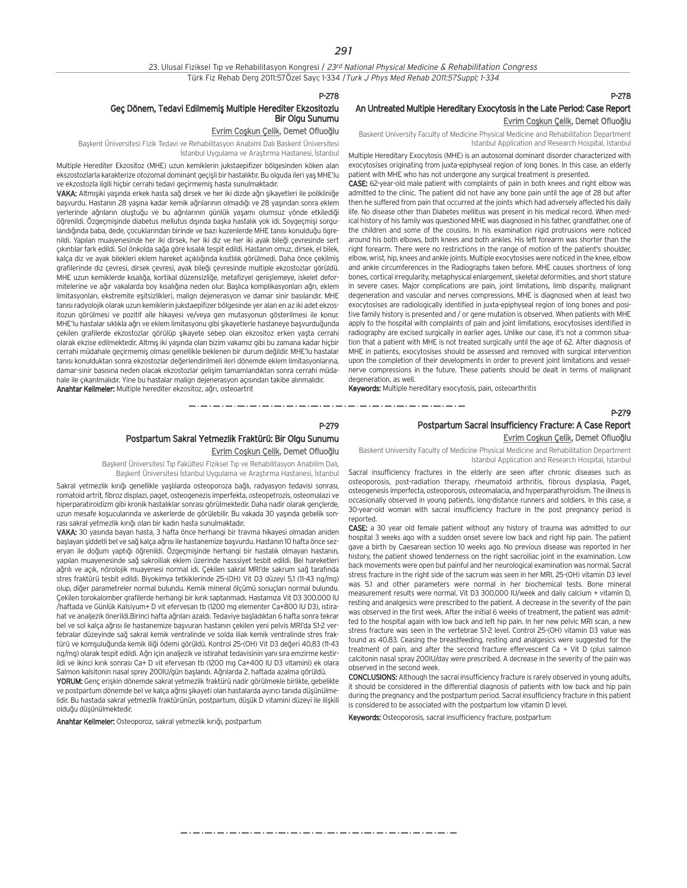P-278

## Geç Dönem, Tedavi Edilmemiş Multiple Herediter Ekzositozlu Bir Olgu Sunumu

Evrim Coşkun Çelik, Demet Ofluoğlu

Başkent Üniversitesi Fizik Tedavi ve Rehabilitasyon Anabimi Dalı Baskent Üniversitesi İstanbul Uygulama ve Araştırma Hastanesi, İstanbul

Multiple Herediter Ekzositoz (MHE) uzun kemiklerin jukstaepifizer bölgesinden köken alan ekszostozlarla karakterize otozomal dominant geçişli bir hastalıktır. Bu olguda ileri yaş MHE'lu ve ekzostozla ilgili hiçbir cerrahi tedavi geçirmemiş hasta sunulmaktadır.

**VAKA:** Altmışiki yaşında erkek hasta sağ dirsek ve her iki dizde ağrı şikayetleri ile polikliniğe başvurdu. Hastanın 28 yaşına kadar kemik ağrılarının olmadığı ve 28 yaşından sonra eklem yerlerinde ağrıların oluştuğu ve bu ağrılarının günlük yaşamı olumsuz yönde etkilediği öğrenildi. Özgeçmişinde diabetus mellitus dışında başka hastalık yok idi. Soygeçmişi sorgulandığında baba, dede, çocuklarından birinde ve bazı kuzenlerde MHE tanısı konulduğu öğrenildi. Yapılan muayenesinde her iki dirsek, her iki diz ve her iki ayak bileği çevresinde sert çıkıntılar fark edildi. Sol önkolda sağa göre kısalık tespit edildi. Hastanın omuz, dirsek, el bilek, kalça diz ve ayak bilekleri eklem hareket açıklığında kısıtlılık görülmedi. Daha önce çekilmiş grafilerinde diz çevresi, dirsek çevresi, ayak bileği çevresinde multiple ekzostozlar görüldü. MHE uzun kemiklerde kısalığa, kortikal düzensizliğe, metafizyel genişlemeye, iskelet deformitelerine ve ağır vakalarda boy kısalığına neden olur. Başlıca komplikasyonları ağrı, eklem limitasyonları, ekstremite eşitsizlikleri, malign dejenerasyon ve damar sinir basılarıdır. MHE tanısı radyolojik olarak uzun kemiklerin jukstaepifizer bölgesinde yer alan en az iki adet ekzositozun görülmesi ve pozitif aile hikayesi ve/veya gen mutasyonun gösterilmesi ile konur. MHE'lu hastalar sıklıkla ağrı ve eklem limitasyonu gibi şikayetlerle hastaneye başvurduğunda çekilen grafilerde ekzostozlar görülüp şikayete sebep olan ekzositoz erken yaşta cerrahi olarak ekzise edilmektedir. Altmış iki yaşında olan bizim vakamız gibi bu zamana kadar hiçbir cerrahi müdahale geçirmemiş olması genellikle beklenen bir durum değildir. MHE'lu hastalar tanısı konulduktan sonra ekzostozlar değerlendirilmeli ileri dönemde eklem limitasyonlarına, damar-sinir basısına neden olacak ekzostozlar gelişim tamamlandıktan sonra cerrahi müdahale ile çıkarılmalıdır. Yine bu hastalar malign dejenerasyon açısından takibe alınmalıdır.

**Anahtar Kelimeler:** Multiple herediter ekzositoz, ağrı, osteoartrit

P-278

## An Untreated Multiple Hereditary Exocytosis in the Late Period: Case Report

Evrim Coşkun Çelik, Demet Ofluoğlu

Baskent University Faculty of Medicine Physical Medicine and Rehabilitation Department Istanbul Application and Research Hospital, Istanbul

Multiple Hereditary Exocytosis (MHE) is an autosomal dominant disorder characterized with exocytosises originating from juxta-epiphyseal region of long bones. In this case, an elderly patient with MHE who has not undergone any surgical treatment is presented.

**CASE:** 62-year-old male patient with complaints of pain in both knees and right elbow was admitted to the clinic. The patient did not have any bone pain until the age of 28 but after then he suffered from pain that occurred at the joints which had adversely affected his daily life. No disease other than Diabetes mellitus was present in his medical record. When medical history of his family was questioned MHE was diagnosed in his father, grandfather, one of the children and some of the cousins. In his examination rigid protrusions were noticed around his both elbows, both knees and both ankles. His left forearm was shorter than the right forearm. There were no restrictions in the range of motion of the patient's shoulder, elbow, wrist, hip, knees and ankle joints. Multiple exocytosises were noticed in the knee, elbow and ankle circumferences in the Radiographs taken before. MHE causes shortness of long bones, cortical irregularity, metaphyseal enlargement, skeletal deformities, and short stature in severe cases. Major complications are pain, joint limitations, limb disparity, malignant degeneration and vascular and nerves compressions. MHE is diagnosed when at least two exocytosises are radiologically identified in juxta-epiphyseal region of long bones and positive family history is presented and / or gene mutation is observed. When patients with MHE apply to the hospital with complaints of pain and joint limitations, exocytosises identified in radiography are excised surgically in earlier ages. Unlike our case, it's not a common situation that a patient with MHE is not treated surgically until the age of 62. After diagnosis of MHE in patients, exocytosises should be assessed and removed with surgical intervention upon the completion of their developments in order to prevent joint limitations and vessel-nerve compressions in the future. These patients should be dealt in terms of malignant degeneration, as well.

**Keywords:** Multiple hereditary exocytosis, pain, osteoarthritis

P-279

## Postpartum Sakral Yetmezlik Fraktürü: Bir Olgu Sunumu

Evrim Coşkun Çelik, Demet Ofluoğlu

Başkent Üniversitesi Tıp Fakültesi Fiziksel Tıp ve Rehabilitasyon Anabilim Dalı, Başkent Üniversitesi İstanbul Uygulama ve Araştırma Hastanesi, İstanbul

Sakral yetmezlik kırığı genellikle yaşlılarda osteoporoza bağlı, radyasyon tedavisi sonrası, romatoid artrit, fibroz displazi, paget, osteogenezis imperfekta, osteopetrozis, osteomalazi ve hiperparatiroidizm gibi kronik hastalıklar sonrası görülmektedir. Daha nadir olarak gençlerde, uzun mesafe koşucularında ve askerlerde de görülebilir. Bu vakada 30 yaşında gebelik sonrası sakral yetmezlik kırığı olan bir kadın hasta sunulmaktadır.

**VAKA:** 30 yasında bayan hasta, 3 hafta önce herhangi bir travma hikayesi olmadan aniden başlayan şiddetli bel ve sağ kalça ağrısı ile hastanemize başvurdu. Hastanın 10 hafta önce sezeryan ile doğum yaptığı öğrenildi. Özgeçmişinde herhangi bir hastalık olmayan hastanın, yapılan muayenesinde sağ sakroiliak eklem üzerinde hasssiyet tesbit edildi. Bel hareketleri ağrılı ve açık, nörolojik muayenesi normal idi. Çekilen sakral MRI'de sakrum sağ tarafında stres fraktürü tesbit edildi. Biyokimya tetkiklerinde 25-(OH) Vit D3 düzeyi 5,1 (11-43 ng/mg) olup, diğer parametreler normal bulundu. Kemik mineral ölçümü sonuçları normal bulundu. Çekilen torakolomber grafilerde herhangi bir kırık saptanmadı. Hastamıza Vit D3 300.000 IU /haftada ve Günlük Kalsiyum+ D vit efervesan tb (1200 mg elementer Ca+800 IU D3), istirahat ve analjezik önerildi.Birinci hafta ağrıları azaldı. Tedaviye başladıktan 6 hafta sonra tekrar bel ve sol kalça ağrısı ile hastanemize başvuran hastanın çekilen yeni pelvis MRI'da S1-2 vertebralar düzeyinde sağ sakral kemik ventralinde ve solda iliak kemik ventralinde stres fraktürü ve komşuluğunda kemik iliği ödemi görüldü. Kontrol 25-(OH) Vit D3 değeri 40,83 (11-43 ng/mg) olarak tespit edildi. Ağrı için analjezik ve istirahat tedavisinin yanı sıra emzirme kestirildi ve ikinci kırık sonrası Ca+ D vit efervesan tb (1200 mg Ca+400 IU D3 vitamini) ek olara Salmon kalsitonin nasal sprey 200IU/gün başlandı. Ağrılarda 2. haftada azalma görüldü.

**YORUM:** Genç erişkin dönemde sakral yetmezlik fraktürü nadir görülmekle birlikte, gebelikte ve postpartum dönemde bel ve kalça ağrısı şikayeti olan hastalarda ayırıcı tanıda düşünülmelidir. Bu hastada sakral yetmezlik fraktürünün, postpartum, düşük D vitamini düzeyi ile ilişkili olduğu düşünülmektedir.

**Anahtar Kelimeler:** Osteoporoz, sakral yetmezlik kırığı, postpartum

P-279

## Postpartum Sacral Insufficiency Fracture: A Case Report

Evrim Coşkun Çelik, Demet Ofluoğlu

Baskent University Faculty of Medicine Physical Medicine and Rehabilitation Department Istanbul Application and Research Hospital, Istanbul

Sacral insufficiency fractures in the elderly are seen after chronic diseases such as osteoporosis, post-radiation therapy, rheumatoid arthritis, fibrous dysplasia, Paget, osteogenesis imperfecta, osteoporosis, osteomalacia, and hyperparathyroidism. The illness is occasionally observed in young patients, long-distance runners and soldiers. In this case, a 30-year-old woman with sacral insufficiency fracture in the post pregnancy period is reported.

**CASE:** a 30 year old female patient without any history of trauma was admitted to our hospital 3 weeks ago with a sudden onset severe low back and right hip pain. The patient gave a birth by Caesarean section 10 weeks ago. No previous disease was reported in her history, the patient showed tenderness on the right sacroiliac joint in the examination. Low back movements were open but painful and her neurological examination was normal. Sacral stress fracture in the right side of the sacrum was seen in her MRI. 25-(OH) vitamin D3 level was 5.1 and other parameters were normal in her biochemical tests. Bone mineral measurement results were normal. Vit D3 300,000 IU/week and daily calcium + vitamin D, resting and analgesics were prescribed to the patient. A decrease in the severity of the pain was observed in the first week. After the initial 6 weeks of treatment, the patient was admitted to the hospital again with low back and left hip pain. In her new pelvic MRI scan, a new stress fracture was seen in the vertebrae S1-2 level. Control 25-(OH) vitamin D3 value was found as 40.83. Ceasing the breastfeeding, resting and analgesics were suggested for the treatment of pain, and after the second fracture effervescent Ca + Vit D (plus salmon calcitonin nasal spray 200IU/day were prescribed. A decrease in the severity of the pain was observed in the second week.

**CONCLUSIONS:** Although the sacral insufficiency fracture is rarely observed in young adults, it should be considered in the differential diagnosis of patients with low back and hip pain during the pregnancy and the postpartum period. Sacral insufficiency fracture in this patient is considered to be associated with the postpartum low vitamin D level.

**Keywords:** Osteoporosis, sacral insufficiency fracture, postpartum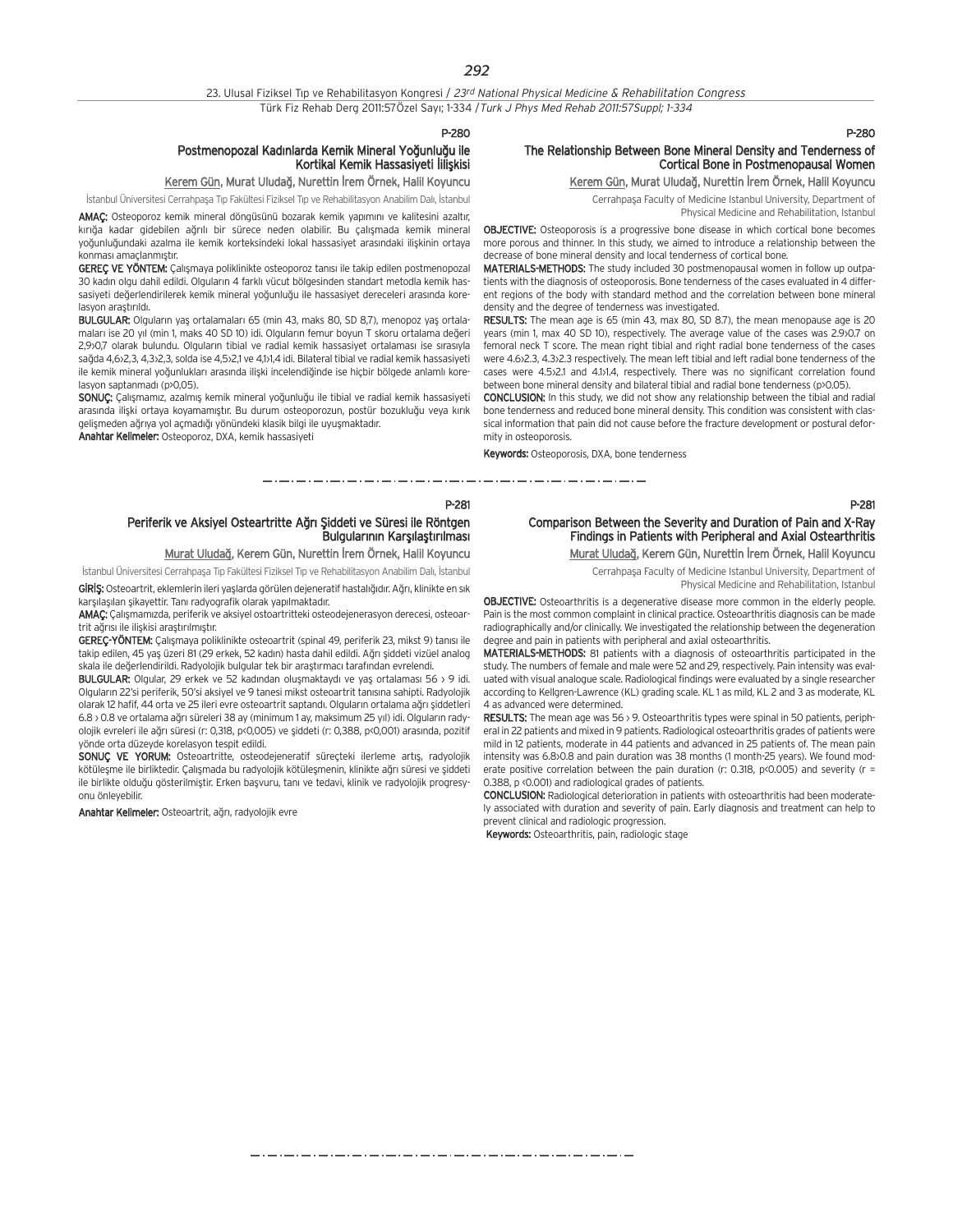P-280

## Postmenopozal Kadınlarda Kemik Mineral Yoğunluğu ile Kortikal Kemik Hassasiyeti İlişkisi

Kerem Gün, Murat Uludağ, Nurettin İrem Örnek, Halil Koyuncu

İstanbul Üniversitesi Cerrahpaşa Tıp Fakültesi Fiziksel Tıp ve Rehabilitasyon Anabilim Dalı, İstanbul

**AMAÇ:** Osteoporoz kemik mineral döngüsünü bozarak kemik yapımını ve kalitesini azaltır, kırığa kadar gidebilen ağrılı bir sürece neden olabilir. Bu çalışmada kemik mineral yoğunluğundaki azalma ile kemik korteksindeki lokal hassasiyet arasındaki ilişkinin ortaya konması amaçlanmıştır.

**GEREÇ VE YÖNTEM:** Çalışmaya poliklinikte osteoporoz tanısı ile takip edilen postmenopozal 30 kadın olgu dahil edildi. Olguların 4 farklı vücut bölgesinden standart metodla kemik hassasiyeti değerlendirilerek kemik mineral yoğunluğu ile hassasiyet dereceleri arasında korelasyon araştırıldı.

**BULGULAR:** Olguların yaş ortalamaları 65 (min 43, maks 80, SD 8,7), menopoz yaş ortalamaları ise 20 yıl (min 1, maks 40 SD 10) idi. Olguların femur boyun T skoru ortalama değeri 2,9›0,7 olarak bulundu. Olguların tibial ve radial kemik hassasiyet ortalaması ise sırasıyla sağda 4,6›2,3, 4,3›2,3, solda ise 4,5›2,1 ve 4,1›1,4 idi. Bilateral tibial ve radial kemik hassasiyeti ile kemik mineral yoğunlukları arasında ilişki incelendiğinde ise hiçbir bölgede anlamlı korelasyon saptanmadı (p>0,05).

**SONUÇ:** Çalışmamız, azalmış kemik mineral yoğunluğu ile tibial ve radial kemik hassasiyeti arasında ilişki ortaya koyamamıştır. Bu durum osteoporozun, postür bozukluğu veya kırık gelişmeden ağrıya yol açmadığı yönündeki klasik bilgi ile uyuşmaktadır.

**Anahtar Kelimeler:** Osteoporoz, DXA, kemik hassasiyeti

P-280

## The Relationship Between Bone Mineral Density and Tenderness of Cortical Bone in Postmenopausal Women

Kerem Gün, Murat Uludağ, Nurettin İrem Örnek, Halil Koyuncu

Cerrahpaşa Faculty of Medicine Istanbul University, Department of Physical Medicine and Rehabilitation, Istanbul

**OBJECTIVE:** Osteoporosis is a progressive bone disease in which cortical bone becomes more porous and thinner. In this study, we aimed to introduce a relationship between the decrease of bone mineral density and local tenderness of cortical bone.

**MATERIALS-METHODS:** The study included 30 postmenopausal women in follow up outpatients with the diagnosis of osteoporosis. Bone tenderness of the cases evaluated in 4 different regions of the body with standard method and the correlation between bone mineral density and the degree of tenderness was investigated.

**RESULTS:** The mean age is 65 (min 43, max 80, SD 8.7), the mean menopause age is 20 years (min 1, max 40 SD 10), respectively. The average value of the cases was 2.9›0.7 on femoral neck T score. The mean right tibial and right radial bone tenderness of the cases were 4.6›2.3, 4.3›2.3 respectively. The mean left tibial and left radial bone tenderness of the cases were 4.5›2.1 and 4.1›1.4, respectively. There was no significant correlation found between bone mineral density and bilateral tibial and radial bone tenderness (p>0.05).

**CONCLUSION:** In this study, we did not show any relationship between the tibial and radial bone tenderness and reduced bone mineral density. This condition was consistent with classical information that pain did not cause before the fracture development or postural deformity in osteoporosis.

**Keywords:** Osteoporosis, DXA, bone tenderness

P-281

## Periferik ve Aksiyel Osteartritte Ağrı Şiddeti ve Süresi ile Röntgen Bulgularının Karşılaştırılması

Murat Uludağ, Kerem Gün, Nurettin İrem Örnek, Halil Koyuncu

İstanbul Üniversitesi Cerrahpaşa Tıp Fakültesi Fiziksel Tıp ve Rehabilitasyon Anabilim Dalı, İstanbul

**GİRİŞ:** Osteoartrit, eklemlerin ileri yaşlarda görülen dejeneratif hastalığıdır. Ağrı, klinikte en sık karşılaşılan şikayettir. Tanı radyografik olarak yapılmaktadır.

**AMAÇ:** Çalışmamızda, periferik ve aksiyel ostoartritteki osteodejenerasyon derecesi, osteoartrit ağrısı ile ilişkisi araştırılmıştır.

**GEREÇ-YÖNTEM:** Çalışmaya poliklinikte osteoartrit (spinal 49, periferik 23, mikst 9) tanısı ile takip edilen, 45 yaş üzeri 81 (29 erkek, 52 kadın) hasta dahil edildi. Ağrı şiddeti vizüel analog skala ile değerlendirildi. Radyolojik bulgular tek bir araştırmacı tarafından evrelendi.

**BULGULAR:** Olgular, 29 erkek ve 52 kadından oluşmaktaydı ve yaş ortalaması 56 › 9 idi. Olguların 22'si periferik, 50'si aksiyel ve 9 tanesi mikst osteoartrit tanısına sahipti. Radyolojik olarak 12 hafif, 44 orta ve 25 ileri evre osteoartrit saptandı. Olguların ortalama ağrı şiddetleri 6.8 › 0.8 ve ortalama ağrı süreleri 38 ay (minimum 1 ay, maksimum 25 yıl) idi. Olguların radyolojik evreleri ile ağrı süresi (r: 0,318, p<0,005) ve şiddeti (r: 0,388, p<0,001) arasında, pozitif yönde orta düzeyde korelasyon tespit edildi.

**SONUÇ VE YORUM:** Osteoartritte, osteodejeneratif süreçteki ilerleme artış, radyolojik kötüleşme ile birliktedir. Çalışmada bu radyolojik kötüleşmenin, klinikte ağrı süresi ve şiddeti ile birlikte olduğu gösterilmiştir. Erken başvuru, tanı ve tedavi, klinik ve radyolojik progresyonu önleyebilir.

**Anahtar Kelimeler:** Osteoartrit, ağrı, radyolojik evre

P-281

## Comparison Between the Severity and Duration of Pain and X-Ray Findings in Patients with Peripheral and Axial Osteoarthritis

Murat Uludağ, Kerem Gün, Nurettin İrem Örnek, Halil Koyuncu

Cerrahpaşa Faculty of Medicine Istanbul University, Department of Physical Medicine and Rehabilitation, Istanbul

**OBJECTIVE:** Osteoarthritis is a degenerative disease more common in the elderly people. Pain is the most common complaint in clinical practice. Osteoarthritis diagnosis can be made radiographically and/or clinically. We investigated the relationship between the degeneration degree and pain in patients with peripheral and axial osteoarthritis.

**MATERIALS-METHODS:** 81 patients with a diagnosis of osteoarthritis participated in the study. The numbers of female and male were 52 and 29, respectively. Pain intensity was evaluated with visual analogue scale. Radiological findings were evaluated by a single researcher according to Kellgren-Lawrence (KL) grading scale. KL 1 as mild, KL 2 and 3 as moderate, KL 4 as advanced were determined.

**RESULTS:** The mean age was 56 › 9. Osteoarthritis types were spinal in 50 patients, peripheral in 22 patients and mixed in 9 patients. Radiological osteoarthritis grades of patients were mild in 12 patients, moderate in 44 patients and advanced in 25 patients of. The mean pain intensity was 6.8›0.8 and pain duration was 38 months (1 month-25 years). We found moderate positive correlation between the pain duration (r: 0.318, p<0.005) and severity (r = 0.388, p <0.001) and radiological grades of patients.

**CONCLUSION:** Radiological deterioration in patients with osteoarthritis had been moderately associated with duration and severity of pain. Early diagnosis and treatment can help to prevent clinical and radiologic progression.

**Keywords:** Osteoarthritis, pain, radiologic stage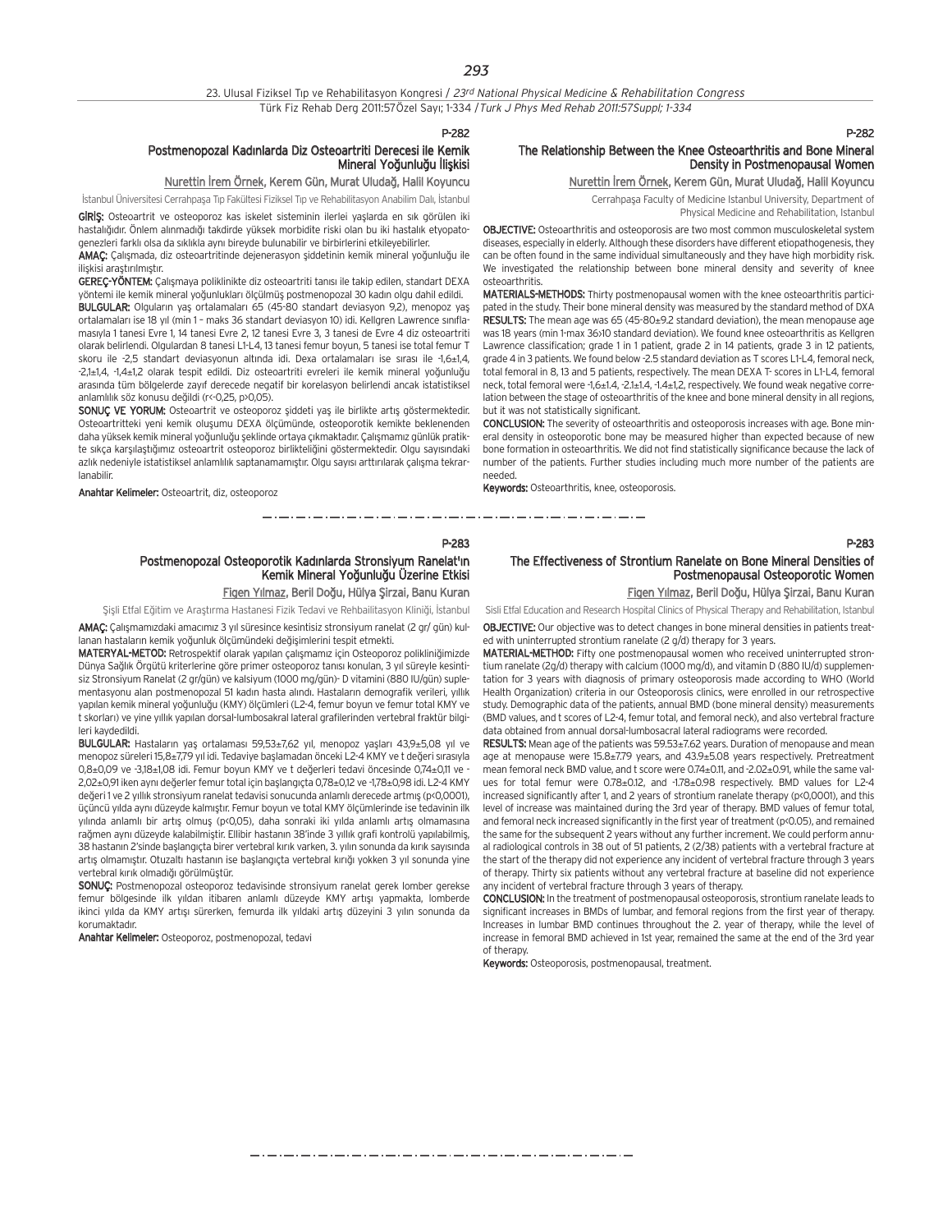P-282

## Postmenopozal Kadınlarda Diz Osteoartriti Derecesi ile Kemik Mineral Yoğunluğu İlişkisi

Nurettin İrem Örnek, Kerem Gün, Murat Uludağ, Halil Koyuncu

İstanbul Üniversitesi Cerrahpaşa Tıp Fakültesi Fiziksel Tıp ve Rehabilitasyon Anabilim Dalı, İstanbul

**GİRİŞ:** Osteoartrit ve osteoporoz kas iskelet sisteminin ilerlei yaşlarda en sık görülen iki hastalığıdır. Önlem alınmadığı takdirde yüksek morbidite riski olan bu iki hastalık etyopatogenezleri farklı olsa da sıklıkla aynı bireyde bulunabilir ve birbirlerini etkileyebilirler.

**AMAÇ:** Çalışmada, diz osteoartritinde dejenerasyon şiddetinin kemik mineral yoğunluğu ile ilişkisi araştırılmıştır.

**GEREÇ-YÖNTEM:** Çalışmaya poliklinikte diz osteoartriti tanısı ile takip edilen, standart DEXA yöntemi ile kemik mineral yoğunlukları ölçülmüş postmenopozal 30 kadın olgu dahil edildi.

**BULGULAR:** Olguların yaş ortalamaları 65 (45-80 standart deviasyon 9,2), menopoz yaş ortalamaları ise 18 yıl (min 1 – maks 36 standart deviasyon 10) idi. Kellgren Lawrence sınıflamasıyla 1 tanesi Evre 1, 14 tanesi Evre 2, 12 tanesi Evre 3, 3 tanesi de Evre 4 diz osteoartriti olarak belirlendi. Olgulardan 8 tanesi L1-L4, 13 tanesi femur boyun, 5 tanesi ise total femur T skoru ile -2,5 standart deviasyonun altında idi. Dexa ortalamaları ise sırası ile -1,6±1,4, -2,1±1,4, -1,4±1,2 olarak tespit edildi. Diz osteoartriti evreleri ile kemik mineral yoğunluğu arasında tüm bölgelerde zayıf derecede negatif bir korelasyon belirlendi ancak istatistiksel anlamlılık söz konusu değildi (r<-0,25, p>0,05).

**SONUÇ VE YORUM:** Osteoartrit ve osteoporoz şiddeti yaş ile birlikte artış göstermektedir. Osteoartritteki yeni kemik oluşumu DEXA ölçümünde, osteoporotik kemikte beklenenden daha yüksek kemik mineral yoğunluğu şeklinde ortaya çıkmaktadır. Çalışmamız günlük pratikte sıkça karşılaştığımız osteoartrit osteoporoz birlikteliğini göstermektedir. Olgu sayısındaki azlık nedeniyle istatistiksel anlamlılık saptanamamıştır. Olgu sayısı arttırılarak çalışma tekrarlanabilir.

**Anahtar Kelimeler:** Osteoartrit, diz, osteoporoz

P-282

## The Relationship Between the Knee Osteoarthritis and Bone Mineral Density in Postmenopausal Women

Nurettin İrem Örnek, Kerem Gün, Murat Uludağ, Halil Koyuncu

Cerrahpaşa Faculty of Medicine Istanbul University, Department of Physical Medicine and Rehabilitation, Istanbul

**OBJECTIVE:** Osteoarthritis and osteoporosis are two most common musculoskeletal system diseases, especially in elderly. Although these disorders have different etiopathogenesis, they can be often found in the same individual simultaneously and they have high morbidity risk. We investigated the relationship between bone mineral density and severity of knee osteoarthritis.

**MATERIALS-METHODS:** Thirty postmenopausal women with the knee osteoarthritis participated in the study. Their bone mineral density was measured by the standard method of DXA

**RESULTS:** The mean age was 65 (45-80±9.2 standard deviation), the mean menopause age was 18 years (min 1-max 36±10 standard deviation). We found knee osteoarthritis as Kellgren Lawrence classification; grade 1 in 1 patient, grade 2 in 14 patients, grade 3 in 12 patients, grade 4 in 3 patients. We found below -2.5 standard deviation as T scores L1-L4, femoral neck, total femoral in 8, 13 and 5 patients, respectively. The mean DEXA T- scores in L1-L4, femoral neck, total femoral were -1,6±1.4, -2.1±1.4, -1.4±1,2, respectively. We found weak negative correlation between the stage of osteoarthritis of the knee and bone mineral density in all regions, but it was not statistically significant.

**CONCLUSION:** The severity of osteoarthritis and osteoporosis increases with age. Bone mineral density in osteoporotic bone may be measured higher than expected because of new bone formation in osteoarthritis. We did not find statistically significance because the lack of number of the patients. Further studies including much more number of the patients are needed.

**Keywords:** Osteoarthritis, knee, osteoporosis.

---

P-283

## Postmenopozal Osteoporotik Kadınlarda Stronsiyum Ranelat'ın Kemik Mineral Yoğunluğu Üzerine Etkisi

Figen Yılmaz, Beril Doğu, Hülya Şirzai, Banu Kuran

Şişli Etfal Eğitim ve Araştırma Hastanesi Fizik Tedavi ve Rehbailitasyon Kliniği, İstanbul

**AMAÇ:** Çalışmamızdaki amacımız 3 yıl süresince kesintisiz stronsiyum ranelat (2 gr/ gün) kullanan hastaların kemik yoğunluk ölçümündeki değişimlerini tespit etmekti.

**MATERYAL-METOD:** Retrospektif olarak yapılan çalışmamız için Osteoporoz polikliniğimizde Dünya Sağlık Örgütü kriterlerine göre primer osteoporoz tanısı konulan, 3 yıl süreyle kesintisiz Stronsiyum Ranelat (2 gr/gün) ve kalsiyum (1000 mg/gün)- D vitamini (880 IU/gün) suplementasyonu alan postmenopozal 51 kadın hasta alındı. Hastaların demografik verileri, yıllık yapılan kemik mineral yoğunluğu (KMY) ölçümleri (L2-4, femur boyun ve femur total KMY ve t skorları) ve yine yıllık yapılan dorsal-lumbosakral lateral grafilerinden vertebral fraktür bilgileri kaydedildi.

**BULGULAR:** Hastaların yaş ortalaması 59,53±7,62 yıl, menopoz yaşları 43,9±5,08 yıl ve menopoz süreleri 15,8±7,79 yıl idi. Tedaviye başlamadan önceki L2-4 KMY ve t değeri sırasıyla 0,8±0,09 ve -3,18±1,08 idi. Femur boyun KMY ve t değerleri tedavi öncesinde 0,74±0,11 ve -2,02±0,91 iken aynı değerler femur total için başlangıçta 0,78±0,12 ve -1,78±0,98 idi. L2-4 KMY değeri 1 ve 2 yıllık stronsiyum ranelat tedavisi sonucunda anlamlı derecede artmış (p<0,0001), üçüncü yılda aynı düzeyde kalmıştır. Femur boyun ve total KMY ölçümlerinde ise tedavinin ilk yılında anlamlı bir artış olmuş (p<0,05), daha sonraki iki yılda anlamlı artış olmamasına rağmen aynı düzeyde kalabilmiştir. Ellibir hastanın 38'inde 3 yıllık grafi kontrolü yapılabilmiş, 38 hastanın 2'sinde başlangıçta birer vertebral kırık varken, 3. yılın sonunda da kırık sayısında artış olmamıştır. Otuzaltı hastanın ise başlangıçta vertebral kırığı yokken 3 yıl sonunda yine vertebral kırık olmadığı görülmüştür.

**SONUÇ:** Postmenopozal osteoporoz tedavisinde stronsiyum ranelat gerek lomber gerekse femur bölgesinde ilk yıldan itibaren anlamlı düzeyde KMY artışı yapmakta, lomberde ikinci yılda da KMY artışı sürerken, femurda ilk yıldaki artış düzeyini 3 yılın sonunda da korumaktadır.

**Anahtar Kelimeler:** Osteoporoz, postmenopozal, tedavi

P-283

## The Effectiveness of Strontium Ranelate on Bone Mineral Densities of Postmenopausal Osteoporotic Women

Figen Yılmaz, Beril Doğu, Hülya Şirzai, Banu Kuran

Sisli Etfal Education and Research Hospital Clinics of Physical Therapy and Rehabilitation, Istanbul

**OBJECTIVE:** Our objective was to detect changes in bone mineral densities in patients treated with uninterrupted strontium ranelate (2 g/d) therapy for 3 years.

**MATERIAL-METHOD:** Fifty one postmenopausal women who received uninterrupted strontium ranelate (2g/d) therapy with calcium (1000 mg/d), and vitamin D (880 IU/d) supplementation for 3 years with diagnosis of primary osteoporosis made according to WHO (World Health Organization) criteria in our Osteoporosis clinics, were enrolled in our retrospective study. Demographic data of the patients, annual BMD (bone mineral density) measurements (BMD values, and t scores of L2-4, femur total, and femoral neck), and also vertebral fracture data obtained from annual dorsal-lumbosacral lateral radiograms were recorded.

**RESULTS:** Mean age of the patients was 59.53±7.62 years. Duration of menopause and mean age at menopause were 15.8±7.79 years, and 43.9±5.08 years respectively. Pretreatment mean femoral neck BMD value, and t score were 0.74±0.11, and -2.02±0.91, while the same values for total femur were 0.78±0.12, and -1.78±0.98 respectively. BMD values for L2-4 increased significantly after 1, and 2 years of strontium ranelate therapy (p<0,0001), and this level of increase was maintained during the 3rd year of therapy. BMD values of femur total, and femoral neck increased significantly in the first year of treatment (p<0.05), and remained the same for the subsequent 2 years without any further increment. We could perform annual radiological controls in 38 out of 51 patients, 2 (2/38) patients with a vertebral fracture at the start of the therapy did not experience any incident of vertebral fracture through 3 years of therapy. Thirty six patients without any vertebral fracture at baseline did not experience any incident of vertebral fracture through 3 years of therapy.

**CONCLUSION:** In the treatment of postmenopausal osteoporosis, strontium ranelate leads to significant increases in BMDs of lumbar, and femoral regions from the first year of therapy. Increases in lumbar BMD continues throughout the 2. year of therapy, while the level of increase in femoral BMD achieved in 1st year, remained the same at the end of the 3rd year of therapy.

**Keywords:** Osteoporosis, postmenopausal, treatment.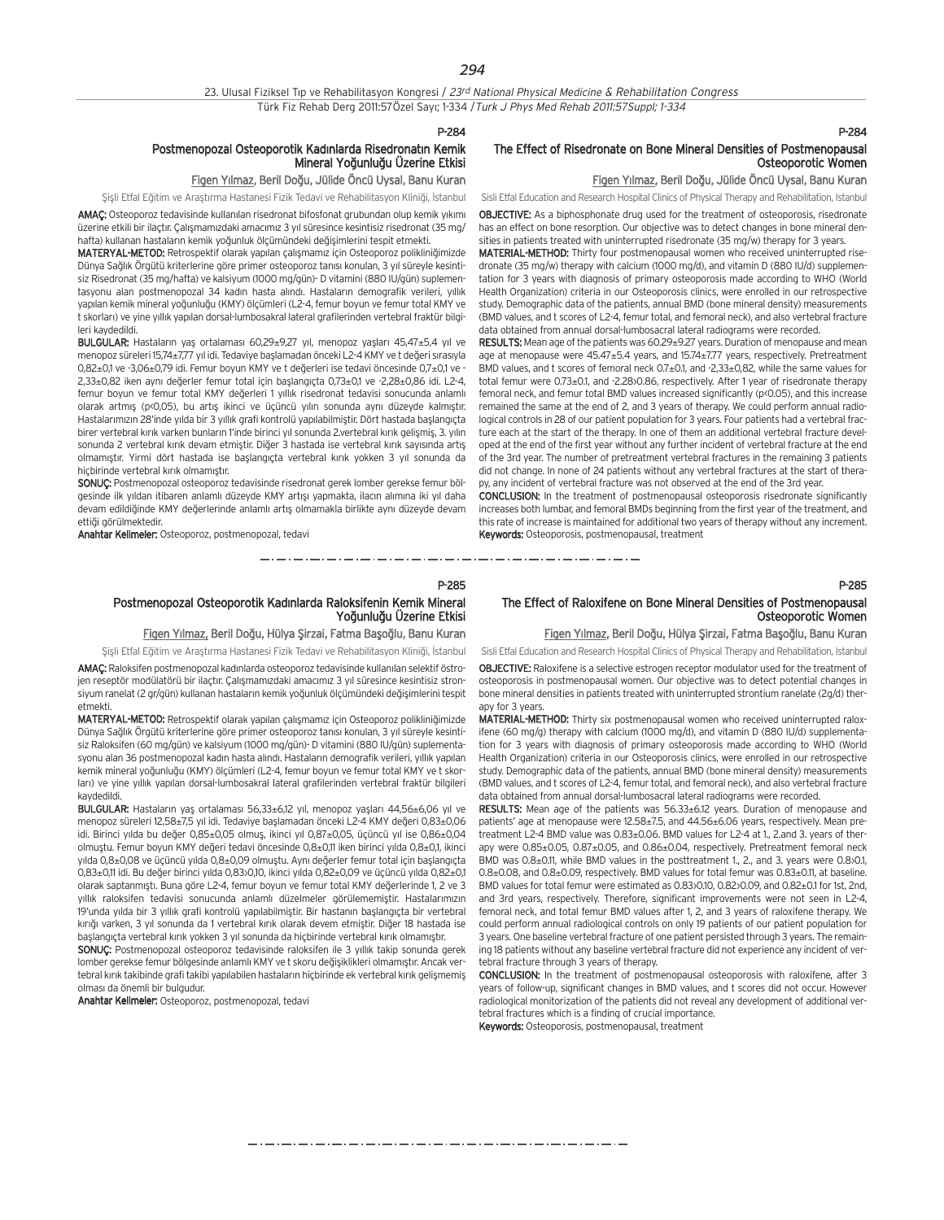P-284

## Postmenopozal Osteoporotik Kadınlarda Risedronatın Kemik Mineral Yoğunluğu Üzerine Etkisi

Figen Yılmaz, Beril Doğu, Jülide Öncü Uysal, Banu Kuran

Şişli Etfal Eğitim ve Araştırma Hastanesi Fizik Tedavi ve Rehabilitasyon Kliniği, İstanbul

**AMAÇ:** Osteoporoz tedavisinde kullanılan risedronat bifosfonat grubundan olup kemik yıkımı üzerine etkili bir ilaçtır. Çalışmamızdaki amacımız 3 yıl süresince kesintisiz risedronat (35 mg/hafta) kullanan hastaların kemik yoğunluk ölçümündeki değişimlerini tespit etmekti.

**MATERYAL-METOD:** Retrospektif olarak yapılan çalışmamız için Osteoporoz polikliniğimizde Dünya Sağlık Örgütü kriterlerine göre primer osteoporoz tanısı konulan, 3 yıl süreyle kesintisiz Risedronat (35 mg/hafta) ve kalsiyum (1000 mg/gün)- D vitamini (880 IU/gün) suplementasyonu alan postmenopozal 34 kadın hasta alındı. Hastaların demografik verileri, yıllık yapılan kemik mineral yoğunluğu (KMY) ölçümleri (L2-4, femur boyun ve femur total KMY ve t skorları) ve yine yıllık yapılan dorsal-lumbosakral lateral grafilerinden vertebral fraktür bilgileri kaydedildi.

**BULGULAR:** Hastaların yaş ortalaması 60,29±9,27 yıl, menopoz yaşları 45,47±5,4 yıl ve menopoz süreleri 15,74±7,77 yıl idi. Tedaviye başlamadan önceki L2-4 KMY ve t değeri sırasıyla 0,82±0,1 ve -3,06±0,79 idi. Femur boyun KMY ve t değerleri ise tedavi öncesinde 0,7±0,1 ve -2,33±0,82 iken aynı değerler femur total için başlangıçta 0,73±0,1 ve -2,28±0,86 idi. L2-4, femur boyun ve femur total KMY değerleri 1 yıllık risedronat tedavisi sonucunda anlamlı olarak artmış (p<0,05), bu artış ikinci ve üçüncü yılın sonunda aynı düzeyde kalmıştır. Hastalarımızın 28'inde yılda bir 3 yıllık grafi kontrolü yapılabilmiştir. Dört hastada başlangıçta birer vertebral kırık varken bunların 1'inde birinci yıl sonunda 2.vertebral kırık gelişmiş, 3. yılın sonunda 2 vertebral kırık devam etmiştir. Diğer 3 hastada ise vertebral kırık sayısında artış olmamıştır. Yirmi dört hastada ise başlangıçta vertebral kırık yokken 3 yıl sonunda da hiçbirinde vertebral kırık olmamıştır.

**SONUÇ:** Postmenopozal osteoporoz tedavisinde risedronat gerek lomber gerekse femur bölgesinde ilk yıldan itibaren anlamlı düzeyde KMY artışı yapmakta, ilacın alımına iki yıl daha devam edildiğinde KMY değerlerinde anlamlı artış olmamakla birlikte aynı düzeyde devam ettiği görülmektedir.

**Anahtar Kelimeler:** Osteoporoz, postmenopozal, tedavi

P-284

## The Effect of Risedronate on Bone Mineral Densities of Postmenopausal Osteoporotic Women

Figen Yılmaz, Beril Doğu, Jülide Öncü Uysal, Banu Kuran

Sisli Etfal Education and Research Hospital Clinics of Physical Therapy and Rehabilitation, Istanbul

**OBJECTIVE:** As a biphosphonate drug used for the treatment of osteoporosis, risedronate has an effect on bone resorption. Our objective was to detect changes in bone mineral densities in patients treated with uninterrupted risedronate (35 mg/w) therapy for 3 years.

**MATERIAL-METHOD:** Thirty four postmenopausal women who received uninterrupted risedronate (35 mg/w) therapy with calcium (1000 mg/d), and vitamin D (880 IU/d) supplementation for 3 years with diagnosis of primary osteoporosis made according to WHO (World Health Organization) criteria in our Osteoporosis clinics, were enrolled in our retrospective study. Demographic data of the patients, annual BMD (bone mineral density) measurements (BMD values, and t scores of L2-4, femur total, and femoral neck), and also vertebral fracture data obtained from annual dorsal-lumbosacral lateral radiograms were recorded.

**RESULTS:** Mean age of the patients was 60.29±9.27 years. Duration of menopause and mean age at menopause were 45.47±5.4 years, and 15.74±7.77 years, respectively. Pretreatment BMD values, and t scores of femoral neck 0.7±0.1, and -2,33±0,82, while the same values for total femur were 0.73±0.1, and -2.28›0.86, respectively. After 1 year of risedronate therapy femoral neck, and femur total BMD values increased significantly (p<0.05), and this increase remained the same at the end of 2, and 3 years of therapy. We could perform annual radiological controls in 28 of our patient population for 3 years. Four patients had a vertebral fracture each at the start of the therapy. In one of them an additional vertebral fracture developed at the end of the first year without any further incident of vertebral fracture at the end of the 3rd year. The number of pretreatment vertebral fractures in the remaining 3 patients did not change. In none of 24 patients without any vertebral fractures at the start of therapy, any incident of vertebral fracture was not observed at the end of the 3rd year.

**CONCLUSION:** In the treatment of postmenopausal osteoporosis risedronate significantly increases both lumbar, and femoral BMDs beginning from the first year of the treatment, and this rate of increase is maintained for additional two years of therapy without any increment.

**Keywords:** Osteoporosis, postmenopausal, treatment

---

P-285

## Postmenopozal Osteoporotik Kadınlarda Raloksifenin Kemik Mineral Yoğunluğu Üzerine Etkisi

Figen Yılmaz, Beril Doğu, Hülya Şirzai, Fatma Başoğlu, Banu Kuran

Şişli Etfal Eğitim ve Araştırma Hastanesi Fizik Tedavi ve Rehabilitasyon Kliniği, İstanbul

**AMAÇ:** Raloksifen postmenopozal kadınlarda osteoporoz tedavisinde kullanılan selektif östrojen reseptör modülatörü bir ilaçtır. Çalışmamızdaki amacımız 3 yıl süresince kesintisiz stronsiyum ranelat (2 gr/gün) kullanan hastaların kemik yoğunluk ölçümündeki değişimlerini tespit etmekti.

**MATERYAL-METOD:** Retrospektif olarak yapılan çalışmamız için Osteoporoz polikliniğimizde Dünya Sağlık Örgütü kriterlerine göre primer osteoporoz tanısı konulan, 3 yıl süreyle kesintisiz Raloksifen (60 mg/gün) ve kalsiyum (1000 mg/gün)- D vitamini (880 IU/gün) suplementasyonu alan 36 postmenopozal kadın hasta alındı. Hastaların demografik verileri, yıllık yapılan kemik mineral yoğunluğu (KMY) ölçümleri (L2-4, femur boyun ve femur total KMY ve t skorları) ve yine yıllık yapılan dorsal-lumbosakral lateral grafilerinden vertebral fraktür bilgileri kaydedildi.

**BULGULAR:** Hastaların yaş ortalaması 56,33±6,12 yıl, menopoz yaşları 44,56±6,06 yıl ve menopoz süreleri 12,58±7,5 yıl idi. Tedaviye başlamadan önceki L2-4 KMY değeri 0,83±0,06 idi. Birinci yılda bu değer 0,85±0,05 olmuş, ikinci yıl 0,87±0,05, üçüncü yıl ise 0,86±0,04 olmuştu. Femur boyun KMY değeri tedavi öncesinde 0,8±0,11 iken birinci yılda 0,8±0,1, ikinci yılda 0,8±0,08 ve üçüncü yılda 0,8±0,09 olmuştu. Aynı değerler femur total için başlangıçta 0,83±0,11 idi. Bu değer birinci yılda 0,83›0,10, ikinci yılda 0,82±0,09 ve üçüncü yılda 0,82±0,1 olarak saptanmıştı. Buna göre L2-4, femur boyun ve femur total KMY değerlerinde 1, 2 ve 3 yıllık raloksifen tedavisi sonucunda anlamlı düzelmeler görülememiştir. Hastalarımızın 19'unda yılda bir 3 yıllık grafi kontrolü yapılabilmiştir. Bir hastanın başlangıçta bir vertebral kırığı varken, 3 yıl sonunda da 1 vertebral kırık olarak devam etmiştir. Diğer 18 hastada ise başlangıçta vertebral kırık yokken 3 yıl sonunda da hiçbirinde vertebral kırık olmamıştır.

**SONUÇ:** Postmenopozal osteoporoz tedavisinde raloksifen ile 3 yıllık takip sonunda gerek lomber gerekse femur bölgesinde anlamlı KMY ve t skoru değişiklikleri olmamıştır. Ancak vertebral kırık takibinde grafi takibi yapılabilen hastaların hiçbirinde ek vertebral kırık gelişmemiş olması da önemli bir bulgudur.

**Anahtar Kelimeler:** Osteoporoz, postmenopozal, tedavi

P-285

## The Effect of Raloxifene on Bone Mineral Densities of Postmenopausal Osteoporotic Women

Figen Yılmaz, Beril Doğu, Hülya Şirzai, Fatma Başoğlu, Banu Kuran

Sisli Etfal Education and Research Hospital Clinics of Physical Therapy and Rehabilitation, Istanbul

**OBJECTIVE:** Raloxifene is a selective estrogen receptor modulator used for the treatment of osteoporosis in postmenopausal women. Our objective was to detect potential changes in bone mineral densities in patients treated with uninterrupted strontium ranelate (2g/d) therapy for 3 years.

**MATERIAL-METHOD:** Thirty six postmenopausal women who received uninterrupted raloxifene (60 mg/g) therapy with calcium (1000 mg/d), and vitamin D (880 IU/d) supplementation for 3 years with diagnosis of primary osteoporosis made according to WHO (World Health Organization) criteria in our Osteoporosis clinics, were enrolled in our retrospective study. Demographic data of the patients, annual BMD (bone mineral density) measurements (BMD values, and t scores of L2-4, femur total, and femoral neck), and also vertebral fracture data obtained from annual dorsal-lumbosacral lateral radiograms were recorded.

**RESULTS:** Mean age of the patients was 56.33±6.12 years. Duration of menopause and patients' age at menopause were 12.58±7.5, and 44.56±6.06 years, respectively. Mean pretreatment L2-4 BMD value was 0.83±0.06. BMD values for L2-4 at 1., 2.and 3. years of therapy were 0.85±0.05, 0.87±0.05, and 0.86±0.04, respectively. Pretreatment femoral neck BMD was 0.8±0.11, while BMD values in the posttreatment 1., 2., and 3. years were 0.8›0.1, 0.8±0.08, and 0.8±0.09, respectively. BMD values for total femur was 0.83±0.11, at baseline. BMD values for total femur were estimated as 0.83›0.10, 0.82›0.09, and 0.82±0.1 for 1st, 2nd, and 3rd years, respectively. Therefore, significant improvements were not seen in L2-4, femoral neck, and total femur BMD values after 1, 2, and 3 years of raloxifene therapy. We could perform annual radiological controls on only 19 patients of our patient population for 3 years. One baseline vertebral fracture of one patient persisted through 3 years. The remaining 18 patients without any baseline vertebral fracture did not experience any incident of vertebral fracture through 3 years of therapy.

**CONCLUSION:** In the treatment of postmenopausal osteoporosis with raloxifene, after 3 years of follow-up, significant changes in BMD values, and t scores did not occur. However radiological monitorization of the patients did not reveal any development of additional vertebral fractures which is a finding of crucial importance.

**Keywords:** Osteoporosis, postmenopausal, treatment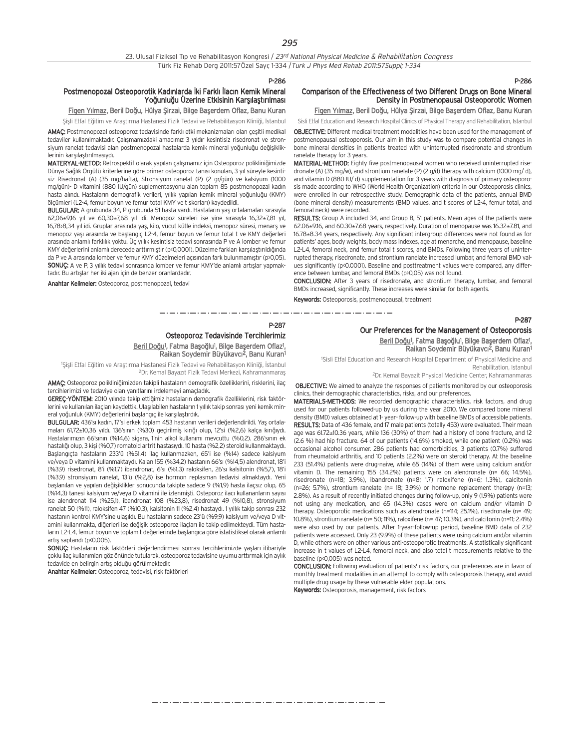P-286

## Postmenopozal Osteoporotik Kadınlarda İki Farklı İlacın Kemik Mineral Yoğunluğu Üzerine Etkisinin Karşılaştırılması

Figen Yılmaz, Beril Doğu, Hülya Şirzai, Bilge Başerdem Oflaz, Banu Kuran

Şişli Etfal Eğitim ve Araştırma Hastanesi Fizik Tedavi ve Rehabilitasyon Kliniği, İstanbul

**AMAÇ:** Postmenopozal osteoporoz tedavisinde farklı etki mekanizmaları olan çeşitli medikal tedaviler kullanılmaktadır. Çalışmamızdaki amacımız 3 yıldır kesintisiz risedronat ve stronsiyum ranelat tedavisi alan postmenopozal hastalarda kemik mineral yoğunluğu değişikliklerinin karşılaştırılmasıydı.

**MATERYAL-METOD:** Retrospektif olarak yapılan çalışmamız için Osteoporoz polikliniğimizde Dünya Sağlık Örgütü kriterlerine göre primer osteoporoz tanısı konulan, 3 yıl süreyle kesintisiz Risedronat (A) (35 mg/hafta), Stronsiyum ranelat (P) (2 gr/gün) ve kalsiyum (1000 mg/gün)- D vitamini (880 IU/gün) suplementasyonu alan toplam 85 postmenopozal kadın hasta alındı. Hastaların demografik verileri, yıllık yapılan kemik mineral yoğunluğu (KMY) ölçümleri (L2-4, femur boyun ve femur total KMY ve t skorları) kaydedildi.

**BULGULAR:** A grubunda 34, P grubunda 51 hasta vardı. Hastaların yaş ortalamaları sırasıyla 62,06±9,16 yıl ve 60,30±7,68 yıl idi. Menopoz süreleri ise yine sırasıyla 16,32±7,81 yıl, 16,78›8,34 yıl idi. Gruplar arasında yaş, kilo, vücut kütle indeksi, menopoz süresi, menarş ve menopoz yaşı arasında ve başlangıç L2-4, femur boyun ve femur total t ve KMY değerleri arasında anlamlı farklılık yoktu. Üç yıllık kesintisiz tedavi sonrasında P ve A lomber ve femur KMY değerlerini anlamlı derecede arttırmıştır (p<0,0001). Düzelme farkları karşılaştırıldığında da P ve A arasında lomber ve femur KMY düzelmeleri açısından fark bulunmamıştır (p>0,05).

**SONUÇ:** A ve P, 3 yıllık tedavi sonrasında lomber ve femur KMY'de anlamlı artışlar yapmaktadır. Bu artışlar her iki ajan için de benzer oranlardadır.

**Anahtar Kelimeler:** Osteoporoz, postmenopozal, tedavi

P-286

## Comparison of the Effectiveness of two Different Drugs on Bone Mineral Density in Postmenopausal Osteoporotic Women

Figen Yılmaz, Beril Doğu, Hülya Şirzai, Bilge Başerdem Oflaz, Banu Kuran

Sisli Etfal Education and Research Hospital Clinics of Physical Therapy and Rehabilitation, Istanbul

**OBJECTIVE:** Different medical treatment modalities have been used for the management of postmenopausal osteoporosis. Our aim in this study was to compare potential changes in bone mineral densities in patients treated with uninterrupted risedronate and strontium ranelate therapy for 3 years.

**MATERIAL-METHOD:** Eighty five postmenopausal women who received uninterrupted risedronate (A) (35 mg/w), and strontium ranelate (P) (2 g/d) therapy with calcium (1000 mg/ d), and vitamin D (880 IU/ d) supplementation for 3 years with diagnosis of primary osteoporosis made according to WHO (World Health Organization) criteria in our Osteoporosis clinics, were enrolled in our retrospective study. Demographic data of the patients, annual BMD (bone mineral density) measurements (BMD values, and t scores of L2-4, femur total, and femoral neck) were recorded.

**RESULTS:** Group A included 34, and Group B, 51 patients. Mean ages of the patients were 62.06±9.16, and 60.30±7.68 years, respectively. Duration of menopause was 16.32±7.81, and 16.78±8.34 years, respectively. Any significant intergroup differences were not found as for patients' ages, body weights, body mass indexes, age at menarche, and menopause, baseline L2-L4, femoral neck, and femur total t scores, and BMDs. Following three years of uninterrupted therapy, risedronate, and strontium ranelate increased lumbar, and femoral BMD values significantly (p<0.0001). Baseline and posttreatment values were compared, any difference between lumbar, and femoral BMDs (p>0,05) was not found.

**CONCLUSION:** After 3 years of risedronate, and strontium therapy, lumbar, and femoral BMDs increased, significantly. These increases were similar for both agents.

**Keywords:** Osteoporosis, postmenopausal, treatment

P-287

## Osteoporoz Tedavisinde Tercihlerimiz

Beril Doğu[1], Fatma Başoğlu[1], Bilge Başerdem Oflaz[1], Raikan Soydemir Büyükavcı[2], Banu Kuran[1]

[1]Şişli Etfal Eğitim ve Araştırma Hastanesi Fizik Tedavi ve Rehabilitasyon Kliniği, İstanbul
[2]Dr. Kemal Bayazıt Fizik Tedavi Merkezi, Kahramanmaraş

**AMAÇ:** Osteoporoz polikliniğimizden takipli hastaların demografik özelliklerini, risklerini, ilaç tercihlerimizi ve tedaviye olan yanıtlarını irdelemeyi amaçladık.

**GEREÇ-YÖNTEM:** 2010 yılında takip ettiğimiz hastaların demografik özelliklerini, risk faktörlerini ve kullanılan ilaçları kaydettik. Ulaşılabilen hastaların 1 yıllık takip sonrası yeni kemik mineral yoğunluk (KMY) değerlerini başlangıç ile karşılaştırdık.

**BULGULAR:** 436'sı kadın, 17'si erkek toplam 453 hastanın verileri değerlendirildi. Yaş ortalamaları 61,72±10,36 yıldı. 136'sının (%30) geçirilmiş kırığı olup, 12'si (%2,6) kalça kırığıydı. Hastalarımızın 66'sının (%14,6) sigara, 1'nin alkol kullanımı mevcuttu (%0,2). 286'sının ek hastalığı olup, 3 kişi (%0,7) romatoid artrit hastasıydı. 10 hasta (%2,2) steroid kullanmaktaydı. Başlangıçta hastaların 233'ü (%51,4) ilaç kullanmazken, 65'i ise (%14) sadece kalsiyum ve/veya D vitamini kullanmaktaydı. Kalan 155 (%34,2) hastanın 66'sı (%14,5) alendronat, 18'i (%3,9) risedronat, 8'i (%1,7) ibandronat, 6'sı (%1,3) raloksifen, 26'sı kalsitonin (%5,7), 18'i (%3,9) stronsiyum ranelat, 13'ü (%2,8) ise hormon replasman tedavisi almaktaydı. Yeni başlanılan ve yapılan değişiklikler sonucunda takipte sadece 9 (%1,9) hasta ilaçsız olup, 65 (%14,3) tanesi kalsiyum ve/veya D vitamini ile izlenmişti. Osteoporoz ilacı kullananların sayısı ise alendronat 114 (%25,1), ibandronat 108 (%23,8), risedronat 49 (%10,8), stronsiyum ranelat 50 (%11), raloksifen 47 (%10,3), kalsitonin 11 (%2,4) hastaydı. 1 yıllık takip sonrası 232 hastanın kontrol KMY'sine ulaşıldı. Bu hastaların sadece 23'ü (%9,9) kalsiyum ve/veya D vitamini kullanmakta, diğerleri ise değişik osteoporoz ilaçları ile takip edilmekteydi. Tüm hastaların L2-L4, femur boyun ve toplam t değerlerinde başlangıca göre istatistiksel olarak anlamlı artış saptandı (p<0,005).

**SONUÇ:** Hastaların risk faktörleri değerlendirmesi sonrası tercihlerimizde yaşları itibariyle çoklu ilaç kullanımları göz önünde tutularak, osteoporoz tedavisine uyumu arttırmak için aylık tedavide en belirgin artış olduğu görülmektedir.

**Anahtar Kelimeler:** Osteoporoz, tedavisi, risk faktörleri

P-287

## Our Preferences for the Management of Osteoporosis

Beril Doğu[1], Fatma Başoğlu[1], Bilge Başerdem Oflaz[1], Raikan Soydemir Büyükavcı[2], Banu Kuran[1]

[1]Sisli Etfal Education and Research Hospital Department of Physical Medicine and Rehabilitation, Istanbul
[2]Dr. Kemal Bayazit Physical Medicine Center, Kahramanmaras

**OBJECTIVE:** We aimed to analyze the responses of patients monitored by our osteoporosis clinics, their demographic characteristics, risks, and our preferences.

**MATERIALS-METHODS:** We recorded demographic characteristics, risk factors, and drug used for our patients followed-up by us during the year 2010. We compared bone mineral density (BMD) values obtained at 1- year- follow-up with baseline BMDs of accessible patients.

**RESULTS:** Data of 436 female, and 17 male patients (totally 453) were evaluated. Their mean age was 61.72±10.36 years, while 136 (30%) of them had a history of bone fracture, and 12 (2.6 %) had hip fracture. 64 of our patients (14.6%) smoked, while one patient (0.2%) was occasional alcohol consumer. 286 patients had comorbidities, 3 patients (0.7%) suffered from rheumatoid arthritis, and 10 patients (2.2%) were on steroid therapy. At the baseline 233 (51.4%) patients were drug-naive, while 65 (14%) of them were using calcium and/or vitamin D. The remaining 155 (34.2%) patients were on alendronate (n= 66; 14.5%), risedronate (n=18; 3.9%), ibandronate (n=8; 1.7) raloxifene (n=6; 1.3%), calcitonin (n=26; 5.7%), strontium ranelate (n= 18; 3.9%) or hormone replacement therapy (n=13; 2.8%). As a result of recently initiated changes during follow-up, only 9 (1.9%) patients were not using any medication, and 65 (14.3%) cases were on calcium and/or vitamin D therapy. Osteoporotic medications such as alendronate (n=114; 25.1%), risedronate (n= 49; 10.8%), strontium ranelate (n= 50; 11%), raloxifene (n= 47; 10.3%), and calcitonin (n=11; 2.4%) were also used by our patients. After 1-year-follow-up period, baseline BMD data of 232 patients were accessed. Only 23 (9.9%) of these patients were using calcium and/or vitamin D, while others were on other various anti-osteoporotic treatments. A statistically significant increase in t values of L2-L4, femoral neck, and also total t measurements relative to the baseline (p<0,005) was noted.

**CONCLUSION:** Following evaluation of patients' risk factors, our preferences are in favor of monthly treatment modalities in an attempt to comply with osteoporosis therapy, and avoid multiple drug usage by these vulnerable elder populations.

**Keywords:** Osteoporosis, management, risk factors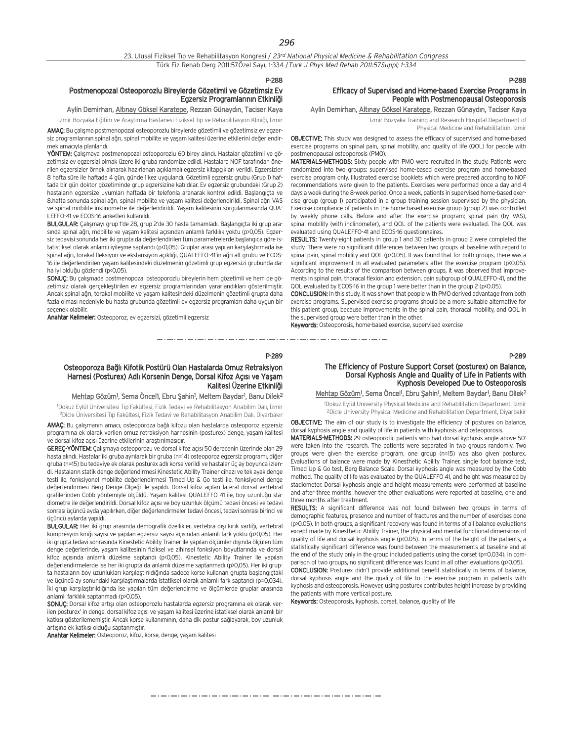P-288

## Postmenopozal Osteoporozlu Bireylerde Gözetimli ve Gözetimsiz Ev Egzersiz Programlarının Etkinliği

Aylin Demirhan, Altınay Göksel Karatepe, Rezzan Günaydın, Taciser Kaya

İzmir Bozyaka Eğitim ve Araştırma Hastanesi Fiziksel Tıp ve Rehabilitasyon Kliniği, İzmir

**AMAÇ:** Bu çalışma postmenopozal osteoporozlu bireylerde gözetimli ve gözetimsiz ev egzersiz programlarının spinal ağrı, spinal mobilite ve yaşam kalitesi üzerine etkilerini değerlendirmek amacıyla planlandı.

**YÖNTEM:** Çalışmaya postmenopozal osteoporozlu 60 birey alındı. Hastalar gözetimli ve gözetimsiz ev egzersizi olmak üzere iki gruba randomize edildi. Hastalara NOF tarafından önerilen egzersizler örnek alınarak hazırlanan açıklamalı egzersiz kitapçıkları verildi. Egzersizler 8 hafta süre ile haftada 4 gün, günde 1 kez uygulandı. Gözetimli egzersiz grubu (Grup 1) haftada bir gün doktor gözetiminde grup egzersizine katıldılar. Ev egzersiz grubundaki (Grup 2) hastaların egzersize uyumları haftada bir telefonla aranarak kontrol edildi. Başlangıçta ve 8.hafta sonunda spinal ağrı, spinal mobilite ve yaşam kalitesi değerlendirildi. Spinal ağrı VAS ve spinal mobilite inklinometre ile değerlendirildi. Yaşam kalitesinin sorgulanmasında QUALEFFO-41 ve ECOS-16 anketleri kullanıldı.

**BULGULAR:** Çalışmayı grup 1'de 28, grup 2'de 30 hasta tamamladı. Başlangıçta iki grup arasında spinal ağrı, mobilite ve yaşam kalitesi açısından anlamlı farklılık yoktu (p>0,05). Egzersiz tedavisi sonunda her iki grupta da değerlendirilen tüm parametrelerde başlangıca göre istatistiksel olarak anlamlı iyileşme saptandı (p<0,05). Gruplar arası yapılan karşılaştırmada ise spinal ağrı, torakal fleksiyon ve ekstansiyon açıklığı, QUALEFFO-41'in ağrı alt grubu ve ECOS-16 ile değerlendirilen yaşam kalitesindeki düzelmenin gözetimli grup egzersizi grubunda daha iyi olduğu gözlendi (p<0,05).

**SONUÇ:** Bu çalışmada postmenopozal osteoporozlu bireylerin hem gözetimli ve hem de gözetimsiz olarak gerçekleştirilen ev egzersiz programlarından yararlandıkları gösterilmiştir. Ancak spinal ağrı, torakal mobilite ve yaşam kalitesindeki düzelmenin gözetimli grupta daha fazla olması nedeniyle bu hasta grubunda gözetimli ev egzersiz programları daha uygun bir seçenek olabilir.

**Anahtar Kelimeler:** Osteoporoz, ev egzersizi, gözetimli egzersiz

P-288

## Efficacy of Supervised and Home-based Exercise Programs in People with Postmenopausal Osteoporosis

Aylin Demirhan, Altınay Göksel Karatepe, Rezzan Günaydın, Taciser Kaya

Izmir Bozyaka Training and Research Hospital Department of Physical Medicine and Rehabilitation, Izmir

**OBJECTIVE:** This study was designed to assess the efficacy of supervised and home-based exercise programs on spinal pain, spinal mobility, and quality of life (QOL) for people with postmenopausal osteoporosis (PMO).

**MATERIALS-METHODS:** Sixty people with PMO were recruited in the study. Patients were randomized into two groups: supervised home-based exercise program and home-based exercise program only. Illustrated exercise booklets which were prepared according to NOF recommendations were given to the patients. Exercises were performed once a day and 4 days a week during the 8-week period. Once a week, patients in supervised home-based exercise group (group 1) participated in a group training session supervised by the physician. Exercise compliance of patients in the home-based exercise group (group 2) was controlled by weekly phone calls. Before and after the exercise program; spinal pain (by VAS), spinal mobility (with inclinometer), and QOL of the patients were evaluated. The QOL was evaluated using QUALEFFO-41 and ECOS-16 questionnaires.

**RESULTS:** Twenty-eight patients in group 1 and 30 patients in group 2 were completed the study. There were no significant differences between two groups at baseline with regard to spinal pain, spinal mobility and QOL (p>0.05). It was found that for both groups, there was a significant improvement in all evaluated parameters after the exercise program (p<0.05). According to the results of the comparison between groups, it was observed that improvements in spinal pain, thoracal flexion and extension, pain subgroup of QUALEFFO-41, and the QOL evaluated by ECOS-16 in the group 1 were better than in the group 2 (p<0.05).

**CONCLUSION:** In this study, it was shown that people with PMO derived advantage from both exercise programs. Supervised exercise programs should be a more suitable alternative for this patient group, because improvements in the spinal pain, thoracal mobility, and QOL in the supervised group were better than in the other.

**Keywords:** Osteoporosis, home-based exercise, supervised exercise

P-289

## Osteoporoza Bağlı Kifotik Postürü Olan Hastalarda Omuz Retraksiyon Harnesi (Posturex) Adlı Korsenin Denge, Dorsal Kifoz Açısı ve Yaşam Kalitesi Üzerine Etkinliği

Mehtap Gözüm[1], Sema Öncel[1], Ebru Şahin[1], Meltem Baydar[1], Banu Dilek[2]

[1]Dokuz Eylül Üniversitesi Tıp Fakültesi, Fizik Tedavi ve Rehabilitasyon Anabilim Dalı, İzmir
[2]Dicle Üniversitesi Tıp Fakültesi, Fizik Tedavi ve Rehabilitasyon Anabilim Dalı, Diyarbakır

**AMAÇ:** Bu çalışmanın amacı, osteoporoza bağlı kifozu olan hastalarda osteoporoz egzersiz programına ek olarak verilen omuz retraksiyon harnesinin (posturex) denge, yaşam kalitesi ve dorsal kifoz açısı üzerine etkilerinin araştırılmasıdır.

**GEREÇ-YÖNTEM:** Çalışmaya osteoporozu ve dorsal kifoz açısı 50 derecenin üzerinde olan 29 hasta alındı. Hastalar iki gruba ayrılarak bir gruba (n=14) osteoporoz egzersiz programı, diğer gruba (n=15) bu tedaviye ek olarak posturex adlı korse verildi ve hastalar üç ay boyunca izlendi. Hastaların statik denge değerlendirmesi Kinestetic Ability Trainer cihazı ve tek ayak denge testi ile, fonksiyonel mobilite değerlendirmesi Timed Up & Go testi ile, fonksiyonel denge değerlendirmesi Berg Denge Ölçeği ile yapıldı. Dorsal kifoz açıları lateral dorsal vertebral grafilerinden Cobb yöntemiyle ölçüldü. Yaşam kalitesi QUALEFFO 41 ile, boy uzunluğu stadiometre ile değerlendirildi. Dorsal kifoz açısı ve boy uzunluk ölçümü tedavi öncesi ve tedavi sonrası üçüncü ayda yapılırken, diğer değerlendirmeler tedavi öncesi, tedavi sonrası birinci ve üçüncü aylarda yapıldı.

**BULGULAR:** Her iki grup arasında demografik özellikler, vertebra dışı kırık varlığı, vertebral kompresyon kırığı sayısı ve yapılan egzersiz sayısı açısından anlamlı fark yoktu (p>0,05). Her iki grupta tedavi sonrasında Kinestetic Ability Trainer ile yapılan ölçümler dışında ölçülen tüm denge değerlerinde, yaşam kalitesinin fiziksel ve zihinsel fonksiyon boyutlarında ve dorsal kifoz açısında anlamlı düzelme saptandı (p<0,05). Kinestetic Ability Trainer ile yapılan değerlendirmelerde ise her iki grupta da anlamlı düzelme saptanmadı (p>0,05). Her iki gruptaki hastaların boy uzunlukları karşılaştırıldığında sadece korse kullanan grupta başlangıçtaki ve üçüncü ay sonundaki karşılaştırmalarda istatiksel olarak anlamlı fark saptandı (p=0,034). İki grup karşılaştırıldığında ise yapılan tüm değerlendirme ve ölçümlerde gruplar arasında anlamlı farklılık saptanmadı (p>0,05).

**SONUÇ:** Dorsal kifoz artışı olan osteoporozlu hastalarda egzersiz programına ek olarak verilen posturex' in denge, dorsal kifoz açısı ve yaşam kalitesi üzerine istatistiksel olarak anlamlı bir katkısı gösterilememiştir. Ancak korse kullanımının, daha dik postur sağlayarak, boy uzunluk artışına ek katkısı olduğu saptanmıştır.

**Anahtar Kelimeler:** Osteoporoz, kifoz, korse, denge, yaşam kalitesi

P-289

## The Efficiency of Posture Support Corset (posturex) on Balance, Dorsal Kyphosis Angle and Quality of Life in Patients with Kyphosis Developed Due to Osteoporosis

Mehtap Gözüm[1], Sema Öncel[1], Ebru Şahin[1], Meltem Baydar[1], Banu Dilek[2]

[1]Dokuz Eylül University Physical Medicine and Rehabilitation Department, Izmir
[2]Dicle University Physical Medicine and Rehabilitation Department, Diyarbakir

**OBJECTIVE:** The aim of our study is to investigate the efficiency of posturex on balance, dorsal kyphosis angle and quality of life in patients with kyphosis and osteoporosis.

**MATERIALS-METHODS:** 29 osteoporotic patients who had dorsal kyphosis angle above 50' were taken into the research. The patients were separated in two groups randomly. Two groups were given the exercise program, one group (n=15) was also given posturex. Evaluations of balance were made by Kinesthetic Ability Trainer, single foot balance test, Timed Up & Go test, Berg Balance Scale. Dorsal kyphosis angle was measured by the Cobb method. The quality of life was evaluated by the QUALEFFO 41, and height was measured by stadiometer. Dorsal kyphosis angle and height measurements were performed at baseline and after three months, however the other evaluations were reported at baseline, one and three months after treatment.

**RESULTS:** A significant difference was not found between two groups in terms of demographic features, presence and number of fractures and the number of exercises done (p>0.05). In both groups, a significant recovery was found in terms of all balance evaluations except made by Kinesthetic Ability Trainer, the physical and mental functional dimensions of quality of life and dorsal kyphosis angle (p<0.05). In terms of the height of the patients, a statistically significant difference was found between the measurements at baseline and at the end of the study only in the group included patients using the corset (p=0.034). In comparison of two groups, no significant difference was found in all other evaluations (p>0.05).

**CONCLUSION:** Posturex didn't provide additional benefit statistically in terms of balance, dorsal kyphosis angle and the quality of life to the exercise program in patients with kyphosis and osteoporosis. However, using posturex contributes height increase by providing the patients with more vertical posture.

**Keywords:** Osteoporosis, kyphosis, corset, balance, quality of life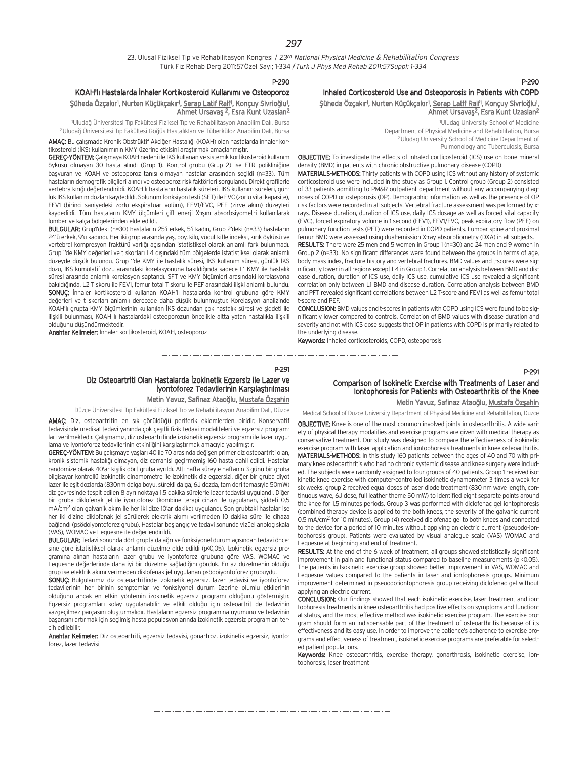## P-290

### KOAH'lı Hastalarda İnhaler Kortikosteroid Kullanımı ve Osteoporoz

Şüheda Özçakır[1], Nurten Küçükçakır[1], Serap Latif Raif[1], Konçuy Sivrioğlu[1], Ahmet Ursavaş [2], Esra Kunt Uzaslan[2]

[1]Uludağ Üniversitesi Tıp Fakültesi Fiziksel Tıp ve Rehabilitasyon Anabilim Dalı, Bursa
[2]Uludağ Üniversitesi Tıp Fakültesi Göğüs Hastalıkları ve Tüberküloz Anabilim Dalı, Bursa

**AMAÇ:** Bu çalışmada Kronik Obstrüktif Akciğer Hastalığı (KOAH) olan hastalarda inhaler kortikosteroid (İKS) kullanımının KMY üzerine etkisini araştırmak amaçlanmıştır.

**GEREÇ-YÖNTEM:** Çalışmaya KOAH nedeni ile İKS kullanan ve sistemik kortikosteroid kullanım öyküsü olmayan 30 hasta alındı (Grup 1). Kontrol grubu (Grup 2) ise FTR polikliniğine başvuran ve KOAH ve osteoporoz tanısı olmayan hastalar arasından seçildi (n=33). Tüm hastaların demografik bilgileri alındı ve osteoporoz risk faktörleri sorgulandı. Direkt grafilerle vertebra kırığı değerlendirildi. KOAH'lı hastaların hastalık süreleri, İKS kullanım süreleri, günlük İKS kullanım dozları kaydedildi. Solunum fonksiyon testi (SFT) ile FVC (zorlu vital kapasite), FEV1 (birinci saniyedeki zorlu ekspiratuar volüm), FEV1/FVC, PEF (zirve akım) düzeyleri kaydedildi. Tüm hastaların KMY ölçümleri çift enerji X-ışını absorbsiyometri kullanılarak lomber ve kalça bölgelerinden elde edildi.

**BULGULAR:** Grup1'deki (n=30) hastaların 25'i erkek, 5'i kadın, Grup 2'deki (n=33) hastaların 24'ü erkek, 9'u kadındı. Her iki grup arasında yaş, boy, kilo, vücut kitle indeksi, kırık öyküsü ve vertebral kompresyon fraktürü varlığı açısından istatistiksel olarak anlamlı fark bulunmadı. Grup 1'de KMY değerleri ve t skorları L4 dışındaki tüm bölgelerde istatistiksel olarak anlamlı düzeyde düşük bulundu. Grup 1'de KMY ile hastalık süresi, İKS kullanım süresi, günlük İKS dozu, İKS kümülatif dozu arasındaki korelasyonuna bakıldığında sadece L1 KMY ile hastalık süresi arasında anlamlı korelasyon saptandı. SFT ve KMY ölçümleri arasındaki korelasyona bakıldığında, L2 T skoru ile FEV1, femur total T skoru ile PEF arasındaki ilişki anlamlı bulundu.

**SONUÇ:** İnhaler kortikosteroid kullanan KOAH'lı hastalarda kontrol grubuna göre KMY değerleri ve t skorları anlamlı derecede daha düşük bulunmuştur. Korelasyon analizinde KOAH'lı grupta KMY ölçümlerinin kullanılan İKS dozundan çok hastalık süresi ve şiddeti ile ilişkili bulunması, KOAH lı hastalardaki osteoporozun öncelikle altta yatan hastalıkla ilişkili olduğunu düşündürmektedir.

**Anahtar Kelimeler:** İnhaler kortikosteroid, KOAH, osteoporoz

## P-290

### Inhaled Corticosteroid Use and Osteoporosis in Patients with COPD

Şüheda Özçakır[1], Nurten Küçükçakır[1], Serap Latif Raif[1], Konçuy Sivrioğlu[1], Ahmet Ursavaş[2], Esra Kunt Uzaslan[2]

[1]Uludag University School of Medicine Department of Physical Medicine and Rehabilitation, Bursa
[2]Uludag University School of Medicine Department of Pulmonology and Tuberculosis, Bursa

**OBJECTIVE:** To investigate the effects of inhaled corticosteroid (ICS) use on bone mineral density (BMD) in patients with chronic obstructive pulmonary disease (COPD)

**MATERIALS-METHODS:** Thirty patients with COPD using ICS without any history of systemic corticosteroid use were included in the study as Group 1. Control group (Group 2) consisted of 33 patients admitting to PM&R outpatient department without any accompanying diagnoses of COPD or osteoporosis (OP). Demographic information as well as the presence of OP risk factors were recorded in all subjects. Vertebral fracture assessment was performed by x-rays. Disease duration, duration of ICS use, daily ICS dosage as well as forced vital capacity (FVC), forced expiratory volume in 1 second (FEV1), EFV1/FVC, peak expiratory flow (PEF) on pulmonary function tests (PFT) were recorded in COPD patients. Lumbar spine and proximal femur BMD were assessed using dual-emission X-ray absorptiometry (DXA) in all subjects.

**RESULTS:** There were 25 men and 5 women in Group 1 (n=30) and 24 men and 9 women in Group 2 (n=33). No significant differences were found between the groups in terms of age, body mass index, fracture history and vertebral fractures. BMD values and t-scores were significantly lower in all regions except L4 in Group 1. Correlation analysis between BMD and disease duration, duration of ICS use, daily ICS use, cumulative ICS use revealed a significant correlation only between L1 BMD and disease duration. Correlation analysis between BMD and PFT revealed significant correlations between L2 T-score and FEV1 as well as femur total t-score and PEF.

**CONCLUSION:** BMD values and t-scores in patients with COPD using ICS were found to be significantly lower compared to controls. Correlation of BMD values with disease duration and severity and not with ICS dose suggests that OP in patients with COPD is primarily related to the underlying disease.

**Keywords:** Inhaled corticosteroids, COPD, osteoporosis

## P-291

### Diz Osteoartriti Olan Hastalarda İzokinetik Egzersiz ile Lazer ve İyontoforez Tedavilerinin Karşılaştırılması

Metin Yavuz, Safinaz Ataoğlu, Mustafa Özşahin

Düzce Üniversitesi Tıp Fakültesi Fiziksel Tıp ve Rehabilitasyon Anabilim Dalı, Düzce

**AMAÇ:** Diz, osteoartritin en sık görüldüğü periferik eklemlerden biridir. Konservatif tedavisinde medikal tedavi yanında çok çeşitli fizik tedavi modaliteleri ve egzersiz programları verilmektedir. Çalışmamız, diz osteoartritinde izokinetik egzersiz programı ile lazer uygulama ve iyontoforez tedavilerinin etkinliğini karşılaştırmak amacıyla yapılmıştır.

**GEREÇ-YÖNTEM:** Bu çalışmaya yaşları 40 ile 70 arasında değişen primer diz osteoartriti olan, kronik sistemik hastalığı olmayan, diz cerrahisi geçirmemiş 160 hasta dahil edildi. Hastalar randomize olarak 40'ar kişilik dört gruba ayrıldı. Altı hafta süreyle haftanın 3 günü bir gruba bilgisayar kontrollü izokinetik dinamometre ile izokinetik diz egzersizi, diğer bir gruba diyot lazer ile eşit dozlarda (830nm dalga boyu, sürekli dalga, 6J dozda, tam deri temasıyla 50mW) diz çevresinde tespit edilen 8 ayrı noktaya 1,5 dakika sürelerle lazer tedavisi uygulandı. Diğer bir gruba diklofenak jel ile iyontoforez (kombine terapi cihazı ile uygulanan, şiddeti 0,5 mA/cm$^2$ olan galvanik akım ile her iki dize 10'ar dakika) uygulandı. Son grubtaki hastalar ise her iki dizine diklofenak jel sürülerek elektrik akımı verilmeden 10 dakika süre ile cihaza bağlandı (psödoiyontoforez grubu). Hastalar başlangıç ve tedavi sonunda vizüel analog skala (VAS), WOMAC ve Lequesne ile değerlendirildi.

**BULGULAR:** Tedavi sonunda dört grupta da ağrı ve fonksiyonel durum açısından tedavi öncesine göre istatistiksel olarak anlamlı düzelme elde edildi (p<0,05). İzokinetik egzersiz programına alınan hastaların lazer grubu ve iyontoforez grubuna göre VAS, WOMAC ve Lequesne değerlerinde daha iyi bir düzelme sağladığını gördük. En az düzelmenin olduğu grup ise elektrik akımı verimeden diklofenak jel uygulanan psödoiyontoforez grubuydu.

**SONUÇ:** Bulgularımız diz osteoartritinde izokinetik egzersiz, lazer tedavisi ve iyontoforez tedavilerinin her birinin semptomlar ve fonksiyonel durum üzerine olumlu etkilerinin olduğunu ancak en etkin yöntemin izokinetik egzersiz programı olduğunu göstermiştir. Egzersiz programları kolay uygulanabilir ve etkili olduğu için osteoartrit de tedavinin vazgeçilmez parçasını oluşturmalıdır. Hastaların egzersiz programına uyumunu ve tedavinin başarısını artırmak için seçilmiş hasta populasyonlarında izokinetik egzersiz programları tercih edilebilir.

**Anahtar Kelimeler:** Diz osteoartriti, egzersiz tedavisi, gonartroz, izokinetik egzersiz, iyontoforez, lazer tedavisi

## P-291

### Comparison of Isokinetic Exercise with Treatments of Laser and Iontophoresis for Patients with Osteoarthritis of the Knee

Metin Yavuz, Safinaz Ataoğlu, Mustafa Özşahin

Medical School of Duzce University Department of Physical Medicine and Rehabilitation, Duzce

**OBJECTIVE:** Knee is one of the most common involved joints in osteoarthritis. A wide variety of physical therapy modalities and exercise programs are given with medical therapy as conservative treatment. Our study was designed to compare the effectiveness of isokinetic exercise program with laser application and iontophoresis treatments in knee osteoarthritis.

**MATERIALS-METHODS:** In this study 160 patients between the ages of 40 and 70 with primary knee osteoarthritis who had no chronic systemic disease and knee surgery were included. The subjects were randomly assigned to four groups of 40 patients. Group 1 received isokinetic knee exercise with computer-controlled isokinetic dynamometer 3 times a week for six weeks, group 2 received equal doses of laser diode treatment (830 nm wave length, continuous wave, 6J dose, full leather theme 50 mW) to identified eight separate points around the knee for 1.5 minutes periods. Group 3 was performed with diclofenac gel iontophoresis (combined therapy device is applied to the both knees, the severity of the galvanic current 0.5 mA/cm$^2$ for 10 minutes). Group (4) received diclofenac gel to both knees and connected to the device for a period of 10 minutes without applying an electric current (pseudo-iontophoresis group). Patients were evaluated by visual analogue scale (VAS) WOMAC and Lequesne at beginning and end of treatment.

**RESULTS:** At the end of the 6 week of treatment, all groups showed statistically significant improvement in pain and functional status compared to baseline measurements (p <0.05). The patients in Isokinetic exercise group showed better improvement in VAS, WOMAC and Lequesne values compared to the patients in laser and iontophoresis groups. Minimum improvement determined in pseudo-iontophoresis group receiving diclofenac gel without applying an electric current.

**CONCLUSION:** Our findings showed that each isokinetic exercise, laser treatment and iontophoresis treatments in knee osteoarthritis had positive effects on symptoms and functional status, and the most effective method was isokinetic exercise program. The exercise program should form an indispensable part of the treatment of osteoarthritis because of its effectiveness and its easy use. In order to improve the patience's adherence to exercise programs and effectiveness of treatment, isokinetic exercise programs are preferable for selected patient populations.

**Keywords:** Knee osteoarthritis, exercise therapy, gonarthrosis, isokinetic exercise, iontophoresis, laser treatment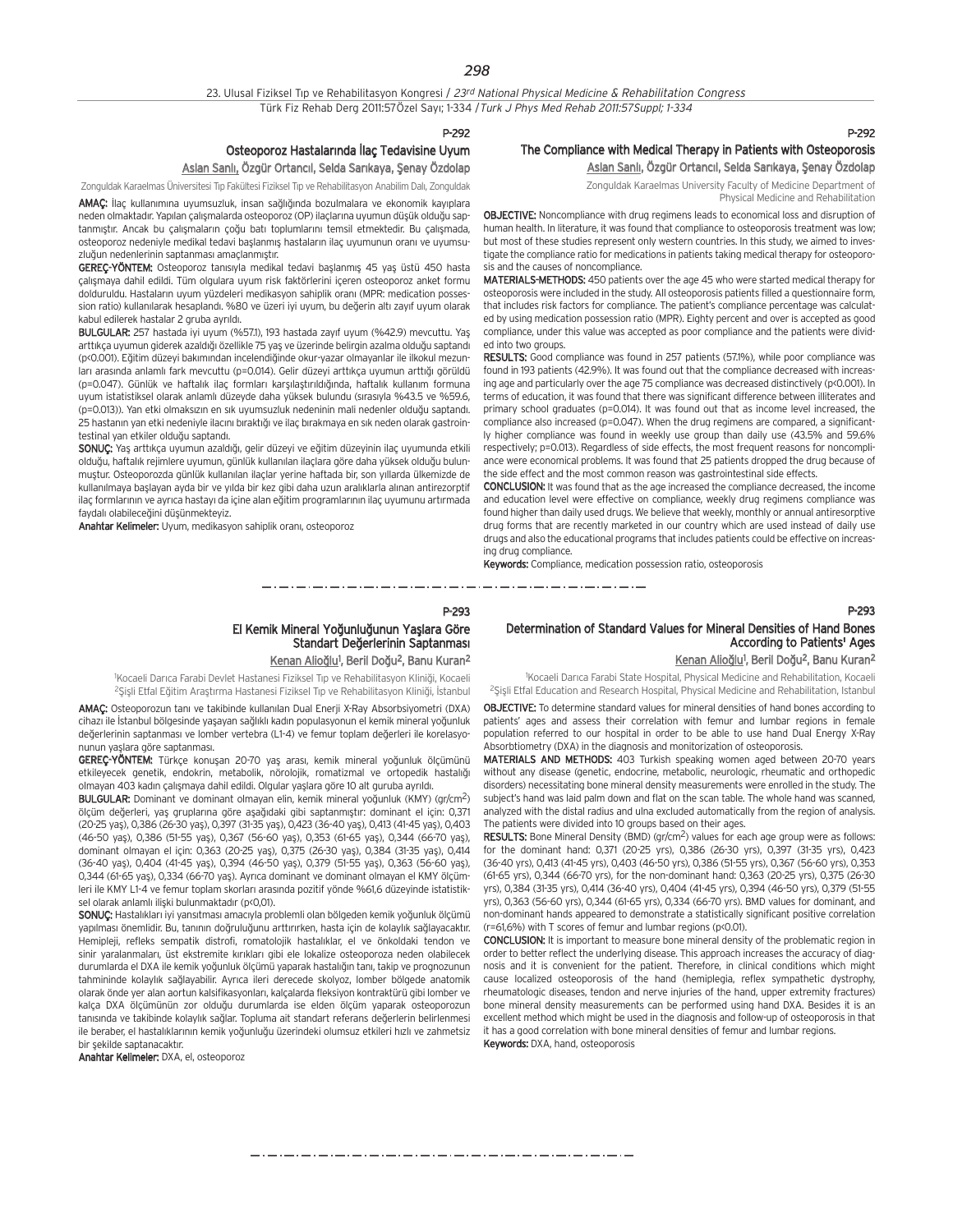P-292

## Osteoporoz Hastalarında İlaç Tedavisine Uyum

Aslan Sanlı, Özgür Ortancıl, Selda Sarıkaya, Şenay Özdolap

Zonguldak Karaelmas Üniversitesi Tıp Fakültesi Fiziksel Tıp ve Rehabilitasyon Anabilim Dalı, Zonguldak

**AMAÇ:** İlaç kullanımına uyumsuzluk, insan sağlığında bozulmalara ve ekonomik kayıplara neden olmaktadır. Yapılan çalışmalarda osteoporoz (OP) ilaçlarına uyumun düşük olduğu saptanmıştır. Ancak bu çalışmaların çoğu batı toplumlarını temsil etmektedir. Bu çalışmada, osteoporoz nedeniyle medikal tedavi başlanmış hastaların ilaç uyumunun oranı ve uyumsuzluğun nedenlerinin saptanması amaçlanmıştır.

**GEREÇ-YÖNTEM:** Osteoporoz tanısıyla medikal tedavi başlanmış 45 yaş üstü 450 hasta çalışmaya dahil edildi. Tüm olgulara uyum risk faktörlerini içeren osteoporoz anket formu dolduruldu. Hastaların uyum yüzdeleri medikasyon sahiplik oranı (MPR: medication possession ratio) kullanılarak hesaplandı. %80 ve üzeri iyi uyum, bu değerin altı zayıf uyum olarak kabul edilerek hastalar 2 gruba ayrıldı.

**BULGULAR:** 257 hastada iyi uyum (%57.1), 193 hastada zayıf uyum (%42.9) mevcuttu. Yaş arttıkça uyumun giderek azaldığı özellikle 75 yaş ve üzerinde belirgin azalma olduğu saptandı (p<0.001). Eğitim düzeyi bakımından incelendiğinde okur-yazar olmayanlar ile ilkokul mezunları arasında anlamlı fark mevcuttu (p=0.014). Gelir düzeyi arttıkça uyumun arttığı görüldü (p=0.047). Günlük ve haftalık ilaç formları karşılaştırıldığında, haftalık kullanım formuna uyum istatistiksel olarak anlamlı düzeyde daha yüksek bulundu (sırasıyla %43.5 ve %59.6, (p=0.013)). Yan etki olmaksızın en sık uyumsuzluk nedeninin mali nedenler olduğu saptandı. 25 hastanın yan etki nedeniyle ilacını bıraktığı ve ilaç bırakmaya en sık neden olarak gastrointestinal yan etkiler olduğu saptandı.

**SONUÇ:** Yaş arttıkça uyumun azaldığı, gelir düzeyi ve eğitim düzeyinin ilaç uyumunda etkili olduğu, haftalık rejimlere uyumun, günlük kullanılan ilaçlara göre daha yüksek olduğu bulunmuştur. Osteoporozda günlük kullanılan ilaçlar yerine haftada bir, son yıllarda ülkemizde de kullanılmaya başlayan ayda bir ve yılda bir kez gibi daha uzun aralıklarla alınan antirezorptif ilaç formlarının ve ayrıca hastayı da içine alan eğitim programlarının ilaç uyumunu artırmada faydalı olabileceğini düşünmekteyiz.

**Anahtar Kelimeler:** Uyum, medikasyon sahiplik oranı, osteoporoz

P-292

## The Compliance with Medical Therapy in Patients with Osteoporosis

Aslan Sanlı, Özgür Ortancıl, Selda Sarıkaya, Şenay Özdolap

Zonguldak Karaelmas University Faculty of Medicine Department of Physical Medicine and Rehabilitation

**OBJECTIVE:** Noncompliance with drug regimens leads to economical loss and disruption of human health. In literature, it was found that compliance to osteoporosis treatment was low; but most of these studies represent only western countries. In this study, we aimed to investigate the compliance ratio for medications in patients taking medical therapy for osteoporosis and the causes of noncompliance.

**MATERIALS-METHODS:** 450 patients over the age 45 who were started medical therapy for osteoporosis were included in the study. All osteoporosis patients filled a questionnaire form, that includes risk factors for compliance. The patient's compliance percentage was calculated by using medication possession ratio (MPR). Eighty percent and over is accepted as good compliance, under this value was accepted as poor compliance and the patients were divided into two groups.

**RESULTS:** Good compliance was found in 257 patients (57.1%), while poor compliance was found in 193 patients (42.9%). It was found out that the compliance decreased with increasing age and particularly over the age 75 compliance was decreased distinctively (p<0.001). In terms of education, it was found that there was significant difference between illiterates and primary school graduates (p=0.014). It was found out that as income level increased, the compliance also increased (p=0.047). When the drug regimens are compared, a significantly higher compliance was found in weekly use group than daily use (43.5% and 59.6% respectively; p=0.013). Regardless of side effects, the most frequent reasons for noncompliance were economical problems. It was found that 25 patients dropped the drug because of the side effect and the most common reason was gastrointestinal side effects.

**CONCLUSION:** It was found that as the age increased the compliance decreased, the income and education level were effective on compliance, weekly drug regimens compliance was found higher than daily used drugs. We believe that weekly, monthly or annual antiresorptive drug forms that are recently marketed in our country which are used instead of daily use drugs and also the educational programs that includes patients could be effective on increasing drug compliance.

**Keywords:** Compliance, medication possession ratio, osteoporosis

P-293

## El Kemik Mineral Yoğunluğunun Yaşlara Göre Standart Değerlerinin Saptanması

Kenan Alioğlu[1], Beril Doğu[2], Banu Kuran[2]

[1]Kocaeli Darıca Farabi Devlet Hastanesi Fiziksel Tıp ve Rehabilitasyon Kliniği, Kocaeli
[2]Şişli Etfal Eğitim Araştırma Hastanesi Fiziksel Tıp ve Rehabilitasyon Kliniği, İstanbul

**AMAÇ:** Osteoporozun tanı ve takibinde kullanılan Dual Enerji X-Ray Absorbsiyometri (DXA) cihazı ile İstanbul bölgesinde yaşayan sağlıklı kadın populasyonun el kemik mineral yoğunluk değerlerinin saptanması ve lomber vertebra (L1-4) ve femur toplam değerleri ile korelasyonunun yaşlara göre saptanması.

**GEREÇ-YÖNTEM:** Türkçe konuşan 20-70 yaş arası, kemik mineral yoğunluk ölçümünü etkileyecek genetik, endokrin, metabolik, nörolojik, romatizmal ve ortopedik hastalığı olmayan 403 kadın çalışmaya dahil edildi. Olgular yaşlara göre 10 alt guruba ayrıldı.

**BULGULAR:** Dominant ve dominant olmayan elin, kemik mineral yoğunluk (KMY) (gr/cm$^2$) ölçüm değerleri, yaş gruplarına göre aşağıdaki gibi saptanmıştır: dominant el için: 0,371 (20-25 yaş), 0,386 (26-30 yaş), 0,397 (31-35 yaş), 0,423 (36-40 yaş), 0,413 (41-45 yaş), 0,403 (46-50 yaş), 0,386 (51-55 yaş), 0,367 (56-60 yaş), 0,353 (61-65 yaş), 0,344 (66-70 yaş), dominant olmayan el için: 0,363 (20-25 yaş), 0,375 (26-30 yaş), 0,384 (31-35 yaş), 0,414 (36-40 yaş), 0,404 (41-45 yaş), 0,394 (46-50 yaş), 0,379 (51-55 yaş), 0,363 (56-60 yaş), 0,344 (61-65 yaş), 0,334 (66-70 yaş). Ayrıca dominant ve dominant olmayan el KMY ölçümleri ile KMY L1-4 ve femur toplam skorları arasında pozitif yönde %61,6 düzeyinde istatistiksel olarak anlamlı ilişki bulunmaktadır (p<0,01).

**SONUÇ:** Hastalıkları iyi yansıtması amacıyla problemli olan bölgeden kemik yoğunluk ölçümü yapılması önemlidir. Bu, tanının doğruluğunu arttırırken, hasta için de kolaylık sağlayacaktır. Hemipleji, refleks sempatik distrofi, romatolojik hastalıklar, el ve önkoldaki tendon ve sinir yaralanmaları, üst ekstremite kırıkları gibi ele lokalize osteoporoza neden olabilecek durumlarda el DXA ile kemik yoğunluk ölçümü yaparak hastalığın tanı, takip ve prognozunun tahmininde kolaylık sağlayabilir. Ayrıca ileri derecede skolyoz, lomber bölgede anatomik olarak önde yer alan aortun kalsifikasyonları, kalçalarda fleksiyon kontraktürü gibi lomber ve kalça DXA ölçümünün zor olduğu durumlarda ise elden ölçüm yaparak osteoporozun tanısında ve takibinde kolaylık sağlar. Topluma ait standart referans değerlerin belirlenmesi ile beraber, el hastalıklarının kemik yoğunluğu üzerindeki olumsuz etkileri hızlı ve zahmetsiz bir şekilde saptanacaktır.

**Anahtar Kelimeler:** DXA, el, osteoporoz

P-293

## Determination of Standard Values for Mineral Densities of Hand Bones According to Patients' Ages

Kenan Alioğlu[1], Beril Doğu[2], Banu Kuran[2]

[1]Kocaeli Darıca Farabi State Hospital, Physical Medicine and Rehabilitation, Kocaeli
[2]Şişli Etfal Education and Research Hospital, Physical Medicine and Rehabilitation, Istanbul

**OBJECTIVE:** To determine standard values for mineral densities of hand bones according to patients' ages and assess their correlation with femur and lumbar regions in female population referred to our hospital in order to be able to use hand Dual Energy X-Ray Absorbtiometry (DXA) in the diagnosis and monitorization of osteoporosis.

**MATERIALS AND METHODS:** 403 Turkish speaking women aged between 20-70 years without any disease (genetic, endocrine, metabolic, neurologic, rheumatic and orthopedic disorders) necessitating bone mineral density measurements were enrolled in the study. The subject's hand was laid palm down and flat on the scan table. The whole hand was scanned, analyzed with the distal radius and ulna excluded automatically from the region of analysis. The patients were divided into 10 groups based on their ages.

**RESULTS:** Bone Mineral Density (BMD) (gr/cm$^2$) values for each age group were as follows: for the dominant hand: 0,371 (20-25 yrs), 0,386 (26-30 yrs), 0,397 (31-35 yrs), 0,423 (36-40 yrs), 0,413 (41-45 yrs), 0,403 (46-50 yrs), 0,386 (51-55 yrs), 0,367 (56-60 yrs), 0,353 (61-65 yrs), 0,344 (66-70 yrs), for the non-dominant hand: 0,363 (20-25 yrs), 0,375 (26-30 yrs), 0,384 (31-35 yrs), 0,414 (36-40 yrs), 0,404 (41-45 yrs), 0,394 (46-50 yrs), 0,379 (51-55 yrs), 0,363 (56-60 yrs), 0,344 (61-65 yrs), 0,334 (66-70 yrs). BMD values for dominant, and non-dominant hands appeared to demonstrate a statistically significant positive correlation (r=61,6%) with T scores of femur and lumbar regions (p<0.01).

**CONCLUSION:** It is important to measure bone mineral density of the problematic region in order to better reflect the underlying disease. This approach increases the accuracy of diagnosis and it is convenient for the patient. Therefore, in clinical conditions which might cause localized osteoporosis of the hand (hemiplegia, reflex sympathetic dystrophy, rheumatologic diseases, tendon and nerve injuries of the hand, upper extremity fractures) bone mineral density measurements can be performed using hand DXA. Besides it is an excellent method which might be used in the diagnosis and follow-up of osteoporosis in that it has a good correlation with bone mineral densities of femur and lumbar regions.

**Keywords:** DXA, hand, osteoporosis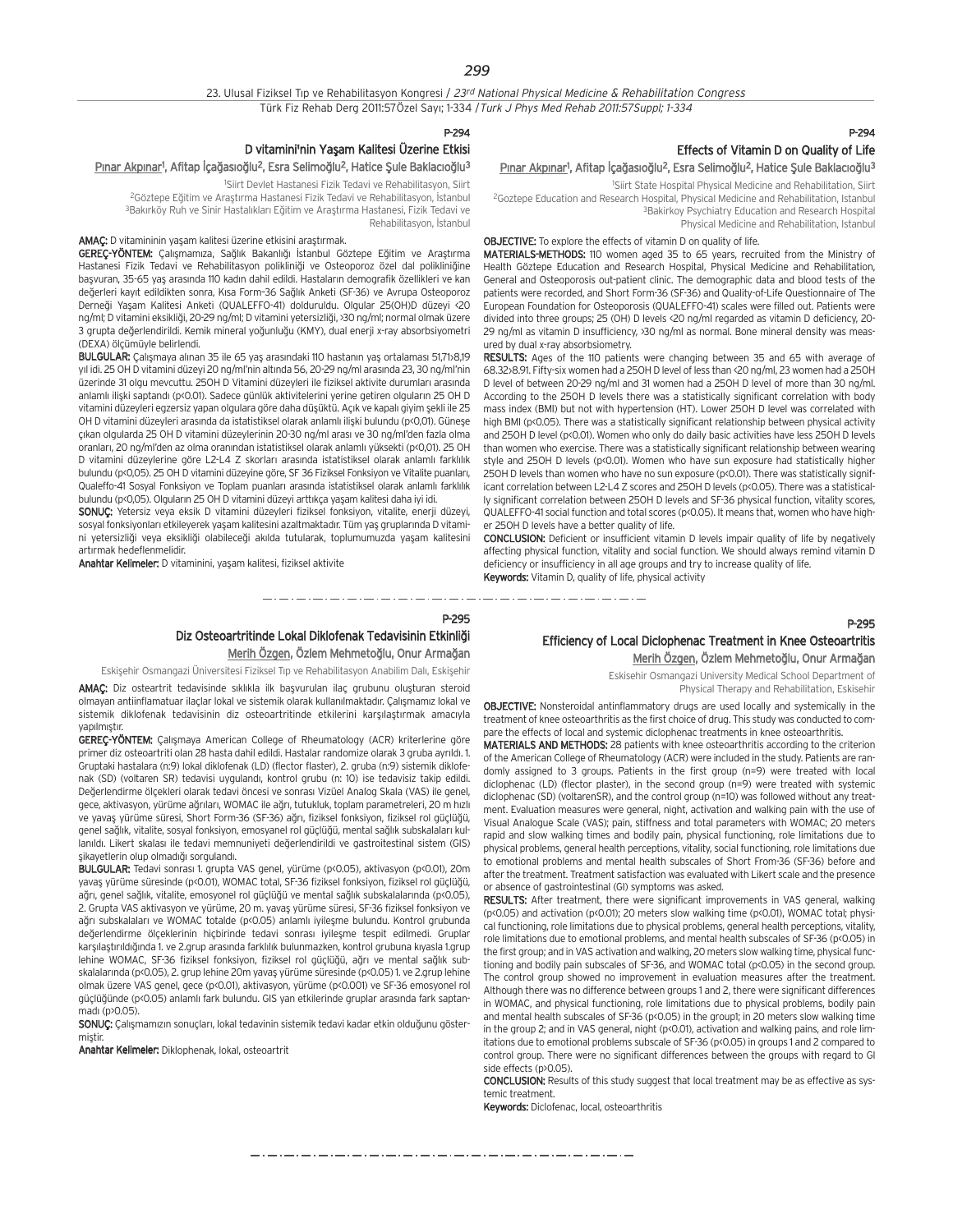P-294

## D vitamini'nin Yaşam Kalitesi Üzerine Etkisi

Pınar Akpınar[1], Afitap İçağasıoğlu[2], Esra Selimoğlu[2], Hatice Şule Baklacıoğlu[3]

[1]Siirt Devlet Hastanesi Fizik Tedavi ve Rehabilitasyon, Siirt
[2]Göztepe Eğitim ve Araştırma Hastanesi Fizik Tedavi ve Rehabilitasyon, İstanbul
[3]Bakırköy Ruh ve Sinir Hastalıkları Eğitim ve Araştırma Hastanesi, Fizik Tedavi ve Rehabilitasyon, İstanbul

**AMAÇ:** D vitamininin yaşam kalitesi üzerine etkisini araştırmak.

**GEREÇ-YÖNTEM:** Çalışmamıza, Sağlık Bakanlığı İstanbul Göztepe Eğitim ve Araştırma Hastanesi Fizik Tedavi ve Rehabilitasyon polikliniği ve Osteoporoz özel dal polikliniğine başvuran, 35-65 yaş arasında 110 kadın dahil edildi. Hastaların demografik özellikleri ve kan değerleri kayıt edildikten sonra, Kısa Form-36 Sağlık Anketi (SF-36) ve Avrupa Osteoporoz Derneği Yaşam Kalitesi Anketi (QUALEFFO-41) dolduruldu. Olgular 25(OH)D düzeyi <20 ng/ml; D vitamini eksikliği, 20-29 ng/ml; D vitamini yetersizliği, >30 ng/ml; normal olmak üzere 3 grupta değerlendirildi. Kemik mineral yoğunluğu (KMY), dual enerji x-ray absorbsiyometri (DEXA) ölçümüyle belirlendi.

**BULGULAR:** Çalışmaya alınan 35 ile 65 yaş arasındaki 110 hastanın yaş ortalaması 51,71>8,19 yıl idi. 25 OH D vitamini düzeyi 20 ng/ml'nin altında 56, 20-29 ng/ml arasında 23, 30 ng/ml'nin üzerinde 31 olgu mevcuttu. 25OH D Vitamini düzeyleri ile fiziksel aktivite durumları arasında anlamlı ilişki saptandı (p<0.01). Sadece günlük aktivitelerini yerine getiren olguların 25 OH D vitamini düzeyleri egzersiz yapan olgulara göre daha düşüktü. Açık ve kapalı giyim şekli ile 25 OH D vitamini düzeyleri arasında da istatistiksel olarak anlamlı ilişki bulundu (p<0,01). Güneşe çıkan olgularda 25 OH D vitamini düzeylerinin 20-30 ng/ml arası ve 30 ng/ml'den fazla olma oranları, 20 ng/ml'den az olma oranından istatistiksel olarak anlamlı yüksekti (p<0,01). 25 OH D vitamini düzeylerine göre L2-L4 Z skorları arasında istatistiksel olarak anlamlı farklılık bulundu (p<0,05). 25 OH D vitamini düzeyine göre, SF 36 Fiziksel Fonksiyon ve Vitalite puanları, Qualeffo-41 Sosyal Fonksiyon ve Toplam puanları arasında istatistiksel olarak anlamlı farklılık bulundu (p<0,05). Olguların 25 OH D vitamini düzeyi arttıkça yaşam kalitesi daha iyi idi.

**SONUÇ:** Yetersiz veya eksik D vitamini düzeyleri fiziksel fonksiyon, vitalite, enerji düzeyi, sosyal fonksiyonları etkileyerek yaşam kalitesini azaltmaktadır. Tüm yaş gruplarında D vitamininin yetersizliği veya eksikliği olabileceği akılda tutularak, toplumumuzda yaşam kalitesini artırmak hedeflenmelidir.

**Anahtar Kelimeler:** D vitaminini, yaşam kalitesi, fiziksel aktivite

P-294

## Effects of Vitamin D on Quality of Life

Pınar Akpınar[1], Afitap İçağasıoğlu[2], Esra Selimoğlu[2], Hatice Şule Baklacıoğlu[3]

[1]Siirt State Hospital Physical Medicine and Rehabilitation, Siirt
[2]Goztepe Education and Research Hospital, Physical Medicine and Rehabilitation, Istanbul
[3]Bakirkoy Psychiatry Education and Research Hospital Physical Medicine and Rehabilitation, Istanbul

**OBJECTIVE:** To explore the effects of vitamin D on quality of life.

**MATERIALS-METHODS:** 110 women aged 35 to 65 years, recruited from the Ministry of Health Göztepe Education and Research Hospital, Physical Medicine and Rehabilitation, General and Osteoporosis out-patient clinic. The demographic data and blood tests of the patients were recorded, and Short Form-36 (SF-36) and Quality-of-Life Questionnaire of The European Foundation for Osteoporosis (QUALEFFO-41) scales were filled out. Patients were divided into three groups; 25 (OH) D levels <20 ng/ml regarded as vitamin D deficiency, 20-29 ng/ml as vitamin D insufficiency, >30 ng/ml as normal. Bone mineral density was measured by dual x-ray absorbsiometry.

**RESULTS:** Ages of the 110 patients were changing between 35 and 65 with average of 68.32>8.91. Fifty-six women had a 25OH D level of less than <20 ng/ml, 23 women had a 25OH D level of between 20-29 ng/ml and 31 women had a 25OH D level of more than 30 ng/ml. According to the 25OH D levels there was a statistically significant correlation with body mass index (BMI) but not with hypertension (HT). Lower 25OH D level was correlated with high BMI (p<0.05). There was a statistically significant relationship between physical activity and 25OH D level (p<0.01). Women who only do daily basic activities have less 25OH D levels than women who exercise. There was a statistically significant relationship between wearing style and 25OH D levels (p<0.01). Women who have sun exposure had statistically higher 25OH D levels than women who have no sun exposure (p<0.01). There was statistically significant correlation between L2-L4 Z scores and 25OH D levels (p<0.05). There was a statistically significant correlation between 25OH D levels and SF-36 physical function, vitality scores, QUALEFFO-41 social function and total scores (p<0.05). It means that, women who have higher 25OH D levels have a better quality of life.

**CONCLUSION:** Deficient or insufficient vitamin D levels impair quality of life by negatively affecting physical function, vitality and social function. We should always remind vitamin D deficiency or insufficiency in all age groups and try to increase quality of life.

**Keywords:** Vitamin D, quality of life, physical activity

---

P-295

## Diz Osteoartritinde Lokal Diklofenak Tedavisinin Etkinliği

Merih Özgen, Özlem Mehmetoğlu, Onur Armağan

Eskişehir Osmangazi Üniversitesi Fiziksel Tıp ve Rehabilitasyon Anabilim Dalı, Eskişehir

**AMAÇ:** Diz osteartrit tedavisinde sıklıkla ilk başvurulan ilaç grubunu oluşturan steroid olmayan antiinflamatuar ilaçlar lokal ve sistemik olarak kullanılmaktadır. Çalışmamız lokal ve sistemik diklofenak tedavisinin diz osteoartritinde etkilerini karşılaştırmak amacıyla yapılmıştır.

**GEREÇ-YÖNTEM:** Çalışmaya American College of Rheumatology (ACR) kriterlerine göre primer diz osteoartriti olan 28 hasta dahil edildi. Hastalar randomize olarak 3 gruba ayrıldı. 1. Gruptaki hastalara (n:9) lokal diklofenak (LD) (flector flaster), 2. gruba (n:9) sistemik diklofenak (SD) (voltaren SR) tedavisi uygulandı, kontrol grubu (n: 10) ise tedavisiz takip edildi. Değerlendirme ölçekleri olarak tedavi öncesi ve sonrası Vizüel Analog Skala (VAS) ile genel, gece, aktivasyon, yürüme ağrıları, WOMAC ile ağrı, tutukluk, toplam parametreleri, 20 m hızlı ve yavaş yürüme süresi, Short Form-36 (SF-36) ağrı, fiziksel fonksiyon, fiziksel rol güçlüğü, genel sağlık, vitalite, sosyal fonksiyon, emosyonel rol güçlüğü, mental sağlık subskalaları kullanıldı. Likert skalası ile tedavi memnuniyeti değerlendirildi ve gastroitestinal sistem (GIS) şikayetlerin olup olmadığı sorgulandı.

**BULGULAR:** Tedavi sonrası 1. grupta VAS genel, yürüme (p<0.05), aktivasyon (p<0.01), 20m yavaş yürüme süresinde (p<0.01), WOMAC total, SF-36 fiziksel fonksiyon, fiziksel rol güçlüğü, ağrı, genel sağlık, vitalite, emosyonel rol güçlüğü ve mental sağlık subskalalarında (p<0.05), 2. Grupta VAS aktivasyon ve yürüme, 20 m. yavaş yürüme süresi, SF-36 fiziksel fonksiyon ve ağrı subskalaları ve WOMAC totalde (p<0.05) anlamlı iyileşme bulundu. Kontrol grubunda değerlendirme ölçeklerinin hiçbirinde tedavi sonrası iyileşme tespit edilmedi. Gruplar karşılaştırıldığında 1. ve 2.grup arasında farklılık bulunmazken, kontrol grubuna kıyasla 1.grup lehine WOMAC, SF-36 fiziksel fonksiyon, fiziksel rol güçlüğü, ağrı ve mental sağlık subskalalarında (p<0.05), 2. grup lehine 20m yavaş yürüme süresinde (p<0.05) 1. ve 2.grup lehine olmak üzere VAS genel, gece (p<0.01), aktivasyon, yürüme (p<0.001) ve SF-36 emosyonel rol güçlüğünde (p<0.05) anlamlı fark bulundu. GIS yan etkilerinde gruplar arasında fark saptanmadı (p>0.05).

**SONUÇ:** Çalışmamızın sonuçları, lokal tedavinin sistemik tedavi kadar etkin olduğunu göstermiştir.

**Anahtar Kelimeler:** Diklophenak, lokal, osteoartrit

P-295

## Efficiency of Local Diclophenac Treatment in Knee Osteoartritis

Merih Özgen, Özlem Mehmetoğlu, Onur Armağan

Eskisehir Osmangazi University Medical School Department of Physical Therapy and Rehabilitation, Eskisehir

**OBJECTIVE:** Nonsteroidal antiinflammatory drugs are used locally and systemically in the treatment of knee osteoarthritis as the first choice of drug. This study was conducted to compare the effects of local and systemic diclophenac treatments in knee osteoarthritis.

**MATERIALS AND METHODS:** 28 patients with knee osteoarthritis according to the criterion of the American College of Rheumatology (ACR) were included in the study. Patients are randomly assigned to 3 groups. Patients in the first group (n=9) were treated with local diclophenac (LD) (flector plaster), in the second group (n=9) were treated with systemic diclophenac (SD) (voltaren SR), and the control group (n=10) was followed without any treatment. Evaluation measures were general, night, activation and walking pain with the use of Visual Analogue Scale (VAS); pain, stiffness and total parameters with WOMAC; 20 meters rapid and slow walking times and bodily pain, physical functioning, role limitations due to physical problems, general health perceptions, vitality, social functioning, role limitations due to emotional problems and mental health subscales of Short From-36 (SF-36) before and after the treatment. Treatment satisfaction was evaluated with Likert scale and the presence or absence of gastrointestinal (GI) symptoms was asked.

**RESULTS:** After treatment, there were significant improvements in VAS general, walking (p<0.05) and activation (p<0.01); 20 meters slow walking time (p<0.01), WOMAC total; physical functioning, role limitations due to physical problems, general health perceptions, vitality, role limitations due to emotional problems, and mental health subscales of SF-36 (p<0.05) in the first group; and in VAS activation and walking, 20 meters slow walking time, physical functioning and bodily pain subscales of SF-36, and WOMAC total (p<0.05) in the second group. The control group showed no improvement in evaluation measures after the treatment. Although there was no difference between groups 1 and 2, there were significant differences in WOMAC, and physical functioning, role limitations due to physical problems, bodily pain and mental health subscales of SF-36 (p<0.05) in the group1; in 20 meters slow walking time in the group 2; and in VAS general, night (p<0.01), activation and walking pains, and role limitations due to emotional problems subscale of SF-36 (p<0.05) in groups 1 and 2 compared to control group. There were no significant differences between the groups with regard to GI side effects (p>0.05).

**CONCLUSION:** Results of this study suggest that local treatment may be as effective as systemic treatment.

**Keywords:** Diclofenac, local, osteoarthritis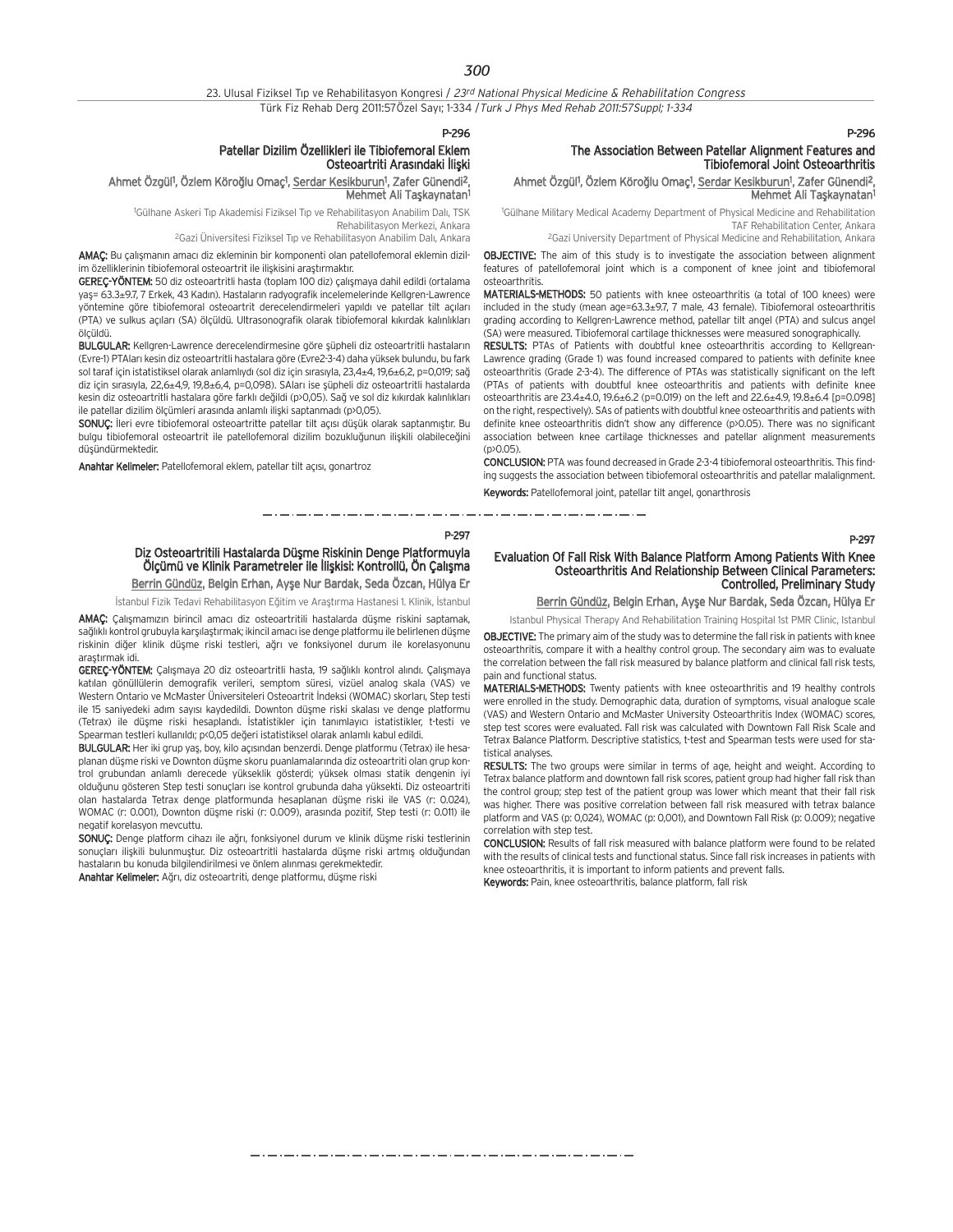P-296

## Patellar Dizilim Özellikleri ile Tibiofemoral Eklem Osteoartriti Arasındaki İlişki

Ahmet Özgül[1], Özlem Köroğlu Omaç[1], Serdar Kesikburun[1], Zafer Günendi[2], Mehmet Ali Taşkaynatan[1]

[1]Gülhane Askeri Tıp Akademisi Fiziksel Tıp ve Rehabilitasyon Anabilim Dalı, TSK Rehabilitasyon Merkezi, Ankara
[2]Gazi Üniversitesi Fiziksel Tıp ve Rehabilitasyon Anabilim Dalı, Ankara

**AMAÇ:** Bu çalışmanın amacı diz ekleminin bir komponenti olan patellofemoral eklemin dizilim özelliklerinin tibiofemoral osteoartrit ile ilişkisini araştırmaktır.

**GEREÇ-YÖNTEM:** 50 diz osteoartritli hasta (toplam 100 diz) çalışmaya dahil edildi (ortalama yaş= 63.3±9.7, 7 Erkek, 43 Kadın). Hastaların radyografik incelemelerinde Kellgren-Lawrence yöntemine göre tibiofemoral osteoartrit derecelendirmeleri yapıldı ve patellar tilt açıları (PTA) ve sulkus açıları (SA) ölçüldü. Ultrasonografik olarak tibiofemoral kıkırdak kalınlıkları ölçüldü.

**BULGULAR:** Kellgren-Lawrence derecelendirmesine göre şüpheli diz osteoartritli hastaların (Evre-1) PTAları kesin diz osteoartritli hastalara göre (Evre2-3-4) daha yüksek bulundu, bu fark sol taraf için istatistiksel olarak anlamlıydı (sol diz için sırasıyla, 23,4±4, 19,6±6,2, p=0,019; sağ diz için sırasıyla, 22,6±4,9, 19,8±6,4, p=0,098). SAları ise şüpheli diz osteoartritli hastalarda kesin diz osteoartritli hastalara göre farklı değildi (p>0,05). Sağ ve sol diz kıkırdak kalınlıkları ile patellar dizilim ölçümleri arasında anlamlı ilişki saptanmadı (p>0,05).

**SONUÇ:** İleri evre tibiofemoral osteoartritte patellar tilt açısı düşük olarak saptanmıştır. Bu bulgu tibiofemoral osteoartrit ile patellofemoral dizilim bozukluğunun ilişkili olabileceğini düşündürmektedir.

**Anahtar Kelimeler:** Patellofemoral eklem, patellar tilt açısı, gonartroz

P-296

## The Association Between Patellar Alignment Features and Tibiofemoral Joint Osteoarthritis

Ahmet Özgül[1], Özlem Köroğlu Omaç[1], Serdar Kesikburun[1], Zafer Günendi[2], Mehmet Ali Taşkaynatan[1]

[1]Gülhane Military Medical Academy Department of Physical Medicine and Rehabilitation TAF Rehabilitation Center, Ankara
[2]Gazi University Department of Physical Medicine and Rehabilitation, Ankara

**OBJECTIVE:** The aim of this study is to investigate the association between alignment features of patellofemoral joint which is a component of knee joint and tibiofemoral osteoarthritis.

**MATERIALS-METHODS:** 50 patients with knee osteoarthritis (a total of 100 knees) were included in the study (mean age=63.3±9.7, 7 male, 43 female). Tibiofemoral osteoarthritis grading according to Kellgren-Lawrence method, patellar tilt angel (PTA) and sulcus angel (SA) were measured. Tibiofemoral cartilage thicknesses were measured sonographically.

**RESULTS:** PTAs of Patients with doubtful knee osteoarthritis according to Kellgrean-Lawrence grading (Grade 1) was found increased compared to patients with definite knee osteoarthritis (Grade 2-3-4). The difference of PTAs was statistically significant on the left (PTAs of patients with doubtful knee osteoarthritis and patients with definite knee osteoarthritis are 23.4±4.0, 19.6±6.2 (p=0.019) on the left and 22.6±4.9, 19.8±6.4 [p=0.098] on the right, respectively). SAs of patients with doubtful knee osteoarthritis and patients with definite knee osteoarthritis didn't show any difference (p>0.05). There was no significant association between knee cartilage thicknesses and patellar alignment measurements (p>0.05).

**CONCLUSION:** PTA was found decreased in Grade 2-3-4 tibiofemoral osteoarthritis. This finding suggests the association between tibiofemoral osteoarthritis and patellar malalignment.

**Keywords:** Patellofemoral joint, patellar tilt angel, gonarthrosis

P-297

## Diz Osteoartritili Hastalarda Düşme Riskinin Denge Platformuyla Ölçümü ve Klinik Parametreler ile İlişkisi: Kontrollü, Ön Çalışma

Berrin Gündüz, Belgin Erhan, Ayşe Nur Bardak, Seda Özcan, Hülya Er

İstanbul Fizik Tedavi Rehabilitasyon Eğitim ve Araştırma Hastanesi 1. Klinik, İstanbul

**AMAÇ:** Çalışmamızın birincil amacı diz osteoartritli hastalarda düşme riskini saptamak, sağlıklı kontrol grubuyla karşılaştırmak; ikincil amacı ise denge platformu ile belirlenen düşme riskinin diğer klinik düşme riski testleri, ağrı ve fonksiyonel durum ile korelasyonunu araştırmak idi.

**GEREÇ-YÖNTEM:** Çalışmaya 20 diz osteoartritli hasta, 19 sağlıklı kontrol alındı. Çalışmaya katılan gönüllülerin demografik verileri, semptom süresi, vizüel analog skala (VAS) ve Western Ontario ve McMaster Üniversiteleri Osteoartrit İndeksi (WOMAC) skorları, Step testi ile 15 saniyedeki adım sayısı kaydedildi. Downton düşme riski skalası ve denge platformu (Tetrax) ile düşme riski hesaplandı. İstatistikler için tanımlayıcı istatistikler, t-testi ve Spearman testleri kullanıldı; p<0,05 değeri istatistiksel olarak anlamlı kabul edildi.

**BULGULAR:** Her iki grup yaş, boy, kilo açısından benzerdi. Denge platformu (Tetrax) ile hesaplanan düşme riski ve Downton düşme skoru puanlamalarında diz osteoartriti olan grup kontrol grubundan anlamlı derecede yükseklik gösterdi; yüksek olması statik dengenin iyi olduğunu gösteren Step testi sonuçları ise kontrol grubunda daha yüksekti. Diz osteoartriti olan hastalarda Tetrax denge platformunda hesaplanan düşme riski ile VAS (r: 0.024), WOMAC (r: 0.001), Downton düşme riski (r: 0.009), arasında pozitif, Step testi (r: 0.011) ile negatif korelasyon mevcuttu.

**SONUÇ:** Denge platform cihazı ile ağrı, fonksiyonel durum ve klinik düşme riski testlerinin sonuçları ilişkili bulunmuştur. Diz osteoartritli hastalarda düşme riski artmış olduğundan hastaların bu konuda bilgilendirilmesi ve önlem alınması gerekmektedir.

**Anahtar Kelimeler:** Ağrı, diz osteoartriti, denge platformu, düşme riski

P-297

## Evaluation Of Fall Risk With Balance Platform Among Patients With Knee Osteoarthritis And Relationship Between Clinical Parameters: Controlled, Preliminary Study

Berrin Gündüz, Belgin Erhan, Ayşe Nur Bardak, Seda Özcan, Hülya Er

Istanbul Physical Therapy And Rehabilitation Training Hospital 1st PMR Clinic, Istanbul

**OBJECTIVE:** The primary aim of the study was to determine the fall risk in patients with knee osteoarthritis, compare it with a healthy control group. The secondary aim was to evaluate the correlation between the fall risk measured by balance platform and clinical fall risk tests, pain and functional status.

**MATERIALS-METHODS:** Twenty patients with knee osteoarthritis and 19 healthy controls were enrolled in the study. Demographic data, duration of symptoms, visual analogue scale (VAS) and Western Ontario and McMaster University Osteoarthritis Index (WOMAC) scores, step test scores were evaluated. Fall risk was calculated with Downtown Fall Risk Scale and Tetrax Balance Platform. Descriptive statistics, t-test and Spearman tests were used for statistical analyses.

**RESULTS:** The two groups were similar in terms of age, height and weight. According to Tetrax balance platform and downtown fall risk scores, patient group had higher fall risk than the control group; step test of the patient group was lower which meant that their fall risk was higher. There was positive correlation between fall risk measured with tetrax balance platform and VAS (p: 0,024), WOMAC (p: 0,001), and Downtown Fall Risk (p: 0.009); negative correlation with step test.

**CONCLUSION:** Results of fall risk measured with balance platform were found to be related with the results of clinical tests and functional status. Since fall risk increases in patients with knee osteoarthritis, it is important to inform patients and prevent falls.

**Keywords:** Pain, knee osteoarthritis, balance platform, fall risk